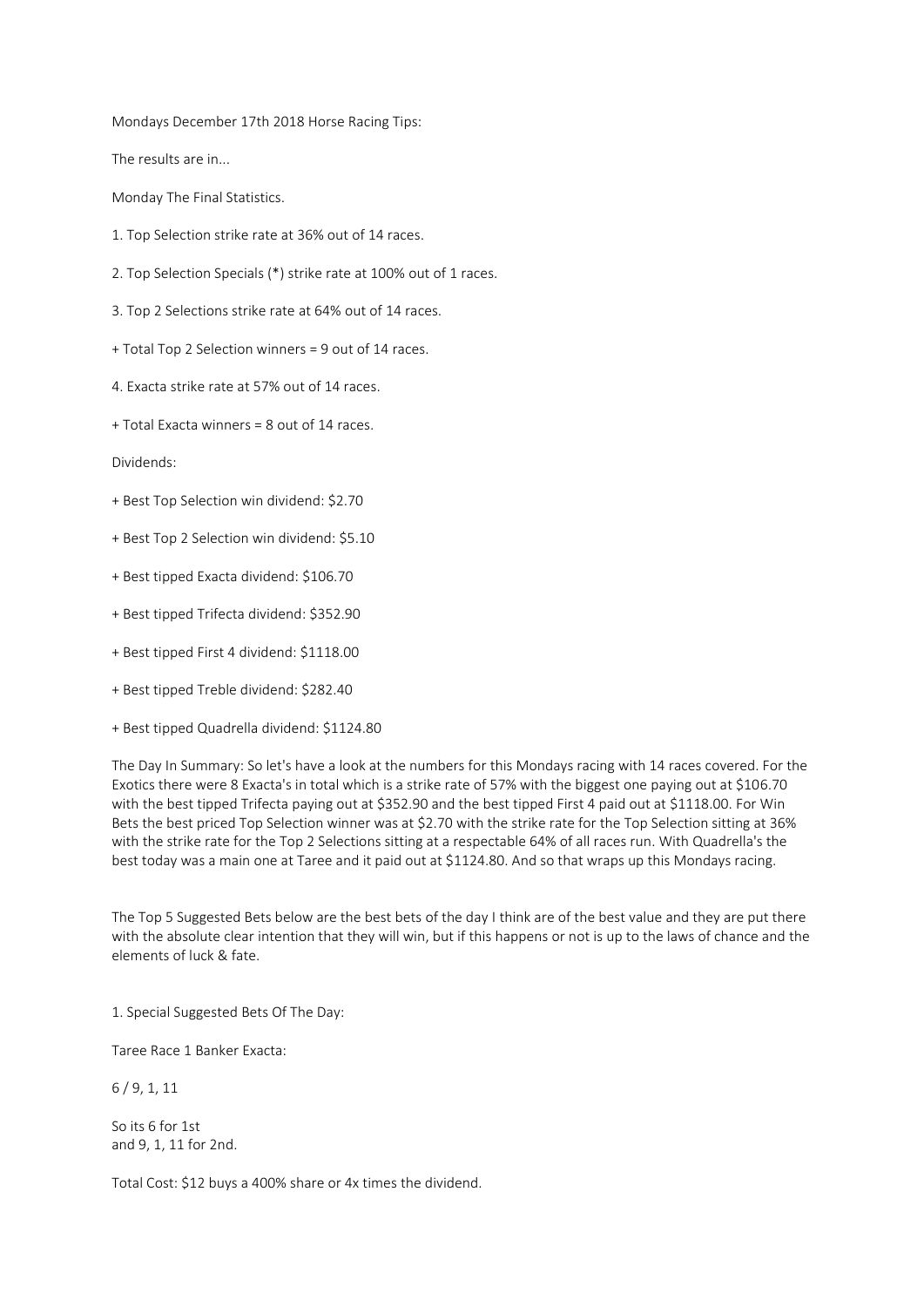Mondays December 17th 2018 Horse Racing Tips:

The results are in...

Monday The Final Statistics.

1. Top Selection strike rate at 36% out of 14 races.

2. Top Selection Specials (*) strike rate at 100% out of 1 races.

3. Top 2 Selections strike rate at 64% out of 14 races.

+ Total Top 2 Selection winners = 9 out of 14 races.

4. Exacta strike rate at 57% out of 14 races.

+ Total Exacta winners = 8 out of 14 races.

Dividends:

+ Best Top Selection win dividend: $2.70

+ Best Top 2 Selection win dividend: $5.10

+ Best tipped Exacta dividend: $106.70

+ Best tipped Trifecta dividend: $352.90

+ Best tipped First 4 dividend: $1118.00

+ Best tipped Treble dividend: $282.40

+ Best tipped Quadrella dividend: $1124.80

The Day In Summary: So let's have a look at the numbers for this Mondays racing with 14 races covered. For the Exotics there were 8 Exacta's in total which is a strike rate of 57% with the biggest one paying out at $106.70 with the best tipped Trifecta paying out at $352.90 and the best tipped First 4 paid out at $1118.00. For Win Bets the best priced Top Selection winner was at $2.70 with the strike rate for the Top Selection sitting at 36% with the strike rate for the Top 2 Selections sitting at a respectable 64% of all races run. With Quadrella's the best today was a main one at Taree and it paid out at $1124.80. And so that wraps up this Mondays racing.

The Top 5 Suggested Bets below are the best bets of the day I think are of the best value and they are put there with the absolute clear intention that they will win, but if this happens or not is up to the laws of chance and the elements of luck & fate.

1. Special Suggested Bets Of The Day:

Taree Race 1 Banker Exacta:

6 / 9, 1, 11

So its 6 for 1st
and 9, 1, 11 for 2nd.

Total Cost: $12 buys a 400% share or 4x times the dividend.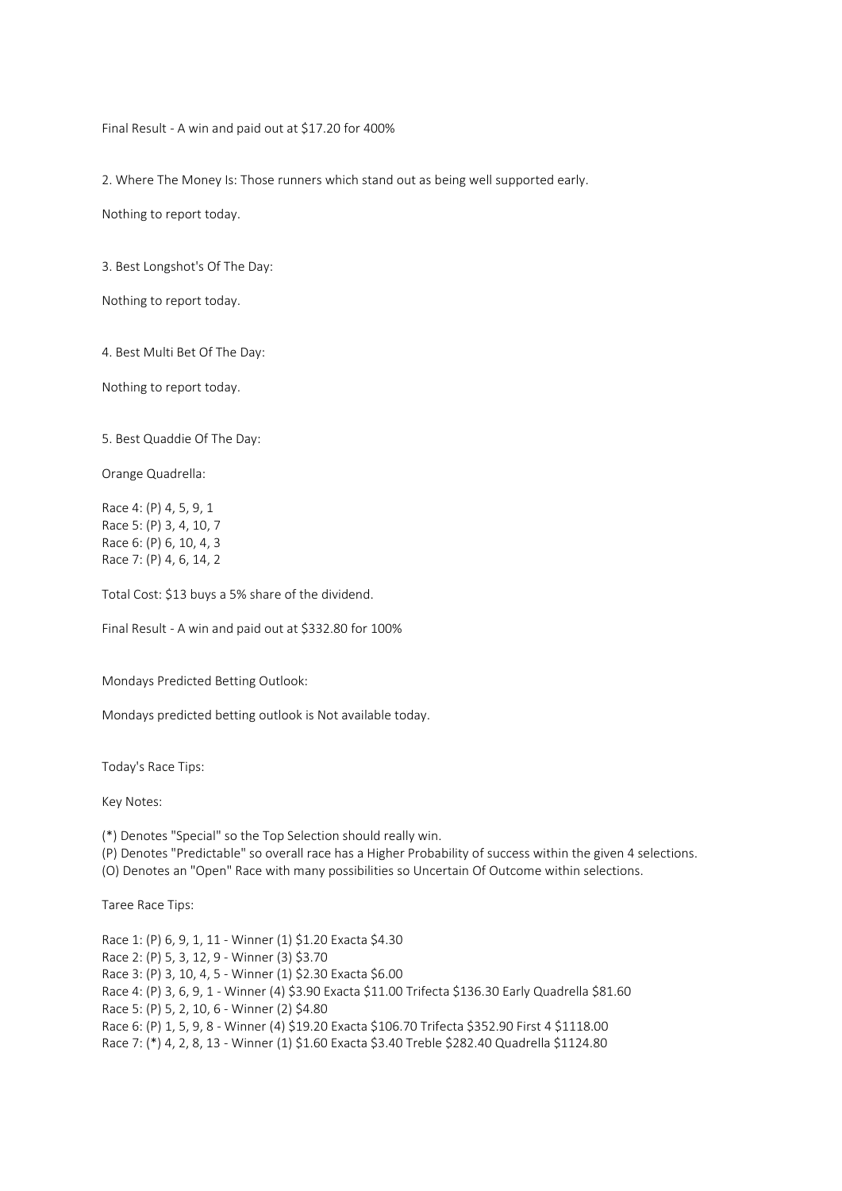Final Result - A win and paid out at $17.20 for 400%

2. Where The Money Is: Those runners which stand out as being well supported early.

Nothing to report today.

3. Best Longshot's Of The Day:

Nothing to report today.

4. Best Multi Bet Of The Day:

Nothing to report today.

5. Best Quaddie Of The Day:

Orange Quadrella:

Race 4: (P) 4, 5, 9, 1  
Race 5: (P) 3, 4, 10, 7  
Race 6: (P) 6, 10, 4, 3  
Race 7: (P) 4, 6, 14, 2

Total Cost: $13 buys a 5% share of the dividend.

Final Result - A win and paid out at $332.80 for 100%

Mondays Predicted Betting Outlook:

Mondays predicted betting outlook is Not available today.

Today's Race Tips:

Key Notes:

(*) Denotes "Special" so the Top Selection should really win.  
(P) Denotes "Predictable" so overall race has a Higher Probability of success within the given 4 selections.  
(O) Denotes an "Open" Race with many possibilities so Uncertain Of Outcome within selections.

Taree Race Tips:

Race 1: (P) 6, 9, 1, 11 - Winner (1) $1.20 Exacta $4.30  
Race 2: (P) 5, 3, 12, 9 - Winner (3) $3.70  
Race 3: (P) 3, 10, 4, 5 - Winner (1) $2.30 Exacta $6.00  
Race 4: (P) 3, 6, 9, 1 - Winner (4) $3.90 Exacta $11.00 Trifecta $136.30 Early Quadrella $81.60  
Race 5: (P) 5, 2, 10, 6 - Winner (2) $4.80  
Race 6: (P) 1, 5, 9, 8 - Winner (4) $19.20 Exacta $106.70 Trifecta $352.90 First 4 $1118.00  
Race 7: (*) 4, 2, 8, 13 - Winner (1) $1.60 Exacta $3.40 Treble $282.40 Quadrella $1124.80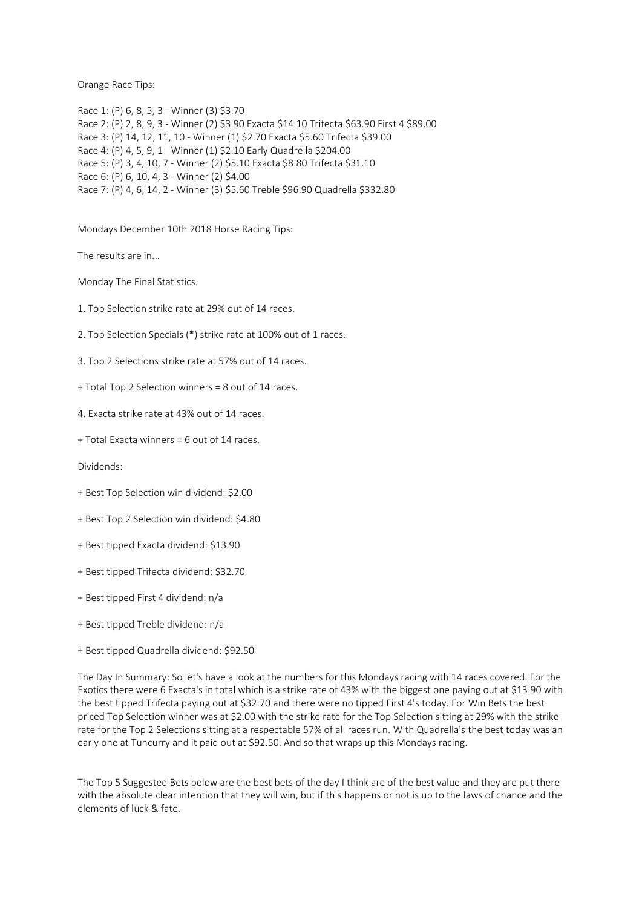Orange Race Tips:

Race 1: (P) 6, 8, 5, 3 - Winner (3) $3.70
Race 2: (P) 2, 8, 9, 3 - Winner (2) $3.90 Exacta $14.10 Trifecta $63.90 First 4 $89.00
Race 3: (P) 14, 12, 11, 10 - Winner (1) $2.70 Exacta $5.60 Trifecta $39.00
Race 4: (P) 4, 5, 9, 1 - Winner (1) $2.10 Early Quadrella $204.00
Race 5: (P) 3, 4, 10, 7 - Winner (2) $5.10 Exacta $8.80 Trifecta $31.10
Race 6: (P) 6, 10, 4, 3 - Winner (2) $4.00
Race 7: (P) 4, 6, 14, 2 - Winner (3) $5.60 Treble $96.90 Quadrella $332.80

Mondays December 10th 2018 Horse Racing Tips:

The results are in...

Monday The Final Statistics.

1. Top Selection strike rate at 29% out of 14 races.

2. Top Selection Specials (*) strike rate at 100% out of 1 races.

3. Top 2 Selections strike rate at 57% out of 14 races.

+ Total Top 2 Selection winners = 8 out of 14 races.

4. Exacta strike rate at 43% out of 14 races.

+ Total Exacta winners = 6 out of 14 races.

Dividends:

+ Best Top Selection win dividend: $2.00

+ Best Top 2 Selection win dividend: $4.80

+ Best tipped Exacta dividend: $13.90

+ Best tipped Trifecta dividend: $32.70

+ Best tipped First 4 dividend: n/a

+ Best tipped Treble dividend: n/a

+ Best tipped Quadrella dividend: $92.50

The Day In Summary: So let's have a look at the numbers for this Mondays racing with 14 races covered. For the Exotics there were 6 Exacta's in total which is a strike rate of 43% with the biggest one paying out at $13.90 with the best tipped Trifecta paying out at $32.70 and there were no tipped First 4's today. For Win Bets the best priced Top Selection winner was at $2.00 with the strike rate for the Top Selection sitting at 29% with the strike rate for the Top 2 Selections sitting at a respectable 57% of all races run. With Quadrella's the best today was an early one at Tuncurry and it paid out at $92.50. And so that wraps up this Mondays racing.

The Top 5 Suggested Bets below are the best bets of the day I think are of the best value and they are put there with the absolute clear intention that they will win, but if this happens or not is up to the laws of chance and the elements of luck & fate.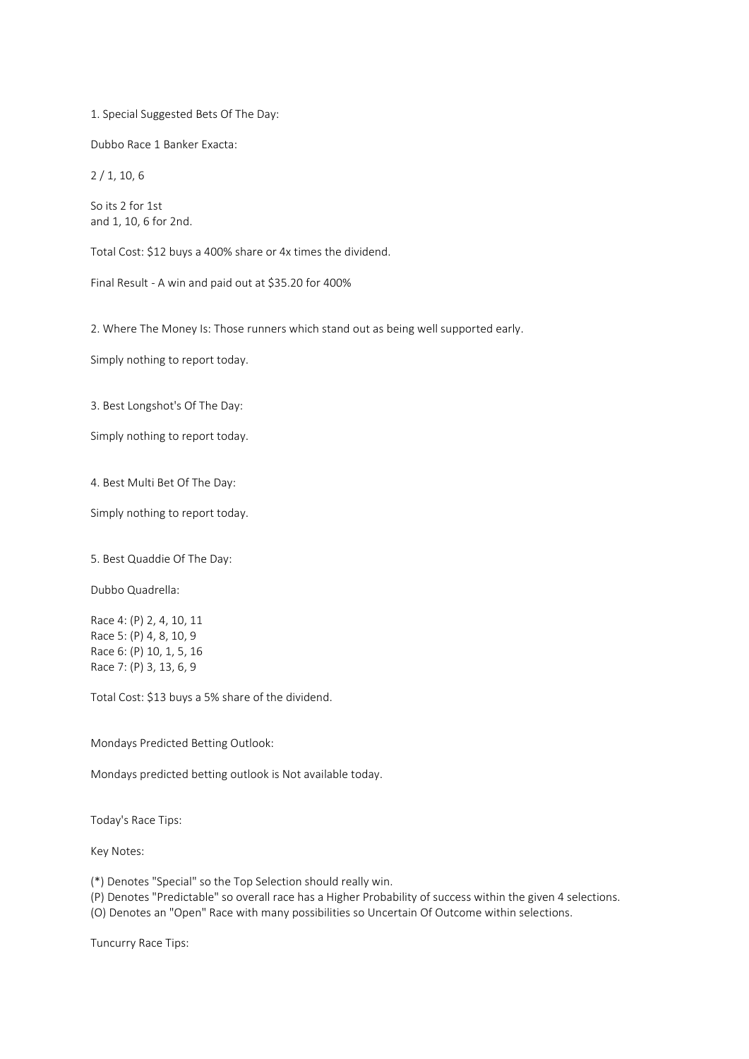1. Special Suggested Bets Of The Day:

Dubbo Race 1 Banker Exacta:

2 / 1, 10, 6

So its 2 for 1st
and 1, 10, 6 for 2nd.

Total Cost: $12 buys a 400% share or 4x times the dividend.

Final Result - A win and paid out at $35.20 for 400%

2. Where The Money Is: Those runners which stand out as being well supported early.

Simply nothing to report today.

3. Best Longshot's Of The Day:

Simply nothing to report today.

4. Best Multi Bet Of The Day:

Simply nothing to report today.

5. Best Quaddie Of The Day:

Dubbo Quadrella:

Race 4: (P) 2, 4, 10, 11
Race 5: (P) 4, 8, 10, 9
Race 6: (P) 10, 1, 5, 16
Race 7: (P) 3, 13, 6, 9

Total Cost: $13 buys a 5% share of the dividend.

Mondays Predicted Betting Outlook:

Mondays predicted betting outlook is Not available today.

Today's Race Tips:

Key Notes:

(*) Denotes "Special" so the Top Selection should really win.
(P) Denotes "Predictable" so overall race has a Higher Probability of success within the given 4 selections.
(O) Denotes an "Open" Race with many possibilities so Uncertain Of Outcome within selections.

Tuncurry Race Tips: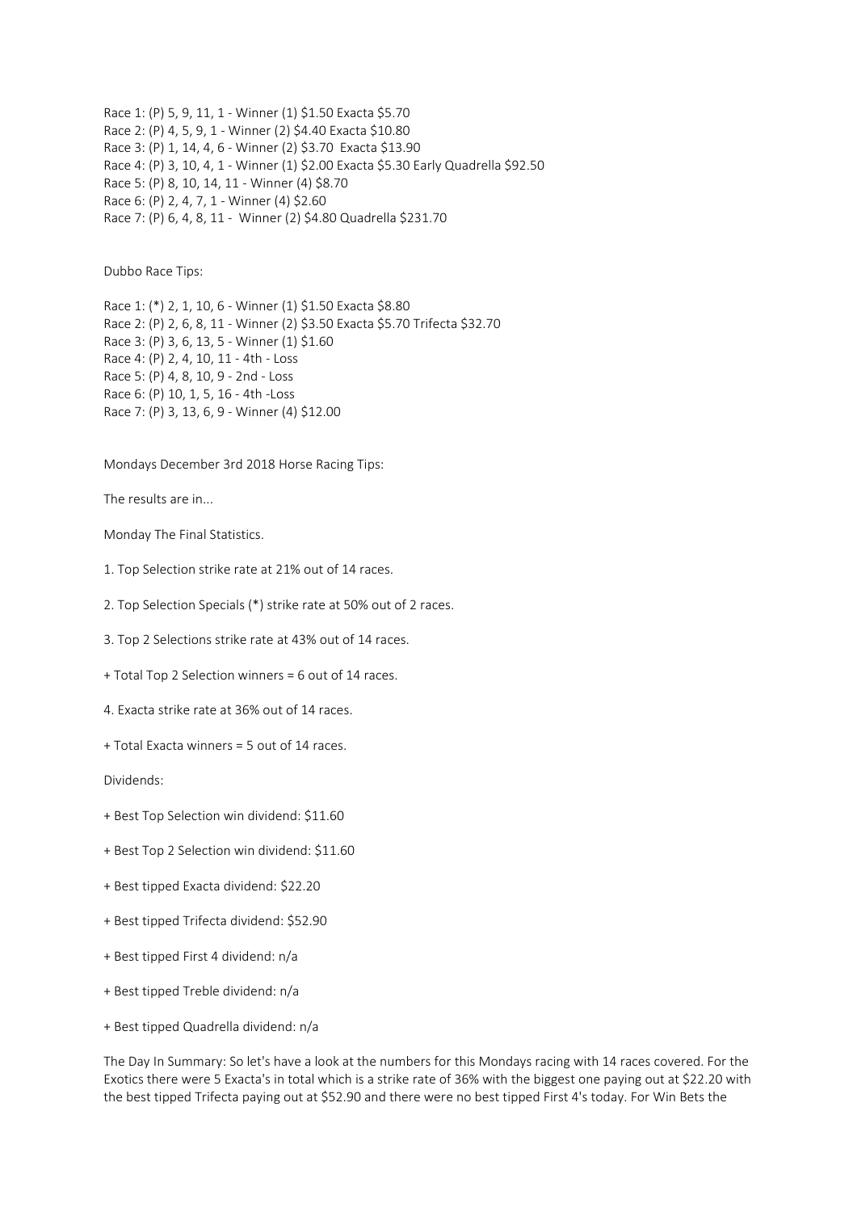Race 1: (P) 5, 9, 11, 1 - Winner (1) $1.50 Exacta $5.70

Race 2: (P) 4, 5, 9, 1 - Winner (2) $4.40 Exacta $10.80

Race 3: (P) 1, 14, 4, 6 - Winner (2) $3.70 Exacta $13.90

Race 4: (P) 3, 10, 4, 1 - Winner (1) $2.00 Exacta $5.30 Early Quadrella $92.50

Race 5: (P) 8, 10, 14, 11 - Winner (4) $8.70

Race 6: (P) 2, 4, 7, 1 - Winner (4) $2.60

Race 7: (P) 6, 4, 8, 11 - Winner (2) $4.80 Quadrella $231.70

Dubbo Race Tips:

Race 1: (*) 2, 1, 10, 6 - Winner (1) $1.50 Exacta $8.80

Race 2: (P) 2, 6, 8, 11 - Winner (2) $3.50 Exacta $5.70 Trifecta $32.70

Race 3: (P) 3, 6, 13, 5 - Winner (1) $1.60

Race 4: (P) 2, 4, 10, 11 - 4th - Loss

Race 5: (P) 4, 8, 10, 9 - 2nd - Loss

Race 6: (P) 10, 1, 5, 16 - 4th -Loss

Race 7: (P) 3, 13, 6, 9 - Winner (4) $12.00

Mondays December 3rd 2018 Horse Racing Tips:

The results are in...

Monday The Final Statistics.

1. Top Selection strike rate at 21% out of 14 races.

2. Top Selection Specials (*) strike rate at 50% out of 2 races.

3. Top 2 Selections strike rate at 43% out of 14 races.

+ Total Top 2 Selection winners = 6 out of 14 races.

4. Exacta strike rate at 36% out of 14 races.

+ Total Exacta winners = 5 out of 14 races.

Dividends:

+ Best Top Selection win dividend: $11.60

+ Best Top 2 Selection win dividend: $11.60

+ Best tipped Exacta dividend: $22.20

+ Best tipped Trifecta dividend: $52.90

+ Best tipped First 4 dividend: n/a

+ Best tipped Treble dividend: n/a

+ Best tipped Quadrella dividend: n/a

The Day In Summary: So let's have a look at the numbers for this Mondays racing with 14 races covered. For the Exotics there were 5 Exacta's in total which is a strike rate of 36% with the biggest one paying out at $22.20 with the best tipped Trifecta paying out at $52.90 and there were no best tipped First 4's today. For Win Bets the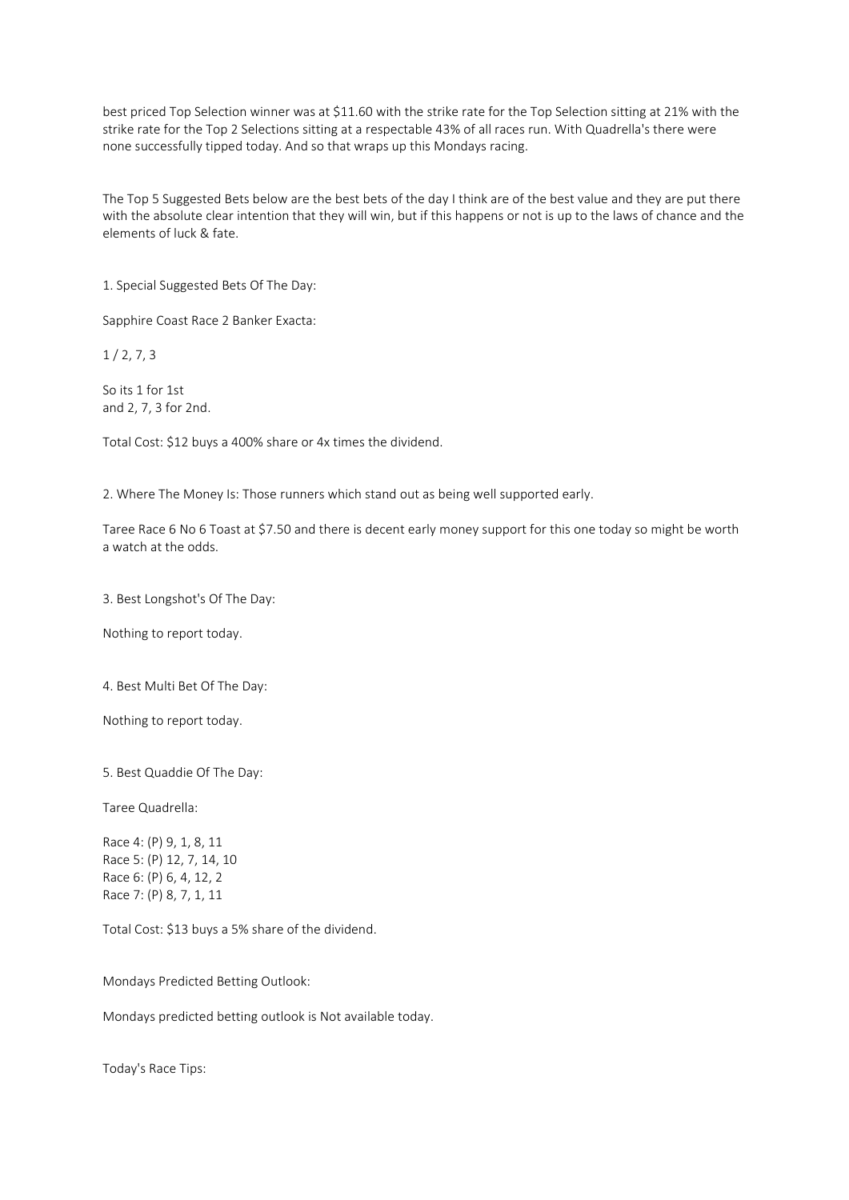best priced Top Selection winner was at $11.60 with the strike rate for the Top Selection sitting at 21% with the strike rate for the Top 2 Selections sitting at a respectable 43% of all races run. With Quadrella's there were none successfully tipped today. And so that wraps up this Mondays racing.

The Top 5 Suggested Bets below are the best bets of the day I think are of the best value and they are put there with the absolute clear intention that they will win, but if this happens or not is up to the laws of chance and the elements of luck & fate.

1. Special Suggested Bets Of The Day:

Sapphire Coast Race 2 Banker Exacta:

1 / 2, 7, 3

So its 1 for 1st
and 2, 7, 3 for 2nd.

Total Cost: $12 buys a 400% share or 4x times the dividend.

2. Where The Money Is: Those runners which stand out as being well supported early.

Taree Race 6 No 6 Toast at $7.50 and there is decent early money support for this one today so might be worth a watch at the odds.

3. Best Longshot's Of The Day:

Nothing to report today.

4. Best Multi Bet Of The Day:

Nothing to report today.

5. Best Quaddie Of The Day:

Taree Quadrella:

Race 4: (P) 9, 1, 8, 11
Race 5: (P) 12, 7, 14, 10
Race 6: (P) 6, 4, 12, 2
Race 7: (P) 8, 7, 1, 11

Total Cost: $13 buys a 5% share of the dividend.

Mondays Predicted Betting Outlook:

Mondays predicted betting outlook is Not available today.

Today's Race Tips: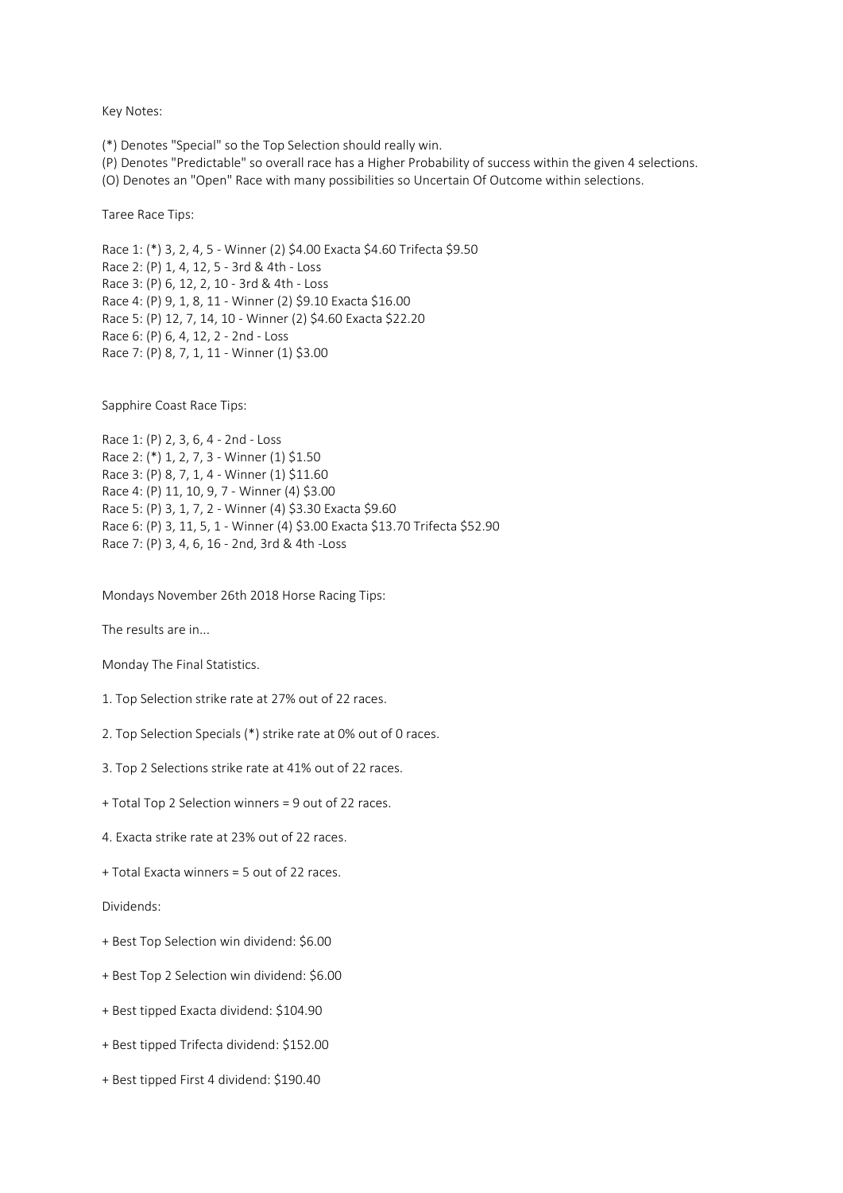Key Notes:

(*) Denotes "Special" so the Top Selection should really win.

(P) Denotes "Predictable" so overall race has a Higher Probability of success within the given 4 selections.

(O) Denotes an "Open" Race with many possibilities so Uncertain Of Outcome within selections.

Taree Race Tips:

Race 1: (*) 3, 2, 4, 5 - Winner (2) $4.00 Exacta $4.60 Trifecta $9.50

Race 2: (P) 1, 4, 12, 5 - 3rd & 4th - Loss

Race 3: (P) 6, 12, 2, 10 - 3rd & 4th - Loss

Race 4: (P) 9, 1, 8, 11 - Winner (2) $9.10 Exacta $16.00

Race 5: (P) 12, 7, 14, 10 - Winner (2) $4.60 Exacta $22.20

Race 6: (P) 6, 4, 12, 2 - 2nd - Loss

Race 7: (P) 8, 7, 1, 11 - Winner (1) $3.00

Sapphire Coast Race Tips:

Race 1: (P) 2, 3, 6, 4 - 2nd - Loss

Race 2: (*) 1, 2, 7, 3 - Winner (1) $1.50

Race 3: (P) 8, 7, 1, 4 - Winner (1) $11.60

Race 4: (P) 11, 10, 9, 7 - Winner (4) $3.00

Race 5: (P) 3, 1, 7, 2 - Winner (4) $3.30 Exacta $9.60

Race 6: (P) 3, 11, 5, 1 - Winner (4) $3.00 Exacta $13.70 Trifecta $52.90

Race 7: (P) 3, 4, 6, 16 - 2nd, 3rd & 4th -Loss

Mondays November 26th 2018 Horse Racing Tips:

The results are in...

Monday The Final Statistics.

1. Top Selection strike rate at 27% out of 22 races.

2. Top Selection Specials (*) strike rate at 0% out of 0 races.

3. Top 2 Selections strike rate at 41% out of 22 races.

+ Total Top 2 Selection winners = 9 out of 22 races.

4. Exacta strike rate at 23% out of 22 races.

+ Total Exacta winners = 5 out of 22 races.

Dividends:

+ Best Top Selection win dividend: $6.00

+ Best Top 2 Selection win dividend: $6.00

+ Best tipped Exacta dividend: $104.90

+ Best tipped Trifecta dividend: $152.00

+ Best tipped First 4 dividend: $190.40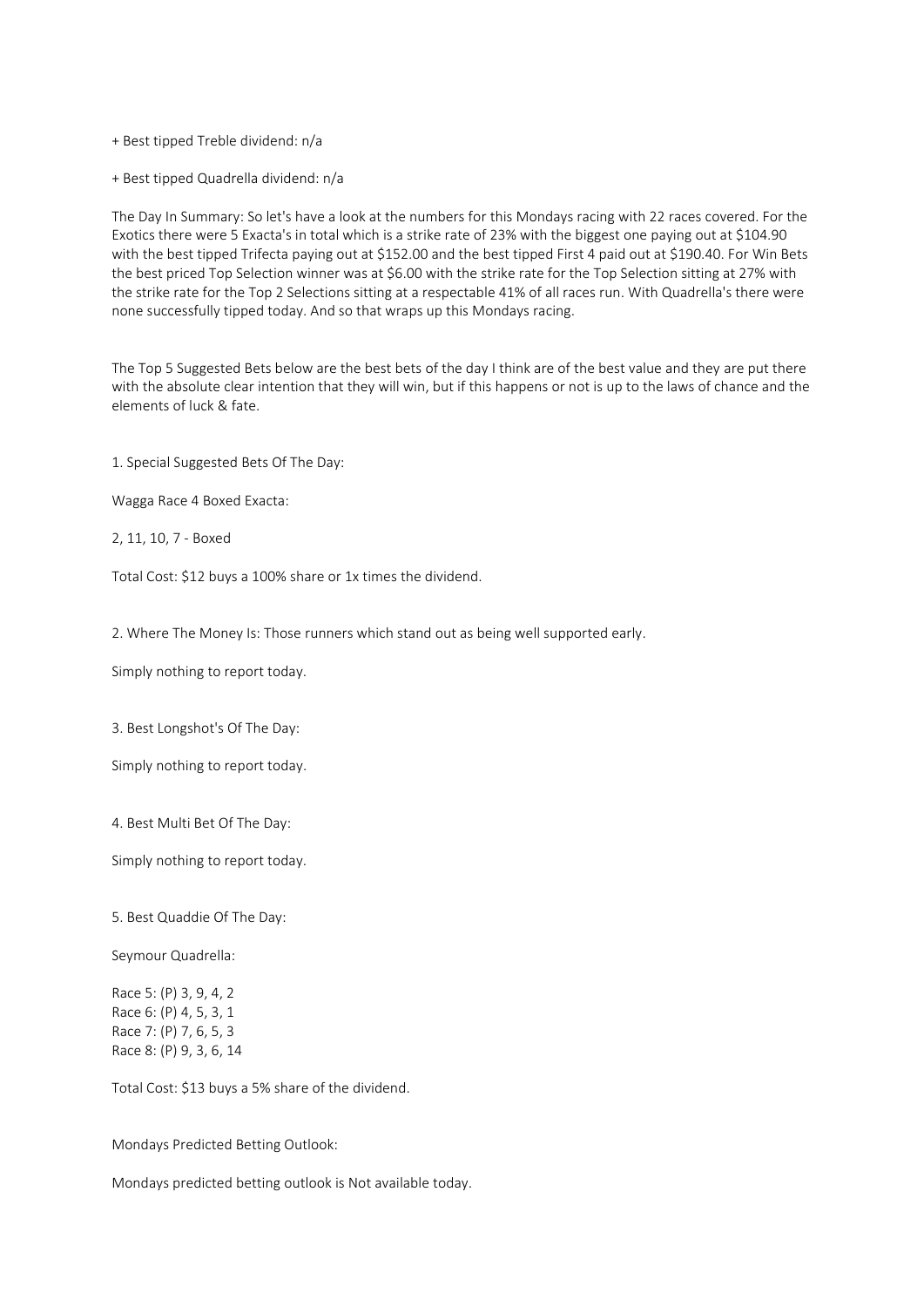+ Best tipped Treble dividend: n/a

+ Best tipped Quadrella dividend: n/a

The Day In Summary: So let's have a look at the numbers for this Mondays racing with 22 races covered. For the Exotics there were 5 Exacta's in total which is a strike rate of 23% with the biggest one paying out at $104.90 with the best tipped Trifecta paying out at $152.00 and the best tipped First 4 paid out at $190.40. For Win Bets the best priced Top Selection winner was at $6.00 with the strike rate for the Top Selection sitting at 27% with the strike rate for the Top 2 Selections sitting at a respectable 41% of all races run. With Quadrella's there were none successfully tipped today. And so that wraps up this Mondays racing.

The Top 5 Suggested Bets below are the best bets of the day I think are of the best value and they are put there with the absolute clear intention that they will win, but if this happens or not is up to the laws of chance and the elements of luck & fate.

1. Special Suggested Bets Of The Day:

Wagga Race 4 Boxed Exacta:

2, 11, 10, 7 - Boxed

Total Cost: $12 buys a 100% share or 1x times the dividend.

2. Where The Money Is: Those runners which stand out as being well supported early.

Simply nothing to report today.

3. Best Longshot's Of The Day:

Simply nothing to report today.

4. Best Multi Bet Of The Day:

Simply nothing to report today.

5. Best Quaddie Of The Day:

Seymour Quadrella:

Race 5: (P) 3, 9, 4, 2
Race 6: (P) 4, 5, 3, 1
Race 7: (P) 7, 6, 5, 3
Race 8: (P) 9, 3, 6, 14

Total Cost: $13 buys a 5% share of the dividend.

Mondays Predicted Betting Outlook:

Mondays predicted betting outlook is Not available today.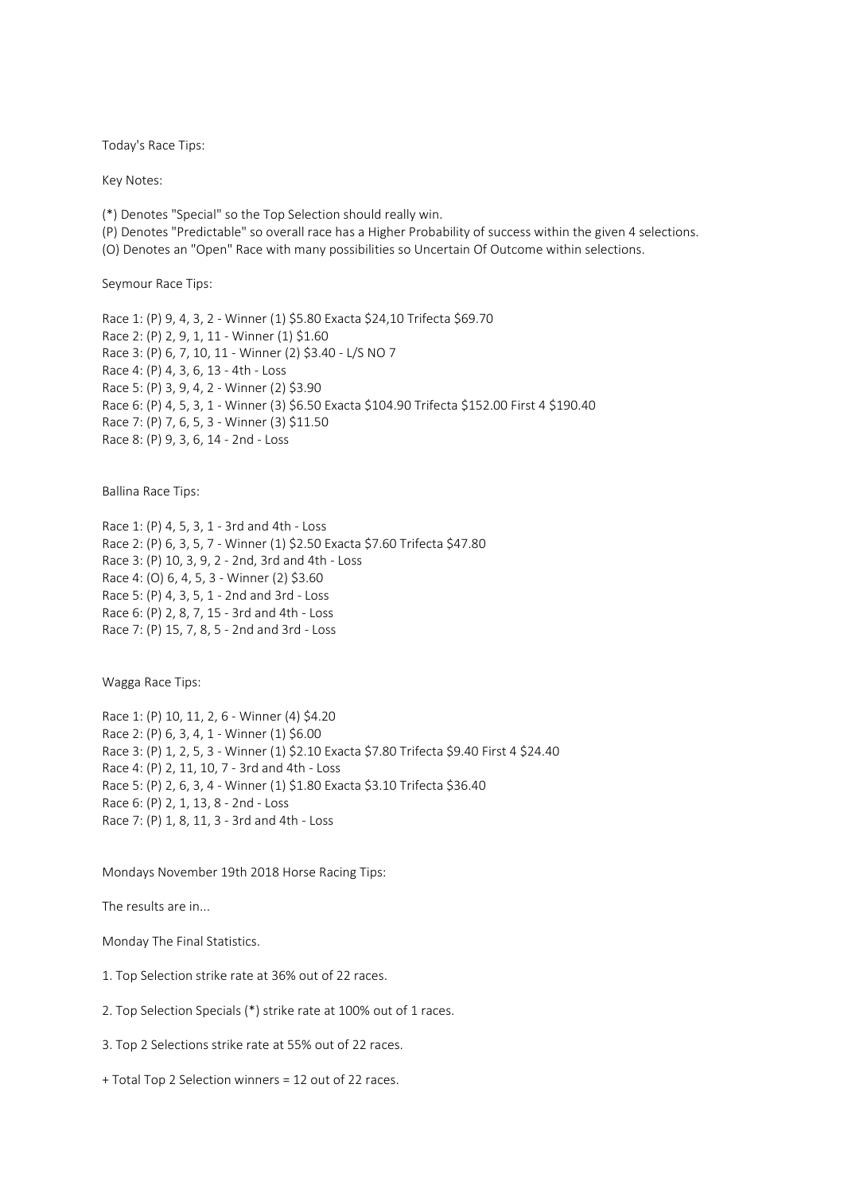Today's Race Tips:

Key Notes:

(*) Denotes "Special" so the Top Selection should really win.
(P) Denotes "Predictable" so overall race has a Higher Probability of success within the given 4 selections.
(O) Denotes an "Open" Race with many possibilities so Uncertain Of Outcome within selections.

Seymour Race Tips:

Race 1: (P) 9, 4, 3, 2 - Winner (1) $5.80 Exacta $24,10 Trifecta $69.70
Race 2: (P) 2, 9, 1, 11 - Winner (1) $1.60
Race 3: (P) 6, 7, 10, 11 - Winner (2) $3.40 - L/S NO 7
Race 4: (P) 4, 3, 6, 13 - 4th - Loss
Race 5: (P) 3, 9, 4, 2 - Winner (2) $3.90
Race 6: (P) 4, 5, 3, 1 - Winner (3) $6.50 Exacta $104.90 Trifecta $152.00 First 4 $190.40
Race 7: (P) 7, 6, 5, 3 - Winner (3) $11.50
Race 8: (P) 9, 3, 6, 14 - 2nd - Loss

Ballina Race Tips:

Race 1: (P) 4, 5, 3, 1 - 3rd and 4th - Loss
Race 2: (P) 6, 3, 5, 7 - Winner (1) $2.50 Exacta $7.60 Trifecta $47.80
Race 3: (P) 10, 3, 9, 2 - 2nd, 3rd and 4th - Loss
Race 4: (O) 6, 4, 5, 3 - Winner (2) $3.60
Race 5: (P) 4, 3, 5, 1 - 2nd and 3rd - Loss
Race 6: (P) 2, 8, 7, 15 - 3rd and 4th - Loss
Race 7: (P) 15, 7, 8, 5 - 2nd and 3rd - Loss

Wagga Race Tips:

Race 1: (P) 10, 11, 2, 6 - Winner (4) $4.20
Race 2: (P) 6, 3, 4, 1 - Winner (1) $6.00
Race 3: (P) 1, 2, 5, 3 - Winner (1) $2.10 Exacta $7.80 Trifecta $9.40 First 4 $24.40
Race 4: (P) 2, 11, 10, 7 - 3rd and 4th - Loss
Race 5: (P) 2, 6, 3, 4 - Winner (1) $1.80 Exacta $3.10 Trifecta $36.40
Race 6: (P) 2, 1, 13, 8 - 2nd - Loss
Race 7: (P) 1, 8, 11, 3 - 3rd and 4th - Loss

Mondays November 19th 2018 Horse Racing Tips:

The results are in...

Monday The Final Statistics.

1. Top Selection strike rate at 36% out of 22 races.

2. Top Selection Specials (*) strike rate at 100% out of 1 races.

3. Top 2 Selections strike rate at 55% out of 22 races.

+ Total Top 2 Selection winners = 12 out of 22 races.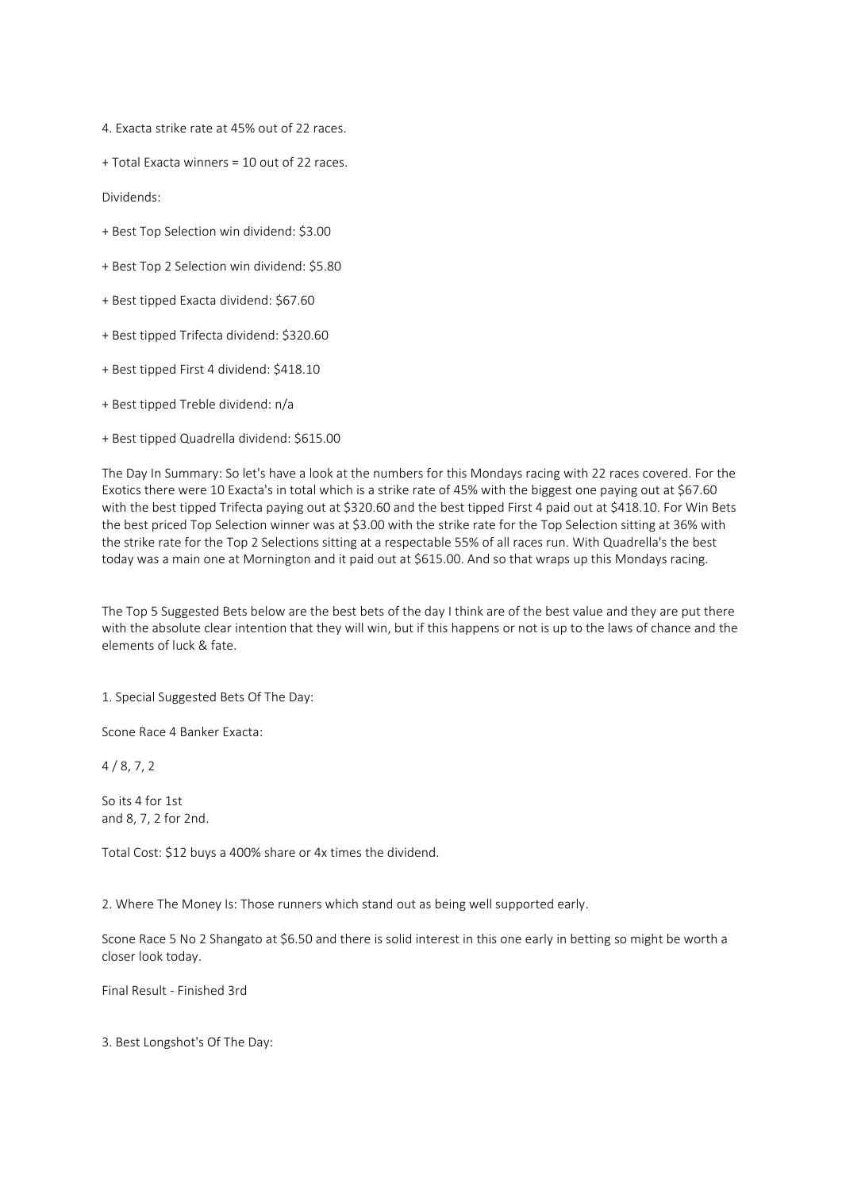4. Exacta strike rate at 45% out of 22 races.

+ Total Exacta winners = 10 out of 22 races.

Dividends:

+ Best Top Selection win dividend: $3.00

+ Best Top 2 Selection win dividend: $5.80

+ Best tipped Exacta dividend: $67.60

+ Best tipped Trifecta dividend: $320.60

+ Best tipped First 4 dividend: $418.10

+ Best tipped Treble dividend: n/a

+ Best tipped Quadrella dividend: $615.00

The Day In Summary: So let's have a look at the numbers for this Mondays racing with 22 races covered. For the Exotics there were 10 Exacta's in total which is a strike rate of 45% with the biggest one paying out at $67.60 with the best tipped Trifecta paying out at $320.60 and the best tipped First 4 paid out at $418.10. For Win Bets the best priced Top Selection winner was at $3.00 with the strike rate for the Top Selection sitting at 36% with the strike rate for the Top 2 Selections sitting at a respectable 55% of all races run. With Quadrella's the best today was a main one at Mornington and it paid out at $615.00. And so that wraps up this Mondays racing.

The Top 5 Suggested Bets below are the best bets of the day I think are of the best value and they are put there with the absolute clear intention that they will win, but if this happens or not is up to the laws of chance and the elements of luck & fate.

1. Special Suggested Bets Of The Day:

Scone Race 4 Banker Exacta:

4 / 8, 7, 2

So its 4 for 1st
and 8, 7, 2 for 2nd.

Total Cost: $12 buys a 400% share or 4x times the dividend.

2. Where The Money Is: Those runners which stand out as being well supported early.

Scone Race 5 No 2 Shangato at $6.50 and there is solid interest in this one early in betting so might be worth a closer look today.

Final Result - Finished 3rd

3. Best Longshot's Of The Day: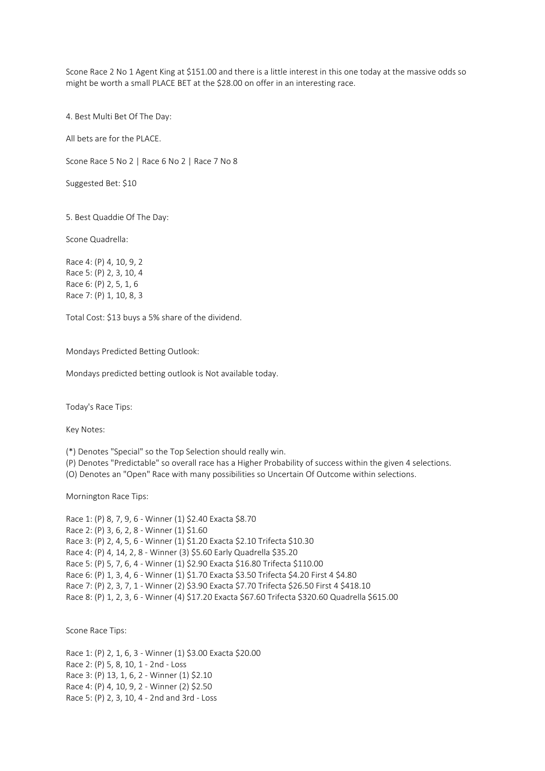Scone Race 2 No 1 Agent King at $151.00 and there is a little interest in this one today at the massive odds so might be worth a small PLACE BET at the $28.00 on offer in an interesting race.

4. Best Multi Bet Of The Day:

All bets are for the PLACE.

Scone Race 5 No 2 | Race 6 No 2 | Race 7 No 8

Suggested Bet: $10

5. Best Quaddie Of The Day:

Scone Quadrella:

Race 4: (P) 4, 10, 9, 2
Race 5: (P) 2, 3, 10, 4
Race 6: (P) 2, 5, 1, 6
Race 7: (P) 1, 10, 8, 3

Total Cost: $13 buys a 5% share of the dividend.

Mondays Predicted Betting Outlook:

Mondays predicted betting outlook is Not available today.

Today's Race Tips:

Key Notes:

(*) Denotes "Special" so the Top Selection should really win.
(P) Denotes "Predictable" so overall race has a Higher Probability of success within the given 4 selections.
(O) Denotes an "Open" Race with many possibilities so Uncertain Of Outcome within selections.

Mornington Race Tips:

Race 1: (P) 8, 7, 9, 6 - Winner (1) $2.40 Exacta $8.70
Race 2: (P) 3, 6, 2, 8 - Winner (1) $1.60
Race 3: (P) 2, 4, 5, 6 - Winner (1) $1.20 Exacta $2.10 Trifecta $10.30
Race 4: (P) 4, 14, 2, 8 - Winner (3) $5.60 Early Quadrella $35.20
Race 5: (P) 5, 7, 6, 4 - Winner (1) $2.90 Exacta $16.80 Trifecta $110.00
Race 6: (P) 1, 3, 4, 6 - Winner (1) $1.70 Exacta $3.50 Trifecta $4.20 First 4 $4.80
Race 7: (P) 2, 3, 7, 1 - Winner (2) $3.90 Exacta $7.70 Trifecta $26.50 First 4 $418.10
Race 8: (P) 1, 2, 3, 6 - Winner (4) $17.20 Exacta $67.60 Trifecta $320.60 Quadrella $615.00

Scone Race Tips:

Race 1: (P) 2, 1, 6, 3 - Winner (1) $3.00 Exacta $20.00
Race 2: (P) 5, 8, 10, 1 - 2nd - Loss
Race 3: (P) 13, 1, 6, 2 - Winner (1) $2.10
Race 4: (P) 4, 10, 9, 2 - Winner (2) $2.50
Race 5: (P) 2, 3, 10, 4 - 2nd and 3rd - Loss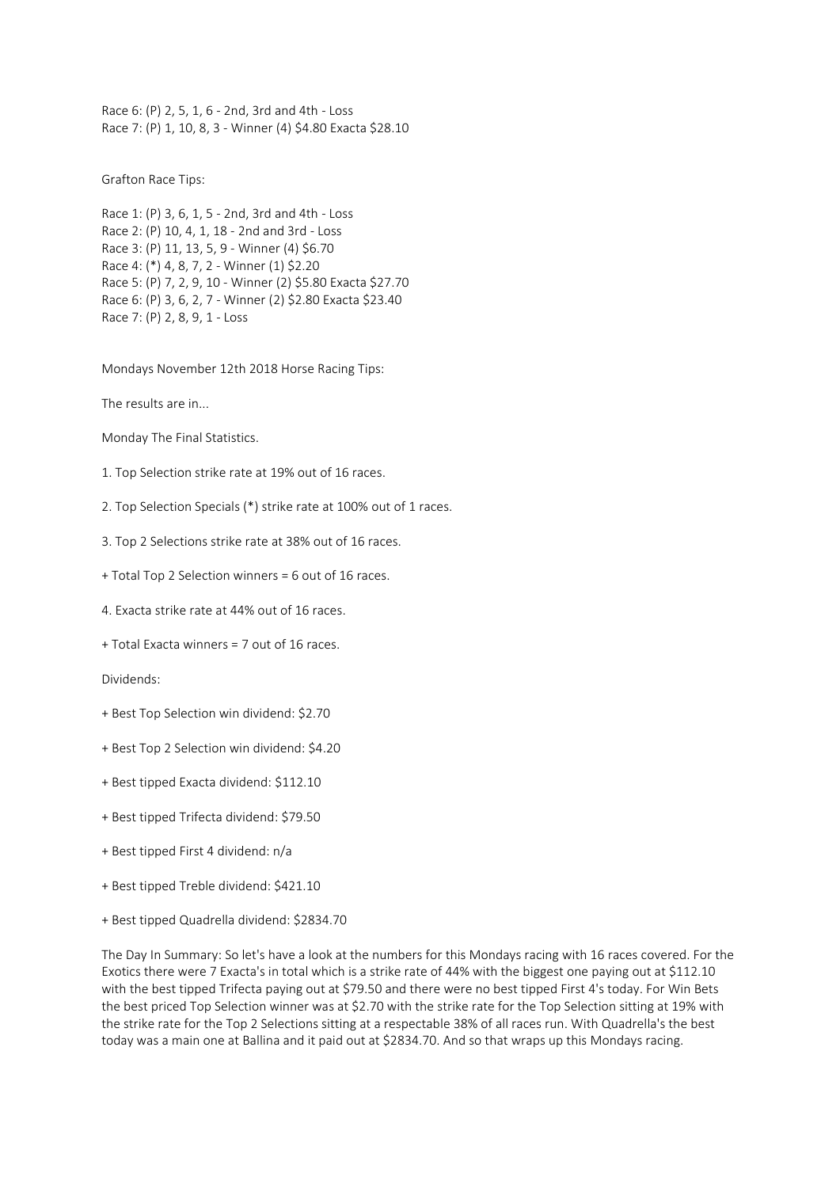Race 6: (P) 2, 5, 1, 6 - 2nd, 3rd and 4th - Loss
Race 7: (P) 1, 10, 8, 3 - Winner (4) $4.80 Exacta $28.10

Grafton Race Tips:

Race 1: (P) 3, 6, 1, 5 - 2nd, 3rd and 4th - Loss
Race 2: (P) 10, 4, 1, 18 - 2nd and 3rd - Loss
Race 3: (P) 11, 13, 5, 9 - Winner (4) $6.70
Race 4: (*) 4, 8, 7, 2 - Winner (1) $2.20
Race 5: (P) 7, 2, 9, 10 - Winner (2) $5.80 Exacta $27.70
Race 6: (P) 3, 6, 2, 7 - Winner (2) $2.80 Exacta $23.40
Race 7: (P) 2, 8, 9, 1 - Loss

Mondays November 12th 2018 Horse Racing Tips:

The results are in...

Monday The Final Statistics.

1. Top Selection strike rate at 19% out of 16 races.

2. Top Selection Specials (*) strike rate at 100% out of 1 races.

3. Top 2 Selections strike rate at 38% out of 16 races.

+ Total Top 2 Selection winners = 6 out of 16 races.

4. Exacta strike rate at 44% out of 16 races.

+ Total Exacta winners = 7 out of 16 races.

Dividends:

+ Best Top Selection win dividend: $2.70

+ Best Top 2 Selection win dividend: $4.20

+ Best tipped Exacta dividend: $112.10

+ Best tipped Trifecta dividend: $79.50

+ Best tipped First 4 dividend: n/a

+ Best tipped Treble dividend: $421.10

+ Best tipped Quadrella dividend: $2834.70

The Day In Summary: So let's have a look at the numbers for this Mondays racing with 16 races covered. For the Exotics there were 7 Exacta's in total which is a strike rate of 44% with the biggest one paying out at $112.10 with the best tipped Trifecta paying out at $79.50 and there were no best tipped First 4's today. For Win Bets the best priced Top Selection winner was at $2.70 with the strike rate for the Top Selection sitting at 19% with the strike rate for the Top 2 Selections sitting at a respectable 38% of all races run. With Quadrella's the best today was a main one at Ballina and it paid out at $2834.70. And so that wraps up this Mondays racing.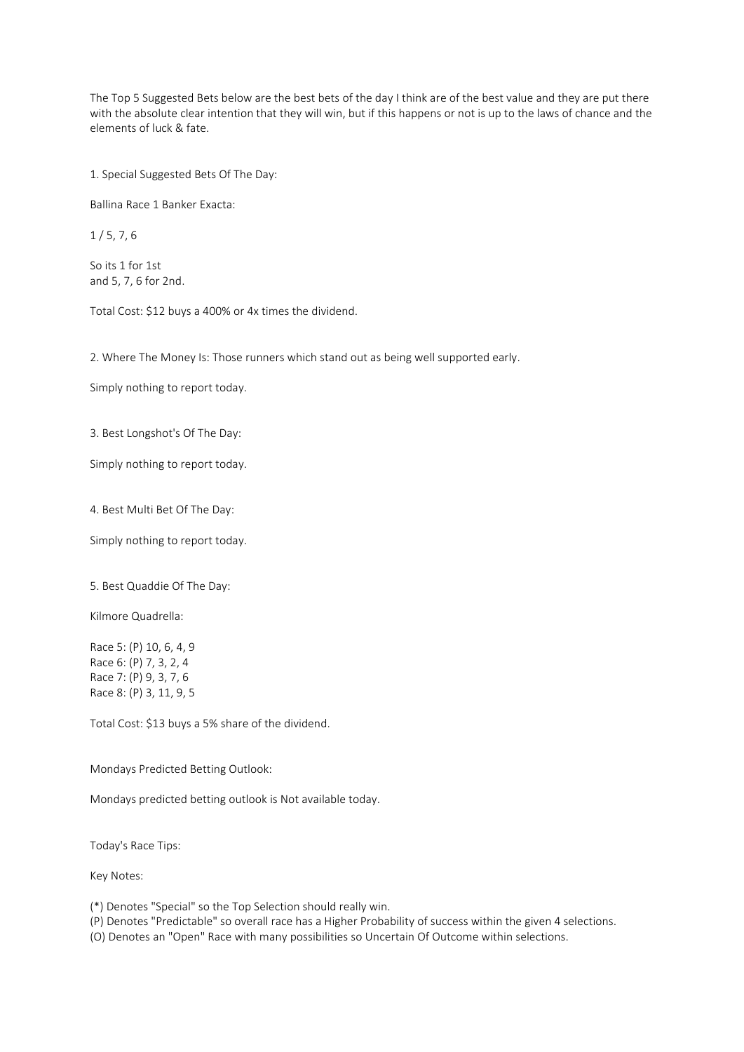The Top 5 Suggested Bets below are the best bets of the day I think are of the best value and they are put there with the absolute clear intention that they will win, but if this happens or not is up to the laws of chance and the elements of luck & fate.

1. Special Suggested Bets Of The Day:

Ballina Race 1 Banker Exacta:

1 / 5, 7, 6

So its 1 for 1st
and 5, 7, 6 for 2nd.

Total Cost: $12 buys a 400% or 4x times the dividend.

2. Where The Money Is: Those runners which stand out as being well supported early.

Simply nothing to report today.

3. Best Longshot's Of The Day:

Simply nothing to report today.

4. Best Multi Bet Of The Day:

Simply nothing to report today.

5. Best Quaddie Of The Day:

Kilmore Quadrella:

Race 5: (P) 10, 6, 4, 9
Race 6: (P) 7, 3, 2, 4
Race 7: (P) 9, 3, 7, 6
Race 8: (P) 3, 11, 9, 5

Total Cost: $13 buys a 5% share of the dividend.

Mondays Predicted Betting Outlook:

Mondays predicted betting outlook is Not available today.

Today's Race Tips:

Key Notes:

(*) Denotes "Special" so the Top Selection should really win.
(P) Denotes "Predictable" so overall race has a Higher Probability of success within the given 4 selections.
(O) Denotes an "Open" Race with many possibilities so Uncertain Of Outcome within selections.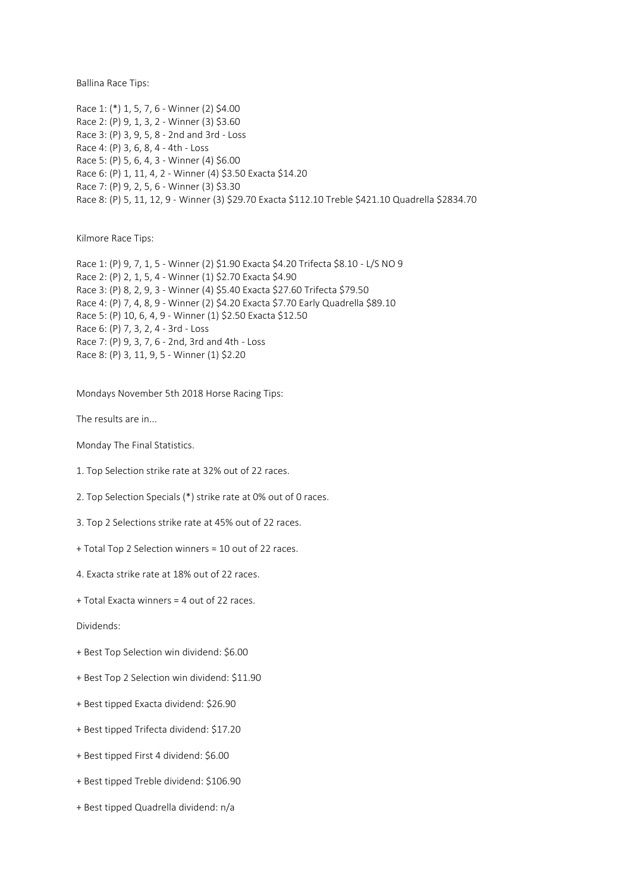Ballina Race Tips:

Race 1: (*) 1, 5, 7, 6 - Winner (2) $4.00
Race 2: (P) 9, 1, 3, 2 - Winner (3) $3.60
Race 3: (P) 3, 9, 5, 8 - 2nd and 3rd - Loss
Race 4: (P) 3, 6, 8, 4 - 4th - Loss
Race 5: (P) 5, 6, 4, 3 - Winner (4) $6.00
Race 6: (P) 1, 11, 4, 2 - Winner (4) $3.50 Exacta $14.20
Race 7: (P) 9, 2, 5, 6 - Winner (3) $3.30
Race 8: (P) 5, 11, 12, 9 - Winner (3) $29.70 Exacta $112.10 Treble $421.10 Quadrella $2834.70

Kilmore Race Tips:

Race 1: (P) 9, 7, 1, 5 - Winner (2) $1.90 Exacta $4.20 Trifecta $8.10 - L/S NO 9
Race 2: (P) 2, 1, 5, 4 - Winner (1) $2.70 Exacta $4.90
Race 3: (P) 8, 2, 9, 3 - Winner (4) $5.40 Exacta $27.60 Trifecta $79.50
Race 4: (P) 7, 4, 8, 9 - Winner (2) $4.20 Exacta $7.70 Early Quadrella $89.10
Race 5: (P) 10, 6, 4, 9 - Winner (1) $2.50 Exacta $12.50
Race 6: (P) 7, 3, 2, 4 - 3rd - Loss
Race 7: (P) 9, 3, 7, 6 - 2nd, 3rd and 4th - Loss
Race 8: (P) 3, 11, 9, 5 - Winner (1) $2.20

Mondays November 5th 2018 Horse Racing Tips:

The results are in...

Monday The Final Statistics.

1. Top Selection strike rate at 32% out of 22 races.

2. Top Selection Specials (*) strike rate at 0% out of 0 races.

3. Top 2 Selections strike rate at 45% out of 22 races.

+ Total Top 2 Selection winners = 10 out of 22 races.

4. Exacta strike rate at 18% out of 22 races.

+ Total Exacta winners = 4 out of 22 races.

Dividends:

+ Best Top Selection win dividend: $6.00

+ Best Top 2 Selection win dividend: $11.90

+ Best tipped Exacta dividend: $26.90

+ Best tipped Trifecta dividend: $17.20

+ Best tipped First 4 dividend: $6.00

+ Best tipped Treble dividend: $106.90

+ Best tipped Quadrella dividend: n/a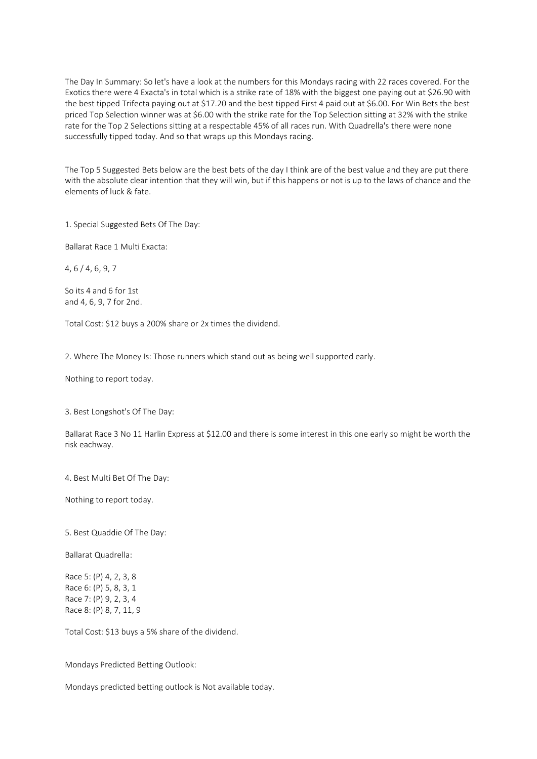The Day In Summary: So let's have a look at the numbers for this Mondays racing with 22 races covered. For the Exotics there were 4 Exacta's in total which is a strike rate of 18% with the biggest one paying out at $26.90 with the best tipped Trifecta paying out at $17.20 and the best tipped First 4 paid out at $6.00. For Win Bets the best priced Top Selection winner was at $6.00 with the strike rate for the Top Selection sitting at 32% with the strike rate for the Top 2 Selections sitting at a respectable 45% of all races run. With Quadrella's there were none successfully tipped today. And so that wraps up this Mondays racing.

The Top 5 Suggested Bets below are the best bets of the day I think are of the best value and they are put there with the absolute clear intention that they will win, but if this happens or not is up to the laws of chance and the elements of luck & fate.

1. Special Suggested Bets Of The Day:

Ballarat Race 1 Multi Exacta:

4, 6 / 4, 6, 9, 7

So its 4 and 6 for 1st
and 4, 6, 9, 7 for 2nd.

Total Cost: $12 buys a 200% share or 2x times the dividend.

2. Where The Money Is: Those runners which stand out as being well supported early.

Nothing to report today.

3. Best Longshot's Of The Day:

Ballarat Race 3 No 11 Harlin Express at $12.00 and there is some interest in this one early so might be worth the risk eachway.

4. Best Multi Bet Of The Day:

Nothing to report today.

5. Best Quaddie Of The Day:

Ballarat Quadrella:

Race 5: (P) 4, 2, 3, 8
Race 6: (P) 5, 8, 3, 1
Race 7: (P) 9, 2, 3, 4
Race 8: (P) 8, 7, 11, 9

Total Cost: $13 buys a 5% share of the dividend.

Mondays Predicted Betting Outlook:

Mondays predicted betting outlook is Not available today.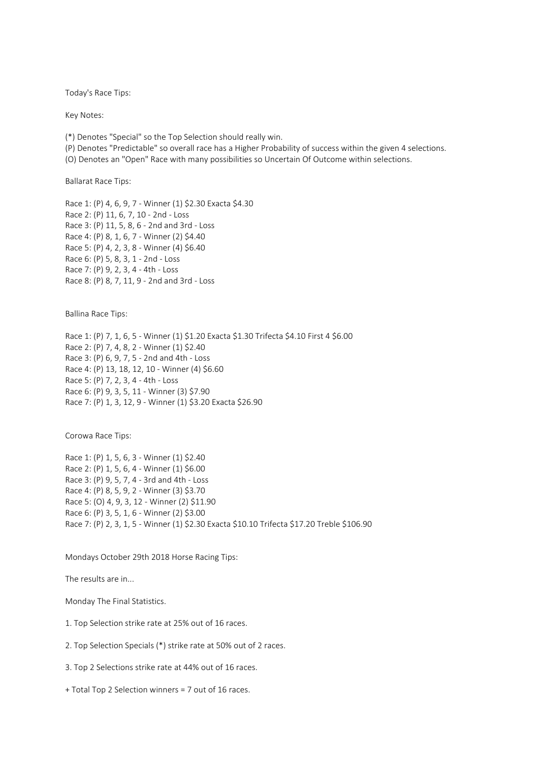Today's Race Tips:

Key Notes:

(*) Denotes "Special" so the Top Selection should really win.
(P) Denotes "Predictable" so overall race has a Higher Probability of success within the given 4 selections.
(O) Denotes an "Open" Race with many possibilities so Uncertain Of Outcome within selections.

Ballarat Race Tips:

Race 1: (P) 4, 6, 9, 7 - Winner (1) $2.30 Exacta $4.30
Race 2: (P) 11, 6, 7, 10 - 2nd - Loss
Race 3: (P) 11, 5, 8, 6 - 2nd and 3rd - Loss
Race 4: (P) 8, 1, 6, 7 - Winner (2) $4.40
Race 5: (P) 4, 2, 3, 8 - Winner (4) $6.40
Race 6: (P) 5, 8, 3, 1 - 2nd - Loss
Race 7: (P) 9, 2, 3, 4 - 4th - Loss
Race 8: (P) 8, 7, 11, 9 - 2nd and 3rd - Loss

Ballina Race Tips:

Race 1: (P) 7, 1, 6, 5 - Winner (1) $1.20 Exacta $1.30 Trifecta $4.10 First 4 $6.00
Race 2: (P) 7, 4, 8, 2 - Winner (1) $2.40
Race 3: (P) 6, 9, 7, 5 - 2nd and 4th - Loss
Race 4: (P) 13, 18, 12, 10 - Winner (4) $6.60
Race 5: (P) 7, 2, 3, 4 - 4th - Loss
Race 6: (P) 9, 3, 5, 11 - Winner (3) $7.90
Race 7: (P) 1, 3, 12, 9 - Winner (1) $3.20 Exacta $26.90

Corowa Race Tips:

Race 1: (P) 1, 5, 6, 3 - Winner (1) $2.40
Race 2: (P) 1, 5, 6, 4 - Winner (1) $6.00
Race 3: (P) 9, 5, 7, 4 - 3rd and 4th - Loss
Race 4: (P) 8, 5, 9, 2 - Winner (3) $3.70
Race 5: (O) 4, 9, 3, 12 - Winner (2) $11.90
Race 6: (P) 3, 5, 1, 6 - Winner (2) $3.00
Race 7: (P) 2, 3, 1, 5 - Winner (1) $2.30 Exacta $10.10 Trifecta $17.20 Treble $106.90

Mondays October 29th 2018 Horse Racing Tips:

The results are in...

Monday The Final Statistics.

1. Top Selection strike rate at 25% out of 16 races.

2. Top Selection Specials (*) strike rate at 50% out of 2 races.

3. Top 2 Selections strike rate at 44% out of 16 races.

+ Total Top 2 Selection winners = 7 out of 16 races.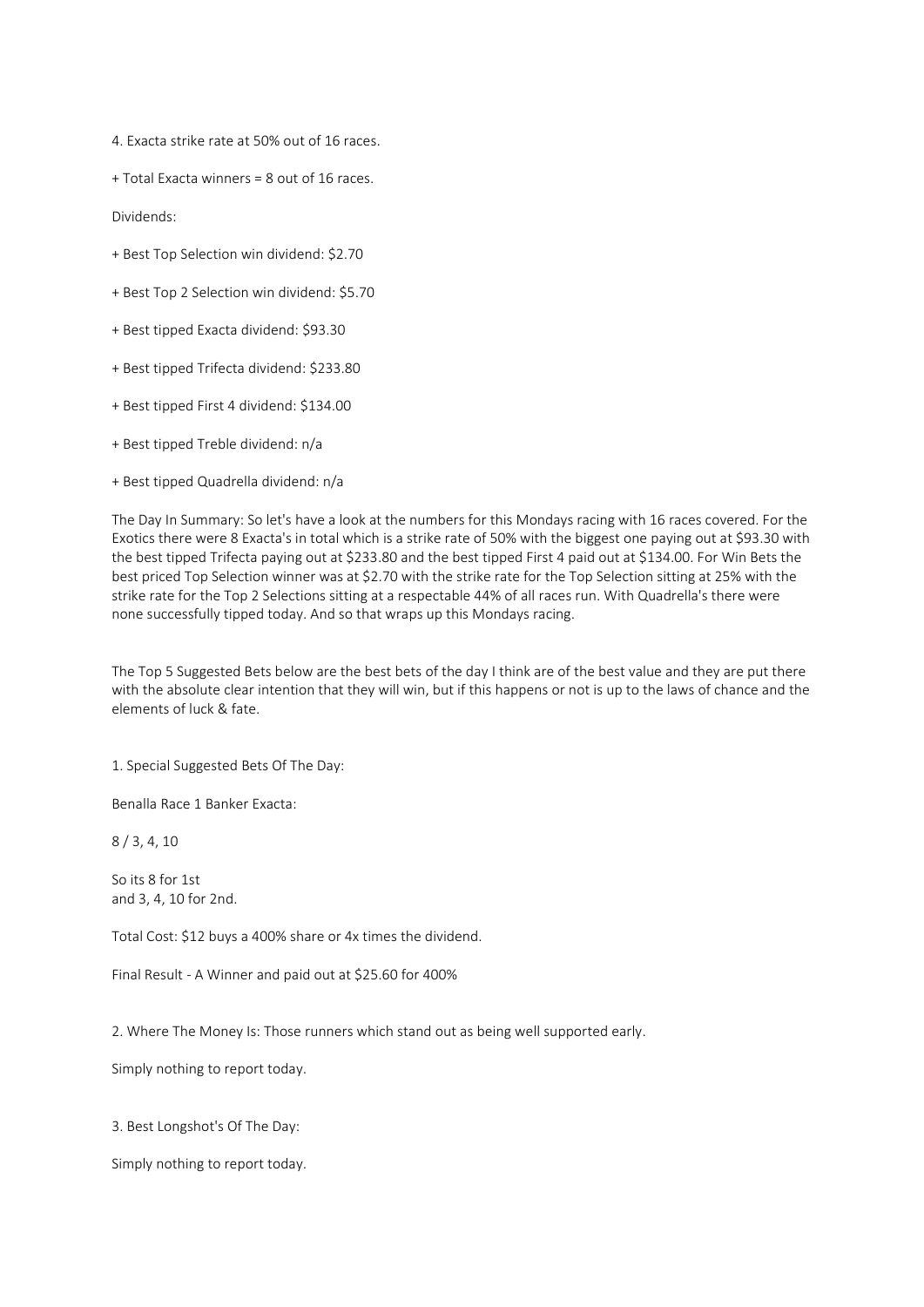4. Exacta strike rate at 50% out of 16 races.

+ Total Exacta winners = 8 out of 16 races.

Dividends:

+ Best Top Selection win dividend: $2.70

+ Best Top 2 Selection win dividend: $5.70

+ Best tipped Exacta dividend: $93.30

+ Best tipped Trifecta dividend: $233.80

+ Best tipped First 4 dividend: $134.00

+ Best tipped Treble dividend: n/a

+ Best tipped Quadrella dividend: n/a

The Day In Summary: So let's have a look at the numbers for this Mondays racing with 16 races covered. For the Exotics there were 8 Exacta's in total which is a strike rate of 50% with the biggest one paying out at $93.30 with the best tipped Trifecta paying out at $233.80 and the best tipped First 4 paid out at $134.00. For Win Bets the best priced Top Selection winner was at $2.70 with the strike rate for the Top Selection sitting at 25% with the strike rate for the Top 2 Selections sitting at a respectable 44% of all races run. With Quadrella's there were none successfully tipped today. And so that wraps up this Mondays racing.

The Top 5 Suggested Bets below are the best bets of the day I think are of the best value and they are put there with the absolute clear intention that they will win, but if this happens or not is up to the laws of chance and the elements of luck & fate.

1. Special Suggested Bets Of The Day:

Benalla Race 1 Banker Exacta:

8 / 3, 4, 10

So its 8 for 1st
and 3, 4, 10 for 2nd.

Total Cost: $12 buys a 400% share or 4x times the dividend.

Final Result - A Winner and paid out at $25.60 for 400%

2. Where The Money Is: Those runners which stand out as being well supported early.

Simply nothing to report today.

3. Best Longshot's Of The Day:

Simply nothing to report today.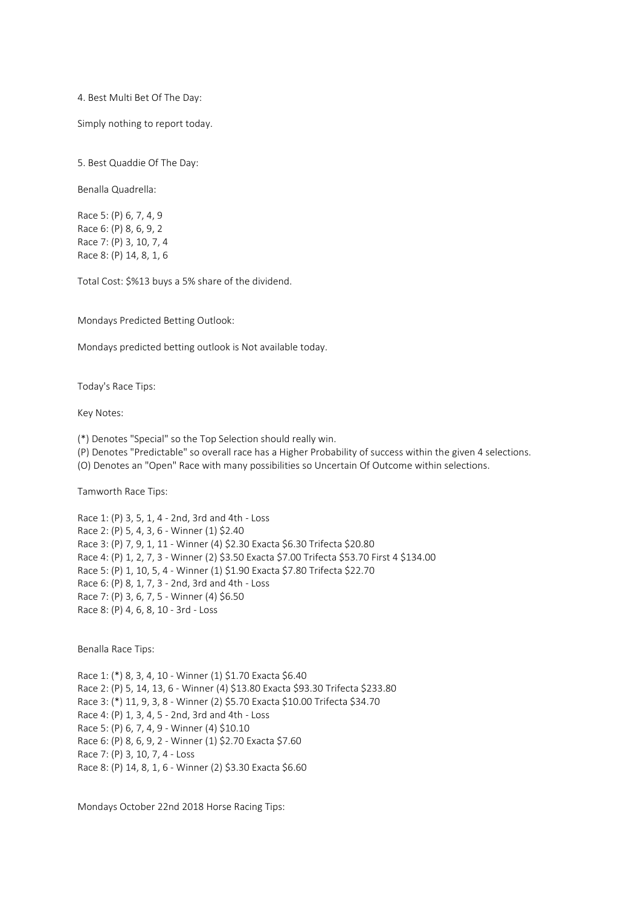4. Best Multi Bet Of The Day:

Simply nothing to report today.

5. Best Quaddie Of The Day:

Benalla Quadrella:

Race 5: (P) 6, 7, 4, 9
Race 6: (P) 8, 6, 9, 2
Race 7: (P) 3, 10, 7, 4
Race 8: (P) 14, 8, 1, 6

Total Cost: $%13 buys a 5% share of the dividend.

Mondays Predicted Betting Outlook:

Mondays predicted betting outlook is Not available today.

Today's Race Tips:

Key Notes:

(*) Denotes "Special" so the Top Selection should really win.
(P) Denotes "Predictable" so overall race has a Higher Probability of success within the given 4 selections.
(O) Denotes an "Open" Race with many possibilities so Uncertain Of Outcome within selections.

Tamworth Race Tips:

Race 1: (P) 3, 5, 1, 4 - 2nd, 3rd and 4th - Loss
Race 2: (P) 5, 4, 3, 6 - Winner (1) $2.40
Race 3: (P) 7, 9, 1, 11 - Winner (4) $2.30 Exacta $6.30 Trifecta $20.80
Race 4: (P) 1, 2, 7, 3 - Winner (2) $3.50 Exacta $7.00 Trifecta $53.70 First 4 $134.00
Race 5: (P) 1, 10, 5, 4 - Winner (1) $1.90 Exacta $7.80 Trifecta $22.70
Race 6: (P) 8, 1, 7, 3 - 2nd, 3rd and 4th - Loss
Race 7: (P) 3, 6, 7, 5 - Winner (4) $6.50
Race 8: (P) 4, 6, 8, 10 - 3rd - Loss

Benalla Race Tips:

Race 1: (*) 8, 3, 4, 10 - Winner (1) $1.70 Exacta $6.40
Race 2: (P) 5, 14, 13, 6 - Winner (4) $13.80 Exacta $93.30 Trifecta $233.80
Race 3: (*) 11, 9, 3, 8 - Winner (2) $5.70 Exacta $10.00 Trifecta $34.70
Race 4: (P) 1, 3, 4, 5 - 2nd, 3rd and 4th - Loss
Race 5: (P) 6, 7, 4, 9 - Winner (4) $10.10
Race 6: (P) 8, 6, 9, 2 - Winner (1) $2.70 Exacta $7.60
Race 7: (P) 3, 10, 7, 4 - Loss
Race 8: (P) 14, 8, 1, 6 - Winner (2) $3.30 Exacta $6.60

Mondays October 22nd 2018 Horse Racing Tips: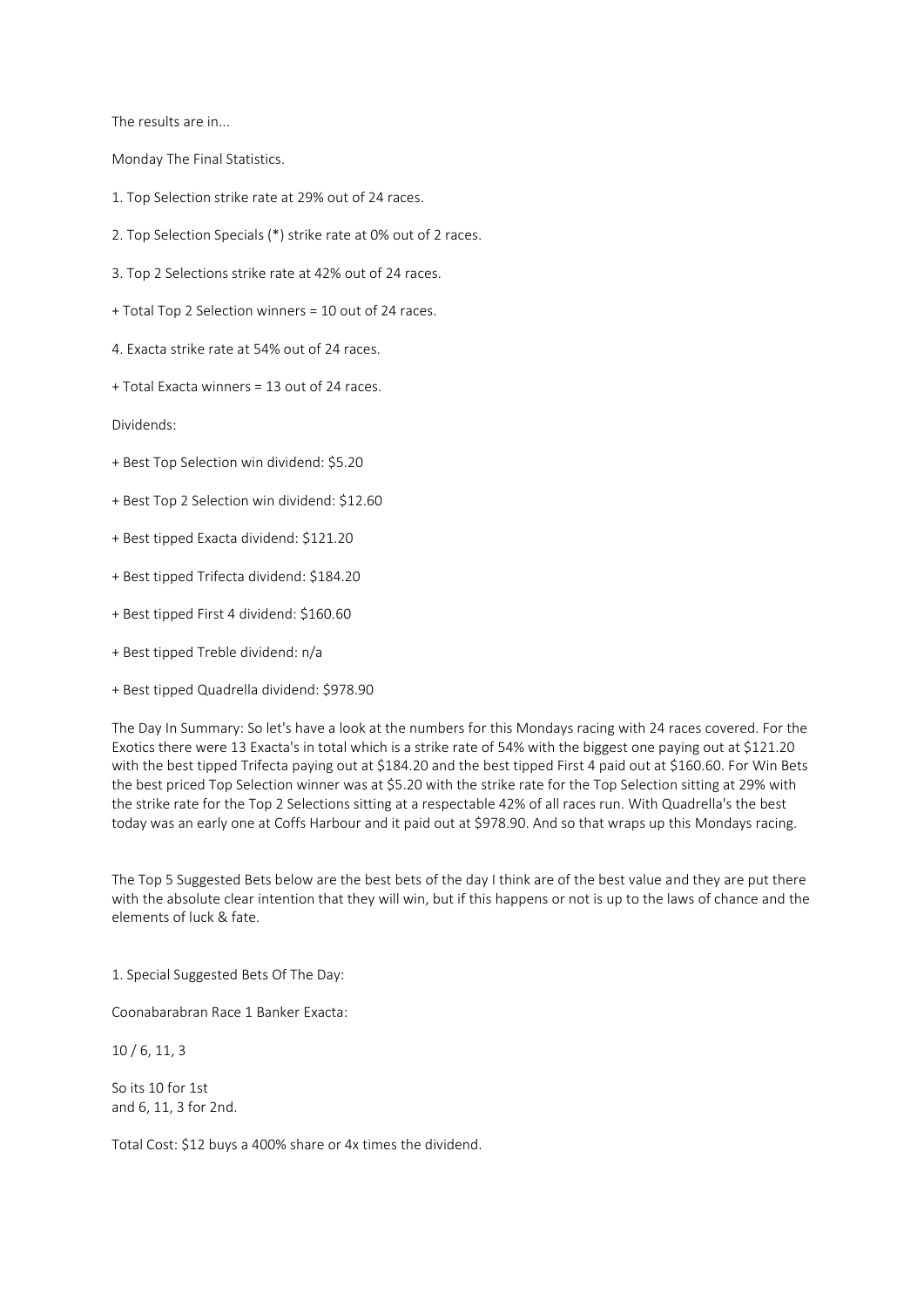The results are in...

Monday The Final Statistics.

1. Top Selection strike rate at 29% out of 24 races.

2. Top Selection Specials (*) strike rate at 0% out of 2 races.

3. Top 2 Selections strike rate at 42% out of 24 races.

+ Total Top 2 Selection winners = 10 out of 24 races.

4. Exacta strike rate at 54% out of 24 races.

+ Total Exacta winners = 13 out of 24 races.

Dividends:

+ Best Top Selection win dividend: $5.20

+ Best Top 2 Selection win dividend: $12.60

+ Best tipped Exacta dividend: $121.20

+ Best tipped Trifecta dividend: $184.20

+ Best tipped First 4 dividend: $160.60

+ Best tipped Treble dividend: n/a

+ Best tipped Quadrella dividend: $978.90

The Day In Summary: So let's have a look at the numbers for this Mondays racing with 24 races covered. For the Exotics there were 13 Exacta's in total which is a strike rate of 54% with the biggest one paying out at $121.20 with the best tipped Trifecta paying out at $184.20 and the best tipped First 4 paid out at $160.60. For Win Bets the best priced Top Selection winner was at $5.20 with the strike rate for the Top Selection sitting at 29% with the strike rate for the Top 2 Selections sitting at a respectable 42% of all races run. With Quadrella's the best today was an early one at Coffs Harbour and it paid out at $978.90. And so that wraps up this Mondays racing.

The Top 5 Suggested Bets below are the best bets of the day I think are of the best value and they are put there with the absolute clear intention that they will win, but if this happens or not is up to the laws of chance and the elements of luck & fate.

1. Special Suggested Bets Of The Day:

Coonabarabran Race 1 Banker Exacta:

10 / 6, 11, 3

So its 10 for 1st
and 6, 11, 3 for 2nd.

Total Cost: $12 buys a 400% share or 4x times the dividend.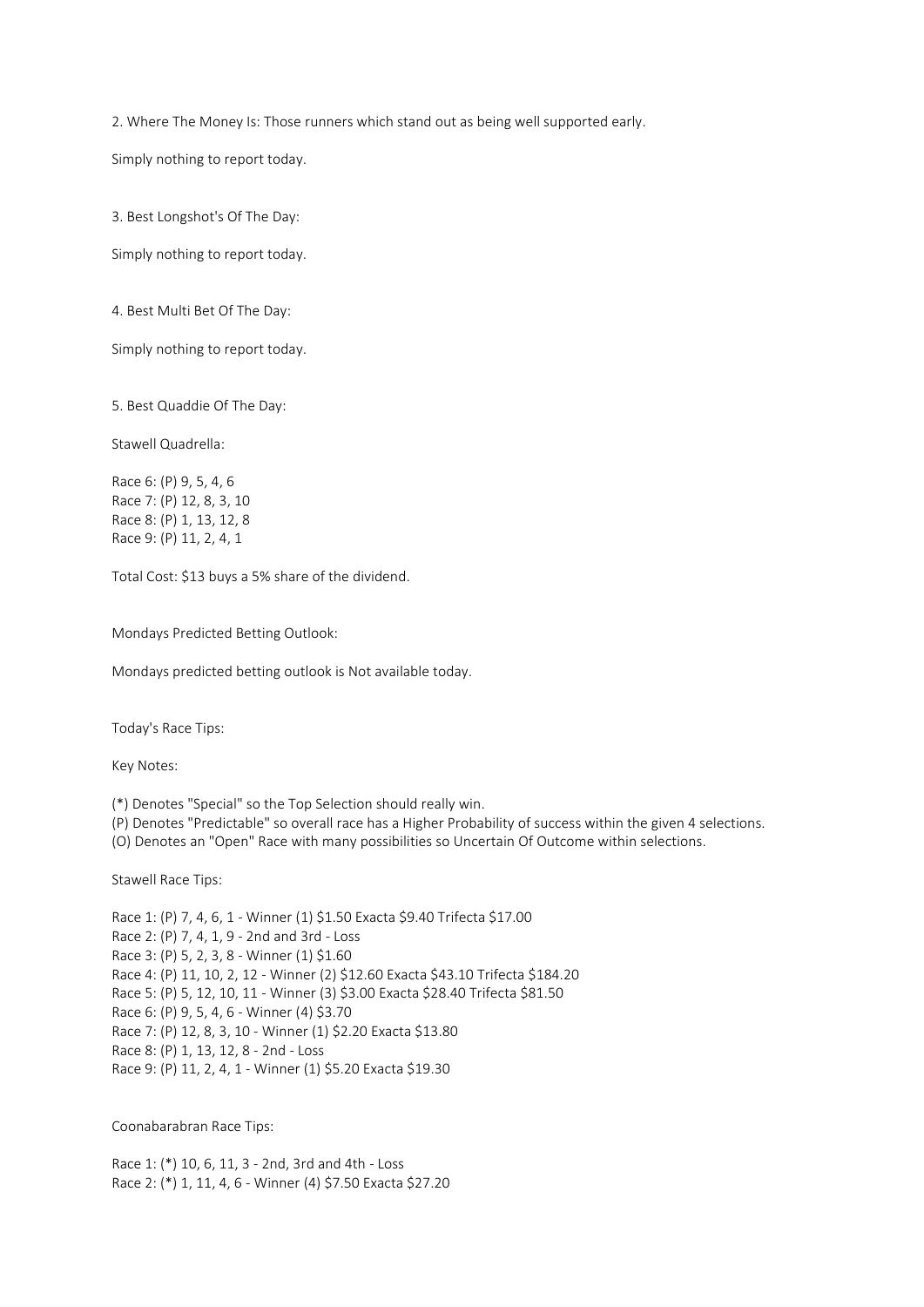2. Where The Money Is: Those runners which stand out as being well supported early.

Simply nothing to report today.

3. Best Longshot's Of The Day:

Simply nothing to report today.

4. Best Multi Bet Of The Day:

Simply nothing to report today.

5. Best Quaddie Of The Day:

Stawell Quadrella:

Race 6: (P) 9, 5, 4, 6
Race 7: (P) 12, 8, 3, 10
Race 8: (P) 1, 13, 12, 8
Race 9: (P) 11, 2, 4, 1

Total Cost: $13 buys a 5% share of the dividend.

Mondays Predicted Betting Outlook:

Mondays predicted betting outlook is Not available today.

Today's Race Tips:

Key Notes:

(*) Denotes "Special" so the Top Selection should really win.
(P) Denotes "Predictable" so overall race has a Higher Probability of success within the given 4 selections.
(O) Denotes an "Open" Race with many possibilities so Uncertain Of Outcome within selections.

Stawell Race Tips:

Race 1: (P) 7, 4, 6, 1 - Winner (1) $1.50 Exacta $9.40 Trifecta $17.00
Race 2: (P) 7, 4, 1, 9 - 2nd and 3rd - Loss
Race 3: (P) 5, 2, 3, 8 - Winner (1) $1.60
Race 4: (P) 11, 10, 2, 12 - Winner (2) $12.60 Exacta $43.10 Trifecta $184.20
Race 5: (P) 5, 12, 10, 11 - Winner (3) $3.00 Exacta $28.40 Trifecta $81.50
Race 6: (P) 9, 5, 4, 6 - Winner (4) $3.70
Race 7: (P) 12, 8, 3, 10 - Winner (1) $2.20 Exacta $13.80
Race 8: (P) 1, 13, 12, 8 - 2nd - Loss
Race 9: (P) 11, 2, 4, 1 - Winner (1) $5.20 Exacta $19.30

Coonabarabran Race Tips:

Race 1: (*) 10, 6, 11, 3 - 2nd, 3rd and 4th - Loss
Race 2: (*) 1, 11, 4, 6 - Winner (4) $7.50 Exacta $27.20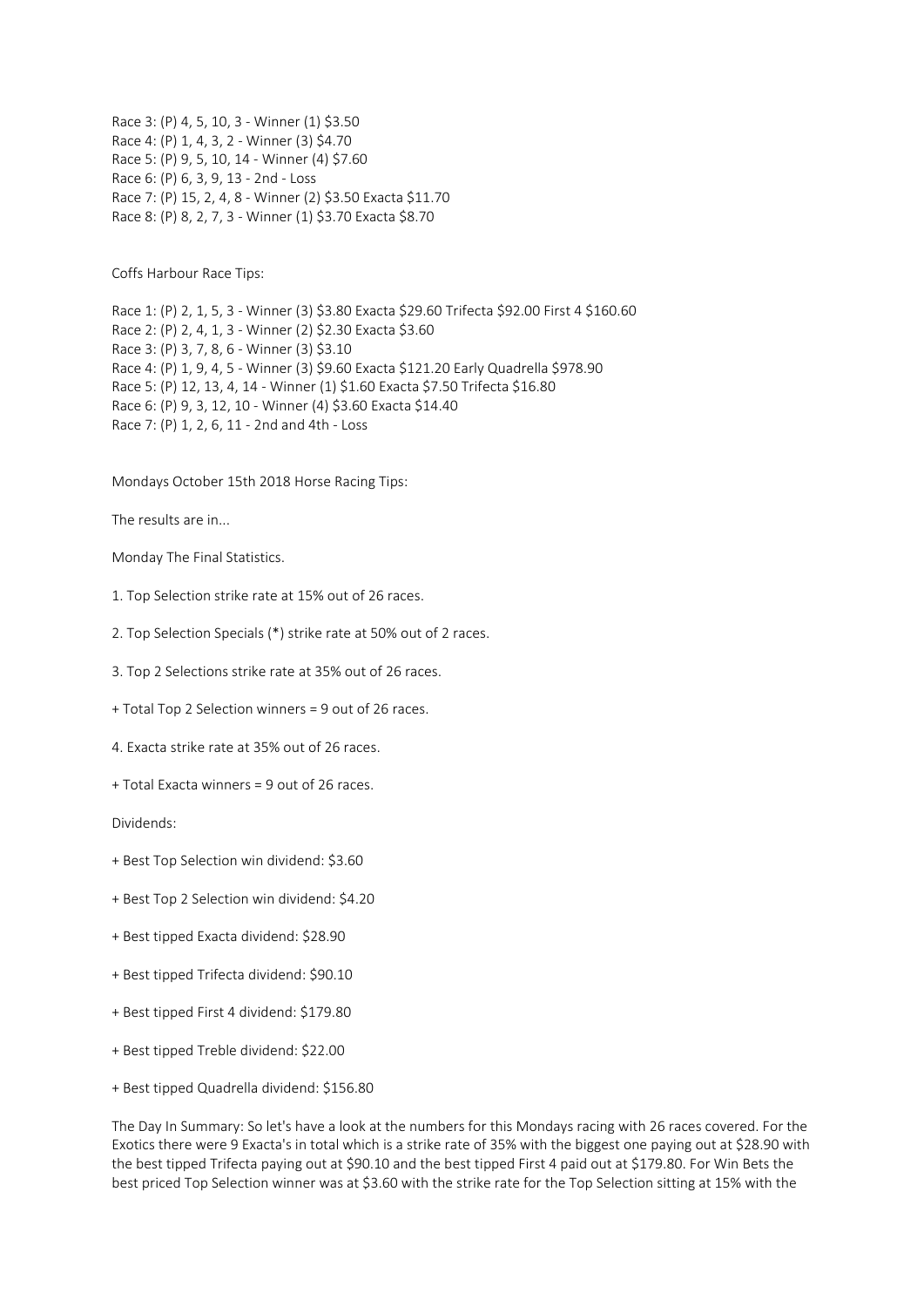Race 3: (P) 4, 5, 10, 3 - Winner (1) $3.50
Race 4: (P) 1, 4, 3, 2 - Winner (3) $4.70
Race 5: (P) 9, 5, 10, 14 - Winner (4) $7.60
Race 6: (P) 6, 3, 9, 13 - 2nd - Loss
Race 7: (P) 15, 2, 4, 8 - Winner (2) $3.50 Exacta $11.70
Race 8: (P) 8, 2, 7, 3 - Winner (1) $3.70 Exacta $8.70

Coffs Harbour Race Tips:

Race 1: (P) 2, 1, 5, 3 - Winner (3) $3.80 Exacta $29.60 Trifecta $92.00 First 4 $160.60
Race 2: (P) 2, 4, 1, 3 - Winner (2) $2.30 Exacta $3.60
Race 3: (P) 3, 7, 8, 6 - Winner (3) $3.10
Race 4: (P) 1, 9, 4, 5 - Winner (3) $9.60 Exacta $121.20 Early Quadrella $978.90
Race 5: (P) 12, 13, 4, 14 - Winner (1) $1.60 Exacta $7.50 Trifecta $16.80
Race 6: (P) 9, 3, 12, 10 - Winner (4) $3.60 Exacta $14.40
Race 7: (P) 1, 2, 6, 11 - 2nd and 4th - Loss

Mondays October 15th 2018 Horse Racing Tips:

The results are in...

Monday The Final Statistics.

1. Top Selection strike rate at 15% out of 26 races.

2. Top Selection Specials (*) strike rate at 50% out of 2 races.

3. Top 2 Selections strike rate at 35% out of 26 races.

+ Total Top 2 Selection winners = 9 out of 26 races.

4. Exacta strike rate at 35% out of 26 races.

+ Total Exacta winners = 9 out of 26 races.

Dividends:

+ Best Top Selection win dividend: $3.60

+ Best Top 2 Selection win dividend: $4.20

+ Best tipped Exacta dividend: $28.90

+ Best tipped Trifecta dividend: $90.10

+ Best tipped First 4 dividend: $179.80

+ Best tipped Treble dividend: $22.00

+ Best tipped Quadrella dividend: $156.80

The Day In Summary: So let's have a look at the numbers for this Mondays racing with 26 races covered. For the Exotics there were 9 Exacta's in total which is a strike rate of 35% with the biggest one paying out at $28.90 with the best tipped Trifecta paying out at $90.10 and the best tipped First 4 paid out at $179.80. For Win Bets the best priced Top Selection winner was at $3.60 with the strike rate for the Top Selection sitting at 15% with the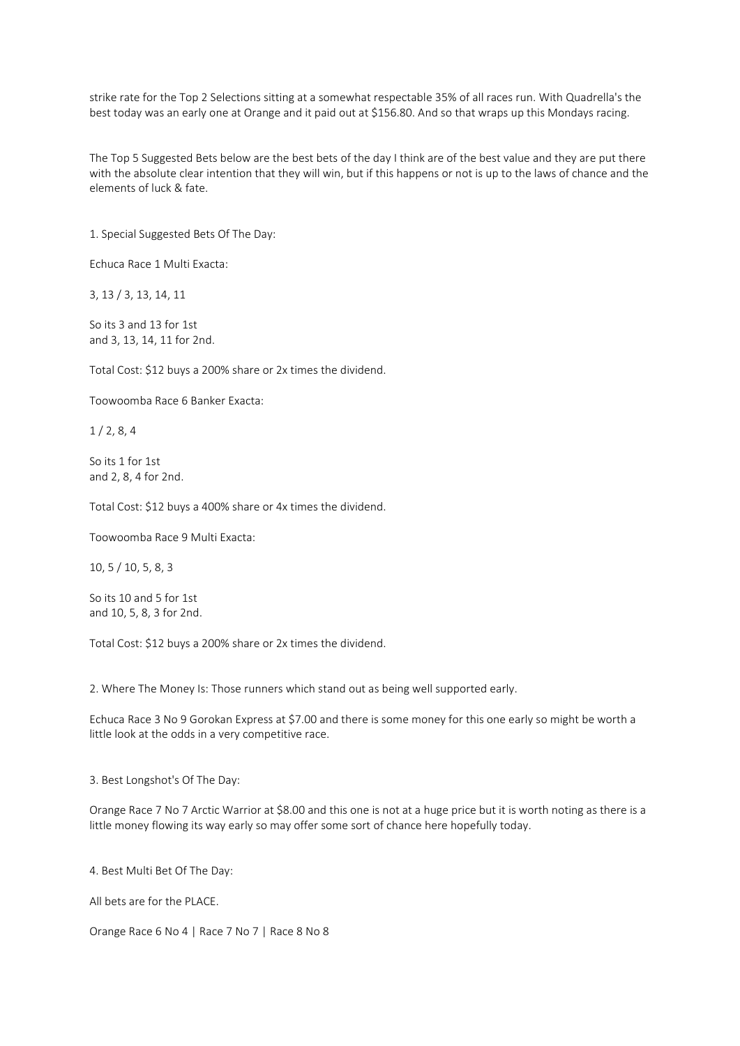strike rate for the Top 2 Selections sitting at a somewhat respectable 35% of all races run. With Quadrella's the best today was an early one at Orange and it paid out at $156.80. And so that wraps up this Mondays racing.

The Top 5 Suggested Bets below are the best bets of the day I think are of the best value and they are put there with the absolute clear intention that they will win, but if this happens or not is up to the laws of chance and the elements of luck & fate.

1. Special Suggested Bets Of The Day:

Echuca Race 1 Multi Exacta:

3, 13 / 3, 13, 14, 11

So its 3 and 13 for 1st
and 3, 13, 14, 11 for 2nd.

Total Cost: $12 buys a 200% share or 2x times the dividend.

Toowoomba Race 6 Banker Exacta:

1 / 2, 8, 4

So its 1 for 1st
and 2, 8, 4 for 2nd.

Total Cost: $12 buys a 400% share or 4x times the dividend.

Toowoomba Race 9 Multi Exacta:

10, 5 / 10, 5, 8, 3

So its 10 and 5 for 1st
and 10, 5, 8, 3 for 2nd.

Total Cost: $12 buys a 200% share or 2x times the dividend.

2. Where The Money Is: Those runners which stand out as being well supported early.

Echuca Race 3 No 9 Gorokan Express at $7.00 and there is some money for this one early so might be worth a little look at the odds in a very competitive race.

3. Best Longshot's Of The Day:

Orange Race 7 No 7 Arctic Warrior at $8.00 and this one is not at a huge price but it is worth noting as there is a little money flowing its way early so may offer some sort of chance here hopefully today.

4. Best Multi Bet Of The Day:

All bets are for the PLACE.

Orange Race 6 No 4 | Race 7 No 7 | Race 8 No 8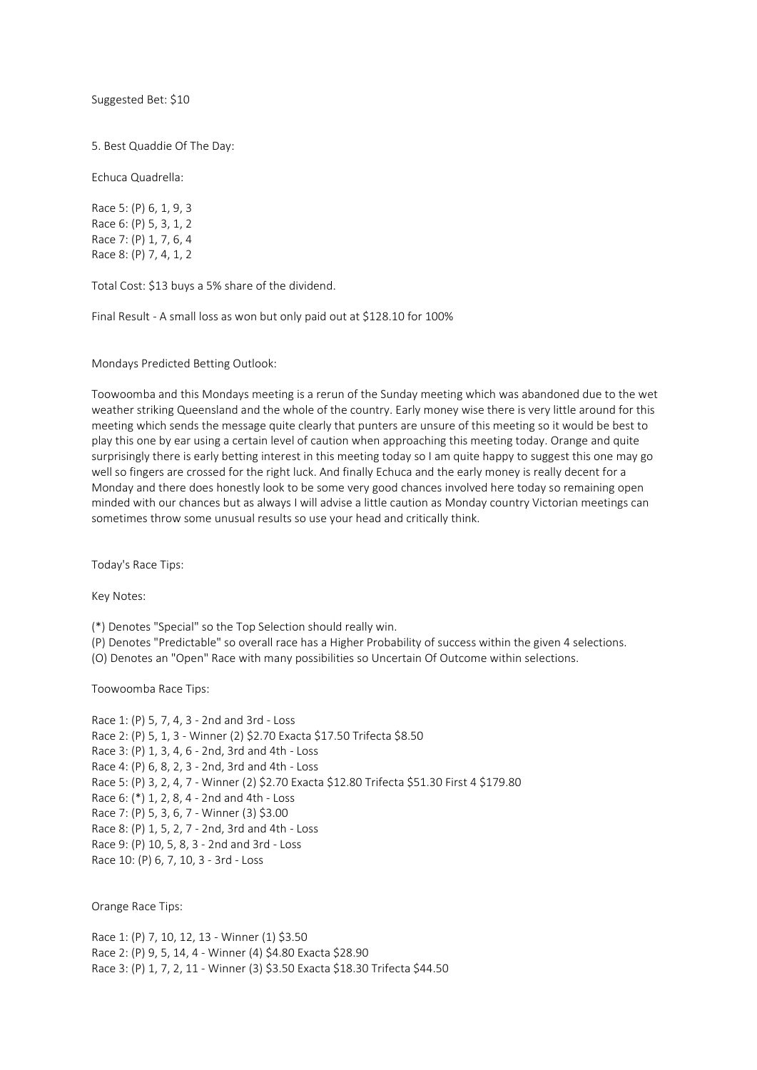Suggested Bet: $10

5. Best Quaddie Of The Day:

Echuca Quadrella:

Race 5: (P) 6, 1, 9, 3
Race 6: (P) 5, 3, 1, 2
Race 7: (P) 1, 7, 6, 4
Race 8: (P) 7, 4, 1, 2

Total Cost: $13 buys a 5% share of the dividend.

Final Result - A small loss as won but only paid out at $128.10 for 100%

Mondays Predicted Betting Outlook:

Toowoomba and this Mondays meeting is a rerun of the Sunday meeting which was abandoned due to the wet weather striking Queensland and the whole of the country. Early money wise there is very little around for this meeting which sends the message quite clearly that punters are unsure of this meeting so it would be best to play this one by ear using a certain level of caution when approaching this meeting today. Orange and quite surprisingly there is early betting interest in this meeting today so I am quite happy to suggest this one may go well so fingers are crossed for the right luck. And finally Echuca and the early money is really decent for a Monday and there does honestly look to be some very good chances involved here today so remaining open minded with our chances but as always I will advise a little caution as Monday country Victorian meetings can sometimes throw some unusual results so use your head and critically think.

Today's Race Tips:

Key Notes:

(*) Denotes "Special" so the Top Selection should really win.
(P) Denotes "Predictable" so overall race has a Higher Probability of success within the given 4 selections.
(O) Denotes an "Open" Race with many possibilities so Uncertain Of Outcome within selections.

Toowoomba Race Tips:

Race 1: (P) 5, 7, 4, 3 - 2nd and 3rd - Loss
Race 2: (P) 5, 1, 3 - Winner (2) $2.70 Exacta $17.50 Trifecta $8.50
Race 3: (P) 1, 3, 4, 6 - 2nd, 3rd and 4th - Loss
Race 4: (P) 6, 8, 2, 3 - 2nd, 3rd and 4th - Loss
Race 5: (P) 3, 2, 4, 7 - Winner (2) $2.70 Exacta $12.80 Trifecta $51.30 First 4 $179.80
Race 6: (*) 1, 2, 8, 4 - 2nd and 4th - Loss
Race 7: (P) 5, 3, 6, 7 - Winner (3) $3.00
Race 8: (P) 1, 5, 2, 7 - 2nd, 3rd and 4th - Loss
Race 9: (P) 10, 5, 8, 3 - 2nd and 3rd - Loss
Race 10: (P) 6, 7, 10, 3 - 3rd - Loss

Orange Race Tips:

Race 1: (P) 7, 10, 12, 13 - Winner (1) $3.50
Race 2: (P) 9, 5, 14, 4 - Winner (4) $4.80 Exacta $28.90
Race 3: (P) 1, 7, 2, 11 - Winner (3) $3.50 Exacta $18.30 Trifecta $44.50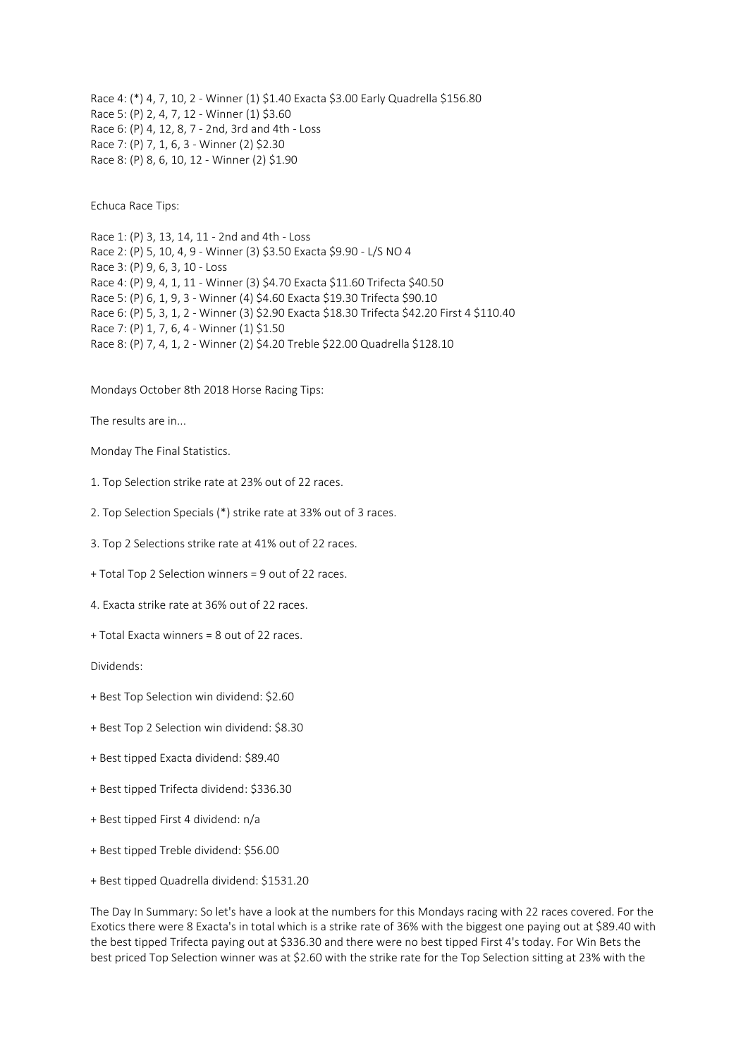Race 4: (*) 4, 7, 10, 2 - Winner (1) $1.40 Exacta $3.00 Early Quadrella $156.80
Race 5: (P) 2, 4, 7, 12 - Winner (1) $3.60
Race 6: (P) 4, 12, 8, 7 - 2nd, 3rd and 4th - Loss
Race 7: (P) 7, 1, 6, 3 - Winner (2) $2.30
Race 8: (P) 8, 6, 10, 12 - Winner (2) $1.90

Echuca Race Tips:

Race 1: (P) 3, 13, 14, 11 - 2nd and 4th - Loss
Race 2: (P) 5, 10, 4, 9 - Winner (3) $3.50 Exacta $9.90 - L/S NO 4
Race 3: (P) 9, 6, 3, 10 - Loss
Race 4: (P) 9, 4, 1, 11 - Winner (3) $4.70 Exacta $11.60 Trifecta $40.50
Race 5: (P) 6, 1, 9, 3 - Winner (4) $4.60 Exacta $19.30 Trifecta $90.10
Race 6: (P) 5, 3, 1, 2 - Winner (3) $2.90 Exacta $18.30 Trifecta $42.20 First 4 $110.40
Race 7: (P) 1, 7, 6, 4 - Winner (1) $1.50
Race 8: (P) 7, 4, 1, 2 - Winner (2) $4.20 Treble $22.00 Quadrella $128.10

Mondays October 8th 2018 Horse Racing Tips:

The results are in...

Monday The Final Statistics.

1. Top Selection strike rate at 23% out of 22 races.

2. Top Selection Specials (*) strike rate at 33% out of 3 races.

3. Top 2 Selections strike rate at 41% out of 22 races.

+ Total Top 2 Selection winners = 9 out of 22 races.

4. Exacta strike rate at 36% out of 22 races.

+ Total Exacta winners = 8 out of 22 races.

Dividends:

+ Best Top Selection win dividend: $2.60

+ Best Top 2 Selection win dividend: $8.30

+ Best tipped Exacta dividend: $89.40

+ Best tipped Trifecta dividend: $336.30

+ Best tipped First 4 dividend: n/a

+ Best tipped Treble dividend: $56.00

+ Best tipped Quadrella dividend: $1531.20

The Day In Summary: So let's have a look at the numbers for this Mondays racing with 22 races covered. For the Exotics there were 8 Exacta's in total which is a strike rate of 36% with the biggest one paying out at $89.40 with the best tipped Trifecta paying out at $336.30 and there were no best tipped First 4's today. For Win Bets the best priced Top Selection winner was at $2.60 with the strike rate for the Top Selection sitting at 23% with the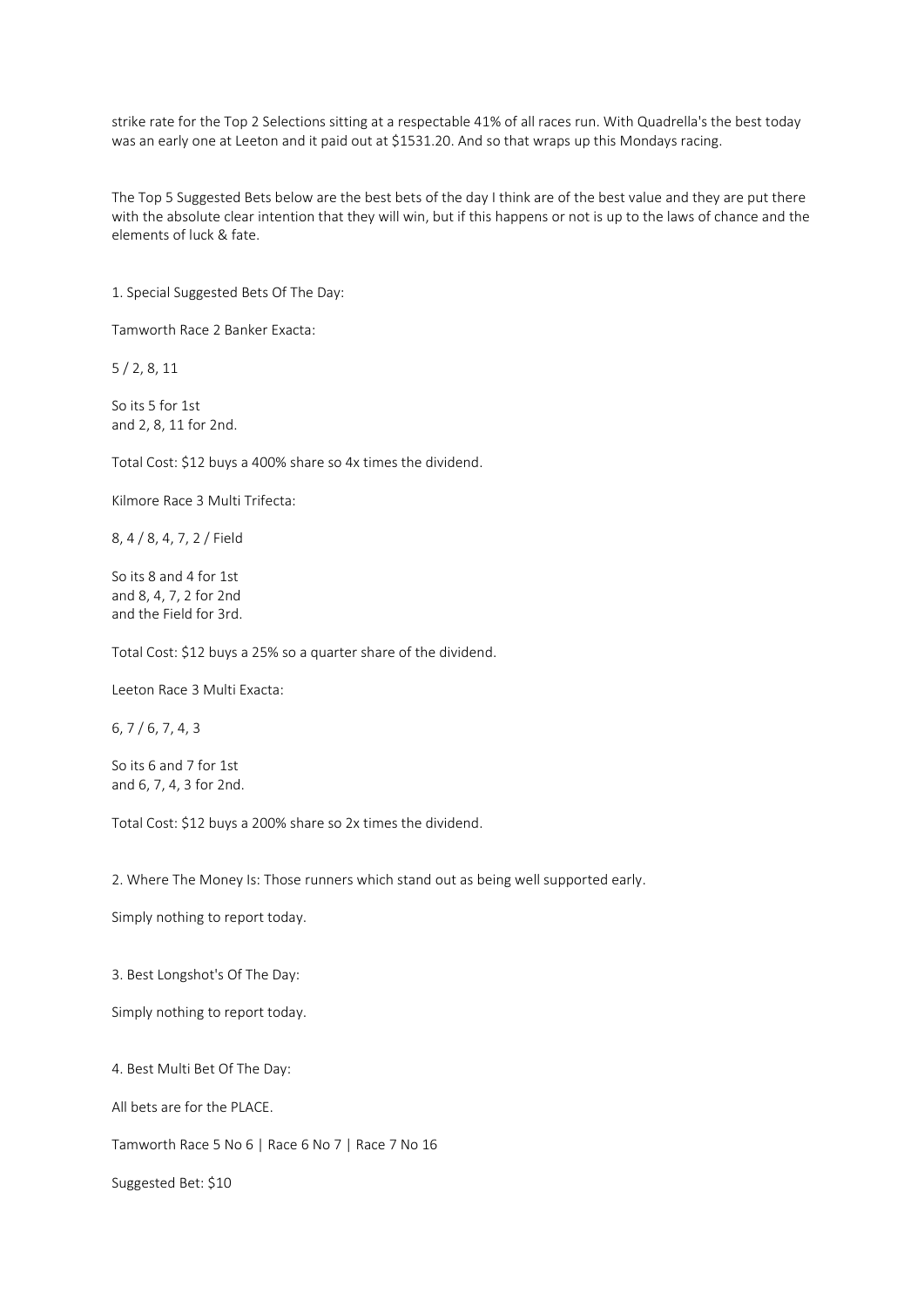strike rate for the Top 2 Selections sitting at a respectable 41% of all races run. With Quadrella's the best today was an early one at Leeton and it paid out at $1531.20. And so that wraps up this Mondays racing.

The Top 5 Suggested Bets below are the best bets of the day I think are of the best value and they are put there with the absolute clear intention that they will win, but if this happens or not is up to the laws of chance and the elements of luck & fate.

1. Special Suggested Bets Of The Day:

Tamworth Race 2 Banker Exacta:

5 / 2, 8, 11

So its 5 for 1st
and 2, 8, 11 for 2nd.

Total Cost: $12 buys a 400% share so 4x times the dividend.

Kilmore Race 3 Multi Trifecta:

8, 4 / 8, 4, 7, 2 / Field

So its 8 and 4 for 1st
and 8, 4, 7, 2 for 2nd
and the Field for 3rd.

Total Cost: $12 buys a 25% so a quarter share of the dividend.

Leeton Race 3 Multi Exacta:

6, 7 / 6, 7, 4, 3

So its 6 and 7 for 1st
and 6, 7, 4, 3 for 2nd.

Total Cost: $12 buys a 200% share so 2x times the dividend.

2. Where The Money Is: Those runners which stand out as being well supported early.

Simply nothing to report today.

3. Best Longshot's Of The Day:

Simply nothing to report today.

4. Best Multi Bet Of The Day:

All bets are for the PLACE.

Tamworth Race 5 No 6 | Race 6 No 7 | Race 7 No 16

Suggested Bet: $10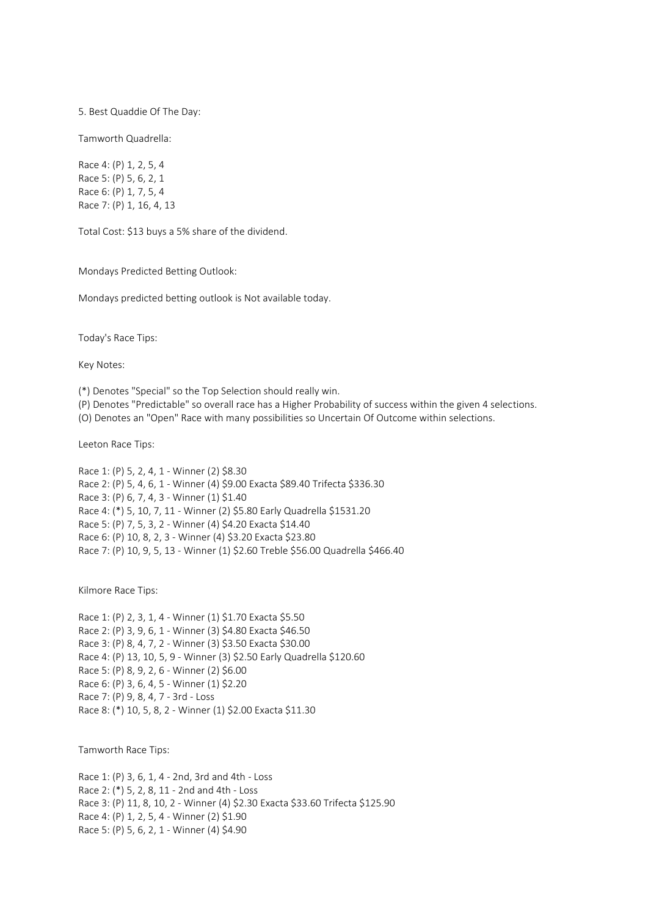5. Best Quaddie Of The Day:

Tamworth Quadrella:

Race 4: (P) 1, 2, 5, 4
Race 5: (P) 5, 6, 2, 1
Race 6: (P) 1, 7, 5, 4
Race 7: (P) 1, 16, 4, 13

Total Cost: $13 buys a 5% share of the dividend.

Mondays Predicted Betting Outlook:

Mondays predicted betting outlook is Not available today.

Today's Race Tips:

Key Notes:

(*) Denotes "Special" so the Top Selection should really win.
(P) Denotes "Predictable" so overall race has a Higher Probability of success within the given 4 selections.
(O) Denotes an "Open" Race with many possibilities so Uncertain Of Outcome within selections.

Leeton Race Tips:

Race 1: (P) 5, 2, 4, 1 - Winner (2) $8.30
Race 2: (P) 5, 4, 6, 1 - Winner (4) $9.00 Exacta $89.40 Trifecta $336.30
Race 3: (P) 6, 7, 4, 3 - Winner (1) $1.40
Race 4: (*) 5, 10, 7, 11 - Winner (2) $5.80 Early Quadrella $1531.20
Race 5: (P) 7, 5, 3, 2 - Winner (4) $4.20 Exacta $14.40
Race 6: (P) 10, 8, 2, 3 - Winner (4) $3.20 Exacta $23.80
Race 7: (P) 10, 9, 5, 13 - Winner (1) $2.60 Treble $56.00 Quadrella $466.40

Kilmore Race Tips:

Race 1: (P) 2, 3, 1, 4 - Winner (1) $1.70 Exacta $5.50
Race 2: (P) 3, 9, 6, 1 - Winner (3) $4.80 Exacta $46.50
Race 3: (P) 8, 4, 7, 2 - Winner (3) $3.50 Exacta $30.00
Race 4: (P) 13, 10, 5, 9 - Winner (3) $2.50 Early Quadrella $120.60
Race 5: (P) 8, 9, 2, 6 - Winner (2) $6.00
Race 6: (P) 3, 6, 4, 5 - Winner (1) $2.20
Race 7: (P) 9, 8, 4, 7 - 3rd - Loss
Race 8: (*) 10, 5, 8, 2 - Winner (1) $2.00 Exacta $11.30

Tamworth Race Tips:

Race 1: (P) 3, 6, 1, 4 - 2nd, 3rd and 4th - Loss
Race 2: (*) 5, 2, 8, 11 - 2nd and 4th - Loss
Race 3: (P) 11, 8, 10, 2 - Winner (4) $2.30 Exacta $33.60 Trifecta $125.90
Race 4: (P) 1, 2, 5, 4 - Winner (2) $1.90
Race 5: (P) 5, 6, 2, 1 - Winner (4) $4.90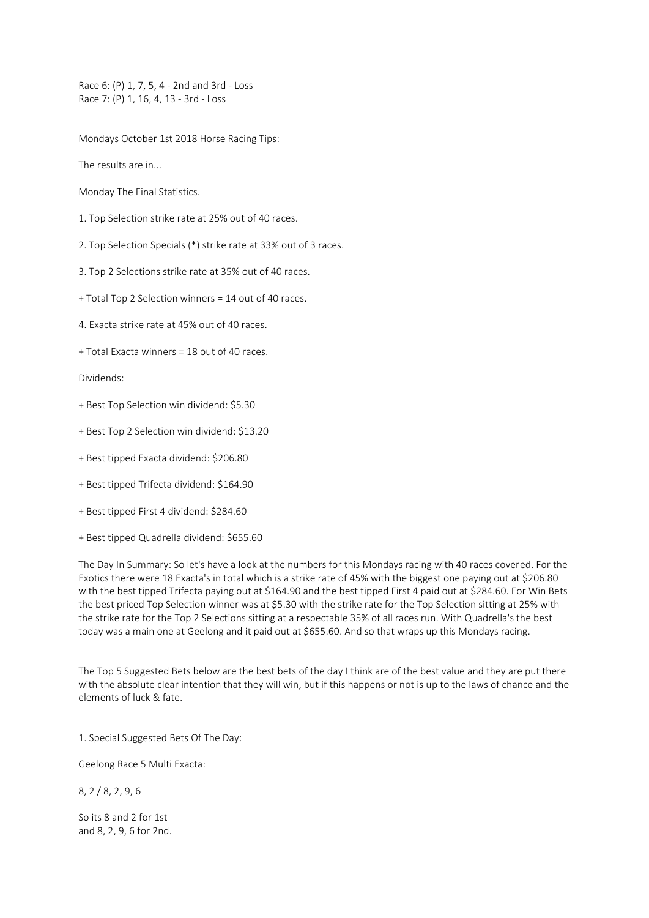Race 6: (P) 1, 7, 5, 4 - 2nd and 3rd - Loss
Race 7: (P) 1, 16, 4, 13 - 3rd - Loss

Mondays October 1st 2018 Horse Racing Tips:

The results are in...

Monday The Final Statistics.

1. Top Selection strike rate at 25% out of 40 races.

2. Top Selection Specials (*) strike rate at 33% out of 3 races.

3. Top 2 Selections strike rate at 35% out of 40 races.

+ Total Top 2 Selection winners = 14 out of 40 races.

4. Exacta strike rate at 45% out of 40 races.

+ Total Exacta winners = 18 out of 40 races.

Dividends:

+ Best Top Selection win dividend: $5.30

+ Best Top 2 Selection win dividend: $13.20

+ Best tipped Exacta dividend: $206.80

+ Best tipped Trifecta dividend: $164.90

+ Best tipped First 4 dividend: $284.60

+ Best tipped Quadrella dividend: $655.60

The Day In Summary: So let's have a look at the numbers for this Mondays racing with 40 races covered. For the Exotics there were 18 Exacta's in total which is a strike rate of 45% with the biggest one paying out at $206.80 with the best tipped Trifecta paying out at $164.90 and the best tipped First 4 paid out at $284.60. For Win Bets the best priced Top Selection winner was at $5.30 with the strike rate for the Top Selection sitting at 25% with the strike rate for the Top 2 Selections sitting at a respectable 35% of all races run. With Quadrella's the best today was a main one at Geelong and it paid out at $655.60. And so that wraps up this Mondays racing.

The Top 5 Suggested Bets below are the best bets of the day I think are of the best value and they are put there with the absolute clear intention that they will win, but if this happens or not is up to the laws of chance and the elements of luck & fate.

1. Special Suggested Bets Of The Day:

Geelong Race 5 Multi Exacta:

8, 2 / 8, 2, 9, 6

So its 8 and 2 for 1st
and 8, 2, 9, 6 for 2nd.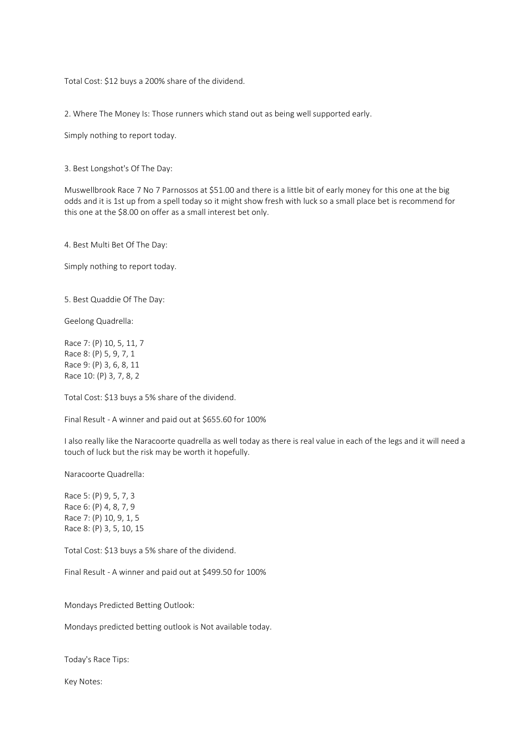Total Cost: $12 buys a 200% share of the dividend.

2. Where The Money Is: Those runners which stand out as being well supported early.

Simply nothing to report today.

3. Best Longshot's Of The Day:

Muswellbrook Race 7 No 7 Parnossos at $51.00 and there is a little bit of early money for this one at the big odds and it is 1st up from a spell today so it might show fresh with luck so a small place bet is recommend for this one at the $8.00 on offer as a small interest bet only.

4. Best Multi Bet Of The Day:

Simply nothing to report today.

5. Best Quaddie Of The Day:

Geelong Quadrella:

Race 7: (P) 10, 5, 11, 7
Race 8: (P) 5, 9, 7, 1
Race 9: (P) 3, 6, 8, 11
Race 10: (P) 3, 7, 8, 2

Total Cost: $13 buys a 5% share of the dividend.

Final Result - A winner and paid out at $655.60 for 100%

I also really like the Naracoorte quadrella as well today as there is real value in each of the legs and it will need a touch of luck but the risk may be worth it hopefully.

Naracoorte Quadrella:

Race 5: (P) 9, 5, 7, 3
Race 6: (P) 4, 8, 7, 9
Race 7: (P) 10, 9, 1, 5
Race 8: (P) 3, 5, 10, 15

Total Cost: $13 buys a 5% share of the dividend.

Final Result - A winner and paid out at $499.50 for 100%

Mondays Predicted Betting Outlook:

Mondays predicted betting outlook is Not available today.

Today's Race Tips:

Key Notes: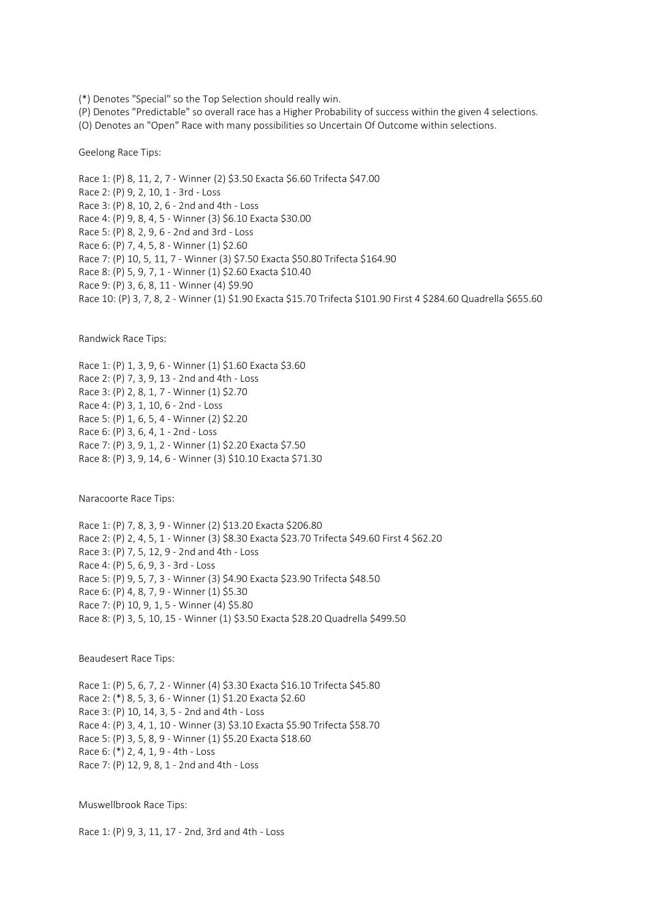(*) Denotes "Special" so the Top Selection should really win.
(P) Denotes "Predictable" so overall race has a Higher Probability of success within the given 4 selections.
(O) Denotes an "Open" Race with many possibilities so Uncertain Of Outcome within selections.

Geelong Race Tips:

Race 1: (P) 8, 11, 2, 7 - Winner (2) $3.50 Exacta $6.60 Trifecta $47.00
Race 2: (P) 9, 2, 10, 1 - 3rd - Loss
Race 3: (P) 8, 10, 2, 6 - 2nd and 4th - Loss
Race 4: (P) 9, 8, 4, 5 - Winner (3) $6.10 Exacta $30.00
Race 5: (P) 8, 2, 9, 6 - 2nd and 3rd - Loss
Race 6: (P) 7, 4, 5, 8 - Winner (1) $2.60
Race 7: (P) 10, 5, 11, 7 - Winner (3) $7.50 Exacta $50.80 Trifecta $164.90
Race 8: (P) 5, 9, 7, 1 - Winner (1) $2.60 Exacta $10.40
Race 9: (P) 3, 6, 8, 11 - Winner (4) $9.90
Race 10: (P) 3, 7, 8, 2 - Winner (1) $1.90 Exacta $15.70 Trifecta $101.90 First 4 $284.60 Quadrella $655.60

Randwick Race Tips:

Race 1: (P) 1, 3, 9, 6 - Winner (1) $1.60 Exacta $3.60
Race 2: (P) 7, 3, 9, 13 - 2nd and 4th - Loss
Race 3: (P) 2, 8, 1, 7 - Winner (1) $2.70
Race 4: (P) 3, 1, 10, 6 - 2nd - Loss
Race 5: (P) 1, 6, 5, 4 - Winner (2) $2.20
Race 6: (P) 3, 6, 4, 1 - 2nd - Loss
Race 7: (P) 3, 9, 1, 2 - Winner (1) $2.20 Exacta $7.50
Race 8: (P) 3, 9, 14, 6 - Winner (3) $10.10 Exacta $71.30

Naracoorte Race Tips:

Race 1: (P) 7, 8, 3, 9 - Winner (2) $13.20 Exacta $206.80
Race 2: (P) 2, 4, 5, 1 - Winner (3) $8.30 Exacta $23.70 Trifecta $49.60 First 4 $62.20
Race 3: (P) 7, 5, 12, 9 - 2nd and 4th - Loss
Race 4: (P) 5, 6, 9, 3 - 3rd - Loss
Race 5: (P) 9, 5, 7, 3 - Winner (3) $4.90 Exacta $23.90 Trifecta $48.50
Race 6: (P) 4, 8, 7, 9 - Winner (1) $5.30
Race 7: (P) 10, 9, 1, 5 - Winner (4) $5.80
Race 8: (P) 3, 5, 10, 15 - Winner (1) $3.50 Exacta $28.20 Quadrella $499.50

Beaudesert Race Tips:

Race 1: (P) 5, 6, 7, 2 - Winner (4) $3.30 Exacta $16.10 Trifecta $45.80
Race 2: (*) 8, 5, 3, 6 - Winner (1) $1.20 Exacta $2.60
Race 3: (P) 10, 14, 3, 5 - 2nd and 4th - Loss
Race 4: (P) 3, 4, 1, 10 - Winner (3) $3.10 Exacta $5.90 Trifecta $58.70
Race 5: (P) 3, 5, 8, 9 - Winner (1) $5.20 Exacta $18.60
Race 6: (*) 2, 4, 1, 9 - 4th - Loss
Race 7: (P) 12, 9, 8, 1 - 2nd and 4th - Loss

Muswellbrook Race Tips:

Race 1: (P) 9, 3, 11, 17 - 2nd, 3rd and 4th - Loss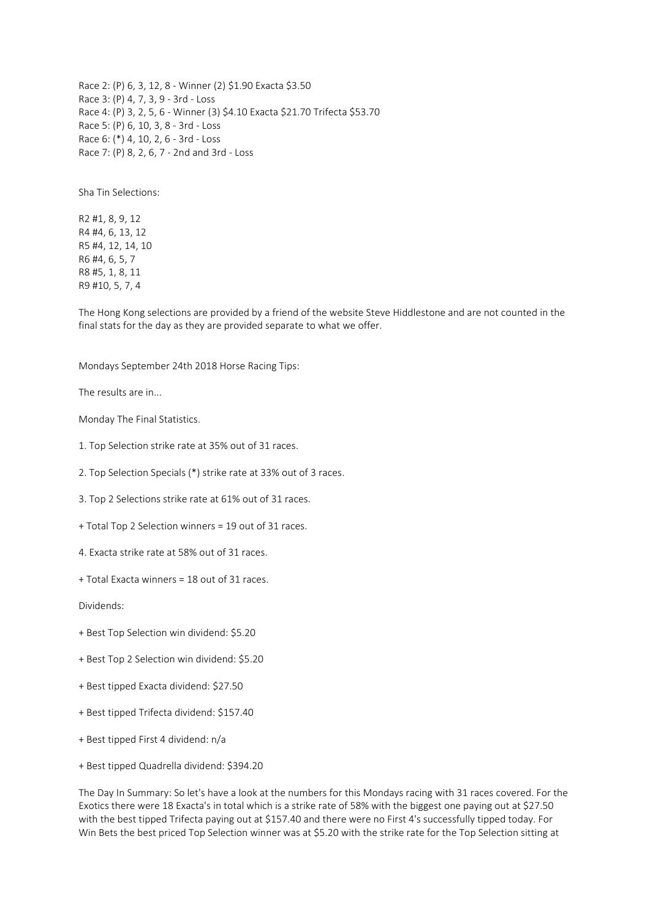Race 2: (P) 6, 3, 12, 8 - Winner (2) $1.90 Exacta $3.50
Race 3: (P) 4, 7, 3, 9 - 3rd - Loss
Race 4: (P) 3, 2, 5, 6 - Winner (3) $4.10 Exacta $21.70 Trifecta $53.70
Race 5: (P) 6, 10, 3, 8 - 3rd - Loss
Race 6: (*) 4, 10, 2, 6 - 3rd - Loss
Race 7: (P) 8, 2, 6, 7 - 2nd and 3rd - Loss

Sha Tin Selections:

R2 #1, 8, 9, 12
R4 #4, 6, 13, 12
R5 #4, 12, 14, 10
R6 #4, 6, 5, 7
R8 #5, 1, 8, 11
R9 #10, 5, 7, 4

The Hong Kong selections are provided by a friend of the website Steve Hiddlestone and are not counted in the final stats for the day as they are provided separate to what we offer.

Mondays September 24th 2018 Horse Racing Tips:

The results are in...

Monday The Final Statistics.

1. Top Selection strike rate at 35% out of 31 races.

2. Top Selection Specials (*) strike rate at 33% out of 3 races.

3. Top 2 Selections strike rate at 61% out of 31 races.

+ Total Top 2 Selection winners = 19 out of 31 races.

4. Exacta strike rate at 58% out of 31 races.

+ Total Exacta winners = 18 out of 31 races.

Dividends:

+ Best Top Selection win dividend: $5.20

+ Best Top 2 Selection win dividend: $5.20

+ Best tipped Exacta dividend: $27.50

+ Best tipped Trifecta dividend: $157.40

+ Best tipped First 4 dividend: n/a

+ Best tipped Quadrella dividend: $394.20

The Day In Summary: So let's have a look at the numbers for this Mondays racing with 31 races covered. For the Exotics there were 18 Exacta's in total which is a strike rate of 58% with the biggest one paying out at $27.50 with the best tipped Trifecta paying out at $157.40 and there were no First 4's successfully tipped today. For Win Bets the best priced Top Selection winner was at $5.20 with the strike rate for the Top Selection sitting at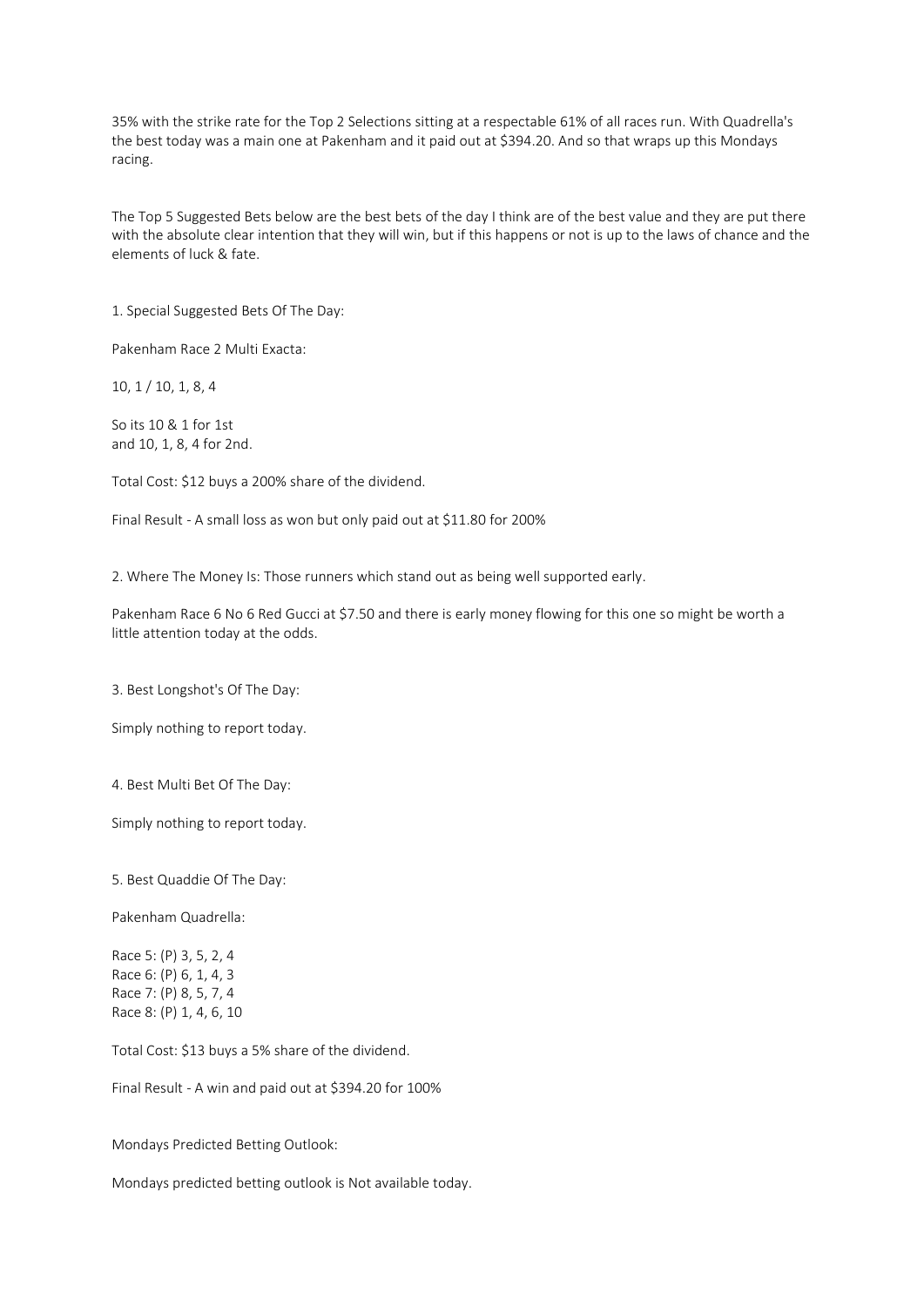35% with the strike rate for the Top 2 Selections sitting at a respectable 61% of all races run. With Quadrella's the best today was a main one at Pakenham and it paid out at $394.20. And so that wraps up this Mondays racing.

The Top 5 Suggested Bets below are the best bets of the day I think are of the best value and they are put there with the absolute clear intention that they will win, but if this happens or not is up to the laws of chance and the elements of luck & fate.

1. Special Suggested Bets Of The Day:

Pakenham Race 2 Multi Exacta:

10, 1 / 10, 1, 8, 4

So its 10 & 1 for 1st
and 10, 1, 8, 4 for 2nd.

Total Cost: $12 buys a 200% share of the dividend.

Final Result - A small loss as won but only paid out at $11.80 for 200%

2. Where The Money Is: Those runners which stand out as being well supported early.

Pakenham Race 6 No 6 Red Gucci at $7.50 and there is early money flowing for this one so might be worth a little attention today at the odds.

3. Best Longshot's Of The Day:

Simply nothing to report today.

4. Best Multi Bet Of The Day:

Simply nothing to report today.

5. Best Quaddie Of The Day:

Pakenham Quadrella:

Race 5: (P) 3, 5, 2, 4
Race 6: (P) 6, 1, 4, 3
Race 7: (P) 8, 5, 7, 4
Race 8: (P) 1, 4, 6, 10

Total Cost: $13 buys a 5% share of the dividend.

Final Result - A win and paid out at $394.20 for 100%

Mondays Predicted Betting Outlook:

Mondays predicted betting outlook is Not available today.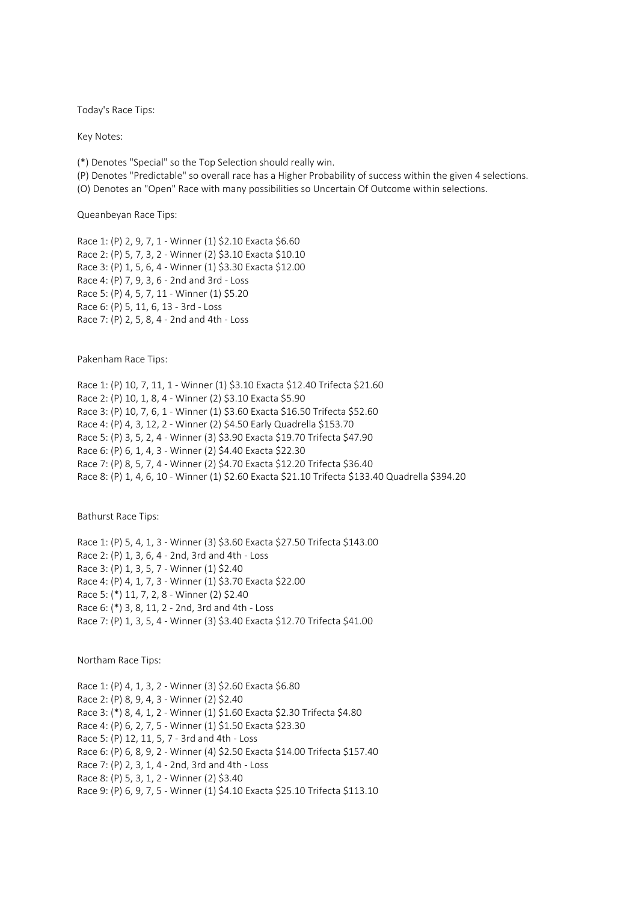Today's Race Tips:

Key Notes:

(*) Denotes "Special" so the Top Selection should really win.
(P) Denotes "Predictable" so overall race has a Higher Probability of success within the given 4 selections.
(O) Denotes an "Open" Race with many possibilities so Uncertain Of Outcome within selections.

Queanbeyan Race Tips:

Race 1: (P) 2, 9, 7, 1 - Winner (1) $2.10 Exacta $6.60
Race 2: (P) 5, 7, 3, 2 - Winner (2) $3.10 Exacta $10.10
Race 3: (P) 1, 5, 6, 4 - Winner (1) $3.30 Exacta $12.00
Race 4: (P) 7, 9, 3, 6 - 2nd and 3rd - Loss
Race 5: (P) 4, 5, 7, 11 - Winner (1) $5.20
Race 6: (P) 5, 11, 6, 13 - 3rd - Loss
Race 7: (P) 2, 5, 8, 4 - 2nd and 4th - Loss

Pakenham Race Tips:

Race 1: (P) 10, 7, 11, 1 - Winner (1) $3.10 Exacta $12.40 Trifecta $21.60
Race 2: (P) 10, 1, 8, 4 - Winner (2) $3.10 Exacta $5.90
Race 3: (P) 10, 7, 6, 1 - Winner (1) $3.60 Exacta $16.50 Trifecta $52.60
Race 4: (P) 4, 3, 12, 2 - Winner (2) $4.50 Early Quadrella $153.70
Race 5: (P) 3, 5, 2, 4 - Winner (3) $3.90 Exacta $19.70 Trifecta $47.90
Race 6: (P) 6, 1, 4, 3 - Winner (2) $4.40 Exacta $22.30
Race 7: (P) 8, 5, 7, 4 - Winner (2) $4.70 Exacta $12.20 Trifecta $36.40
Race 8: (P) 1, 4, 6, 10 - Winner (1) $2.60 Exacta $21.10 Trifecta $133.40 Quadrella $394.20

Bathurst Race Tips:

Race 1: (P) 5, 4, 1, 3 - Winner (3) $3.60 Exacta $27.50 Trifecta $143.00
Race 2: (P) 1, 3, 6, 4 - 2nd, 3rd and 4th - Loss
Race 3: (P) 1, 3, 5, 7 - Winner (1) $2.40
Race 4: (P) 4, 1, 7, 3 - Winner (1) $3.70 Exacta $22.00
Race 5: (*) 11, 7, 2, 8 - Winner (2) $2.40
Race 6: (*) 3, 8, 11, 2 - 2nd, 3rd and 4th - Loss
Race 7: (P) 1, 3, 5, 4 - Winner (3) $3.40 Exacta $12.70 Trifecta $41.00

Northam Race Tips:

Race 1: (P) 4, 1, 3, 2 - Winner (3) $2.60 Exacta $6.80
Race 2: (P) 8, 9, 4, 3 - Winner (2) $2.40
Race 3: (*) 8, 4, 1, 2 - Winner (1) $1.60 Exacta $2.30 Trifecta $4.80
Race 4: (P) 6, 2, 7, 5 - Winner (1) $1.50 Exacta $23.30
Race 5: (P) 12, 11, 5, 7 - 3rd and 4th - Loss
Race 6: (P) 6, 8, 9, 2 - Winner (4) $2.50 Exacta $14.00 Trifecta $157.40
Race 7: (P) 2, 3, 1, 4 - 2nd, 3rd and 4th - Loss
Race 8: (P) 5, 3, 1, 2 - Winner (2) $3.40
Race 9: (P) 6, 9, 7, 5 - Winner (1) $4.10 Exacta $25.10 Trifecta $113.10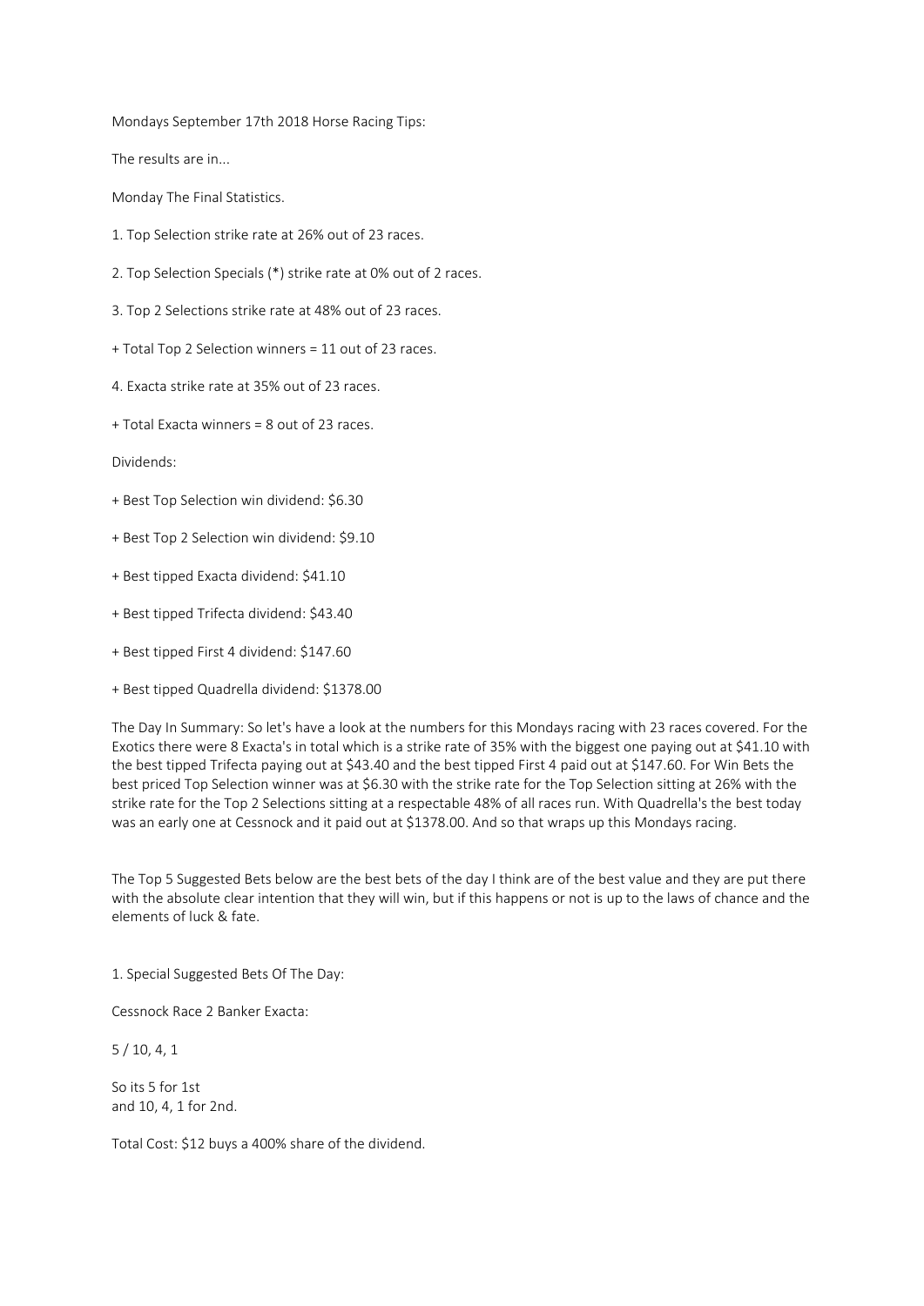Mondays September 17th 2018 Horse Racing Tips:

The results are in...

Monday The Final Statistics.

1. Top Selection strike rate at 26% out of 23 races.

2. Top Selection Specials (*) strike rate at 0% out of 2 races.

3. Top 2 Selections strike rate at 48% out of 23 races.

+ Total Top 2 Selection winners = 11 out of 23 races.

4. Exacta strike rate at 35% out of 23 races.

+ Total Exacta winners = 8 out of 23 races.

Dividends:

+ Best Top Selection win dividend: $6.30

+ Best Top 2 Selection win dividend: $9.10

+ Best tipped Exacta dividend: $41.10

+ Best tipped Trifecta dividend: $43.40

+ Best tipped First 4 dividend: $147.60

+ Best tipped Quadrella dividend: $1378.00

The Day In Summary: So let's have a look at the numbers for this Mondays racing with 23 races covered. For the Exotics there were 8 Exacta's in total which is a strike rate of 35% with the biggest one paying out at $41.10 with the best tipped Trifecta paying out at $43.40 and the best tipped First 4 paid out at $147.60. For Win Bets the best priced Top Selection winner was at $6.30 with the strike rate for the Top Selection sitting at 26% with the strike rate for the Top 2 Selections sitting at a respectable 48% of all races run. With Quadrella's the best today was an early one at Cessnock and it paid out at $1378.00. And so that wraps up this Mondays racing.

The Top 5 Suggested Bets below are the best bets of the day I think are of the best value and they are put there with the absolute clear intention that they will win, but if this happens or not is up to the laws of chance and the elements of luck & fate.

1. Special Suggested Bets Of The Day:

Cessnock Race 2 Banker Exacta:

5 / 10, 4, 1

So its 5 for 1st
and 10, 4, 1 for 2nd.

Total Cost: $12 buys a 400% share of the dividend.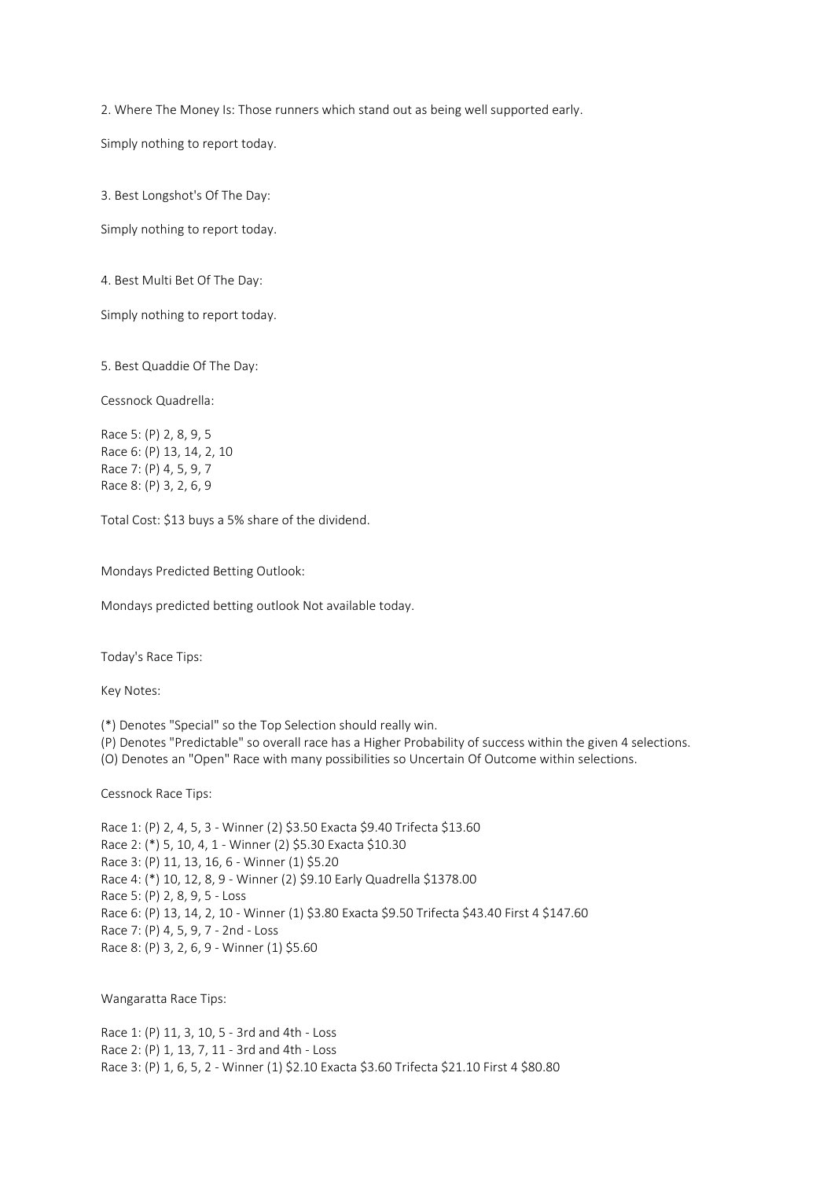2. Where The Money Is: Those runners which stand out as being well supported early.

Simply nothing to report today.

3. Best Longshot's Of The Day:

Simply nothing to report today.

4. Best Multi Bet Of The Day:

Simply nothing to report today.

5. Best Quaddie Of The Day:

Cessnock Quadrella:

Race 5: (P) 2, 8, 9, 5
Race 6: (P) 13, 14, 2, 10
Race 7: (P) 4, 5, 9, 7
Race 8: (P) 3, 2, 6, 9

Total Cost: $13 buys a 5% share of the dividend.

Mondays Predicted Betting Outlook:

Mondays predicted betting outlook Not available today.

Today's Race Tips:

Key Notes:

(*) Denotes "Special" so the Top Selection should really win.
(P) Denotes "Predictable" so overall race has a Higher Probability of success within the given 4 selections.
(O) Denotes an "Open" Race with many possibilities so Uncertain Of Outcome within selections.

Cessnock Race Tips:

Race 1: (P) 2, 4, 5, 3 - Winner (2) $3.50 Exacta $9.40 Trifecta $13.60
Race 2: (*) 5, 10, 4, 1 - Winner (2) $5.30 Exacta $10.30
Race 3: (P) 11, 13, 16, 6 - Winner (1) $5.20
Race 4: (*) 10, 12, 8, 9 - Winner (2) $9.10 Early Quadrella $1378.00
Race 5: (P) 2, 8, 9, 5 - Loss
Race 6: (P) 13, 14, 2, 10 - Winner (1) $3.80 Exacta $9.50 Trifecta $43.40 First 4 $147.60
Race 7: (P) 4, 5, 9, 7 - 2nd - Loss
Race 8: (P) 3, 2, 6, 9 - Winner (1) $5.60

Wangaratta Race Tips:

Race 1: (P) 11, 3, 10, 5 - 3rd and 4th - Loss
Race 2: (P) 1, 13, 7, 11 - 3rd and 4th - Loss
Race 3: (P) 1, 6, 5, 2 - Winner (1) $2.10 Exacta $3.60 Trifecta $21.10 First 4 $80.80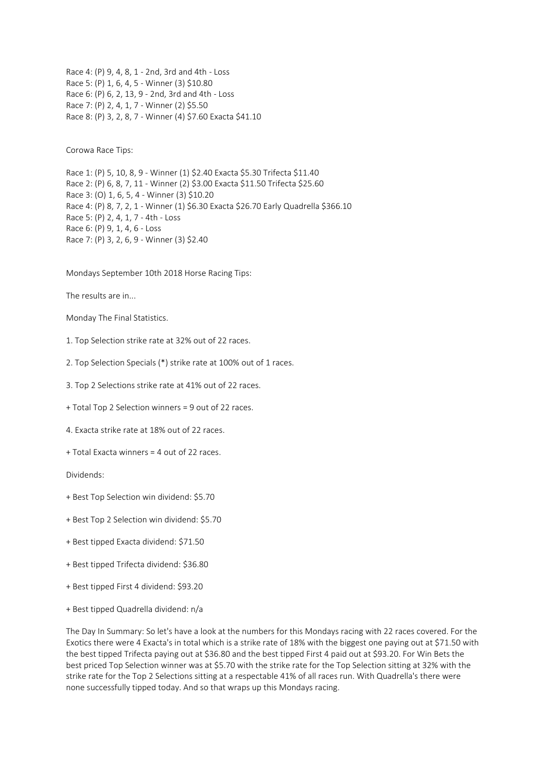Race 4: (P) 9, 4, 8, 1 - 2nd, 3rd and 4th - Loss
Race 5: (P) 1, 6, 4, 5 - Winner (3) $10.80
Race 6: (P) 6, 2, 13, 9 - 2nd, 3rd and 4th - Loss
Race 7: (P) 2, 4, 1, 7 - Winner (2) $5.50
Race 8: (P) 3, 2, 8, 7 - Winner (4) $7.60 Exacta $41.10

Corowa Race Tips:

Race 1: (P) 5, 10, 8, 9 - Winner (1) $2.40 Exacta $5.30 Trifecta $11.40
Race 2: (P) 6, 8, 7, 11 - Winner (2) $3.00 Exacta $11.50 Trifecta $25.60
Race 3: (O) 1, 6, 5, 4 - Winner (3) $10.20
Race 4: (P) 8, 7, 2, 1 - Winner (1) $6.30 Exacta $26.70 Early Quadrella $366.10
Race 5: (P) 2, 4, 1, 7 - 4th - Loss
Race 6: (P) 9, 1, 4, 6 - Loss
Race 7: (P) 3, 2, 6, 9 - Winner (3) $2.40

Mondays September 10th 2018 Horse Racing Tips:

The results are in...

Monday The Final Statistics.

1. Top Selection strike rate at 32% out of 22 races.

2. Top Selection Specials (*) strike rate at 100% out of 1 races.

3. Top 2 Selections strike rate at 41% out of 22 races.

+ Total Top 2 Selection winners = 9 out of 22 races.

4. Exacta strike rate at 18% out of 22 races.

+ Total Exacta winners = 4 out of 22 races.

Dividends:

+ Best Top Selection win dividend: $5.70

+ Best Top 2 Selection win dividend: $5.70

+ Best tipped Exacta dividend: $71.50

+ Best tipped Trifecta dividend: $36.80

+ Best tipped First 4 dividend: $93.20

+ Best tipped Quadrella dividend: n/a

The Day In Summary: So let's have a look at the numbers for this Mondays racing with 22 races covered. For the Exotics there were 4 Exacta's in total which is a strike rate of 18% with the biggest one paying out at $71.50 with the best tipped Trifecta paying out at $36.80 and the best tipped First 4 paid out at $93.20. For Win Bets the best priced Top Selection winner was at $5.70 with the strike rate for the Top Selection sitting at 32% with the strike rate for the Top 2 Selections sitting at a respectable 41% of all races run. With Quadrella's there were none successfully tipped today. And so that wraps up this Mondays racing.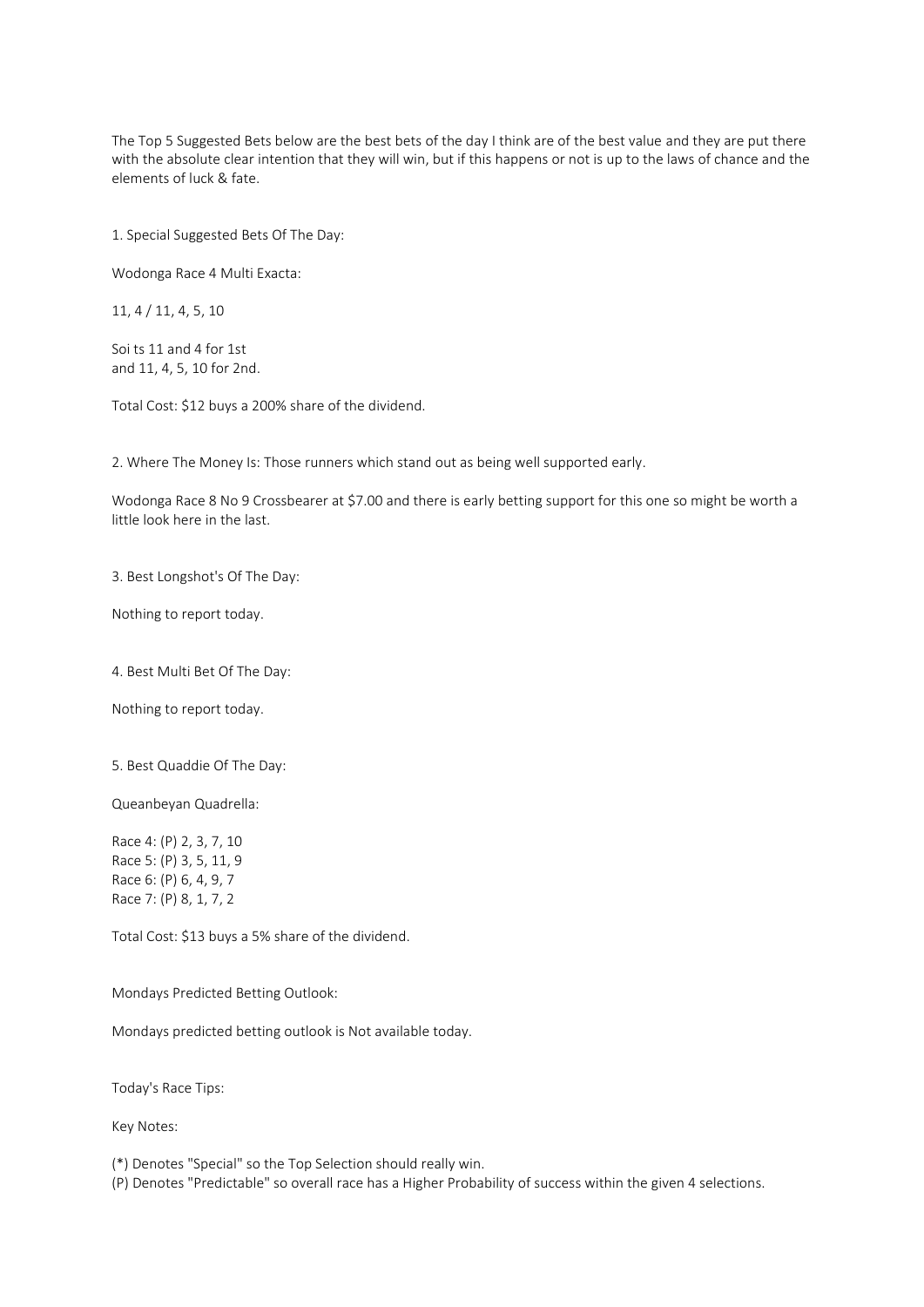The Top 5 Suggested Bets below are the best bets of the day I think are of the best value and they are put there with the absolute clear intention that they will win, but if this happens or not is up to the laws of chance and the elements of luck & fate.

1. Special Suggested Bets Of The Day:

Wodonga Race 4 Multi Exacta:

11, 4 / 11, 4, 5, 10

Soi ts 11 and 4 for 1st
and 11, 4, 5, 10 for 2nd.

Total Cost: $12 buys a 200% share of the dividend.

2. Where The Money Is: Those runners which stand out as being well supported early.

Wodonga Race 8 No 9 Crossbearer at $7.00 and there is early betting support for this one so might be worth a little look here in the last.

3. Best Longshot's Of The Day:

Nothing to report today.

4. Best Multi Bet Of The Day:

Nothing to report today.

5. Best Quaddie Of The Day:

Queanbeyan Quadrella:

Race 4: (P) 2, 3, 7, 10
Race 5: (P) 3, 5, 11, 9
Race 6: (P) 6, 4, 9, 7
Race 7: (P) 8, 1, 7, 2

Total Cost: $13 buys a 5% share of the dividend.

Mondays Predicted Betting Outlook:

Mondays predicted betting outlook is Not available today.

Today's Race Tips:

Key Notes:

(*) Denotes "Special" so the Top Selection should really win.
(P) Denotes "Predictable" so overall race has a Higher Probability of success within the given 4 selections.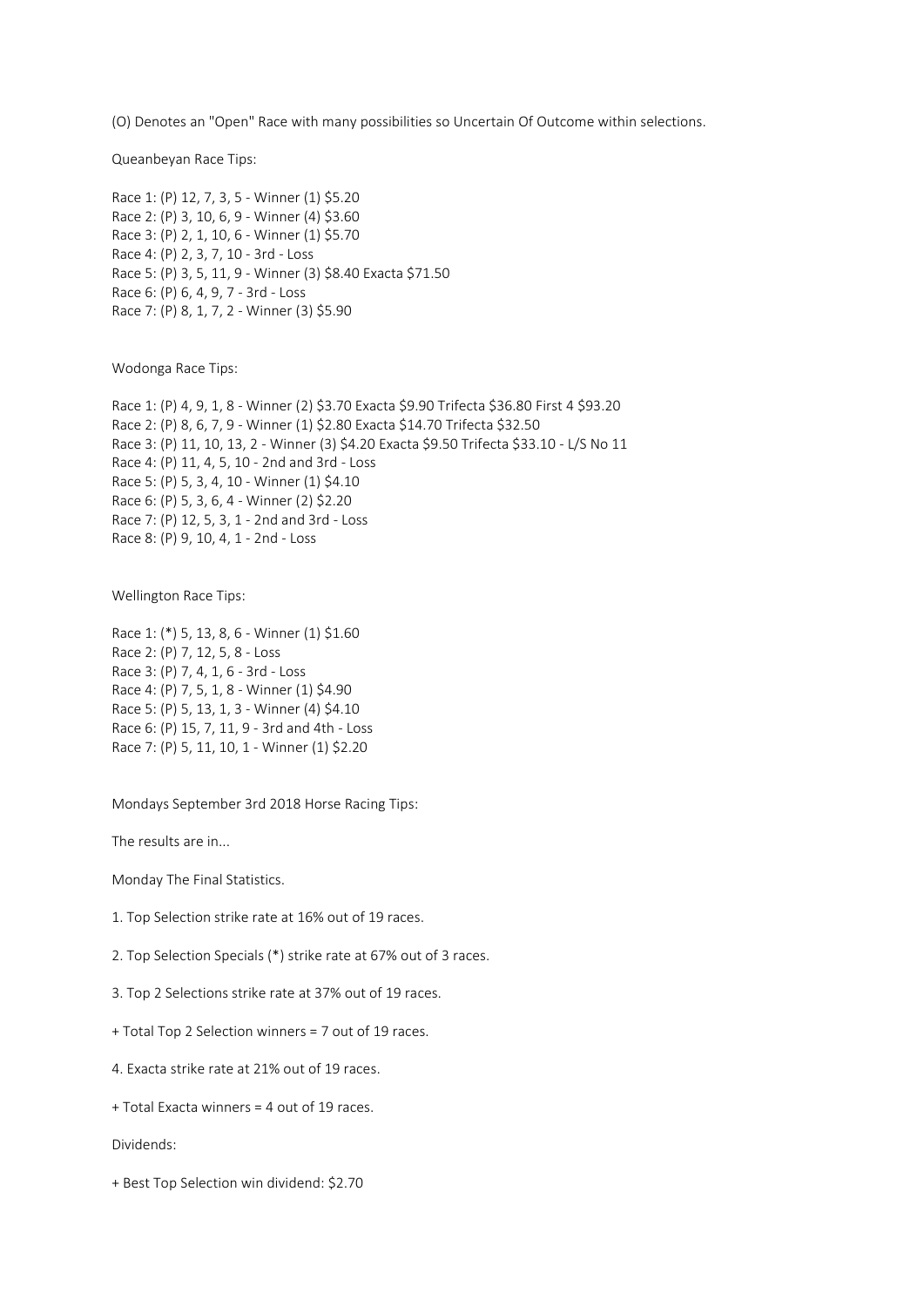(O) Denotes an "Open" Race with many possibilities so Uncertain Of Outcome within selections.

Queanbeyan Race Tips:

Race 1: (P) 12, 7, 3, 5 - Winner (1) $5.20
Race 2: (P) 3, 10, 6, 9 - Winner (4) $3.60
Race 3: (P) 2, 1, 10, 6 - Winner (1) $5.70
Race 4: (P) 2, 3, 7, 10 - 3rd - Loss
Race 5: (P) 3, 5, 11, 9 - Winner (3) $8.40 Exacta $71.50
Race 6: (P) 6, 4, 9, 7 - 3rd - Loss
Race 7: (P) 8, 1, 7, 2 - Winner (3) $5.90

Wodonga Race Tips:

Race 1: (P) 4, 9, 1, 8 - Winner (2) $3.70 Exacta $9.90 Trifecta $36.80 First 4 $93.20
Race 2: (P) 8, 6, 7, 9 - Winner (1) $2.80 Exacta $14.70 Trifecta $32.50
Race 3: (P) 11, 10, 13, 2 - Winner (3) $4.20 Exacta $9.50 Trifecta $33.10 - L/S No 11
Race 4: (P) 11, 4, 5, 10 - 2nd and 3rd - Loss
Race 5: (P) 5, 3, 4, 10 - Winner (1) $4.10
Race 6: (P) 5, 3, 6, 4 - Winner (2) $2.20
Race 7: (P) 12, 5, 3, 1 - 2nd and 3rd - Loss
Race 8: (P) 9, 10, 4, 1 - 2nd - Loss

Wellington Race Tips:

Race 1: (*) 5, 13, 8, 6 - Winner (1) $1.60
Race 2: (P) 7, 12, 5, 8 - Loss
Race 3: (P) 7, 4, 1, 6 - 3rd - Loss
Race 4: (P) 7, 5, 1, 8 - Winner (1) $4.90
Race 5: (P) 5, 13, 1, 3 - Winner (4) $4.10
Race 6: (P) 15, 7, 11, 9 - 3rd and 4th - Loss
Race 7: (P) 5, 11, 10, 1 - Winner (1) $2.20

Mondays September 3rd 2018 Horse Racing Tips:

The results are in...

Monday The Final Statistics.

1. Top Selection strike rate at 16% out of 19 races.

2. Top Selection Specials (*) strike rate at 67% out of 3 races.

3. Top 2 Selections strike rate at 37% out of 19 races.

+ Total Top 2 Selection winners = 7 out of 19 races.

4. Exacta strike rate at 21% out of 19 races.

+ Total Exacta winners = 4 out of 19 races.

Dividends:

+ Best Top Selection win dividend: $2.70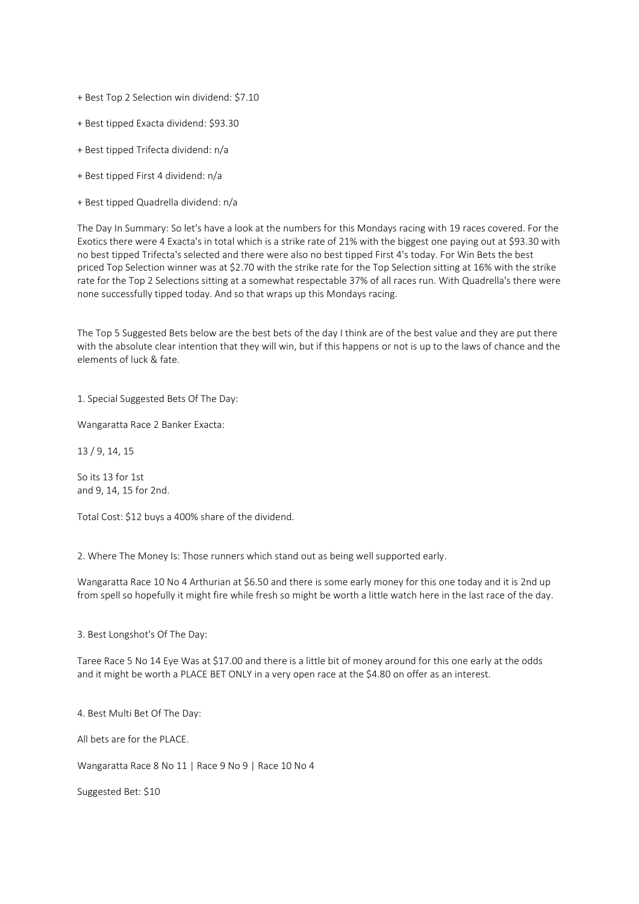+ Best Top 2 Selection win dividend: $7.10

+ Best tipped Exacta dividend: $93.30

+ Best tipped Trifecta dividend: n/a

+ Best tipped First 4 dividend: n/a

+ Best tipped Quadrella dividend: n/a

The Day In Summary: So let's have a look at the numbers for this Mondays racing with 19 races covered. For the Exotics there were 4 Exacta's in total which is a strike rate of 21% with the biggest one paying out at $93.30 with no best tipped Trifecta's selected and there were also no best tipped First 4's today. For Win Bets the best priced Top Selection winner was at $2.70 with the strike rate for the Top Selection sitting at 16% with the strike rate for the Top 2 Selections sitting at a somewhat respectable 37% of all races run. With Quadrella's there were none successfully tipped today. And so that wraps up this Mondays racing.

The Top 5 Suggested Bets below are the best bets of the day I think are of the best value and they are put there with the absolute clear intention that they will win, but if this happens or not is up to the laws of chance and the elements of luck & fate.

1. Special Suggested Bets Of The Day:

Wangaratta Race 2 Banker Exacta:

13 / 9, 14, 15

So its 13 for 1st
and 9, 14, 15 for 2nd.

Total Cost: $12 buys a 400% share of the dividend.

2. Where The Money Is: Those runners which stand out as being well supported early.

Wangaratta Race 10 No 4 Arthurian at $6.50 and there is some early money for this one today and it is 2nd up from spell so hopefully it might fire while fresh so might be worth a little watch here in the last race of the day.

3. Best Longshot's Of The Day:

Taree Race 5 No 14 Eye Was at $17.00 and there is a little bit of money around for this one early at the odds and it might be worth a PLACE BET ONLY in a very open race at the $4.80 on offer as an interest.

4. Best Multi Bet Of The Day:

All bets are for the PLACE.

Wangaratta Race 8 No 11 | Race 9 No 9 | Race 10 No 4

Suggested Bet: $10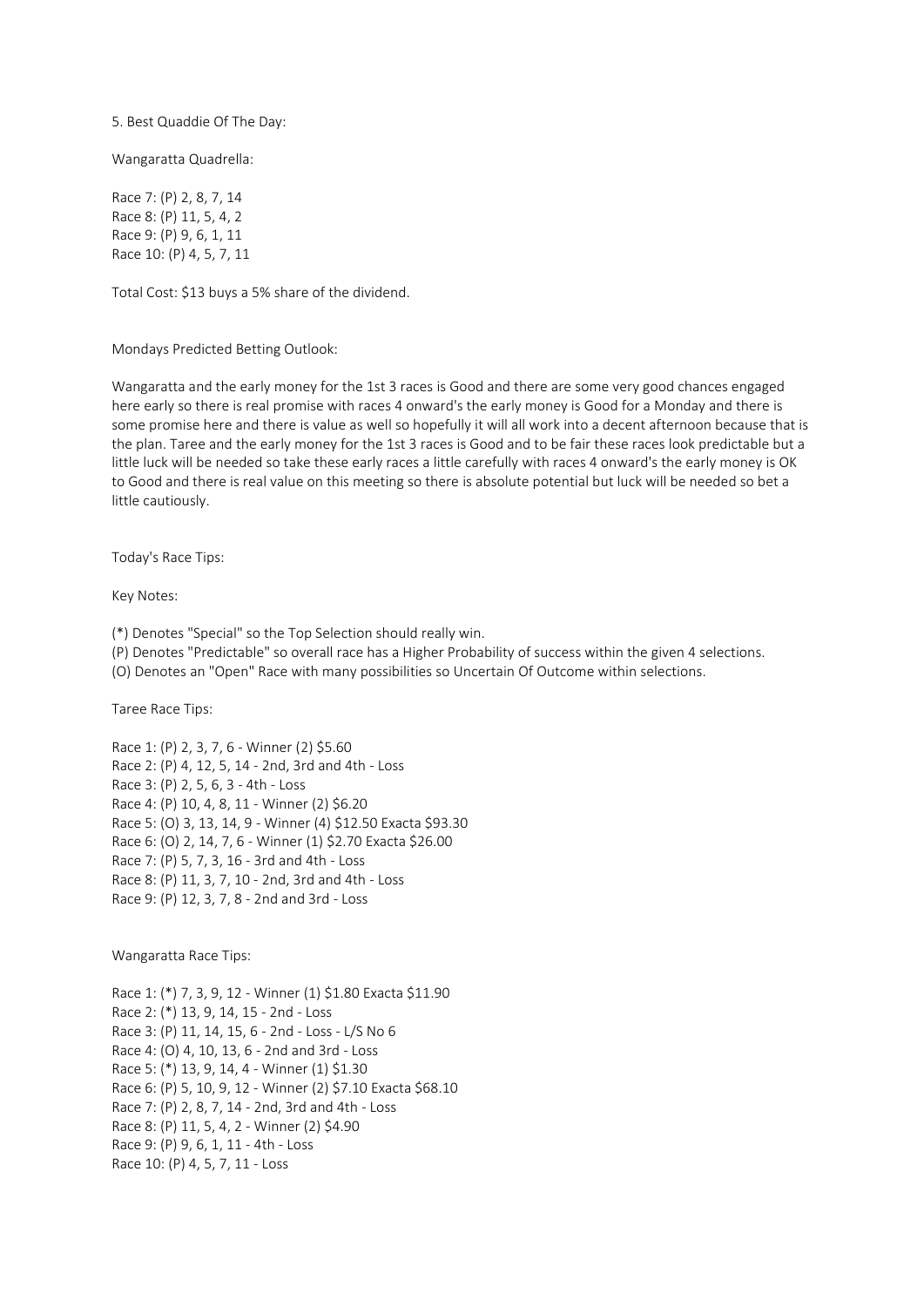5. Best Quaddie Of The Day:

Wangaratta Quadrella:

Race 7: (P) 2, 8, 7, 14
Race 8: (P) 11, 5, 4, 2
Race 9: (P) 9, 6, 1, 11
Race 10: (P) 4, 5, 7, 11

Total Cost: $13 buys a 5% share of the dividend.

Mondays Predicted Betting Outlook:

Wangaratta and the early money for the 1st 3 races is Good and there are some very good chances engaged here early so there is real promise with races 4 onward's the early money is Good for a Monday and there is some promise here and there is value as well so hopefully it will all work into a decent afternoon because that is the plan. Taree and the early money for the 1st 3 races is Good and to be fair these races look predictable but a little luck will be needed so take these early races a little carefully with races 4 onward's the early money is OK to Good and there is real value on this meeting so there is absolute potential but luck will be needed so bet a little cautiously.

Today's Race Tips:

Key Notes:

(*) Denotes "Special" so the Top Selection should really win.
(P) Denotes "Predictable" so overall race has a Higher Probability of success within the given 4 selections.
(O) Denotes an "Open" Race with many possibilities so Uncertain Of Outcome within selections.

Taree Race Tips:

Race 1: (P) 2, 3, 7, 6 - Winner (2) $5.60
Race 2: (P) 4, 12, 5, 14 - 2nd, 3rd and 4th - Loss
Race 3: (P) 2, 5, 6, 3 - 4th - Loss
Race 4: (P) 10, 4, 8, 11 - Winner (2) $6.20
Race 5: (O) 3, 13, 14, 9 - Winner (4) $12.50 Exacta $93.30
Race 6: (O) 2, 14, 7, 6 - Winner (1) $2.70 Exacta $26.00
Race 7: (P) 5, 7, 3, 16 - 3rd and 4th - Loss
Race 8: (P) 11, 3, 7, 10 - 2nd, 3rd and 4th - Loss
Race 9: (P) 12, 3, 7, 8 - 2nd and 3rd - Loss

Wangaratta Race Tips:

Race 1: (*) 7, 3, 9, 12 - Winner (1) $1.80 Exacta $11.90
Race 2: (*) 13, 9, 14, 15 - 2nd - Loss
Race 3: (P) 11, 14, 15, 6 - 2nd - Loss - L/S No 6
Race 4: (O) 4, 10, 13, 6 - 2nd and 3rd - Loss
Race 5: (*) 13, 9, 14, 4 - Winner (1) $1.30
Race 6: (P) 5, 10, 9, 12 - Winner (2) $7.10 Exacta $68.10
Race 7: (P) 2, 8, 7, 14 - 2nd, 3rd and 4th - Loss
Race 8: (P) 11, 5, 4, 2 - Winner (2) $4.90
Race 9: (P) 9, 6, 1, 11 - 4th - Loss
Race 10: (P) 4, 5, 7, 11 - Loss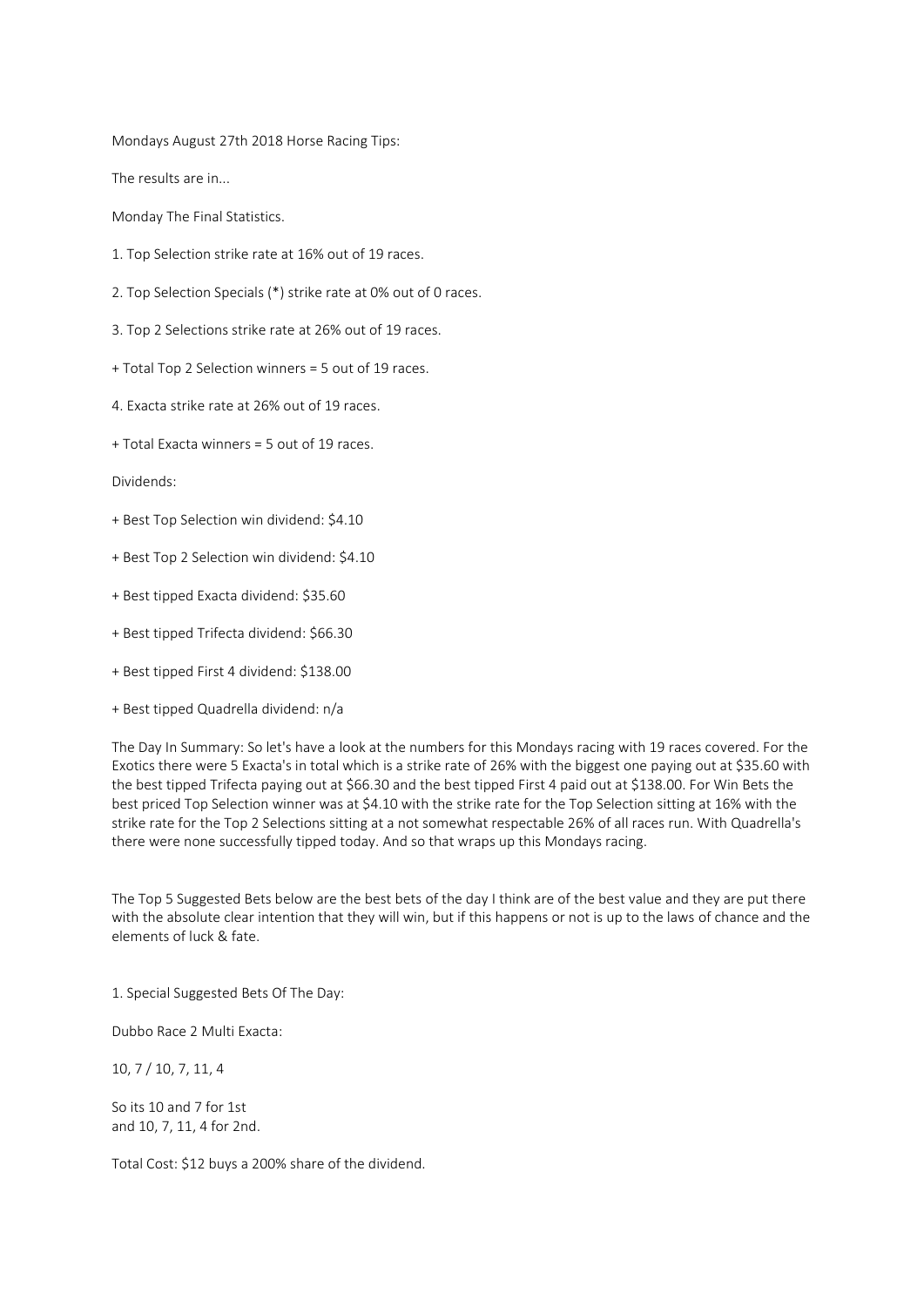Mondays August 27th 2018 Horse Racing Tips:

The results are in...

Monday The Final Statistics.

1. Top Selection strike rate at 16% out of 19 races.

2. Top Selection Specials (*) strike rate at 0% out of 0 races.

3. Top 2 Selections strike rate at 26% out of 19 races.

+ Total Top 2 Selection winners = 5 out of 19 races.

4. Exacta strike rate at 26% out of 19 races.

+ Total Exacta winners = 5 out of 19 races.

Dividends:

+ Best Top Selection win dividend: $4.10

+ Best Top 2 Selection win dividend: $4.10

+ Best tipped Exacta dividend: $35.60

+ Best tipped Trifecta dividend: $66.30

+ Best tipped First 4 dividend: $138.00

+ Best tipped Quadrella dividend: n/a

The Day In Summary: So let's have a look at the numbers for this Mondays racing with 19 races covered. For the Exotics there were 5 Exacta's in total which is a strike rate of 26% with the biggest one paying out at $35.60 with the best tipped Trifecta paying out at $66.30 and the best tipped First 4 paid out at $138.00. For Win Bets the best priced Top Selection winner was at $4.10 with the strike rate for the Top Selection sitting at 16% with the strike rate for the Top 2 Selections sitting at a not somewhat respectable 26% of all races run. With Quadrella's there were none successfully tipped today. And so that wraps up this Mondays racing.

The Top 5 Suggested Bets below are the best bets of the day I think are of the best value and they are put there with the absolute clear intention that they will win, but if this happens or not is up to the laws of chance and the elements of luck & fate.

1. Special Suggested Bets Of The Day:

Dubbo Race 2 Multi Exacta:

10, 7 / 10, 7, 11, 4

So its 10 and 7 for 1st
and 10, 7, 11, 4 for 2nd.

Total Cost: $12 buys a 200% share of the dividend.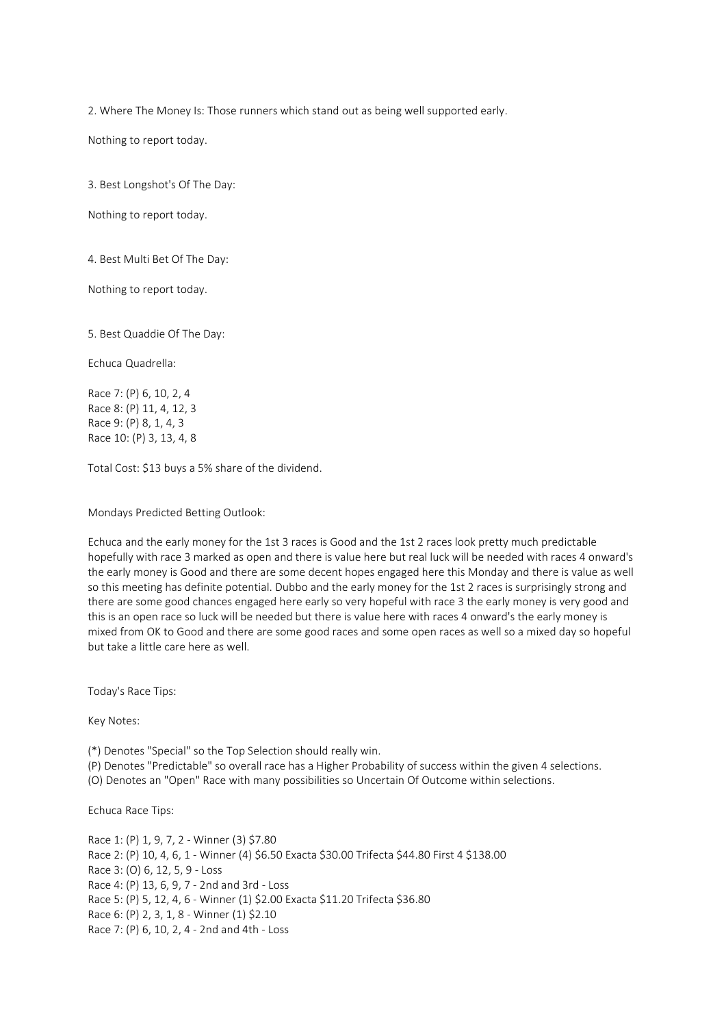2. Where The Money Is: Those runners which stand out as being well supported early.

Nothing to report today.

3. Best Longshot's Of The Day:

Nothing to report today.

4. Best Multi Bet Of The Day:

Nothing to report today.

5. Best Quaddie Of The Day:

Echuca Quadrella:

Race 7: (P) 6, 10, 2, 4
Race 8: (P) 11, 4, 12, 3
Race 9: (P) 8, 1, 4, 3
Race 10: (P) 3, 13, 4, 8

Total Cost: $13 buys a 5% share of the dividend.

Mondays Predicted Betting Outlook:

Echuca and the early money for the 1st 3 races is Good and the 1st 2 races look pretty much predictable hopefully with race 3 marked as open and there is value here but real luck will be needed with races 4 onward's the early money is Good and there are some decent hopes engaged here this Monday and there is value as well so this meeting has definite potential. Dubbo and the early money for the 1st 2 races is surprisingly strong and there are some good chances engaged here early so very hopeful with race 3 the early money is very good and this is an open race so luck will be needed but there is value here with races 4 onward's the early money is mixed from OK to Good and there are some good races and some open races as well so a mixed day so hopeful but take a little care here as well.

Today's Race Tips:

Key Notes:

(*) Denotes "Special" so the Top Selection should really win.
(P) Denotes "Predictable" so overall race has a Higher Probability of success within the given 4 selections.
(O) Denotes an "Open" Race with many possibilities so Uncertain Of Outcome within selections.

Echuca Race Tips:

Race 1: (P) 1, 9, 7, 2 - Winner (3) $7.80
Race 2: (P) 10, 4, 6, 1 - Winner (4) $6.50 Exacta $30.00 Trifecta $44.80 First 4 $138.00
Race 3: (O) 6, 12, 5, 9 - Loss
Race 4: (P) 13, 6, 9, 7 - 2nd and 3rd - Loss
Race 5: (P) 5, 12, 4, 6 - Winner (1) $2.00 Exacta $11.20 Trifecta $36.80
Race 6: (P) 2, 3, 1, 8 - Winner (1) $2.10
Race 7: (P) 6, 10, 2, 4 - 2nd and 4th - Loss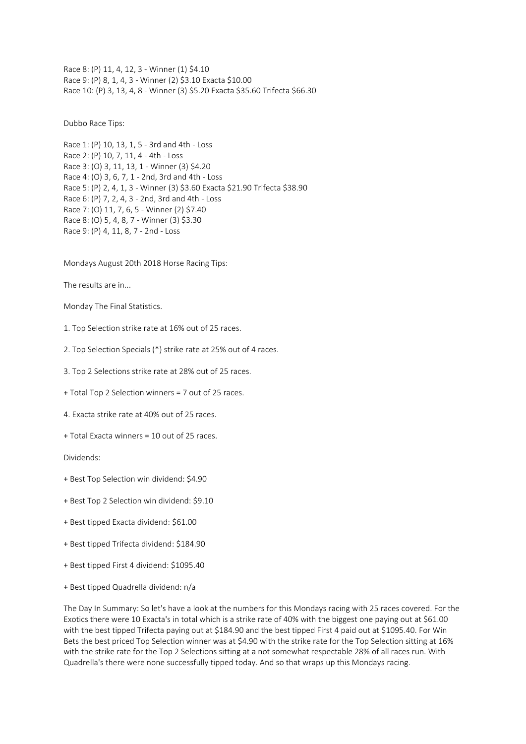Race 8: (P) 11, 4, 12, 3 - Winner (1) $4.10
Race 9: (P) 8, 1, 4, 3 - Winner (2) $3.10 Exacta $10.00
Race 10: (P) 3, 13, 4, 8 - Winner (3) $5.20 Exacta $35.60 Trifecta $66.30

Dubbo Race Tips:

Race 1: (P) 10, 13, 1, 5 - 3rd and 4th - Loss
Race 2: (P) 10, 7, 11, 4 - 4th - Loss
Race 3: (O) 3, 11, 13, 1 - Winner (3) $4.20
Race 4: (O) 3, 6, 7, 1 - 2nd, 3rd and 4th - Loss
Race 5: (P) 2, 4, 1, 3 - Winner (3) $3.60 Exacta $21.90 Trifecta $38.90
Race 6: (P) 7, 2, 4, 3 - 2nd, 3rd and 4th - Loss
Race 7: (O) 11, 7, 6, 5 - Winner (2) $7.40
Race 8: (O) 5, 4, 8, 7 - Winner (3) $3.30
Race 9: (P) 4, 11, 8, 7 - 2nd - Loss

Mondays August 20th 2018 Horse Racing Tips:

The results are in...

Monday The Final Statistics.

1. Top Selection strike rate at 16% out of 25 races.

2. Top Selection Specials (*) strike rate at 25% out of 4 races.

3. Top 2 Selections strike rate at 28% out of 25 races.

+ Total Top 2 Selection winners = 7 out of 25 races.

4. Exacta strike rate at 40% out of 25 races.

+ Total Exacta winners = 10 out of 25 races.

Dividends:

+ Best Top Selection win dividend: $4.90

+ Best Top 2 Selection win dividend: $9.10

+ Best tipped Exacta dividend: $61.00

+ Best tipped Trifecta dividend: $184.90

+ Best tipped First 4 dividend: $1095.40

+ Best tipped Quadrella dividend: n/a

The Day In Summary: So let's have a look at the numbers for this Mondays racing with 25 races covered. For the Exotics there were 10 Exacta's in total which is a strike rate of 40% with the biggest one paying out at $61.00 with the best tipped Trifecta paying out at $184.90 and the best tipped First 4 paid out at $1095.40. For Win Bets the best priced Top Selection winner was at $4.90 with the strike rate for the Top Selection sitting at 16% with the strike rate for the Top 2 Selections sitting at a not somewhat respectable 28% of all races run. With Quadrella's there were none successfully tipped today. And so that wraps up this Mondays racing.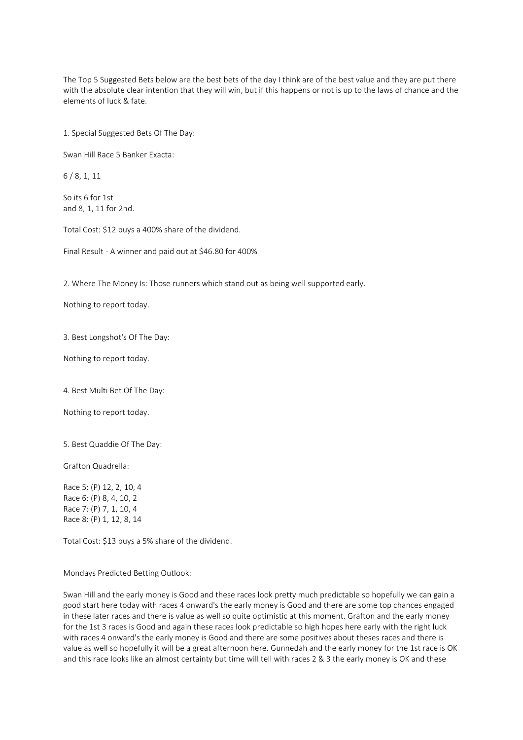The Top 5 Suggested Bets below are the best bets of the day I think are of the best value and they are put there with the absolute clear intention that they will win, but if this happens or not is up to the laws of chance and the elements of luck & fate.

1. Special Suggested Bets Of The Day:

Swan Hill Race 5 Banker Exacta:

6 / 8, 1, 11

So its 6 for 1st
and 8, 1, 11 for 2nd.

Total Cost: $12 buys a 400% share of the dividend.

Final Result - A winner and paid out at $46.80 for 400%

2. Where The Money Is: Those runners which stand out as being well supported early.

Nothing to report today.

3. Best Longshot's Of The Day:

Nothing to report today.

4. Best Multi Bet Of The Day:

Nothing to report today.

5. Best Quaddie Of The Day:

Grafton Quadrella:

Race 5: (P) 12, 2, 10, 4
Race 6: (P) 8, 4, 10, 2
Race 7: (P) 7, 1, 10, 4
Race 8: (P) 1, 12, 8, 14

Total Cost: $13 buys a 5% share of the dividend.

Mondays Predicted Betting Outlook:

Swan Hill and the early money is Good and these races look pretty much predictable so hopefully we can gain a good start here today with races 4 onward's the early money is Good and there are some top chances engaged in these later races and there is value as well so quite optimistic at this moment. Grafton and the early money for the 1st 3 races is Good and again these races look predictable so high hopes here early with the right luck with races 4 onward's the early money is Good and there are some positives about theses races and there is value as well so hopefully it will be a great afternoon here. Gunnedah and the early money for the 1st race is OK and this race looks like an almost certainty but time will tell with races 2 & 3 the early money is OK and these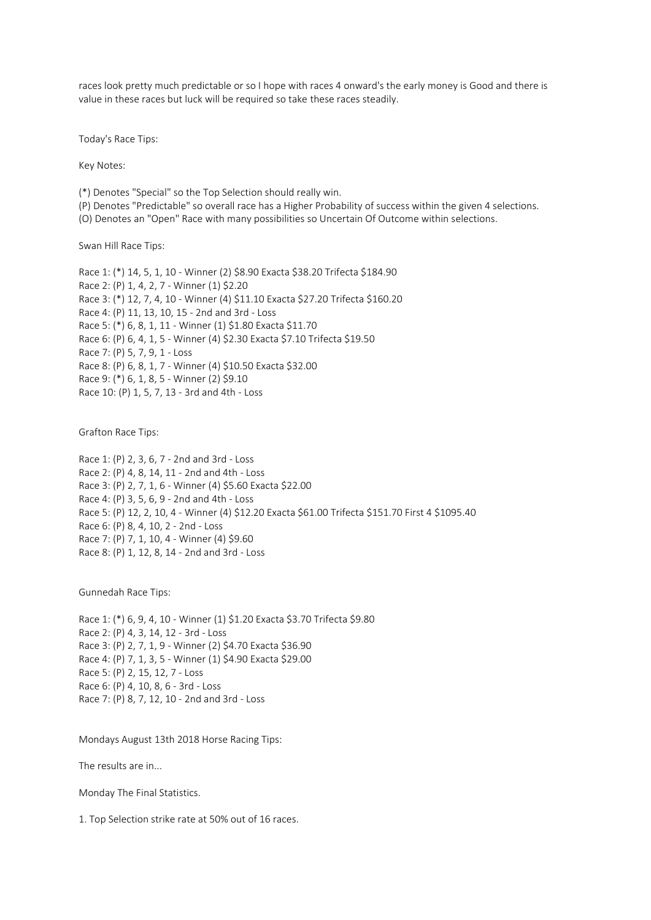races look pretty much predictable or so I hope with races 4 onward's the early money is Good and there is value in these races but luck will be required so take these races steadily.

Today's Race Tips:

Key Notes:

(*) Denotes "Special" so the Top Selection should really win.
(P) Denotes "Predictable" so overall race has a Higher Probability of success within the given 4 selections.
(O) Denotes an "Open" Race with many possibilities so Uncertain Of Outcome within selections.

Swan Hill Race Tips:

Race 1: (*) 14, 5, 1, 10 - Winner (2) $8.90 Exacta $38.20 Trifecta $184.90
Race 2: (P) 1, 4, 2, 7 - Winner (1) $2.20
Race 3: (*) 12, 7, 4, 10 - Winner (4) $11.10 Exacta $27.20 Trifecta $160.20
Race 4: (P) 11, 13, 10, 15 - 2nd and 3rd - Loss
Race 5: (*) 6, 8, 1, 11 - Winner (1) $1.80 Exacta $11.70
Race 6: (P) 6, 4, 1, 5 - Winner (4) $2.30 Exacta $7.10 Trifecta $19.50
Race 7: (P) 5, 7, 9, 1 - Loss
Race 8: (P) 6, 8, 1, 7 - Winner (4) $10.50 Exacta $32.00
Race 9: (*) 6, 1, 8, 5 - Winner (2) $9.10
Race 10: (P) 1, 5, 7, 13 - 3rd and 4th - Loss

Grafton Race Tips:

Race 1: (P) 2, 3, 6, 7 - 2nd and 3rd - Loss
Race 2: (P) 4, 8, 14, 11 - 2nd and 4th - Loss
Race 3: (P) 2, 7, 1, 6 - Winner (4) $5.60 Exacta $22.00
Race 4: (P) 3, 5, 6, 9 - 2nd and 4th - Loss
Race 5: (P) 12, 2, 10, 4 - Winner (4) $12.20 Exacta $61.00 Trifecta $151.70 First 4 $1095.40
Race 6: (P) 8, 4, 10, 2 - 2nd - Loss
Race 7: (P) 7, 1, 10, 4 - Winner (4) $9.60
Race 8: (P) 1, 12, 8, 14 - 2nd and 3rd - Loss

Gunnedah Race Tips:

Race 1: (*) 6, 9, 4, 10 - Winner (1) $1.20 Exacta $3.70 Trifecta $9.80
Race 2: (P) 4, 3, 14, 12 - 3rd - Loss
Race 3: (P) 2, 7, 1, 9 - Winner (2) $4.70 Exacta $36.90
Race 4: (P) 7, 1, 3, 5 - Winner (1) $4.90 Exacta $29.00
Race 5: (P) 2, 15, 12, 7 - Loss
Race 6: (P) 4, 10, 8, 6 - 3rd - Loss
Race 7: (P) 8, 7, 12, 10 - 2nd and 3rd - Loss

Mondays August 13th 2018 Horse Racing Tips:

The results are in...

Monday The Final Statistics.

1. Top Selection strike rate at 50% out of 16 races.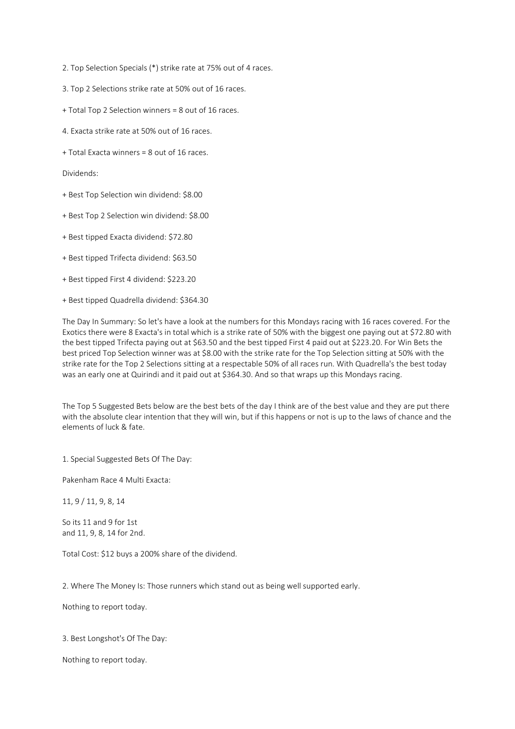2. Top Selection Specials (*) strike rate at 75% out of 4 races.

3. Top 2 Selections strike rate at 50% out of 16 races.

+ Total Top 2 Selection winners = 8 out of 16 races.

4. Exacta strike rate at 50% out of 16 races.

+ Total Exacta winners = 8 out of 16 races.

Dividends:

+ Best Top Selection win dividend: $8.00

+ Best Top 2 Selection win dividend: $8.00

+ Best tipped Exacta dividend: $72.80

+ Best tipped Trifecta dividend: $63.50

+ Best tipped First 4 dividend: $223.20

+ Best tipped Quadrella dividend: $364.30

The Day In Summary: So let's have a look at the numbers for this Mondays racing with 16 races covered. For the Exotics there were 8 Exacta's in total which is a strike rate of 50% with the biggest one paying out at $72.80 with the best tipped Trifecta paying out at $63.50 and the best tipped First 4 paid out at $223.20. For Win Bets the best priced Top Selection winner was at $8.00 with the strike rate for the Top Selection sitting at 50% with the strike rate for the Top 2 Selections sitting at a respectable 50% of all races run. With Quadrella's the best today was an early one at Quirindi and it paid out at $364.30. And so that wraps up this Mondays racing.

The Top 5 Suggested Bets below are the best bets of the day I think are of the best value and they are put there with the absolute clear intention that they will win, but if this happens or not is up to the laws of chance and the elements of luck & fate.

1. Special Suggested Bets Of The Day:

Pakenham Race 4 Multi Exacta:

11, 9 / 11, 9, 8, 14

So its 11 and 9 for 1st
and 11, 9, 8, 14 for 2nd.

Total Cost: $12 buys a 200% share of the dividend.

2. Where The Money Is: Those runners which stand out as being well supported early.

Nothing to report today.

3. Best Longshot's Of The Day:

Nothing to report today.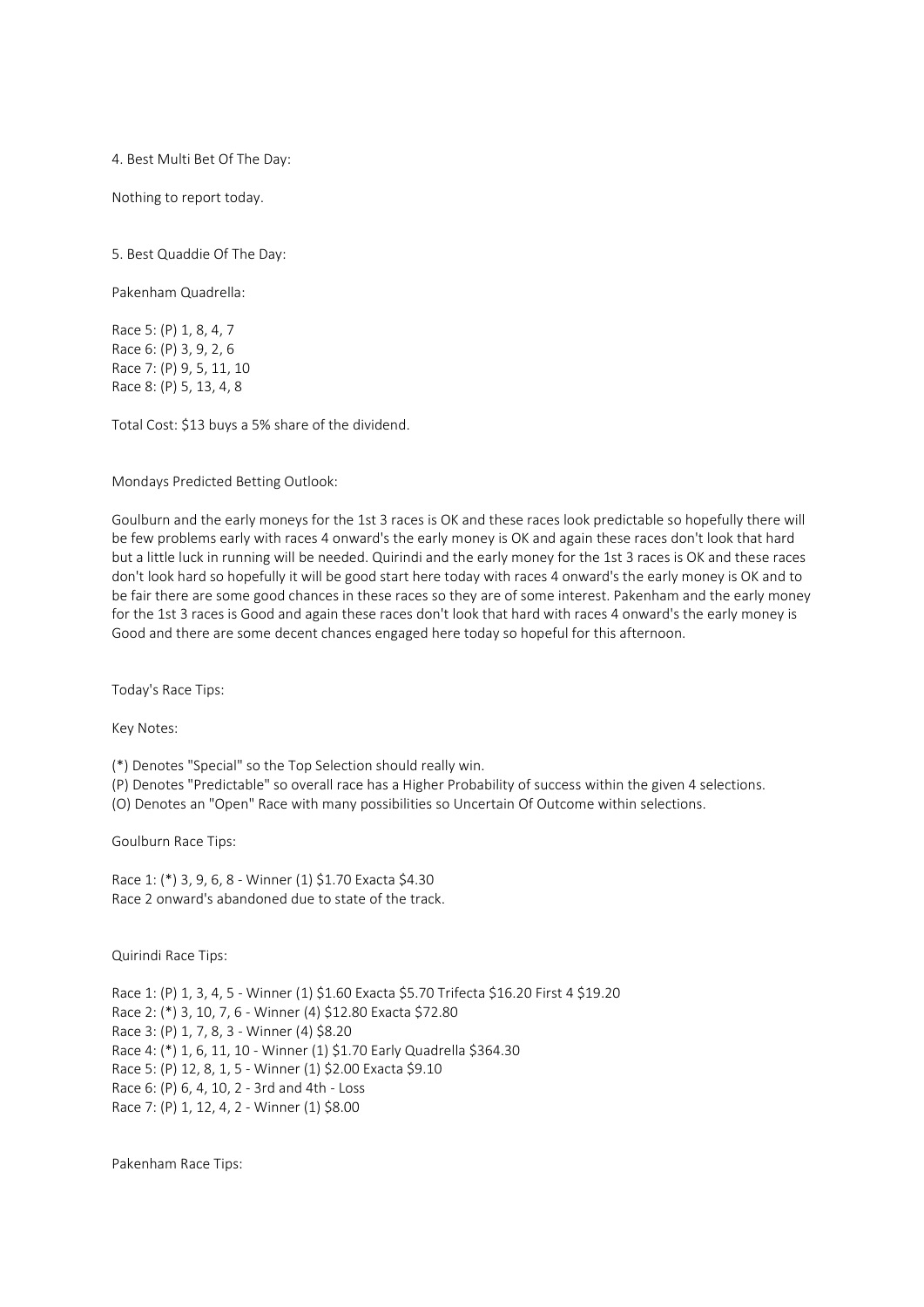4. Best Multi Bet Of The Day:

Nothing to report today.

5. Best Quaddie Of The Day:

Pakenham Quadrella:

Race 5: (P) 1, 8, 4, 7
Race 6: (P) 3, 9, 2, 6
Race 7: (P) 9, 5, 11, 10
Race 8: (P) 5, 13, 4, 8

Total Cost: $13 buys a 5% share of the dividend.

Mondays Predicted Betting Outlook:

Goulburn and the early moneys for the 1st 3 races is OK and these races look predictable so hopefully there will be few problems early with races 4 onward's the early money is OK and again these races don't look that hard but a little luck in running will be needed. Quirindi and the early money for the 1st 3 races is OK and these races don't look hard so hopefully it will be good start here today with races 4 onward's the early money is OK and to be fair there are some good chances in these races so they are of some interest. Pakenham and the early money for the 1st 3 races is Good and again these races don't look that hard with races 4 onward's the early money is Good and there are some decent chances engaged here today so hopeful for this afternoon.

Today's Race Tips:

Key Notes:

(*) Denotes "Special" so the Top Selection should really win.
(P) Denotes "Predictable" so overall race has a Higher Probability of success within the given 4 selections.
(O) Denotes an "Open" Race with many possibilities so Uncertain Of Outcome within selections.

Goulburn Race Tips:

Race 1: (*) 3, 9, 6, 8 - Winner (1) $1.70 Exacta $4.30
Race 2 onward's abandoned due to state of the track.

Quirindi Race Tips:

Race 1: (P) 1, 3, 4, 5 - Winner (1) $1.60 Exacta $5.70 Trifecta $16.20 First 4 $19.20
Race 2: (*) 3, 10, 7, 6 - Winner (4) $12.80 Exacta $72.80
Race 3: (P) 1, 7, 8, 3 - Winner (4) $8.20
Race 4: (*) 1, 6, 11, 10 - Winner (1) $1.70 Early Quadrella $364.30
Race 5: (P) 12, 8, 1, 5 - Winner (1) $2.00 Exacta $9.10
Race 6: (P) 6, 4, 10, 2 - 3rd and 4th - Loss
Race 7: (P) 1, 12, 4, 2 - Winner (1) $8.00

Pakenham Race Tips: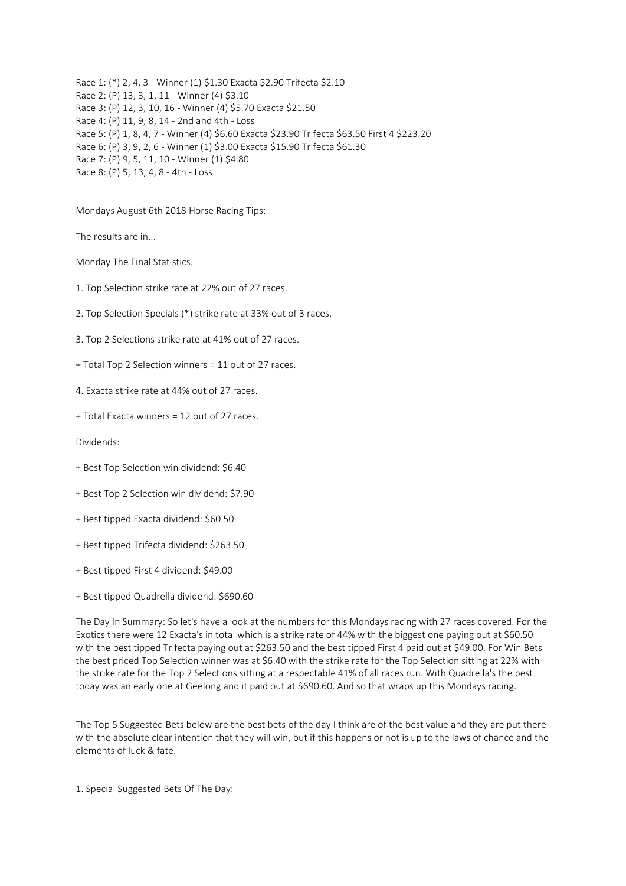Race 1: (*) 2, 4, 3 - Winner (1) $1.30 Exacta $2.90 Trifecta $2.10
Race 2: (P) 13, 3, 1, 11 - Winner (4) $3.10
Race 3: (P) 12, 3, 10, 16 - Winner (4) $5.70 Exacta $21.50
Race 4: (P) 11, 9, 8, 14 - 2nd and 4th - Loss
Race 5: (P) 1, 8, 4, 7 - Winner (4) $6.60 Exacta $23.90 Trifecta $63.50 First 4 $223.20
Race 6: (P) 3, 9, 2, 6 - Winner (1) $3.00 Exacta $15.90 Trifecta $61.30
Race 7: (P) 9, 5, 11, 10 - Winner (1) $4.80
Race 8: (P) 5, 13, 4, 8 - 4th - Loss

Mondays August 6th 2018 Horse Racing Tips:

The results are in...

Monday The Final Statistics.

1. Top Selection strike rate at 22% out of 27 races.

2. Top Selection Specials (*) strike rate at 33% out of 3 races.

3. Top 2 Selections strike rate at 41% out of 27 races.

+ Total Top 2 Selection winners = 11 out of 27 races.

4. Exacta strike rate at 44% out of 27 races.

+ Total Exacta winners = 12 out of 27 races.

Dividends:

+ Best Top Selection win dividend: $6.40

+ Best Top 2 Selection win dividend: $7.90

+ Best tipped Exacta dividend: $60.50

+ Best tipped Trifecta dividend: $263.50

+ Best tipped First 4 dividend: $49.00

+ Best tipped Quadrella dividend: $690.60

The Day In Summary: So let's have a look at the numbers for this Mondays racing with 27 races covered. For the Exotics there were 12 Exacta's in total which is a strike rate of 44% with the biggest one paying out at $60.50 with the best tipped Trifecta paying out at $263.50 and the best tipped First 4 paid out at $49.00. For Win Bets the best priced Top Selection winner was at $6.40 with the strike rate for the Top Selection sitting at 22% with the strike rate for the Top 2 Selections sitting at a respectable 41% of all races run. With Quadrella's the best today was an early one at Geelong and it paid out at $690.60. And so that wraps up this Mondays racing.

The Top 5 Suggested Bets below are the best bets of the day I think are of the best value and they are put there with the absolute clear intention that they will win, but if this happens or not is up to the laws of chance and the elements of luck & fate.

1. Special Suggested Bets Of The Day: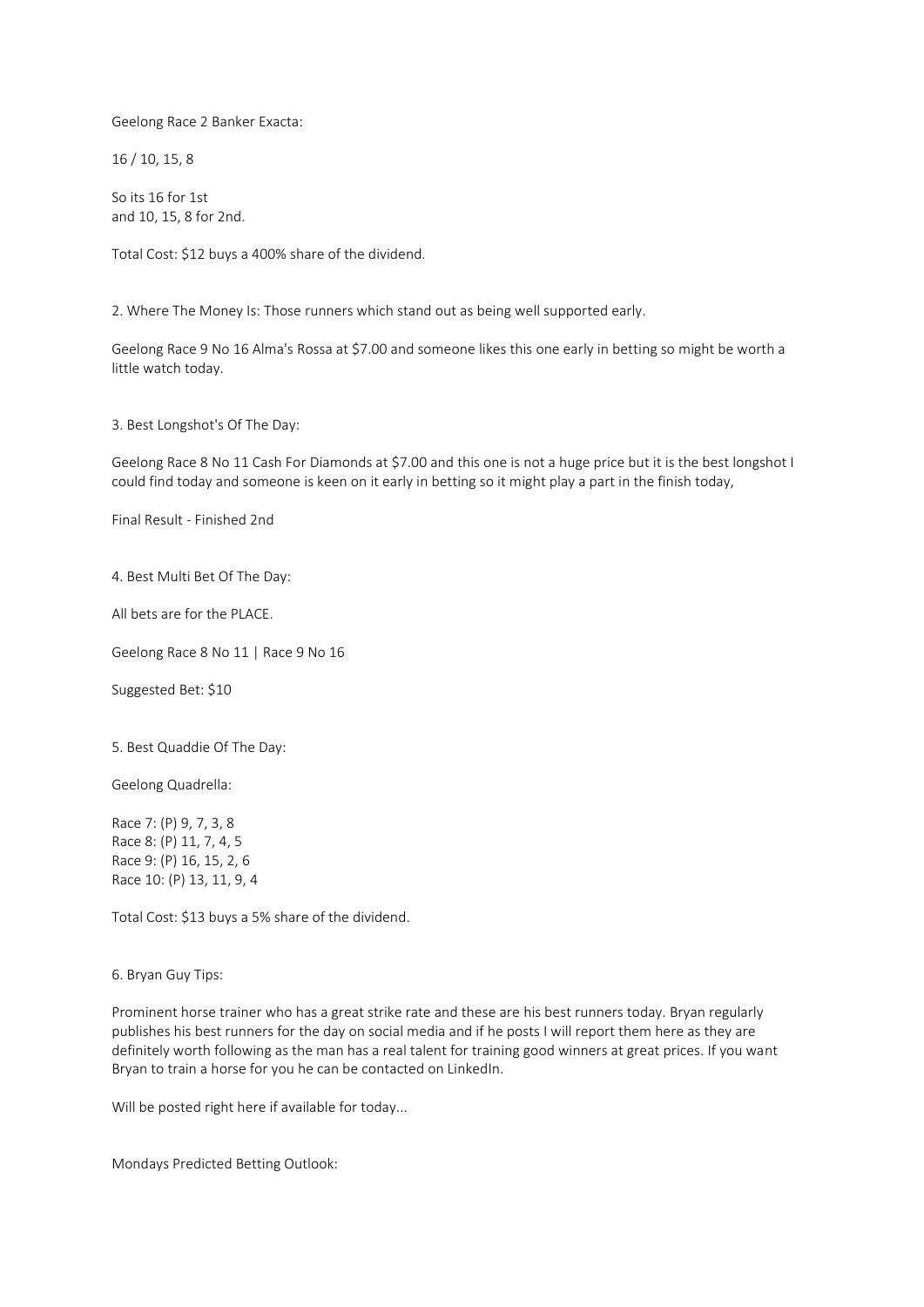Geelong Race 2 Banker Exacta:

16 / 10, 15, 8

So its 16 for 1st
and 10, 15, 8 for 2nd.

Total Cost: $12 buys a 400% share of the dividend.

2. Where The Money Is: Those runners which stand out as being well supported early.

Geelong Race 9 No 16 Alma's Rossa at $7.00 and someone likes this one early in betting so might be worth a little watch today.

3. Best Longshot's Of The Day:

Geelong Race 8 No 11 Cash For Diamonds at $7.00 and this one is not a huge price but it is the best longshot I could find today and someone is keen on it early in betting so it might play a part in the finish today,

Final Result - Finished 2nd

4. Best Multi Bet Of The Day:

All bets are for the PLACE.

Geelong Race 8 No 11 | Race 9 No 16

Suggested Bet: $10

5. Best Quaddie Of The Day:

Geelong Quadrella:

Race 7: (P) 9, 7, 3, 8
Race 8: (P) 11, 7, 4, 5
Race 9: (P) 16, 15, 2, 6
Race 10: (P) 13, 11, 9, 4

Total Cost: $13 buys a 5% share of the dividend.

6. Bryan Guy Tips:

Prominent horse trainer who has a great strike rate and these are his best runners today. Bryan regularly publishes his best runners for the day on social media and if he posts I will report them here as they are definitely worth following as the man has a real talent for training good winners at great prices. If you want Bryan to train a horse for you he can be contacted on LinkedIn.

Will be posted right here if available for today...

Mondays Predicted Betting Outlook: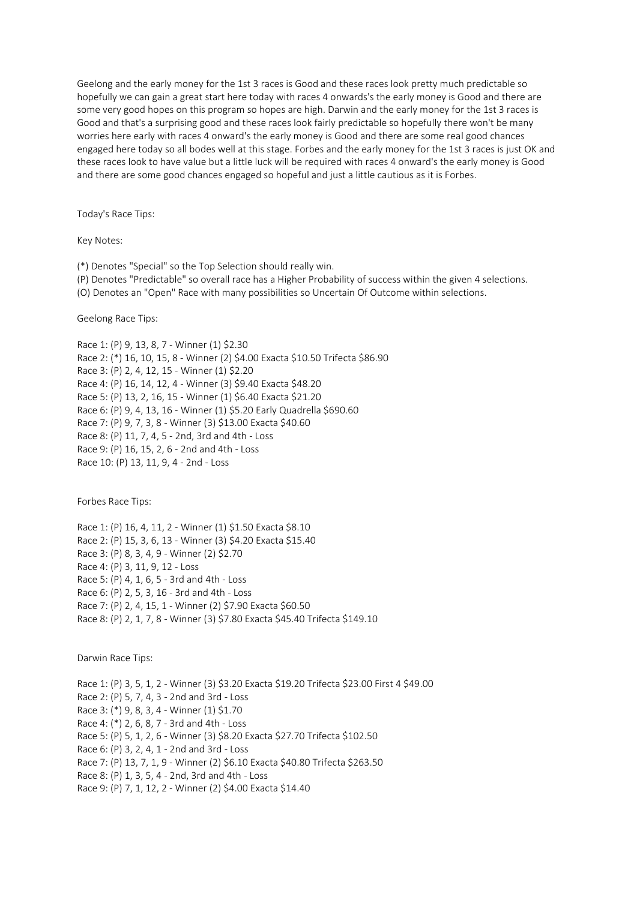Geelong and the early money for the 1st 3 races is Good and these races look pretty much predictable so hopefully we can gain a great start here today with races 4 onwards's the early money is Good and there are some very good hopes on this program so hopes are high. Darwin and the early money for the 1st 3 races is Good and that's a surprising good and these races look fairly predictable so hopefully there won't be many worries here early with races 4 onward's the early money is Good and there are some real good chances engaged here today so all bodes well at this stage. Forbes and the early money for the 1st 3 races is just OK and these races look to have value but a little luck will be required with races 4 onward's the early money is Good and there are some good chances engaged so hopeful and just a little cautious as it is Forbes.

Today's Race Tips:

Key Notes:

(*) Denotes "Special" so the Top Selection should really win.
(P) Denotes "Predictable" so overall race has a Higher Probability of success within the given 4 selections.
(O) Denotes an "Open" Race with many possibilities so Uncertain Of Outcome within selections.

Geelong Race Tips:

Race 1: (P) 9, 13, 8, 7 - Winner (1) $2.30
Race 2: (*) 16, 10, 15, 8 - Winner (2) $4.00 Exacta $10.50 Trifecta $86.90
Race 3: (P) 2, 4, 12, 15 - Winner (1) $2.20
Race 4: (P) 16, 14, 12, 4 - Winner (3) $9.40 Exacta $48.20
Race 5: (P) 13, 2, 16, 15 - Winner (1) $6.40 Exacta $21.20
Race 6: (P) 9, 4, 13, 16 - Winner (1) $5.20 Early Quadrella $690.60
Race 7: (P) 9, 7, 3, 8 - Winner (3) $13.00 Exacta $40.60
Race 8: (P) 11, 7, 4, 5 - 2nd, 3rd and 4th - Loss
Race 9: (P) 16, 15, 2, 6 - 2nd and 4th - Loss
Race 10: (P) 13, 11, 9, 4 - 2nd - Loss

Forbes Race Tips:

Race 1: (P) 16, 4, 11, 2 - Winner (1) $1.50 Exacta $8.10
Race 2: (P) 15, 3, 6, 13 - Winner (3) $4.20 Exacta $15.40
Race 3: (P) 8, 3, 4, 9 - Winner (2) $2.70
Race 4: (P) 3, 11, 9, 12 - Loss
Race 5: (P) 4, 1, 6, 5 - 3rd and 4th - Loss
Race 6: (P) 2, 5, 3, 16 - 3rd and 4th - Loss
Race 7: (P) 2, 4, 15, 1 - Winner (2) $7.90 Exacta $60.50
Race 8: (P) 2, 1, 7, 8 - Winner (3) $7.80 Exacta $45.40 Trifecta $149.10

Darwin Race Tips:

Race 1: (P) 3, 5, 1, 2 - Winner (3) $3.20 Exacta $19.20 Trifecta $23.00 First 4 $49.00
Race 2: (P) 5, 7, 4, 3 - 2nd and 3rd - Loss
Race 3: (*) 9, 8, 3, 4 - Winner (1) $1.70
Race 4: (*) 2, 6, 8, 7 - 3rd and 4th - Loss
Race 5: (P) 5, 1, 2, 6 - Winner (3) $8.20 Exacta $27.70 Trifecta $102.50
Race 6: (P) 3, 2, 4, 1 - 2nd and 3rd - Loss
Race 7: (P) 13, 7, 1, 9 - Winner (2) $6.10 Exacta $40.80 Trifecta $263.50
Race 8: (P) 1, 3, 5, 4 - 2nd, 3rd and 4th - Loss
Race 9: (P) 7, 1, 12, 2 - Winner (2) $4.00 Exacta $14.40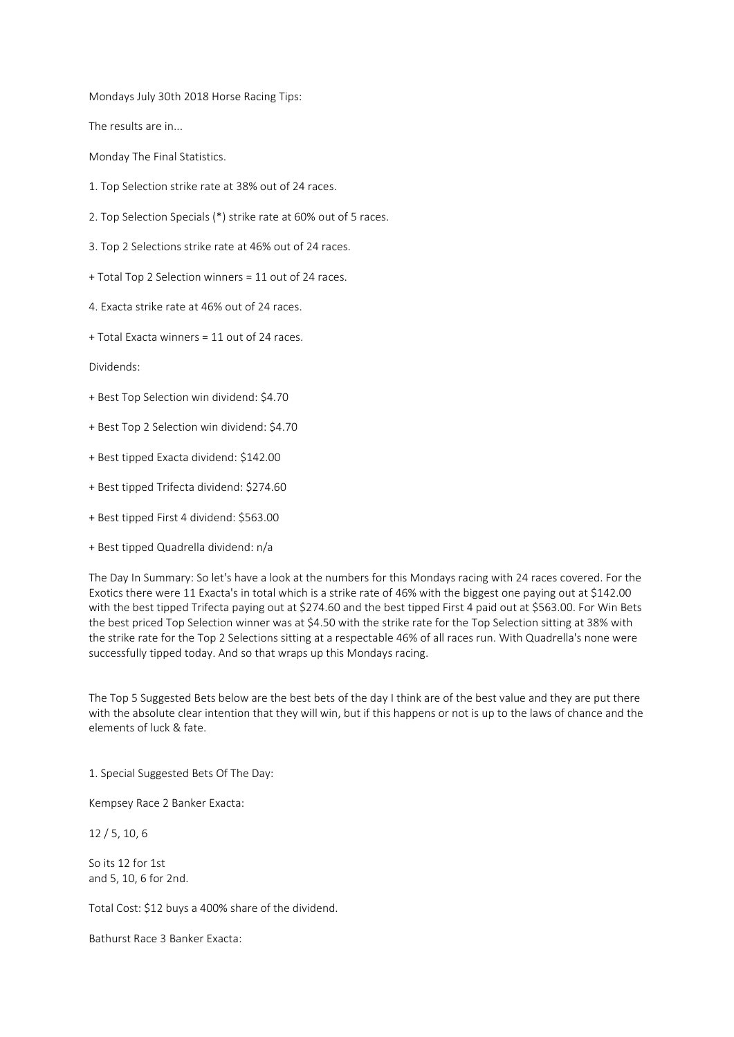Mondays July 30th 2018 Horse Racing Tips:

The results are in...

Monday The Final Statistics.

1. Top Selection strike rate at 38% out of 24 races.

2. Top Selection Specials (*) strike rate at 60% out of 5 races.

3. Top 2 Selections strike rate at 46% out of 24 races.

+ Total Top 2 Selection winners = 11 out of 24 races.

4. Exacta strike rate at 46% out of 24 races.

+ Total Exacta winners = 11 out of 24 races.

Dividends:

+ Best Top Selection win dividend: $4.70

+ Best Top 2 Selection win dividend: $4.70

+ Best tipped Exacta dividend: $142.00

+ Best tipped Trifecta dividend: $274.60

+ Best tipped First 4 dividend: $563.00

+ Best tipped Quadrella dividend: n/a

The Day In Summary: So let's have a look at the numbers for this Mondays racing with 24 races covered. For the Exotics there were 11 Exacta's in total which is a strike rate of 46% with the biggest one paying out at $142.00 with the best tipped Trifecta paying out at $274.60 and the best tipped First 4 paid out at $563.00. For Win Bets the best priced Top Selection winner was at $4.50 with the strike rate for the Top Selection sitting at 38% with the strike rate for the Top 2 Selections sitting at a respectable 46% of all races run. With Quadrella's none were successfully tipped today. And so that wraps up this Mondays racing.

The Top 5 Suggested Bets below are the best bets of the day I think are of the best value and they are put there with the absolute clear intention that they will win, but if this happens or not is up to the laws of chance and the elements of luck & fate.

1. Special Suggested Bets Of The Day:

Kempsey Race 2 Banker Exacta:

12 / 5, 10, 6

So its 12 for 1st
and 5, 10, 6 for 2nd.

Total Cost: $12 buys a 400% share of the dividend.

Bathurst Race 3 Banker Exacta: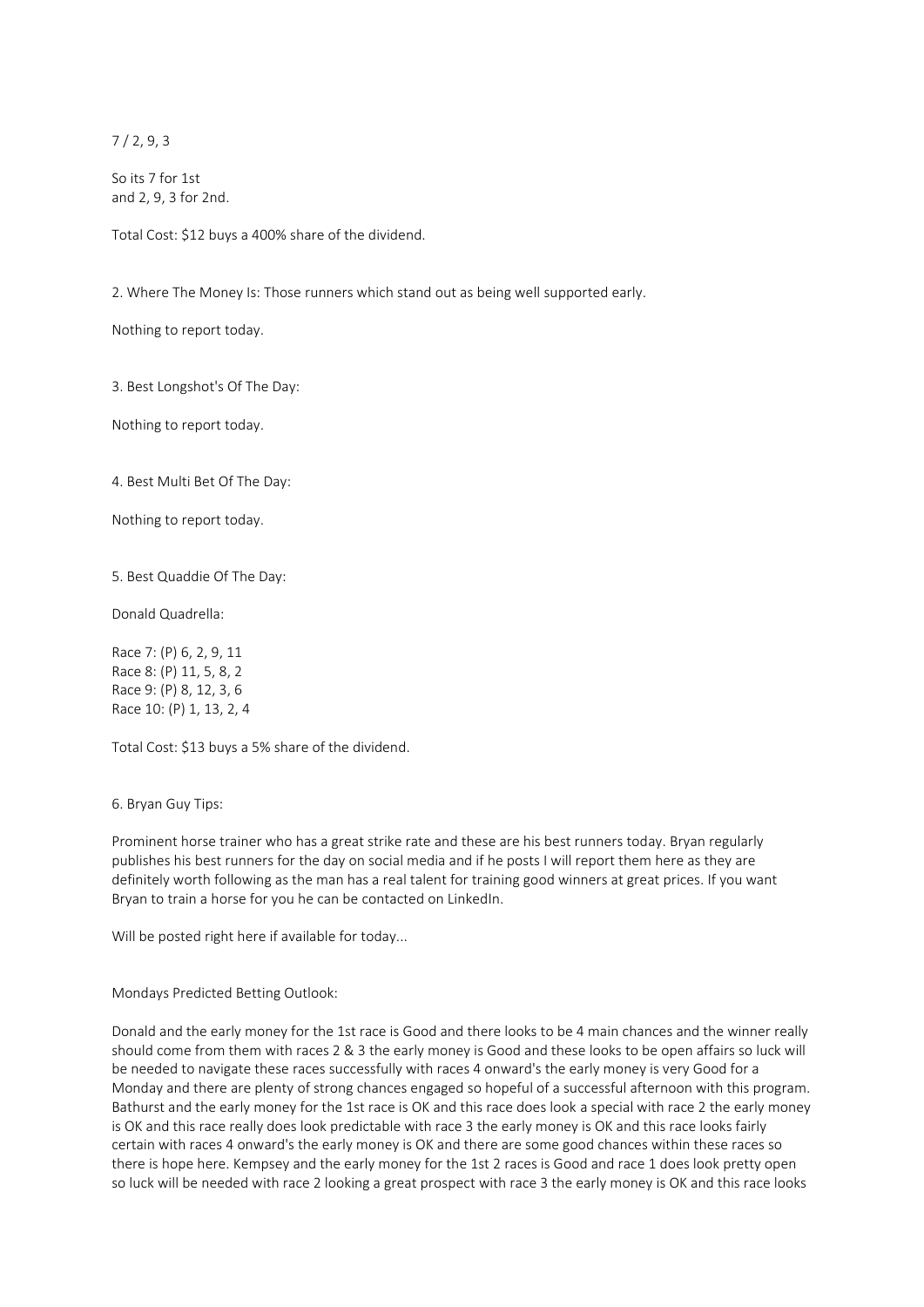7 / 2, 9, 3

So its 7 for 1st
and 2, 9, 3 for 2nd.

Total Cost: $12 buys a 400% share of the dividend.

2. Where The Money Is: Those runners which stand out as being well supported early.

Nothing to report today.

3. Best Longshot's Of The Day:

Nothing to report today.

4. Best Multi Bet Of The Day:

Nothing to report today.

5. Best Quaddie Of The Day:

Donald Quadrella:

Race 7: (P) 6, 2, 9, 11
Race 8: (P) 11, 5, 8, 2
Race 9: (P) 8, 12, 3, 6
Race 10: (P) 1, 13, 2, 4

Total Cost: $13 buys a 5% share of the dividend.

6. Bryan Guy Tips:

Prominent horse trainer who has a great strike rate and these are his best runners today. Bryan regularly publishes his best runners for the day on social media and if he posts I will report them here as they are definitely worth following as the man has a real talent for training good winners at great prices. If you want Bryan to train a horse for you he can be contacted on LinkedIn.

Will be posted right here if available for today...

Mondays Predicted Betting Outlook:

Donald and the early money for the 1st race is Good and there looks to be 4 main chances and the winner really should come from them with races 2 & 3 the early money is Good and these looks to be open affairs so luck will be needed to navigate these races successfully with races 4 onward's the early money is very Good for a Monday and there are plenty of strong chances engaged so hopeful of a successful afternoon with this program. Bathurst and the early money for the 1st race is OK and this race does look a special with race 2 the early money is OK and this race really does look predictable with race 3 the early money is OK and this race looks fairly certain with races 4 onward's the early money is OK and there are some good chances within these races so there is hope here. Kempsey and the early money for the 1st 2 races is Good and race 1 does look pretty open so luck will be needed with race 2 looking a great prospect with race 3 the early money is OK and this race looks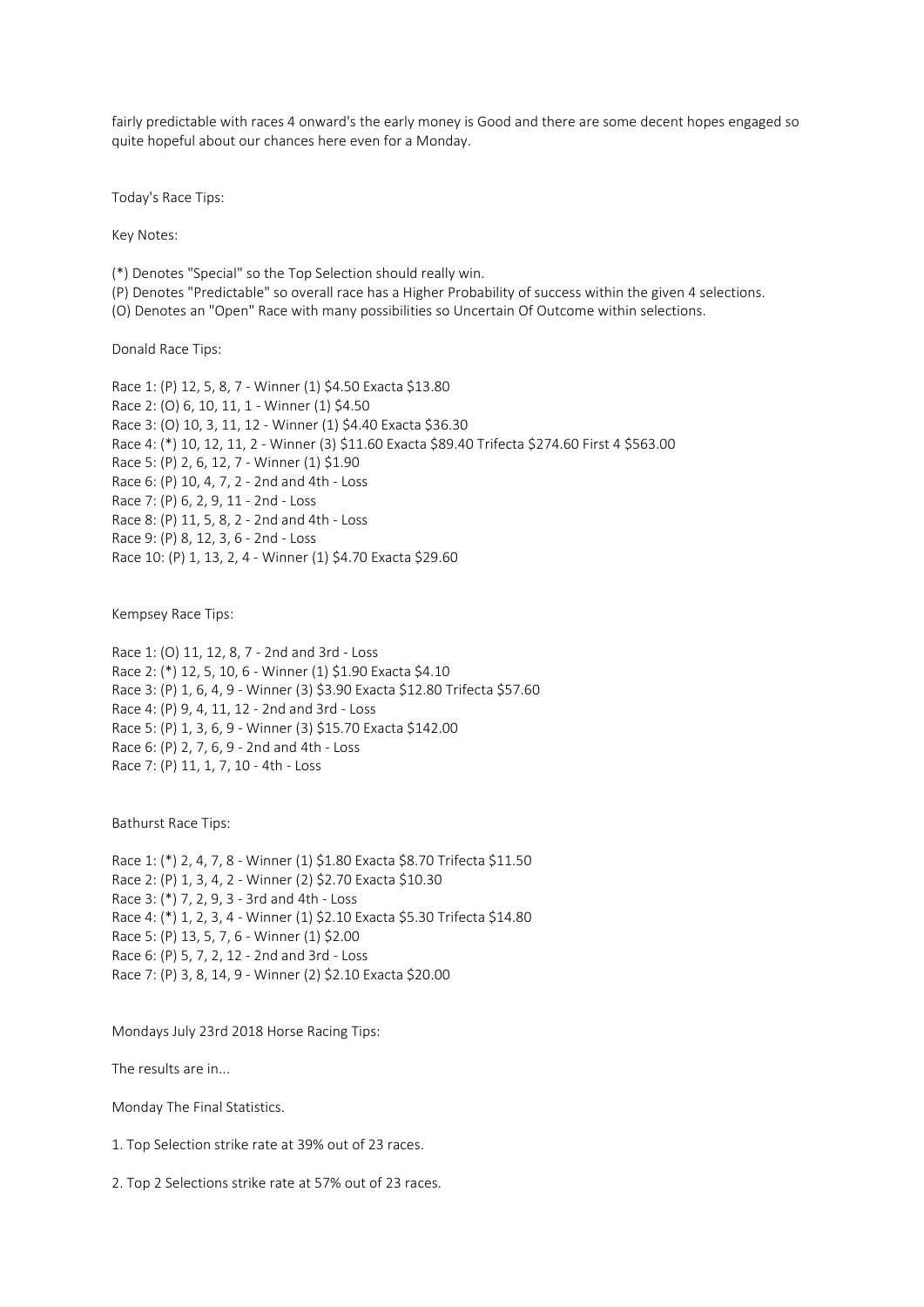fairly predictable with races 4 onward's the early money is Good and there are some decent hopes engaged so quite hopeful about our chances here even for a Monday.

Today's Race Tips:

Key Notes:

(*) Denotes "Special" so the Top Selection should really win.
(P) Denotes "Predictable" so overall race has a Higher Probability of success within the given 4 selections.
(O) Denotes an "Open" Race with many possibilities so Uncertain Of Outcome within selections.

Donald Race Tips:

Race 1: (P) 12, 5, 8, 7 - Winner (1) $4.50 Exacta $13.80
Race 2: (O) 6, 10, 11, 1 - Winner (1) $4.50
Race 3: (O) 10, 3, 11, 12 - Winner (1) $4.40 Exacta $36.30
Race 4: (*) 10, 12, 11, 2 - Winner (3) $11.60 Exacta $89.40 Trifecta $274.60 First 4 $563.00
Race 5: (P) 2, 6, 12, 7 - Winner (1) $1.90
Race 6: (P) 10, 4, 7, 2 - 2nd and 4th - Loss
Race 7: (P) 6, 2, 9, 11 - 2nd - Loss
Race 8: (P) 11, 5, 8, 2 - 2nd and 4th - Loss
Race 9: (P) 8, 12, 3, 6 - 2nd - Loss
Race 10: (P) 1, 13, 2, 4 - Winner (1) $4.70 Exacta $29.60

Kempsey Race Tips:

Race 1: (O) 11, 12, 8, 7 - 2nd and 3rd - Loss
Race 2: (*) 12, 5, 10, 6 - Winner (1) $1.90 Exacta $4.10
Race 3: (P) 1, 6, 4, 9 - Winner (3) $3.90 Exacta $12.80 Trifecta $57.60
Race 4: (P) 9, 4, 11, 12 - 2nd and 3rd - Loss
Race 5: (P) 1, 3, 6, 9 - Winner (3) $15.70 Exacta $142.00
Race 6: (P) 2, 7, 6, 9 - 2nd and 4th - Loss
Race 7: (P) 11, 1, 7, 10 - 4th - Loss

Bathurst Race Tips:

Race 1: (*) 2, 4, 7, 8 - Winner (1) $1.80 Exacta $8.70 Trifecta $11.50
Race 2: (P) 1, 3, 4, 2 - Winner (2) $2.70 Exacta $10.30
Race 3: (*) 7, 2, 9, 3 - 3rd and 4th - Loss
Race 4: (*) 1, 2, 3, 4 - Winner (1) $2.10 Exacta $5.30 Trifecta $14.80
Race 5: (P) 13, 5, 7, 6 - Winner (1) $2.00
Race 6: (P) 5, 7, 2, 12 - 2nd and 3rd - Loss
Race 7: (P) 3, 8, 14, 9 - Winner (2) $2.10 Exacta $20.00

Mondays July 23rd 2018 Horse Racing Tips:

The results are in...

Monday The Final Statistics.

1. Top Selection strike rate at 39% out of 23 races.

2. Top 2 Selections strike rate at 57% out of 23 races.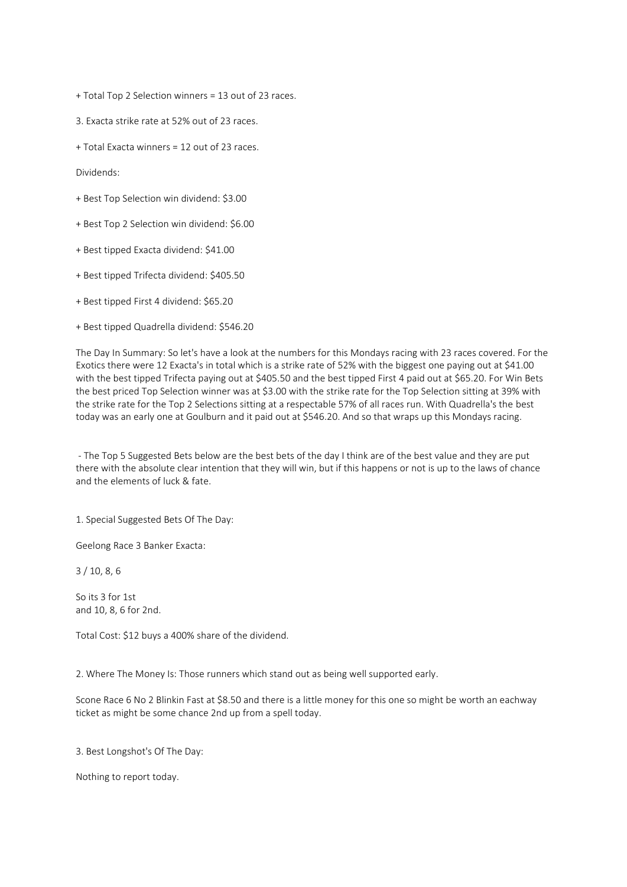+ Total Top 2 Selection winners = 13 out of 23 races.

3. Exacta strike rate at 52% out of 23 races.

+ Total Exacta winners = 12 out of 23 races.

Dividends:

+ Best Top Selection win dividend: $3.00

+ Best Top 2 Selection win dividend: $6.00

+ Best tipped Exacta dividend: $41.00

+ Best tipped Trifecta dividend: $405.50

+ Best tipped First 4 dividend: $65.20

+ Best tipped Quadrella dividend: $546.20

The Day In Summary: So let's have a look at the numbers for this Mondays racing with 23 races covered. For the Exotics there were 12 Exacta's in total which is a strike rate of 52% with the biggest one paying out at $41.00 with the best tipped Trifecta paying out at $405.50 and the best tipped First 4 paid out at $65.20. For Win Bets the best priced Top Selection winner was at $3.00 with the strike rate for the Top Selection sitting at 39% with the strike rate for the Top 2 Selections sitting at a respectable 57% of all races run. With Quadrella's the best today was an early one at Goulburn and it paid out at $546.20. And so that wraps up this Mondays racing.

 - The Top 5 Suggested Bets below are the best bets of the day I think are of the best value and they are put there with the absolute clear intention that they will win, but if this happens or not is up to the laws of chance and the elements of luck & fate.

1. Special Suggested Bets Of The Day:

Geelong Race 3 Banker Exacta:

3 / 10, 8, 6

So its 3 for 1st
and 10, 8, 6 for 2nd.

Total Cost: $12 buys a 400% share of the dividend.

2. Where The Money Is: Those runners which stand out as being well supported early.

Scone Race 6 No 2 Blinkin Fast at $8.50 and there is a little money for this one so might be worth an eachway ticket as might be some chance 2nd up from a spell today.

3. Best Longshot's Of The Day:

Nothing to report today.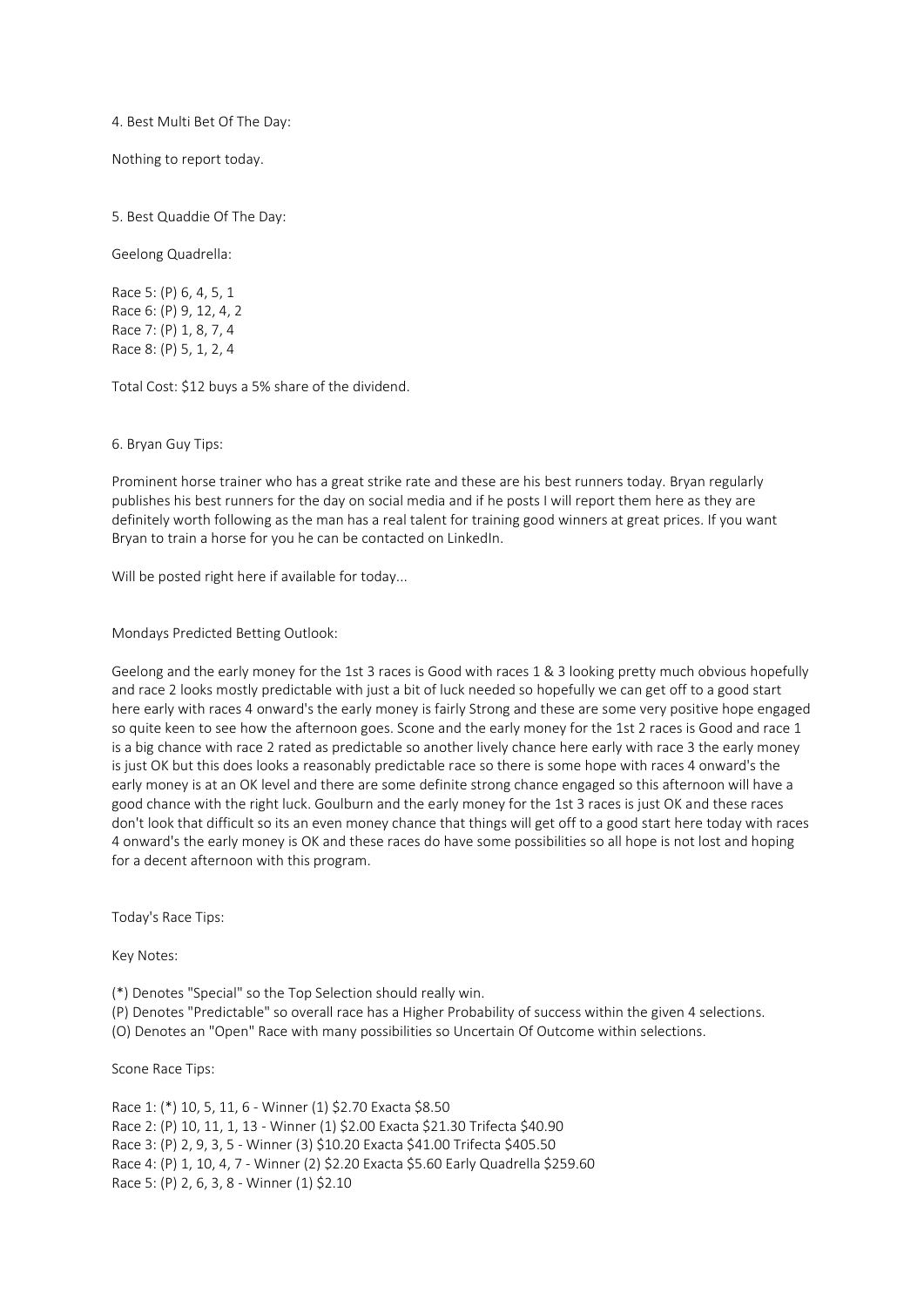4. Best Multi Bet Of The Day:

Nothing to report today.

5. Best Quaddie Of The Day:

Geelong Quadrella:

Race 5: (P) 6, 4, 5, 1
Race 6: (P) 9, 12, 4, 2
Race 7: (P) 1, 8, 7, 4
Race 8: (P) 5, 1, 2, 4

Total Cost: $12 buys a 5% share of the dividend.

6. Bryan Guy Tips:

Prominent horse trainer who has a great strike rate and these are his best runners today. Bryan regularly publishes his best runners for the day on social media and if he posts I will report them here as they are definitely worth following as the man has a real talent for training good winners at great prices. If you want Bryan to train a horse for you he can be contacted on LinkedIn.

Will be posted right here if available for today...

Mondays Predicted Betting Outlook:

Geelong and the early money for the 1st 3 races is Good with races 1 & 3 looking pretty much obvious hopefully and race 2 looks mostly predictable with just a bit of luck needed so hopefully we can get off to a good start here early with races 4 onward's the early money is fairly Strong and these are some very positive hope engaged so quite keen to see how the afternoon goes. Scone and the early money for the 1st 2 races is Good and race 1 is a big chance with race 2 rated as predictable so another lively chance here early with race 3 the early money is just OK but this does looks a reasonably predictable race so there is some hope with races 4 onward's the early money is at an OK level and there are some definite strong chance engaged so this afternoon will have a good chance with the right luck. Goulburn and the early money for the 1st 3 races is just OK and these races don't look that difficult so its an even money chance that things will get off to a good start here today with races 4 onward's the early money is OK and these races do have some possibilities so all hope is not lost and hoping for a decent afternoon with this program.

Today's Race Tips:

Key Notes:

(*) Denotes "Special" so the Top Selection should really win.
(P) Denotes "Predictable" so overall race has a Higher Probability of success within the given 4 selections.
(O) Denotes an "Open" Race with many possibilities so Uncertain Of Outcome within selections.

Scone Race Tips:

Race 1: (*) 10, 5, 11, 6 - Winner (1) $2.70 Exacta $8.50
Race 2: (P) 10, 11, 1, 13 - Winner (1) $2.00 Exacta $21.30 Trifecta $40.90
Race 3: (P) 2, 9, 3, 5 - Winner (3) $10.20 Exacta $41.00 Trifecta $405.50
Race 4: (P) 1, 10, 4, 7 - Winner (2) $2.20 Exacta $5.60 Early Quadrella $259.60
Race 5: (P) 2, 6, 3, 8 - Winner (1) $2.10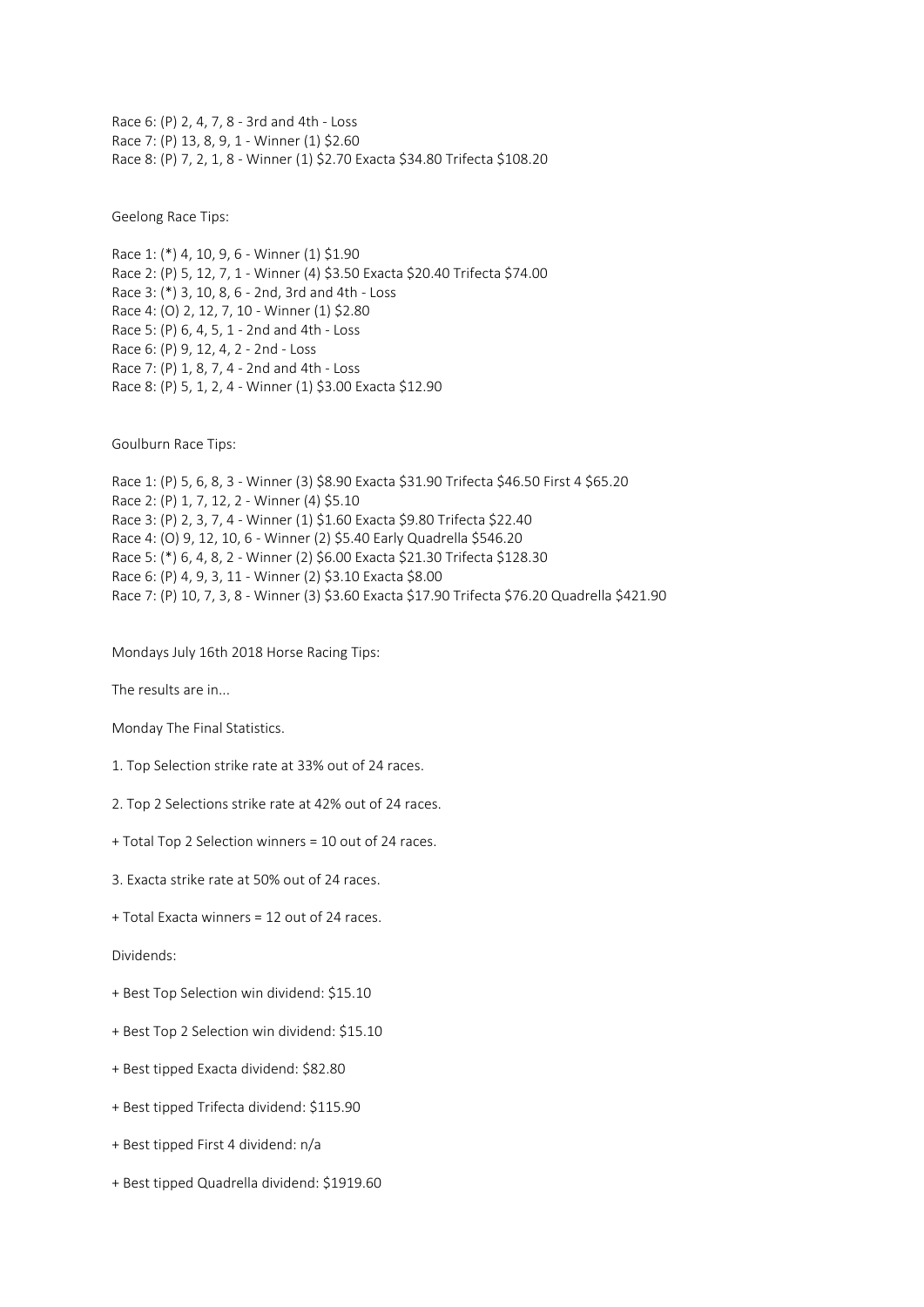Race 6: (P) 2, 4, 7, 8 - 3rd and 4th - Loss
Race 7: (P) 13, 8, 9, 1 - Winner (1) $2.60
Race 8: (P) 7, 2, 1, 8 - Winner (1) $2.70 Exacta $34.80 Trifecta $108.20

Geelong Race Tips:

Race 1: (*) 4, 10, 9, 6 - Winner (1) $1.90
Race 2: (P) 5, 12, 7, 1 - Winner (4) $3.50 Exacta $20.40 Trifecta $74.00
Race 3: (*) 3, 10, 8, 6 - 2nd, 3rd and 4th - Loss
Race 4: (O) 2, 12, 7, 10 - Winner (1) $2.80
Race 5: (P) 6, 4, 5, 1 - 2nd and 4th - Loss
Race 6: (P) 9, 12, 4, 2 - 2nd - Loss
Race 7: (P) 1, 8, 7, 4 - 2nd and 4th - Loss
Race 8: (P) 5, 1, 2, 4 - Winner (1) $3.00 Exacta $12.90

Goulburn Race Tips:

Race 1: (P) 5, 6, 8, 3 - Winner (3) $8.90 Exacta $31.90 Trifecta $46.50 First 4 $65.20
Race 2: (P) 1, 7, 12, 2 - Winner (4) $5.10
Race 3: (P) 2, 3, 7, 4 - Winner (1) $1.60 Exacta $9.80 Trifecta $22.40
Race 4: (O) 9, 12, 10, 6 - Winner (2) $5.40 Early Quadrella $546.20
Race 5: (*) 6, 4, 8, 2 - Winner (2) $6.00 Exacta $21.30 Trifecta $128.30
Race 6: (P) 4, 9, 3, 11 - Winner (2) $3.10 Exacta $8.00
Race 7: (P) 10, 7, 3, 8 - Winner (3) $3.60 Exacta $17.90 Trifecta $76.20 Quadrella $421.90

Mondays July 16th 2018 Horse Racing Tips:

The results are in...

Monday The Final Statistics.

1. Top Selection strike rate at 33% out of 24 races.

2. Top 2 Selections strike rate at 42% out of 24 races.

+ Total Top 2 Selection winners = 10 out of 24 races.

3. Exacta strike rate at 50% out of 24 races.

+ Total Exacta winners = 12 out of 24 races.

Dividends:

+ Best Top Selection win dividend: $15.10

+ Best Top 2 Selection win dividend: $15.10

+ Best tipped Exacta dividend: $82.80

+ Best tipped Trifecta dividend: $115.90

+ Best tipped First 4 dividend: n/a

+ Best tipped Quadrella dividend: $1919.60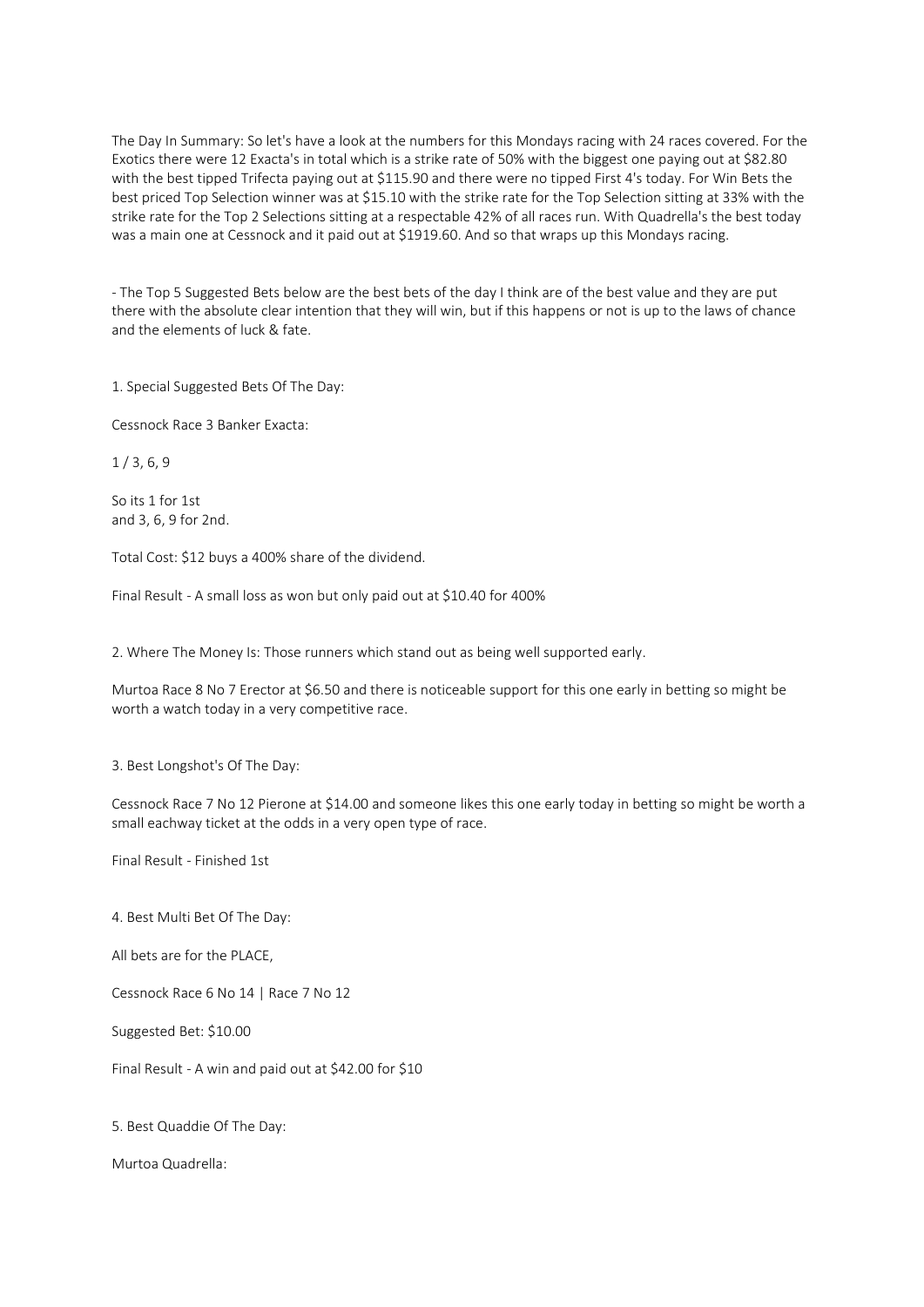The Day In Summary: So let's have a look at the numbers for this Mondays racing with 24 races covered. For the Exotics there were 12 Exacta's in total which is a strike rate of 50% with the biggest one paying out at $82.80 with the best tipped Trifecta paying out at $115.90 and there were no tipped First 4's today. For Win Bets the best priced Top Selection winner was at $15.10 with the strike rate for the Top Selection sitting at 33% with the strike rate for the Top 2 Selections sitting at a respectable 42% of all races run. With Quadrella's the best today was a main one at Cessnock and it paid out at $1919.60. And so that wraps up this Mondays racing.

- The Top 5 Suggested Bets below are the best bets of the day I think are of the best value and they are put there with the absolute clear intention that they will win, but if this happens or not is up to the laws of chance and the elements of luck & fate.

1. Special Suggested Bets Of The Day:

Cessnock Race 3 Banker Exacta:

1 / 3, 6, 9

So its 1 for 1st
and 3, 6, 9 for 2nd.

Total Cost: $12 buys a 400% share of the dividend.

Final Result - A small loss as won but only paid out at $10.40 for 400%

2. Where The Money Is: Those runners which stand out as being well supported early.

Murtoa Race 8 No 7 Erector at $6.50 and there is noticeable support for this one early in betting so might be worth a watch today in a very competitive race.

3. Best Longshot's Of The Day:

Cessnock Race 7 No 12 Pierone at $14.00 and someone likes this one early today in betting so might be worth a small eachway ticket at the odds in a very open type of race.

Final Result - Finished 1st

4. Best Multi Bet Of The Day:

All bets are for the PLACE,

Cessnock Race 6 No 14 | Race 7 No 12

Suggested Bet: $10.00

Final Result - A win and paid out at $42.00 for $10

5. Best Quaddie Of The Day:

Murtoa Quadrella: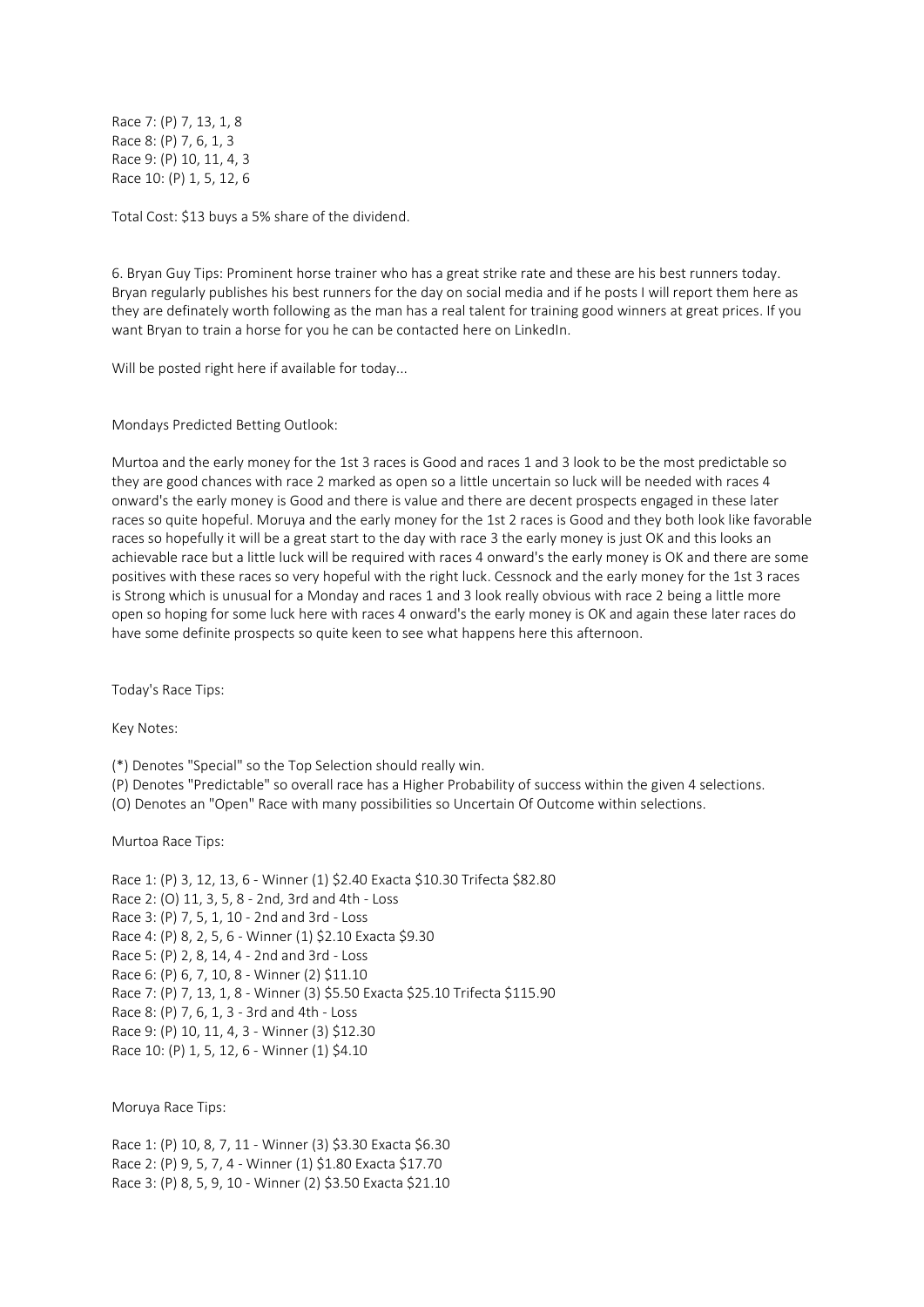Race 7: (P) 7, 13, 1, 8
Race 8: (P) 7, 6, 1, 3
Race 9: (P) 10, 11, 4, 3
Race 10: (P) 1, 5, 12, 6

Total Cost: $13 buys a 5% share of the dividend.

6. Bryan Guy Tips: Prominent horse trainer who has a great strike rate and these are his best runners today. Bryan regularly publishes his best runners for the day on social media and if he posts I will report them here as they are definately worth following as the man has a real talent for training good winners at great prices. If you want Bryan to train a horse for you he can be contacted here on LinkedIn.

Will be posted right here if available for today...

Mondays Predicted Betting Outlook:

Murtoa and the early money for the 1st 3 races is Good and races 1 and 3 look to be the most predictable so they are good chances with race 2 marked as open so a little uncertain so luck will be needed with races 4 onward's the early money is Good and there is value and there are decent prospects engaged in these later races so quite hopeful. Moruya and the early money for the 1st 2 races is Good and they both look like favorable races so hopefully it will be a great start to the day with race 3 the early money is just OK and this looks an achievable race but a little luck will be required with races 4 onward's the early money is OK and there are some positives with these races so very hopeful with the right luck. Cessnock and the early money for the 1st 3 races is Strong which is unusual for a Monday and races 1 and 3 look really obvious with race 2 being a little more open so hoping for some luck here with races 4 onward's the early money is OK and again these later races do have some definite prospects so quite keen to see what happens here this afternoon.

Today's Race Tips:

Key Notes:

(*) Denotes "Special" so the Top Selection should really win.
(P) Denotes "Predictable" so overall race has a Higher Probability of success within the given 4 selections.
(O) Denotes an "Open" Race with many possibilities so Uncertain Of Outcome within selections.

Murtoa Race Tips:

Race 1: (P) 3, 12, 13, 6 - Winner (1) $2.40 Exacta $10.30 Trifecta $82.80
Race 2: (O) 11, 3, 5, 8 - 2nd, 3rd and 4th - Loss
Race 3: (P) 7, 5, 1, 10 - 2nd and 3rd - Loss
Race 4: (P) 8, 2, 5, 6 - Winner (1) $2.10 Exacta $9.30
Race 5: (P) 2, 8, 14, 4 - 2nd and 3rd - Loss
Race 6: (P) 6, 7, 10, 8 - Winner (2) $11.10
Race 7: (P) 7, 13, 1, 8 - Winner (3) $5.50 Exacta $25.10 Trifecta $115.90
Race 8: (P) 7, 6, 1, 3 - 3rd and 4th - Loss
Race 9: (P) 10, 11, 4, 3 - Winner (3) $12.30
Race 10: (P) 1, 5, 12, 6 - Winner (1) $4.10

Moruya Race Tips:

Race 1: (P) 10, 8, 7, 11 - Winner (3) $3.30 Exacta $6.30
Race 2: (P) 9, 5, 7, 4 - Winner (1) $1.80 Exacta $17.70
Race 3: (P) 8, 5, 9, 10 - Winner (2) $3.50 Exacta $21.10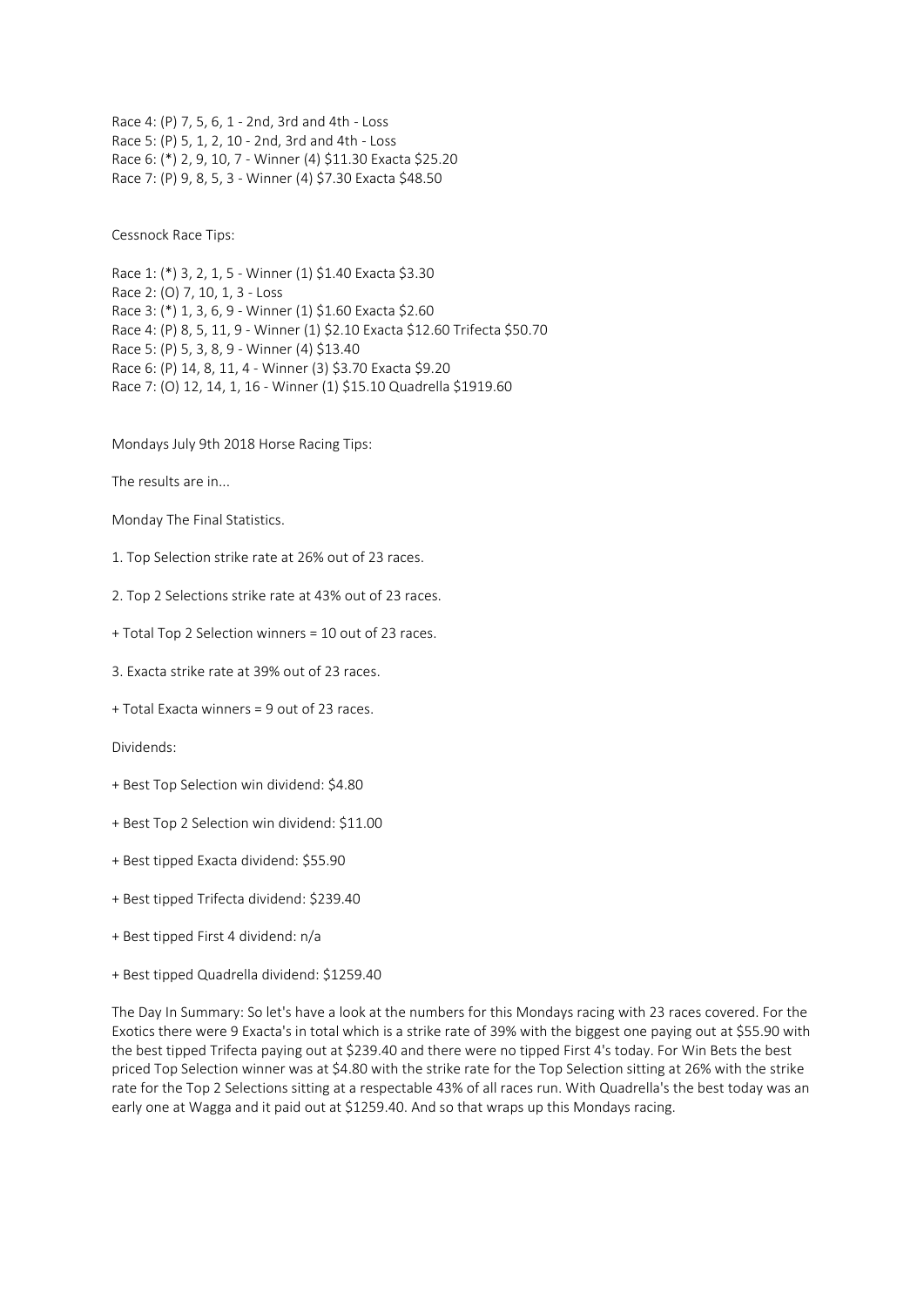Race 4: (P) 7, 5, 6, 1 - 2nd, 3rd and 4th - Loss
Race 5: (P) 5, 1, 2, 10 - 2nd, 3rd and 4th - Loss
Race 6: (*) 2, 9, 10, 7 - Winner (4) $11.30 Exacta $25.20
Race 7: (P) 9, 8, 5, 3 - Winner (4) $7.30 Exacta $48.50

Cessnock Race Tips:

Race 1: (*) 3, 2, 1, 5 - Winner (1) $1.40 Exacta $3.30
Race 2: (O) 7, 10, 1, 3 - Loss
Race 3: (*) 1, 3, 6, 9 - Winner (1) $1.60 Exacta $2.60
Race 4: (P) 8, 5, 11, 9 - Winner (1) $2.10 Exacta $12.60 Trifecta $50.70
Race 5: (P) 5, 3, 8, 9 - Winner (4) $13.40
Race 6: (P) 14, 8, 11, 4 - Winner (3) $3.70 Exacta $9.20
Race 7: (O) 12, 14, 1, 16 - Winner (1) $15.10 Quadrella $1919.60

Mondays July 9th 2018 Horse Racing Tips:

The results are in...

Monday The Final Statistics.

1. Top Selection strike rate at 26% out of 23 races.

2. Top 2 Selections strike rate at 43% out of 23 races.

+ Total Top 2 Selection winners = 10 out of 23 races.

3. Exacta strike rate at 39% out of 23 races.

+ Total Exacta winners = 9 out of 23 races.

Dividends:

+ Best Top Selection win dividend: $4.80

+ Best Top 2 Selection win dividend: $11.00

+ Best tipped Exacta dividend: $55.90

+ Best tipped Trifecta dividend: $239.40

+ Best tipped First 4 dividend: n/a

+ Best tipped Quadrella dividend: $1259.40

The Day In Summary: So let's have a look at the numbers for this Mondays racing with 23 races covered. For the Exotics there were 9 Exacta's in total which is a strike rate of 39% with the biggest one paying out at $55.90 with the best tipped Trifecta paying out at $239.40 and there were no tipped First 4's today. For Win Bets the best priced Top Selection winner was at $4.80 with the strike rate for the Top Selection sitting at 26% with the strike rate for the Top 2 Selections sitting at a respectable 43% of all races run. With Quadrella's the best today was an early one at Wagga and it paid out at $1259.40. And so that wraps up this Mondays racing.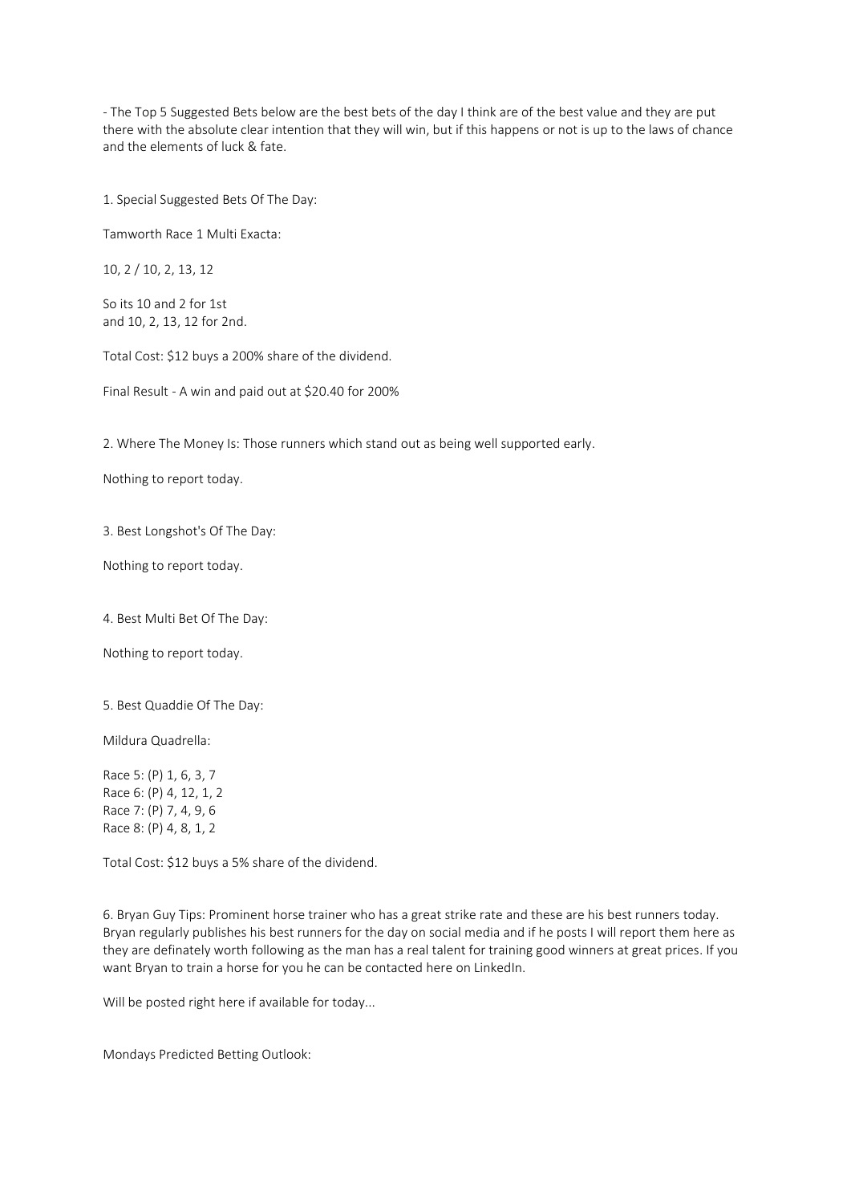- The Top 5 Suggested Bets below are the best bets of the day I think are of the best value and they are put there with the absolute clear intention that they will win, but if this happens or not is up to the laws of chance and the elements of luck & fate.

1. Special Suggested Bets Of The Day:

Tamworth Race 1 Multi Exacta:

10, 2 / 10, 2, 13, 12

So its 10 and 2 for 1st
and 10, 2, 13, 12 for 2nd.

Total Cost: $12 buys a 200% share of the dividend.

Final Result - A win and paid out at $20.40 for 200%

2. Where The Money Is: Those runners which stand out as being well supported early.

Nothing to report today.

3. Best Longshot's Of The Day:

Nothing to report today.

4. Best Multi Bet Of The Day:

Nothing to report today.

5. Best Quaddie Of The Day:

Mildura Quadrella:

Race 5: (P) 1, 6, 3, 7
Race 6: (P) 4, 12, 1, 2
Race 7: (P) 7, 4, 9, 6
Race 8: (P) 4, 8, 1, 2

Total Cost: $12 buys a 5% share of the dividend.

6. Bryan Guy Tips: Prominent horse trainer who has a great strike rate and these are his best runners today. Bryan regularly publishes his best runners for the day on social media and if he posts I will report them here as they are definately worth following as the man has a real talent for training good winners at great prices. If you want Bryan to train a horse for you he can be contacted here on LinkedIn.

Will be posted right here if available for today...

Mondays Predicted Betting Outlook: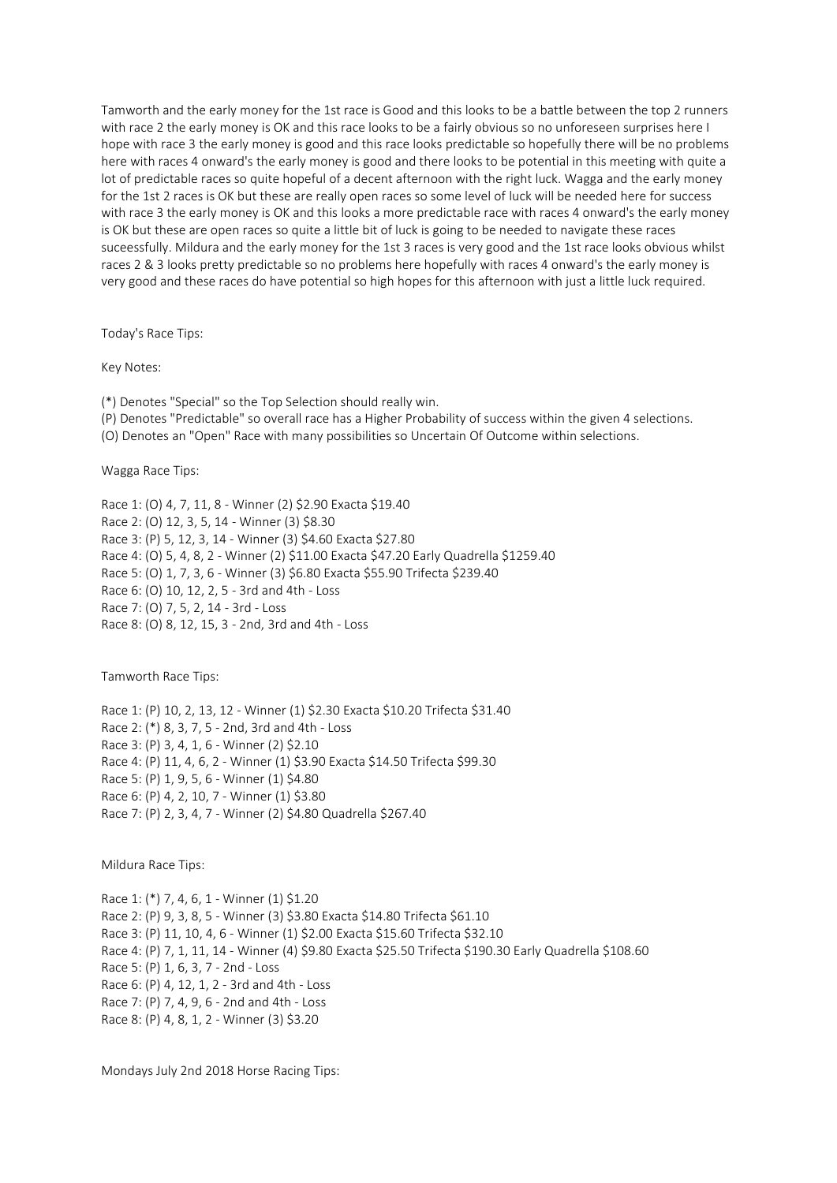Tamworth and the early money for the 1st race is Good and this looks to be a battle between the top 2 runners with race 2 the early money is OK and this race looks to be a fairly obvious so no unforeseen surprises here I hope with race 3 the early money is good and this race looks predictable so hopefully there will be no problems here with races 4 onward's the early money is good and there looks to be potential in this meeting with quite a lot of predictable races so quite hopeful of a decent afternoon with the right luck. Wagga and the early money for the 1st 2 races is OK but these are really open races so some level of luck will be needed here for success with race 3 the early money is OK and this looks a more predictable race with races 4 onward's the early money is OK but these are open races so quite a little bit of luck is going to be needed to navigate these races suceessfully. Mildura and the early money for the 1st 3 races is very good and the 1st race looks obvious whilst races 2 & 3 looks pretty predictable so no problems here hopefully with races 4 onward's the early money is very good and these races do have potential so high hopes for this afternoon with just a little luck required.

Today's Race Tips:

Key Notes:

(*) Denotes "Special" so the Top Selection should really win.
(P) Denotes "Predictable" so overall race has a Higher Probability of success within the given 4 selections.
(O) Denotes an "Open" Race with many possibilities so Uncertain Of Outcome within selections.

Wagga Race Tips:

Race 1: (O) 4, 7, 11, 8 - Winner (2) $2.90 Exacta $19.40
Race 2: (O) 12, 3, 5, 14 - Winner (3) $8.30
Race 3: (P) 5, 12, 3, 14 - Winner (3) $4.60 Exacta $27.80
Race 4: (O) 5, 4, 8, 2 - Winner (2) $11.00 Exacta $47.20 Early Quadrella $1259.40
Race 5: (O) 1, 7, 3, 6 - Winner (3) $6.80 Exacta $55.90 Trifecta $239.40
Race 6: (O) 10, 12, 2, 5 - 3rd and 4th - Loss
Race 7: (O) 7, 5, 2, 14 - 3rd - Loss
Race 8: (O) 8, 12, 15, 3 - 2nd, 3rd and 4th - Loss

Tamworth Race Tips:

Race 1: (P) 10, 2, 13, 12 - Winner (1) $2.30 Exacta $10.20 Trifecta $31.40
Race 2: (*) 8, 3, 7, 5 - 2nd, 3rd and 4th - Loss
Race 3: (P) 3, 4, 1, 6 - Winner (2) $2.10
Race 4: (P) 11, 4, 6, 2 - Winner (1) $3.90 Exacta $14.50 Trifecta $99.30
Race 5: (P) 1, 9, 5, 6 - Winner (1) $4.80
Race 6: (P) 4, 2, 10, 7 - Winner (1) $3.80
Race 7: (P) 2, 3, 4, 7 - Winner (2) $4.80 Quadrella $267.40

Mildura Race Tips:

Race 1: (*) 7, 4, 6, 1 - Winner (1) $1.20
Race 2: (P) 9, 3, 8, 5 - Winner (3) $3.80 Exacta $14.80 Trifecta $61.10
Race 3: (P) 11, 10, 4, 6 - Winner (1) $2.00 Exacta $15.60 Trifecta $32.10
Race 4: (P) 7, 1, 11, 14 - Winner (4) $9.80 Exacta $25.50 Trifecta $190.30 Early Quadrella $108.60
Race 5: (P) 1, 6, 3, 7 - 2nd - Loss
Race 6: (P) 4, 12, 1, 2 - 3rd and 4th - Loss
Race 7: (P) 7, 4, 9, 6 - 2nd and 4th - Loss
Race 8: (P) 4, 8, 1, 2 - Winner (3) $3.20

Mondays July 2nd 2018 Horse Racing Tips: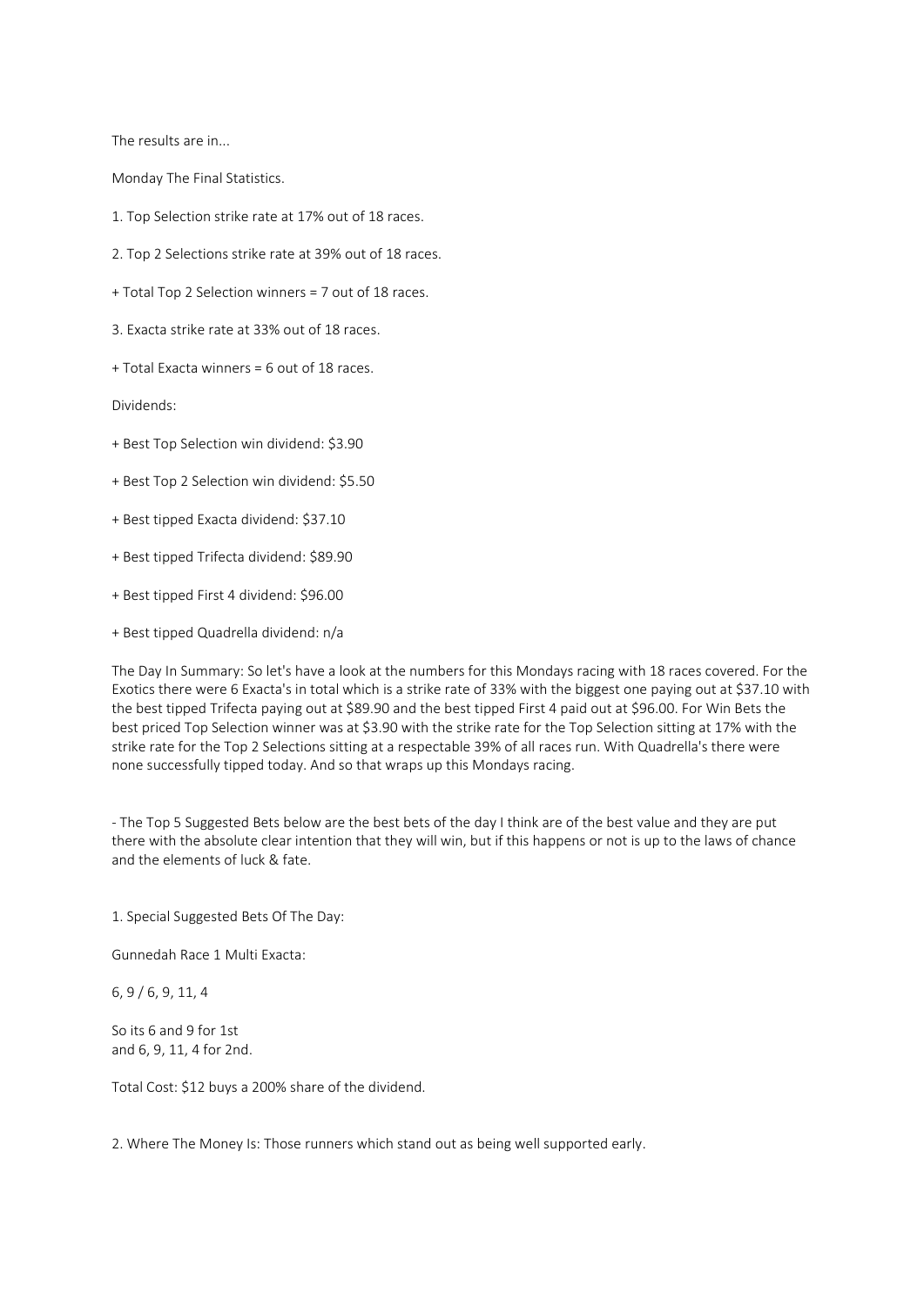The results are in...

Monday The Final Statistics.

1. Top Selection strike rate at 17% out of 18 races.

2. Top 2 Selections strike rate at 39% out of 18 races.

+ Total Top 2 Selection winners = 7 out of 18 races.

3. Exacta strike rate at 33% out of 18 races.

+ Total Exacta winners = 6 out of 18 races.

Dividends:

+ Best Top Selection win dividend: $3.90

+ Best Top 2 Selection win dividend: $5.50

+ Best tipped Exacta dividend: $37.10

+ Best tipped Trifecta dividend: $89.90

+ Best tipped First 4 dividend: $96.00

+ Best tipped Quadrella dividend: n/a

The Day In Summary: So let's have a look at the numbers for this Mondays racing with 18 races covered. For the Exotics there were 6 Exacta's in total which is a strike rate of 33% with the biggest one paying out at $37.10 with the best tipped Trifecta paying out at $89.90 and the best tipped First 4 paid out at $96.00. For Win Bets the best priced Top Selection winner was at $3.90 with the strike rate for the Top Selection sitting at 17% with the strike rate for the Top 2 Selections sitting at a respectable 39% of all races run. With Quadrella's there were none successfully tipped today. And so that wraps up this Mondays racing.

- The Top 5 Suggested Bets below are the best bets of the day I think are of the best value and they are put there with the absolute clear intention that they will win, but if this happens or not is up to the laws of chance and the elements of luck & fate.

1. Special Suggested Bets Of The Day:

Gunnedah Race 1 Multi Exacta:

6, 9 / 6, 9, 11, 4

So its 6 and 9 for 1st
and 6, 9, 11, 4 for 2nd.

Total Cost: $12 buys a 200% share of the dividend.

2. Where The Money Is: Those runners which stand out as being well supported early.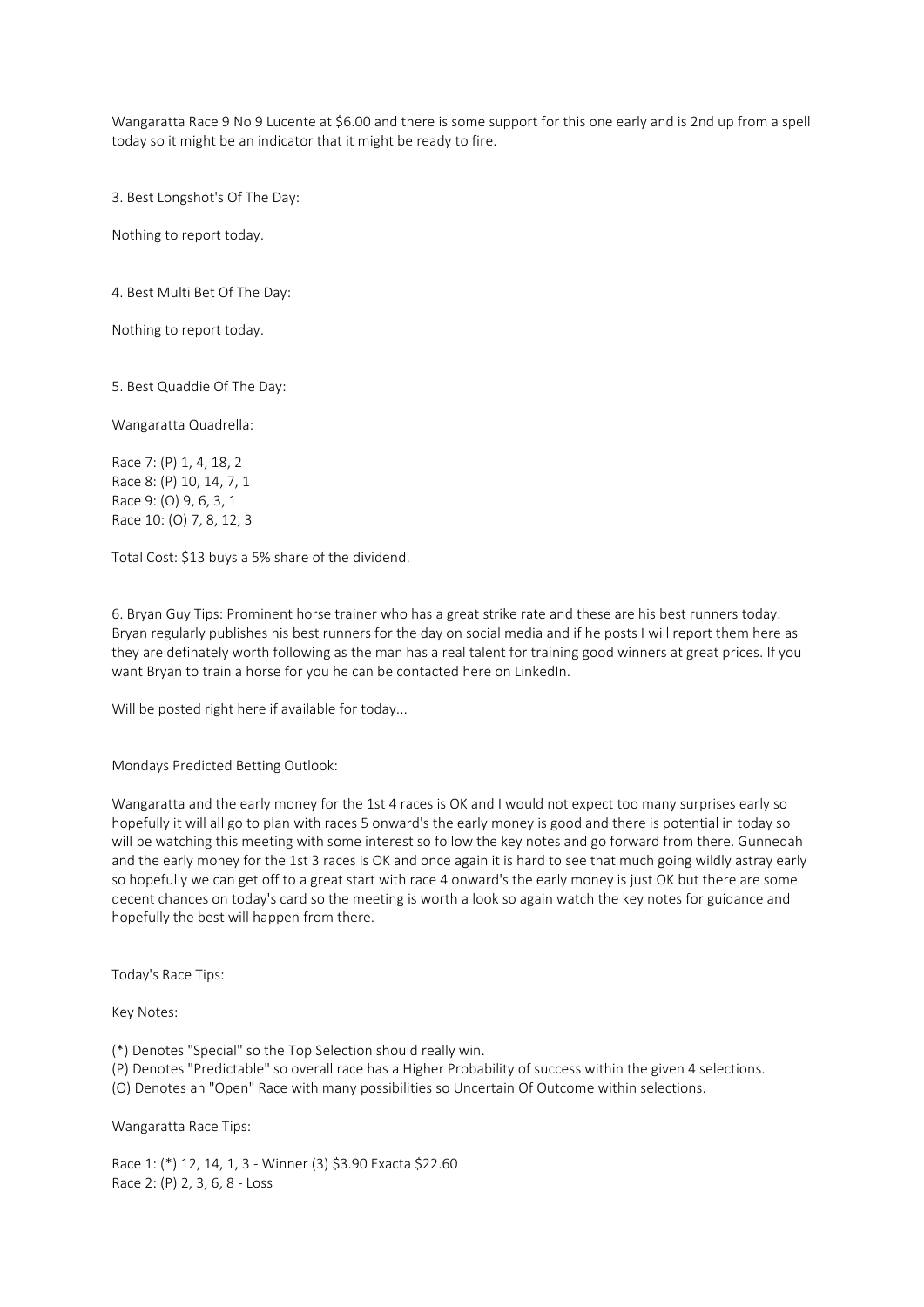Wangaratta Race 9 No 9 Lucente at $6.00 and there is some support for this one early and is 2nd up from a spell today so it might be an indicator that it might be ready to fire.

3. Best Longshot's Of The Day:

Nothing to report today.

4. Best Multi Bet Of The Day:

Nothing to report today.

5. Best Quaddie Of The Day:

Wangaratta Quadrella:

Race 7: (P) 1, 4, 18, 2
Race 8: (P) 10, 14, 7, 1
Race 9: (O) 9, 6, 3, 1
Race 10: (O) 7, 8, 12, 3

Total Cost: $13 buys a 5% share of the dividend.

6. Bryan Guy Tips: Prominent horse trainer who has a great strike rate and these are his best runners today. Bryan regularly publishes his best runners for the day on social media and if he posts I will report them here as they are definately worth following as the man has a real talent for training good winners at great prices. If you want Bryan to train a horse for you he can be contacted here on LinkedIn.

Will be posted right here if available for today...

Mondays Predicted Betting Outlook:

Wangaratta and the early money for the 1st 4 races is OK and I would not expect too many surprises early so hopefully it will all go to plan with races 5 onward's the early money is good and there is potential in today so will be watching this meeting with some interest so follow the key notes and go forward from there. Gunnedah and the early money for the 1st 3 races is OK and once again it is hard to see that much going wildly astray early so hopefully we can get off to a great start with race 4 onward's the early money is just OK but there are some decent chances on today's card so the meeting is worth a look so again watch the key notes for guidance and hopefully the best will happen from there.

Today's Race Tips:

Key Notes:

(*) Denotes "Special" so the Top Selection should really win.
(P) Denotes "Predictable" so overall race has a Higher Probability of success within the given 4 selections.
(O) Denotes an "Open" Race with many possibilities so Uncertain Of Outcome within selections.

Wangaratta Race Tips:

Race 1: (*) 12, 14, 1, 3 - Winner (3) $3.90 Exacta $22.60
Race 2: (P) 2, 3, 6, 8 - Loss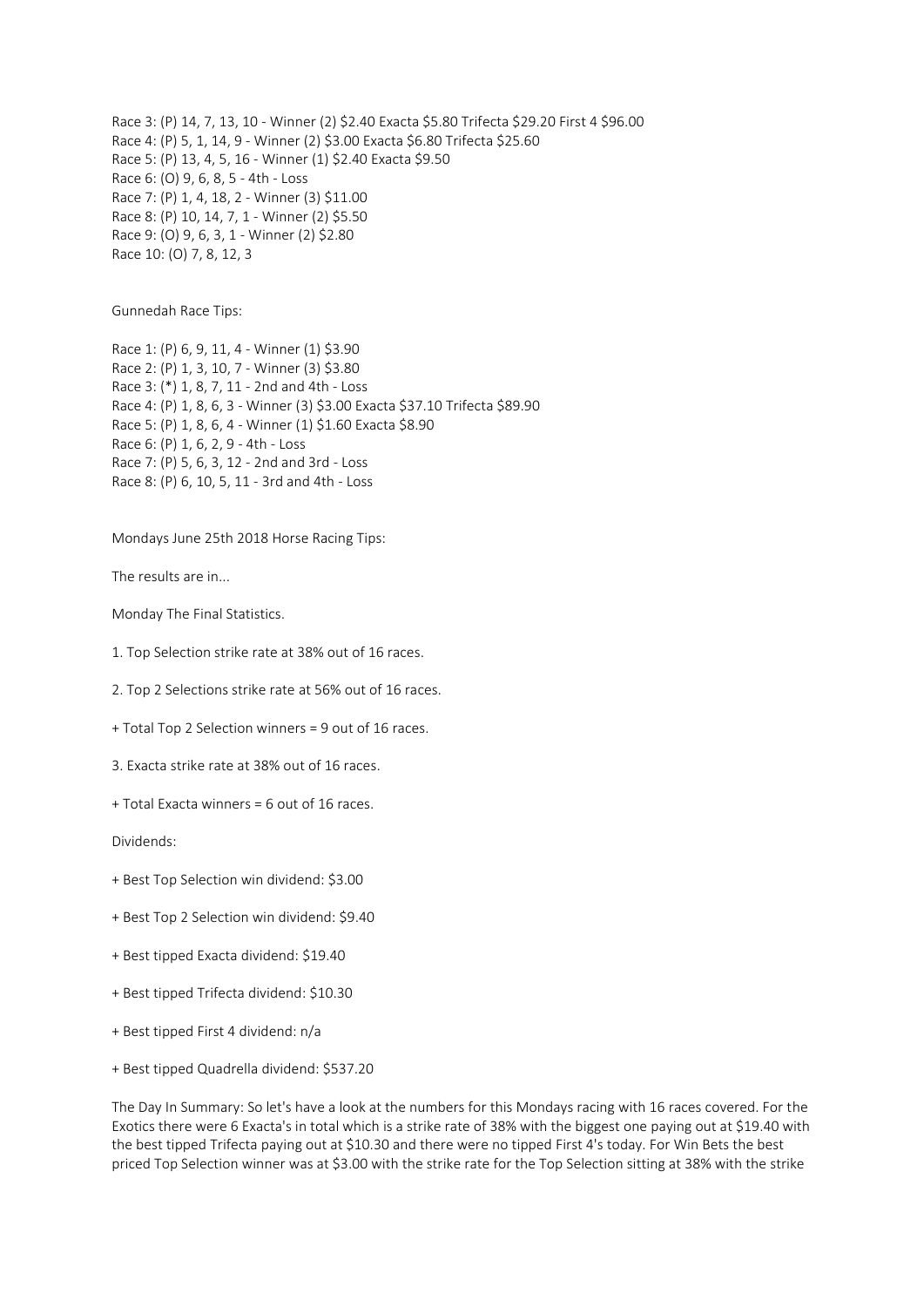Race 3: (P) 14, 7, 13, 10 - Winner (2) $2.40 Exacta $5.80 Trifecta $29.20 First 4 $96.00
Race 4: (P) 5, 1, 14, 9 - Winner (2) $3.00 Exacta $6.80 Trifecta $25.60
Race 5: (P) 13, 4, 5, 16 - Winner (1) $2.40 Exacta $9.50
Race 6: (O) 9, 6, 8, 5 - 4th - Loss
Race 7: (P) 1, 4, 18, 2 - Winner (3) $11.00
Race 8: (P) 10, 14, 7, 1 - Winner (2) $5.50
Race 9: (O) 9, 6, 3, 1 - Winner (2) $2.80
Race 10: (O) 7, 8, 12, 3

Gunnedah Race Tips:

Race 1: (P) 6, 9, 11, 4 - Winner (1) $3.90
Race 2: (P) 1, 3, 10, 7 - Winner (3) $3.80
Race 3: (*) 1, 8, 7, 11 - 2nd and 4th - Loss
Race 4: (P) 1, 8, 6, 3 - Winner (3) $3.00 Exacta $37.10 Trifecta $89.90
Race 5: (P) 1, 8, 6, 4 - Winner (1) $1.60 Exacta $8.90
Race 6: (P) 1, 6, 2, 9 - 4th - Loss
Race 7: (P) 5, 6, 3, 12 - 2nd and 3rd - Loss
Race 8: (P) 6, 10, 5, 11 - 3rd and 4th - Loss

Mondays June 25th 2018 Horse Racing Tips:

The results are in...

Monday The Final Statistics.

1. Top Selection strike rate at 38% out of 16 races.

2. Top 2 Selections strike rate at 56% out of 16 races.

+ Total Top 2 Selection winners = 9 out of 16 races.

3. Exacta strike rate at 38% out of 16 races.

+ Total Exacta winners = 6 out of 16 races.

Dividends:

+ Best Top Selection win dividend: $3.00

+ Best Top 2 Selection win dividend: $9.40

+ Best tipped Exacta dividend: $19.40

+ Best tipped Trifecta dividend: $10.30

+ Best tipped First 4 dividend: n/a

+ Best tipped Quadrella dividend: $537.20

The Day In Summary: So let's have a look at the numbers for this Mondays racing with 16 races covered. For the Exotics there were 6 Exacta's in total which is a strike rate of 38% with the biggest one paying out at $19.40 with the best tipped Trifecta paying out at $10.30 and there were no tipped First 4's today. For Win Bets the best priced Top Selection winner was at $3.00 with the strike rate for the Top Selection sitting at 38% with the strike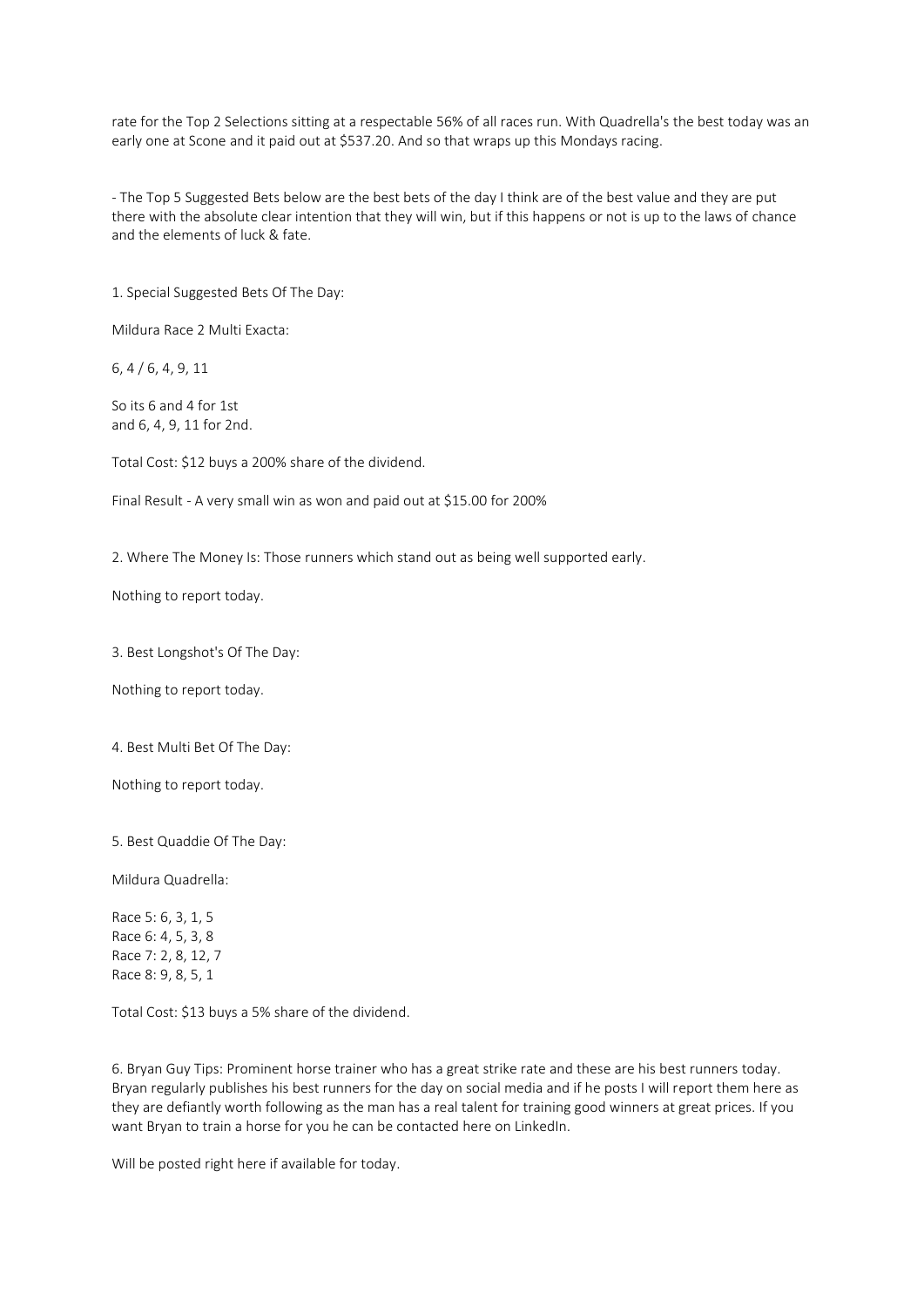rate for the Top 2 Selections sitting at a respectable 56% of all races run. With Quadrella's the best today was an early one at Scone and it paid out at $537.20. And so that wraps up this Mondays racing.

- The Top 5 Suggested Bets below are the best bets of the day I think are of the best value and they are put there with the absolute clear intention that they will win, but if this happens or not is up to the laws of chance and the elements of luck & fate.

1. Special Suggested Bets Of The Day:

Mildura Race 2 Multi Exacta:

6, 4 / 6, 4, 9, 11

So its 6 and 4 for 1st
and 6, 4, 9, 11 for 2nd.

Total Cost: $12 buys a 200% share of the dividend.

Final Result - A very small win as won and paid out at $15.00 for 200%

2. Where The Money Is: Those runners which stand out as being well supported early.

Nothing to report today.

3. Best Longshot's Of The Day:

Nothing to report today.

4. Best Multi Bet Of The Day:

Nothing to report today.

5. Best Quaddie Of The Day:

Mildura Quadrella:

Race 5: 6, 3, 1, 5
Race 6: 4, 5, 3, 8
Race 7: 2, 8, 12, 7
Race 8: 9, 8, 5, 1

Total Cost: $13 buys a 5% share of the dividend.

6. Bryan Guy Tips: Prominent horse trainer who has a great strike rate and these are his best runners today. Bryan regularly publishes his best runners for the day on social media and if he posts I will report them here as they are defiantly worth following as the man has a real talent for training good winners at great prices. If you want Bryan to train a horse for you he can be contacted here on LinkedIn.

Will be posted right here if available for today.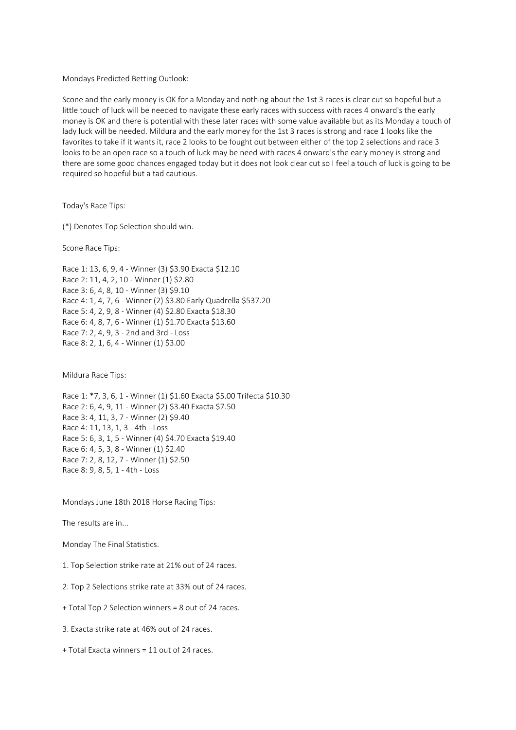Mondays Predicted Betting Outlook:

Scone and the early money is OK for a Monday and nothing about the 1st 3 races is clear cut so hopeful but a little touch of luck will be needed to navigate these early races with success with races 4 onward's the early money is OK and there is potential with these later races with some value available but as its Monday a touch of lady luck will be needed. Mildura and the early money for the 1st 3 races is strong and race 1 looks like the favorites to take if it wants it, race 2 looks to be fought out between either of the top 2 selections and race 3 looks to be an open race so a touch of luck may be need with races 4 onward's the early money is strong and there are some good chances engaged today but it does not look clear cut so I feel a touch of luck is going to be required so hopeful but a tad cautious.

Today's Race Tips:

(*) Denotes Top Selection should win.

Scone Race Tips:

Race 1: 13, 6, 9, 4 - Winner (3) $3.90 Exacta $12.10
Race 2: 11, 4, 2, 10 - Winner (1) $2.80
Race 3: 6, 4, 8, 10 - Winner (3) $9.10
Race 4: 1, 4, 7, 6 - Winner (2) $3.80 Early Quadrella $537.20
Race 5: 4, 2, 9, 8 - Winner (4) $2.80 Exacta $18.30
Race 6: 4, 8, 7, 6 - Winner (1) $1.70 Exacta $13.60
Race 7: 2, 4, 9, 3 - 2nd and 3rd - Loss
Race 8: 2, 1, 6, 4 - Winner (1) $3.00

Mildura Race Tips:

Race 1: *7, 3, 6, 1 - Winner (1) $1.60 Exacta $5.00 Trifecta $10.30
Race 2: 6, 4, 9, 11 - Winner (2) $3.40 Exacta $7.50
Race 3: 4, 11, 3, 7 - Winner (2) $9.40
Race 4: 11, 13, 1, 3 - 4th - Loss
Race 5: 6, 3, 1, 5 - Winner (4) $4.70 Exacta $19.40
Race 6: 4, 5, 3, 8 - Winner (1) $2.40
Race 7: 2, 8, 12, 7 - Winner (1) $2.50
Race 8: 9, 8, 5, 1 - 4th - Loss

Mondays June 18th 2018 Horse Racing Tips:

The results are in...

Monday The Final Statistics.

1. Top Selection strike rate at 21% out of 24 races.

2. Top 2 Selections strike rate at 33% out of 24 races.

+ Total Top 2 Selection winners = 8 out of 24 races.

3. Exacta strike rate at 46% out of 24 races.

+ Total Exacta winners = 11 out of 24 races.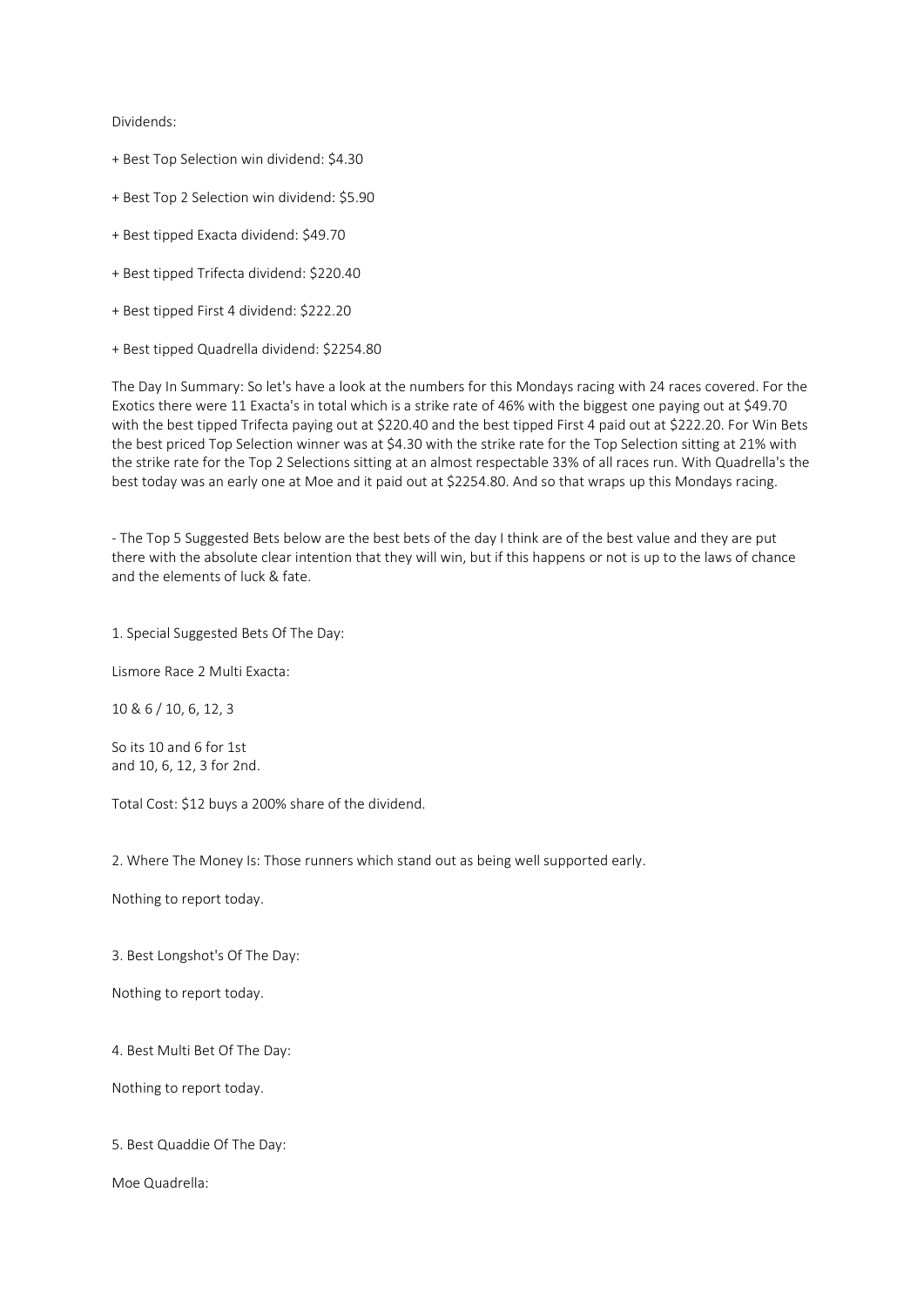Dividends:

+ Best Top Selection win dividend: $4.30

+ Best Top 2 Selection win dividend: $5.90

+ Best tipped Exacta dividend: $49.70

+ Best tipped Trifecta dividend: $220.40

+ Best tipped First 4 dividend: $222.20

+ Best tipped Quadrella dividend: $2254.80

The Day In Summary: So let's have a look at the numbers for this Mondays racing with 24 races covered. For the Exotics there were 11 Exacta's in total which is a strike rate of 46% with the biggest one paying out at $49.70 with the best tipped Trifecta paying out at $220.40 and the best tipped First 4 paid out at $222.20. For Win Bets the best priced Top Selection winner was at $4.30 with the strike rate for the Top Selection sitting at 21% with the strike rate for the Top 2 Selections sitting at an almost respectable 33% of all races run. With Quadrella's the best today was an early one at Moe and it paid out at $2254.80. And so that wraps up this Mondays racing.

- The Top 5 Suggested Bets below are the best bets of the day I think are of the best value and they are put there with the absolute clear intention that they will win, but if this happens or not is up to the laws of chance and the elements of luck & fate.

1. Special Suggested Bets Of The Day:

Lismore Race 2 Multi Exacta:

10 & 6 / 10, 6, 12, 3

So its 10 and 6 for 1st
and 10, 6, 12, 3 for 2nd.

Total Cost: $12 buys a 200% share of the dividend.

2. Where The Money Is: Those runners which stand out as being well supported early.

Nothing to report today.

3. Best Longshot's Of The Day:

Nothing to report today.

4. Best Multi Bet Of The Day:

Nothing to report today.

5. Best Quaddie Of The Day:

Moe Quadrella: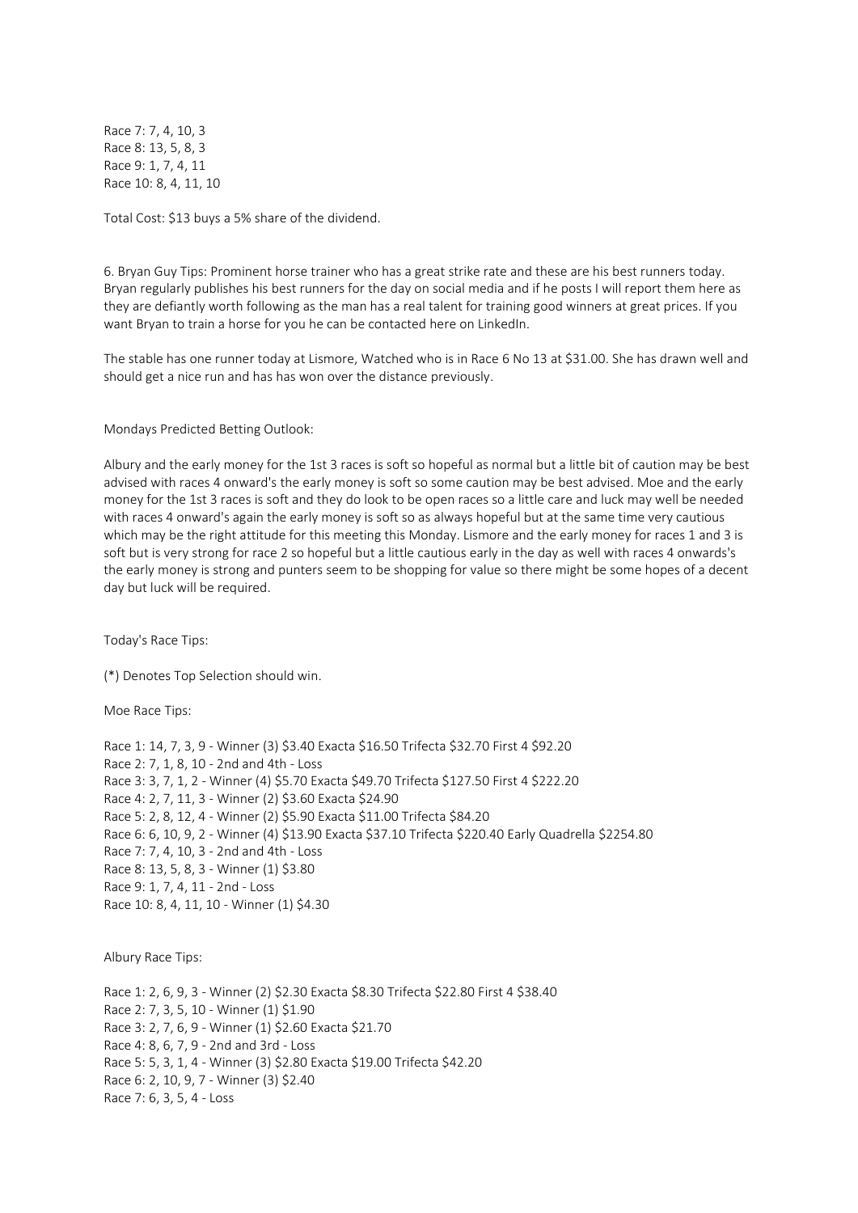Race 7: 7, 4, 10, 3
Race 8: 13, 5, 8, 3
Race 9: 1, 7, 4, 11
Race 10: 8, 4, 11, 10

Total Cost: $13 buys a 5% share of the dividend.

6. Bryan Guy Tips: Prominent horse trainer who has a great strike rate and these are his best runners today. Bryan regularly publishes his best runners for the day on social media and if he posts I will report them here as they are defiantly worth following as the man has a real talent for training good winners at great prices. If you want Bryan to train a horse for you he can be contacted here on LinkedIn.

The stable has one runner today at Lismore, Watched who is in Race 6 No 13 at $31.00. She has drawn well and should get a nice run and has has won over the distance previously.

Mondays Predicted Betting Outlook:

Albury and the early money for the 1st 3 races is soft so hopeful as normal but a little bit of caution may be best advised with races 4 onward's the early money is soft so some caution may be best advised. Moe and the early money for the 1st 3 races is soft and they do look to be open races so a little care and luck may well be needed with races 4 onward's again the early money is soft so as always hopeful but at the same time very cautious which may be the right attitude for this meeting this Monday. Lismore and the early money for races 1 and 3 is soft but is very strong for race 2 so hopeful but a little cautious early in the day as well with races 4 onwards's the early money is strong and punters seem to be shopping for value so there might be some hopes of a decent day but luck will be required.

Today's Race Tips:

(*) Denotes Top Selection should win.

Moe Race Tips:

Race 1: 14, 7, 3, 9 - Winner (3) $3.40 Exacta $16.50 Trifecta $32.70 First 4 $92.20
Race 2: 7, 1, 8, 10 - 2nd and 4th - Loss
Race 3: 3, 7, 1, 2 - Winner (4) $5.70 Exacta $49.70 Trifecta $127.50 First 4 $222.20
Race 4: 2, 7, 11, 3 - Winner (2) $3.60 Exacta $24.90
Race 5: 2, 8, 12, 4 - Winner (2) $5.90 Exacta $11.00 Trifecta $84.20
Race 6: 6, 10, 9, 2 - Winner (4) $13.90 Exacta $37.10 Trifecta $220.40 Early Quadrella $2254.80
Race 7: 7, 4, 10, 3 - 2nd and 4th - Loss
Race 8: 13, 5, 8, 3 - Winner (1) $3.80
Race 9: 1, 7, 4, 11 - 2nd - Loss
Race 10: 8, 4, 11, 10 - Winner (1) $4.30

Albury Race Tips:

Race 1: 2, 6, 9, 3 - Winner (2) $2.30 Exacta $8.30 Trifecta $22.80 First 4 $38.40
Race 2: 7, 3, 5, 10 - Winner (1) $1.90
Race 3: 2, 7, 6, 9 - Winner (1) $2.60 Exacta $21.70
Race 4: 8, 6, 7, 9 - 2nd and 3rd - Loss
Race 5: 5, 3, 1, 4 - Winner (3) $2.80 Exacta $19.00 Trifecta $42.20
Race 6: 2, 10, 9, 7 - Winner (3) $2.40
Race 7: 6, 3, 5, 4 - Loss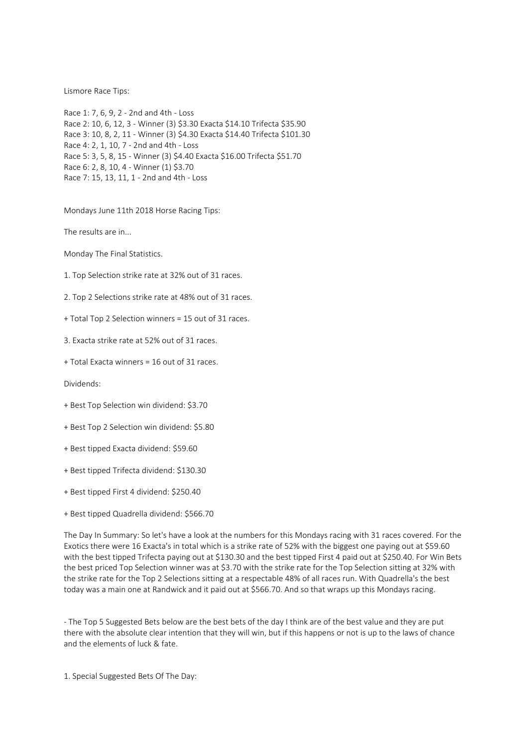Lismore Race Tips:

Race 1: 7, 6, 9, 2 - 2nd and 4th - Loss
Race 2: 10, 6, 12, 3 - Winner (3) $3.30 Exacta $14.10 Trifecta $35.90
Race 3: 10, 8, 2, 11 - Winner (3) $4.30 Exacta $14.40 Trifecta $101.30
Race 4: 2, 1, 10, 7 - 2nd and 4th - Loss
Race 5: 3, 5, 8, 15 - Winner (3) $4.40 Exacta $16.00 Trifecta $51.70
Race 6: 2, 8, 10, 4 - Winner (1) $3.70
Race 7: 15, 13, 11, 1 - 2nd and 4th - Loss

Mondays June 11th 2018 Horse Racing Tips:

The results are in...

Monday The Final Statistics.

1. Top Selection strike rate at 32% out of 31 races.

2. Top 2 Selections strike rate at 48% out of 31 races.

+ Total Top 2 Selection winners = 15 out of 31 races.

3. Exacta strike rate at 52% out of 31 races.

+ Total Exacta winners = 16 out of 31 races.

Dividends:

+ Best Top Selection win dividend: $3.70

+ Best Top 2 Selection win dividend: $5.80

+ Best tipped Exacta dividend: $59.60

+ Best tipped Trifecta dividend: $130.30

+ Best tipped First 4 dividend: $250.40

+ Best tipped Quadrella dividend: $566.70

The Day In Summary: So let's have a look at the numbers for this Mondays racing with 31 races covered. For the Exotics there were 16 Exacta's in total which is a strike rate of 52% with the biggest one paying out at $59.60 with the best tipped Trifecta paying out at $130.30 and the best tipped First 4 paid out at $250.40. For Win Bets the best priced Top Selection winner was at $3.70 with the strike rate for the Top Selection sitting at 32% with the strike rate for the Top 2 Selections sitting at a respectable 48% of all races run. With Quadrella's the best today was a main one at Randwick and it paid out at $566.70. And so that wraps up this Mondays racing.

- The Top 5 Suggested Bets below are the best bets of the day I think are of the best value and they are put there with the absolute clear intention that they will win, but if this happens or not is up to the laws of chance and the elements of luck & fate.

1. Special Suggested Bets Of The Day: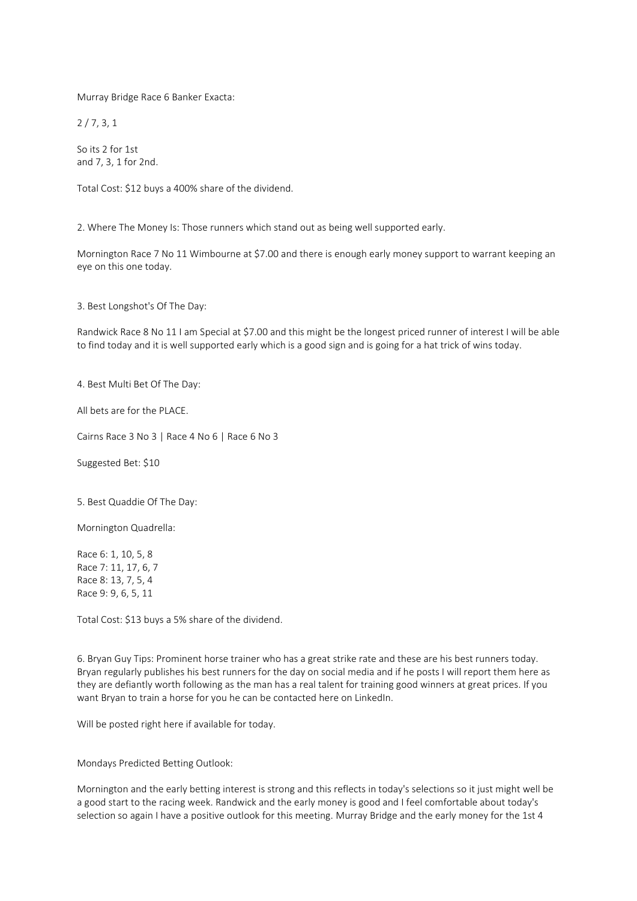Murray Bridge Race 6 Banker Exacta:

2 / 7, 3, 1

So its 2 for 1st
and 7, 3, 1 for 2nd.

Total Cost: $12 buys a 400% share of the dividend.

2. Where The Money Is: Those runners which stand out as being well supported early.

Mornington Race 7 No 11 Wimbourne at $7.00 and there is enough early money support to warrant keeping an eye on this one today.

3. Best Longshot's Of The Day:

Randwick Race 8 No 11 I am Special at $7.00 and this might be the longest priced runner of interest I will be able to find today and it is well supported early which is a good sign and is going for a hat trick of wins today.

4. Best Multi Bet Of The Day:

All bets are for the PLACE.

Cairns Race 3 No 3 | Race 4 No 6 | Race 6 No 3

Suggested Bet: $10

5. Best Quaddie Of The Day:

Mornington Quadrella:

Race 6: 1, 10, 5, 8
Race 7: 11, 17, 6, 7
Race 8: 13, 7, 5, 4
Race 9: 9, 6, 5, 11

Total Cost: $13 buys a 5% share of the dividend.

6. Bryan Guy Tips: Prominent horse trainer who has a great strike rate and these are his best runners today. Bryan regularly publishes his best runners for the day on social media and if he posts I will report them here as they are defiantly worth following as the man has a real talent for training good winners at great prices. If you want Bryan to train a horse for you he can be contacted here on LinkedIn.

Will be posted right here if available for today.

Mondays Predicted Betting Outlook:

Mornington and the early betting interest is strong and this reflects in today's selections so it just might well be a good start to the racing week. Randwick and the early money is good and I feel comfortable about today's selection so again I have a positive outlook for this meeting. Murray Bridge and the early money for the 1st 4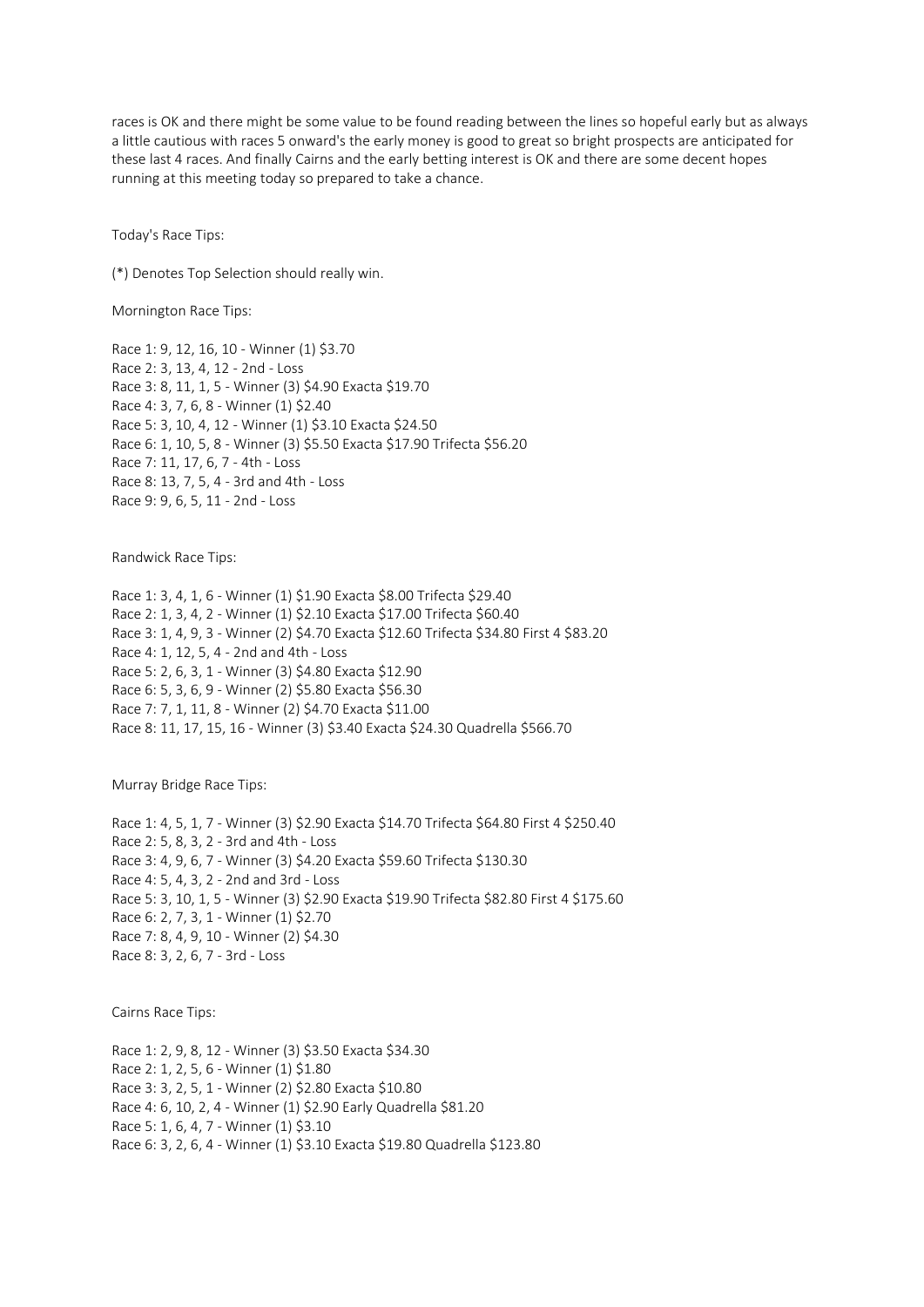races is OK and there might be some value to be found reading between the lines so hopeful early but as always a little cautious with races 5 onward's the early money is good to great so bright prospects are anticipated for these last 4 races. And finally Cairns and the early betting interest is OK and there are some decent hopes running at this meeting today so prepared to take a chance.

Today's Race Tips:

(*) Denotes Top Selection should really win.

Mornington Race Tips:

Race 1: 9, 12, 16, 10 - Winner (1) $3.70
Race 2: 3, 13, 4, 12 - 2nd - Loss
Race 3: 8, 11, 1, 5 - Winner (3) $4.90 Exacta $19.70
Race 4: 3, 7, 6, 8 - Winner (1) $2.40
Race 5: 3, 10, 4, 12 - Winner (1) $3.10 Exacta $24.50
Race 6: 1, 10, 5, 8 - Winner (3) $5.50 Exacta $17.90 Trifecta $56.20
Race 7: 11, 17, 6, 7 - 4th - Loss
Race 8: 13, 7, 5, 4 - 3rd and 4th - Loss
Race 9: 9, 6, 5, 11 - 2nd - Loss

Randwick Race Tips:

Race 1: 3, 4, 1, 6 - Winner (1) $1.90 Exacta $8.00 Trifecta $29.40
Race 2: 1, 3, 4, 2 - Winner (1) $2.10 Exacta $17.00 Trifecta $60.40
Race 3: 1, 4, 9, 3 - Winner (2) $4.70 Exacta $12.60 Trifecta $34.80 First 4 $83.20
Race 4: 1, 12, 5, 4 - 2nd and 4th - Loss
Race 5: 2, 6, 3, 1 - Winner (3) $4.80 Exacta $12.90
Race 6: 5, 3, 6, 9 - Winner (2) $5.80 Exacta $56.30
Race 7: 7, 1, 11, 8 - Winner (2) $4.70 Exacta $11.00
Race 8: 11, 17, 15, 16 - Winner (3) $3.40 Exacta $24.30 Quadrella $566.70

Murray Bridge Race Tips:

Race 1: 4, 5, 1, 7 - Winner (3) $2.90 Exacta $14.70 Trifecta $64.80 First 4 $250.40
Race 2: 5, 8, 3, 2 - 3rd and 4th - Loss
Race 3: 4, 9, 6, 7 - Winner (3) $4.20 Exacta $59.60 Trifecta $130.30
Race 4: 5, 4, 3, 2 - 2nd and 3rd - Loss
Race 5: 3, 10, 1, 5 - Winner (3) $2.90 Exacta $19.90 Trifecta $82.80 First 4 $175.60
Race 6: 2, 7, 3, 1 - Winner (1) $2.70
Race 7: 8, 4, 9, 10 - Winner (2) $4.30
Race 8: 3, 2, 6, 7 - 3rd - Loss

Cairns Race Tips:

Race 1: 2, 9, 8, 12 - Winner (3) $3.50 Exacta $34.30
Race 2: 1, 2, 5, 6 - Winner (1) $1.80
Race 3: 3, 2, 5, 1 - Winner (2) $2.80 Exacta $10.80
Race 4: 6, 10, 2, 4 - Winner (1) $2.90 Early Quadrella $81.20
Race 5: 1, 6, 4, 7 - Winner (1) $3.10
Race 6: 3, 2, 6, 4 - Winner (1) $3.10 Exacta $19.80 Quadrella $123.80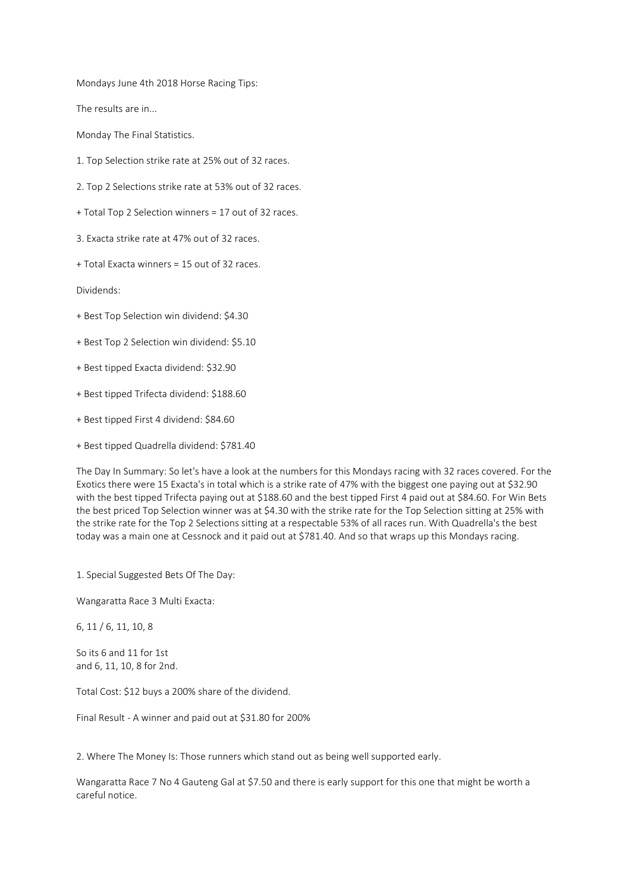Mondays June 4th 2018 Horse Racing Tips:

The results are in...

Monday The Final Statistics.

1. Top Selection strike rate at 25% out of 32 races.

2. Top 2 Selections strike rate at 53% out of 32 races.

+ Total Top 2 Selection winners = 17 out of 32 races.

3. Exacta strike rate at 47% out of 32 races.

+ Total Exacta winners = 15 out of 32 races.

Dividends:

+ Best Top Selection win dividend: $4.30

+ Best Top 2 Selection win dividend: $5.10

+ Best tipped Exacta dividend: $32.90

+ Best tipped Trifecta dividend: $188.60

+ Best tipped First 4 dividend: $84.60

+ Best tipped Quadrella dividend: $781.40

The Day In Summary: So let's have a look at the numbers for this Mondays racing with 32 races covered. For the Exotics there were 15 Exacta's in total which is a strike rate of 47% with the biggest one paying out at $32.90 with the best tipped Trifecta paying out at $188.60 and the best tipped First 4 paid out at $84.60. For Win Bets the best priced Top Selection winner was at $4.30 with the strike rate for the Top Selection sitting at 25% with the strike rate for the Top 2 Selections sitting at a respectable 53% of all races run. With Quadrella's the best today was a main one at Cessnock and it paid out at $781.40. And so that wraps up this Mondays racing.

1. Special Suggested Bets Of The Day:

Wangaratta Race 3 Multi Exacta:

6, 11 / 6, 11, 10, 8

So its 6 and 11 for 1st
and 6, 11, 10, 8 for 2nd.

Total Cost: $12 buys a 200% share of the dividend.

Final Result - A winner and paid out at $31.80 for 200%

2. Where The Money Is: Those runners which stand out as being well supported early.

Wangaratta Race 7 No 4 Gauteng Gal at $7.50 and there is early support for this one that might be worth a careful notice.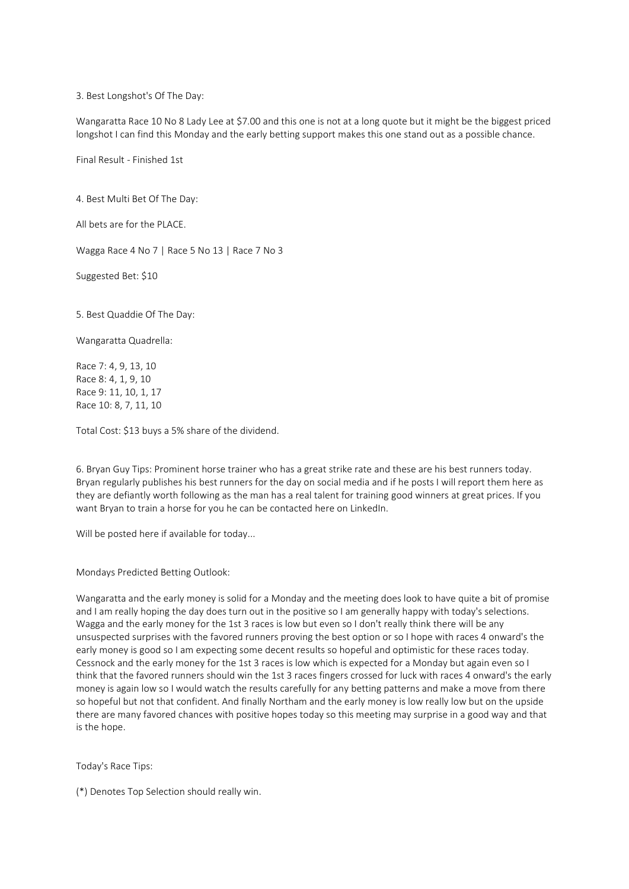3. Best Longshot's Of The Day:

Wangaratta Race 10 No 8 Lady Lee at $7.00 and this one is not at a long quote but it might be the biggest priced longshot I can find this Monday and the early betting support makes this one stand out as a possible chance.

Final Result - Finished 1st

4. Best Multi Bet Of The Day:

All bets are for the PLACE.

Wagga Race 4 No 7 | Race 5 No 13 | Race 7 No 3

Suggested Bet: $10

5. Best Quaddie Of The Day:

Wangaratta Quadrella:

Race 7: 4, 9, 13, 10
Race 8: 4, 1, 9, 10
Race 9: 11, 10, 1, 17
Race 10: 8, 7, 11, 10

Total Cost: $13 buys a 5% share of the dividend.

6. Bryan Guy Tips: Prominent horse trainer who has a great strike rate and these are his best runners today. Bryan regularly publishes his best runners for the day on social media and if he posts I will report them here as they are defiantly worth following as the man has a real talent for training good winners at great prices. If you want Bryan to train a horse for you he can be contacted here on LinkedIn.

Will be posted here if available for today...

Mondays Predicted Betting Outlook:

Wangaratta and the early money is solid for a Monday and the meeting does look to have quite a bit of promise and I am really hoping the day does turn out in the positive so I am generally happy with today's selections. Wagga and the early money for the 1st 3 races is low but even so I don't really think there will be any unsuspected surprises with the favored runners proving the best option or so I hope with races 4 onward's the early money is good so I am expecting some decent results so hopeful and optimistic for these races today. Cessnock and the early money for the 1st 3 races is low which is expected for a Monday but again even so I think that the favored runners should win the 1st 3 races fingers crossed for luck with races 4 onward's the early money is again low so I would watch the results carefully for any betting patterns and make a move from there so hopeful but not that confident. And finally Northam and the early money is low really low but on the upside there are many favored chances with positive hopes today so this meeting may surprise in a good way and that is the hope.

Today's Race Tips:

(*) Denotes Top Selection should really win.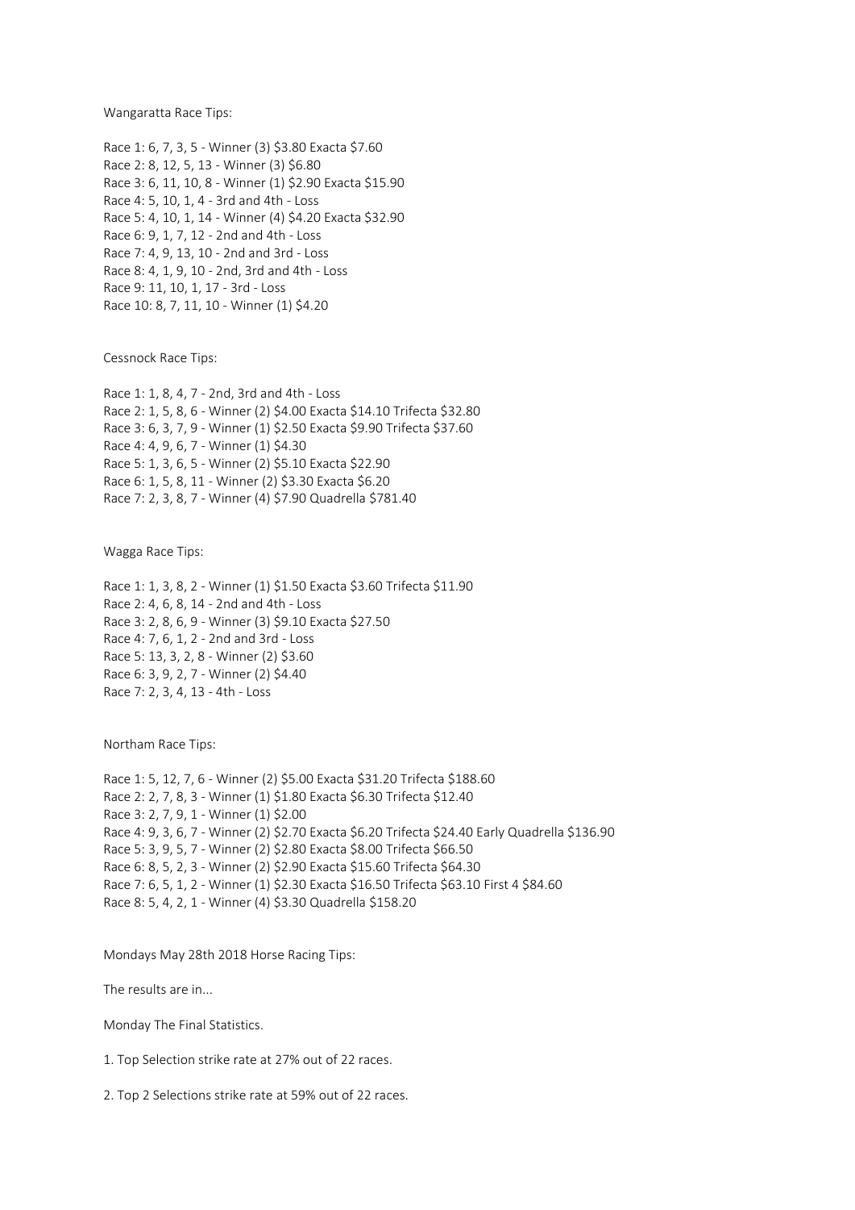Wangaratta Race Tips:

Race 1: 6, 7, 3, 5 - Winner (3) $3.80 Exacta $7.60
Race 2: 8, 12, 5, 13 - Winner (3) $6.80
Race 3: 6, 11, 10, 8 - Winner (1) $2.90 Exacta $15.90
Race 4: 5, 10, 1, 4 - 3rd and 4th - Loss
Race 5: 4, 10, 1, 14 - Winner (4) $4.20 Exacta $32.90
Race 6: 9, 1, 7, 12 - 2nd and 4th - Loss
Race 7: 4, 9, 13, 10 - 2nd and 3rd - Loss
Race 8: 4, 1, 9, 10 - 2nd, 3rd and 4th - Loss
Race 9: 11, 10, 1, 17 - 3rd - Loss
Race 10: 8, 7, 11, 10 - Winner (1) $4.20

Cessnock Race Tips:

Race 1: 1, 8, 4, 7 - 2nd, 3rd and 4th - Loss
Race 2: 1, 5, 8, 6 - Winner (2) $4.00 Exacta $14.10 Trifecta $32.80
Race 3: 6, 3, 7, 9 - Winner (1) $2.50 Exacta $9.90 Trifecta $37.60
Race 4: 4, 9, 6, 7 - Winner (1) $4.30
Race 5: 1, 3, 6, 5 - Winner (2) $5.10 Exacta $22.90
Race 6: 1, 5, 8, 11 - Winner (2) $3.30 Exacta $6.20
Race 7: 2, 3, 8, 7 - Winner (4) $7.90 Quadrella $781.40

Wagga Race Tips:

Race 1: 1, 3, 8, 2 - Winner (1) $1.50 Exacta $3.60 Trifecta $11.90
Race 2: 4, 6, 8, 14 - 2nd and 4th - Loss
Race 3: 2, 8, 6, 9 - Winner (3) $9.10 Exacta $27.50
Race 4: 7, 6, 1, 2 - 2nd and 3rd - Loss
Race 5: 13, 3, 2, 8 - Winner (2) $3.60
Race 6: 3, 9, 2, 7 - Winner (2) $4.40
Race 7: 2, 3, 4, 13 - 4th - Loss

Northam Race Tips:

Race 1: 5, 12, 7, 6 - Winner (2) $5.00 Exacta $31.20 Trifecta $188.60
Race 2: 2, 7, 8, 3 - Winner (1) $1.80 Exacta $6.30 Trifecta $12.40
Race 3: 2, 7, 9, 1 - Winner (1) $2.00
Race 4: 9, 3, 6, 7 - Winner (2) $2.70 Exacta $6.20 Trifecta $24.40 Early Quadrella $136.90
Race 5: 3, 9, 5, 7 - Winner (2) $2.80 Exacta $8.00 Trifecta $66.50
Race 6: 8, 5, 2, 3 - Winner (2) $2.90 Exacta $15.60 Trifecta $64.30
Race 7: 6, 5, 1, 2 - Winner (1) $2.30 Exacta $16.50 Trifecta $63.10 First 4 $84.60
Race 8: 5, 4, 2, 1 - Winner (4) $3.30 Quadrella $158.20

Mondays May 28th 2018 Horse Racing Tips:

The results are in...

Monday The Final Statistics.

1. Top Selection strike rate at 27% out of 22 races.

2. Top 2 Selections strike rate at 59% out of 22 races.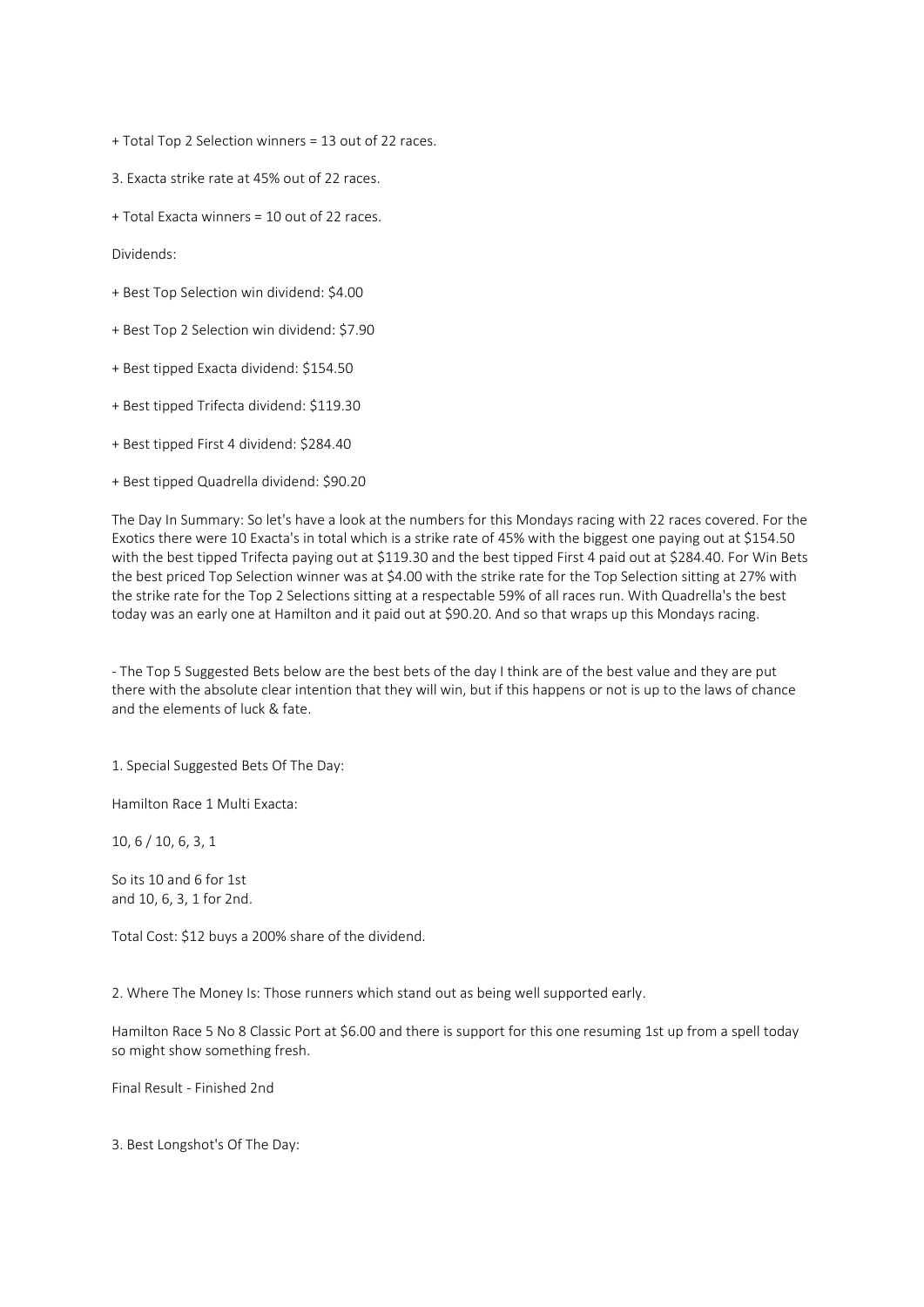+ Total Top 2 Selection winners = 13 out of 22 races.

3. Exacta strike rate at 45% out of 22 races.

+ Total Exacta winners = 10 out of 22 races.

Dividends:

+ Best Top Selection win dividend: $4.00

+ Best Top 2 Selection win dividend: $7.90

+ Best tipped Exacta dividend: $154.50

+ Best tipped Trifecta dividend: $119.30

+ Best tipped First 4 dividend: $284.40

+ Best tipped Quadrella dividend: $90.20

The Day In Summary: So let's have a look at the numbers for this Mondays racing with 22 races covered. For the Exotics there were 10 Exacta's in total which is a strike rate of 45% with the biggest one paying out at $154.50 with the best tipped Trifecta paying out at $119.30 and the best tipped First 4 paid out at $284.40. For Win Bets the best priced Top Selection winner was at $4.00 with the strike rate for the Top Selection sitting at 27% with the strike rate for the Top 2 Selections sitting at a respectable 59% of all races run. With Quadrella's the best today was an early one at Hamilton and it paid out at $90.20. And so that wraps up this Mondays racing.

- The Top 5 Suggested Bets below are the best bets of the day I think are of the best value and they are put there with the absolute clear intention that they will win, but if this happens or not is up to the laws of chance and the elements of luck & fate.

1. Special Suggested Bets Of The Day:

Hamilton Race 1 Multi Exacta:

10, 6 / 10, 6, 3, 1

So its 10 and 6 for 1st
and 10, 6, 3, 1 for 2nd.

Total Cost: $12 buys a 200% share of the dividend.

2. Where The Money Is: Those runners which stand out as being well supported early.

Hamilton Race 5 No 8 Classic Port at $6.00 and there is support for this one resuming 1st up from a spell today so might show something fresh.

Final Result - Finished 2nd

3. Best Longshot's Of The Day: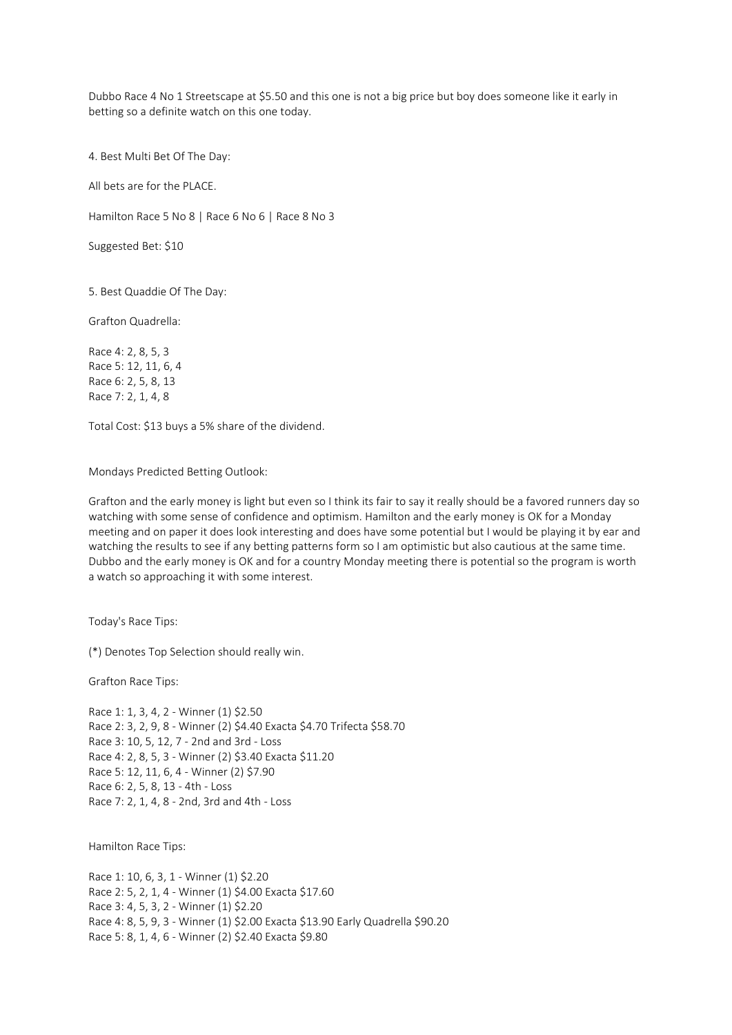Dubbo Race 4 No 1 Streetscape at $5.50 and this one is not a big price but boy does someone like it early in betting so a definite watch on this one today.

4. Best Multi Bet Of The Day:

All bets are for the PLACE.

Hamilton Race 5 No 8 | Race 6 No 6 | Race 8 No 3

Suggested Bet: $10

5. Best Quaddie Of The Day:

Grafton Quadrella:

Race 4: 2, 8, 5, 3
Race 5: 12, 11, 6, 4
Race 6: 2, 5, 8, 13
Race 7: 2, 1, 4, 8

Total Cost: $13 buys a 5% share of the dividend.

Mondays Predicted Betting Outlook:

Grafton and the early money is light but even so I think its fair to say it really should be a favored runners day so watching with some sense of confidence and optimism. Hamilton and the early money is OK for a Monday meeting and on paper it does look interesting and does have some potential but I would be playing it by ear and watching the results to see if any betting patterns form so I am optimistic but also cautious at the same time. Dubbo and the early money is OK and for a country Monday meeting there is potential so the program is worth a watch so approaching it with some interest.

Today's Race Tips:

(*) Denotes Top Selection should really win.

Grafton Race Tips:

Race 1: 1, 3, 4, 2 - Winner (1) $2.50
Race 2: 3, 2, 9, 8 - Winner (2) $4.40 Exacta $4.70 Trifecta $58.70
Race 3: 10, 5, 12, 7 - 2nd and 3rd - Loss
Race 4: 2, 8, 5, 3 - Winner (2) $3.40 Exacta $11.20
Race 5: 12, 11, 6, 4 - Winner (2) $7.90
Race 6: 2, 5, 8, 13 - 4th - Loss
Race 7: 2, 1, 4, 8 - 2nd, 3rd and 4th - Loss

Hamilton Race Tips:

Race 1: 10, 6, 3, 1 - Winner (1) $2.20
Race 2: 5, 2, 1, 4 - Winner (1) $4.00 Exacta $17.60
Race 3: 4, 5, 3, 2 - Winner (1) $2.20
Race 4: 8, 5, 9, 3 - Winner (1) $2.00 Exacta $13.90 Early Quadrella $90.20
Race 5: 8, 1, 4, 6 - Winner (2) $2.40 Exacta $9.80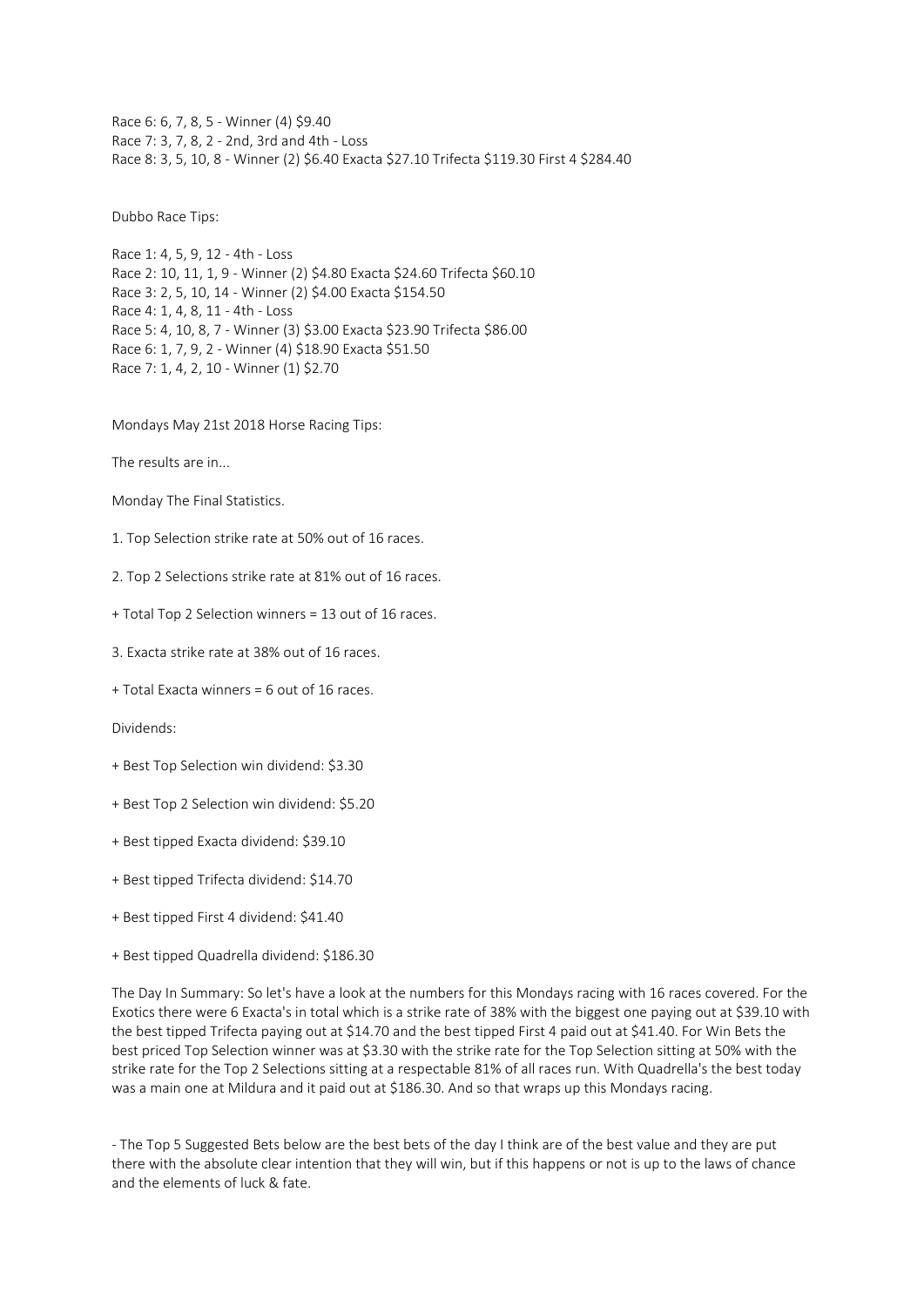Race 6: 6, 7, 8, 5 - Winner (4) $9.40
Race 7: 3, 7, 8, 2 - 2nd, 3rd and 4th - Loss
Race 8: 3, 5, 10, 8 - Winner (2) $6.40 Exacta $27.10 Trifecta $119.30 First 4 $284.40

Dubbo Race Tips:

Race 1: 4, 5, 9, 12 - 4th - Loss
Race 2: 10, 11, 1, 9 - Winner (2) $4.80 Exacta $24.60 Trifecta $60.10
Race 3: 2, 5, 10, 14 - Winner (2) $4.00 Exacta $154.50
Race 4: 1, 4, 8, 11 - 4th - Loss
Race 5: 4, 10, 8, 7 - Winner (3) $3.00 Exacta $23.90 Trifecta $86.00
Race 6: 1, 7, 9, 2 - Winner (4) $18.90 Exacta $51.50
Race 7: 1, 4, 2, 10 - Winner (1) $2.70

Mondays May 21st 2018 Horse Racing Tips:

The results are in...

Monday The Final Statistics.

1. Top Selection strike rate at 50% out of 16 races.

2. Top 2 Selections strike rate at 81% out of 16 races.

+ Total Top 2 Selection winners = 13 out of 16 races.

3. Exacta strike rate at 38% out of 16 races.

+ Total Exacta winners = 6 out of 16 races.

Dividends:

+ Best Top Selection win dividend: $3.30

+ Best Top 2 Selection win dividend: $5.20

+ Best tipped Exacta dividend: $39.10

+ Best tipped Trifecta dividend: $14.70

+ Best tipped First 4 dividend: $41.40

+ Best tipped Quadrella dividend: $186.30

The Day In Summary: So let's have a look at the numbers for this Mondays racing with 16 races covered. For the Exotics there were 6 Exacta's in total which is a strike rate of 38% with the biggest one paying out at $39.10 with the best tipped Trifecta paying out at $14.70 and the best tipped First 4 paid out at $41.40. For Win Bets the best priced Top Selection winner was at $3.30 with the strike rate for the Top Selection sitting at 50% with the strike rate for the Top 2 Selections sitting at a respectable 81% of all races run. With Quadrella's the best today was a main one at Mildura and it paid out at $186.30. And so that wraps up this Mondays racing.

- The Top 5 Suggested Bets below are the best bets of the day I think are of the best value and they are put there with the absolute clear intention that they will win, but if this happens or not is up to the laws of chance and the elements of luck & fate.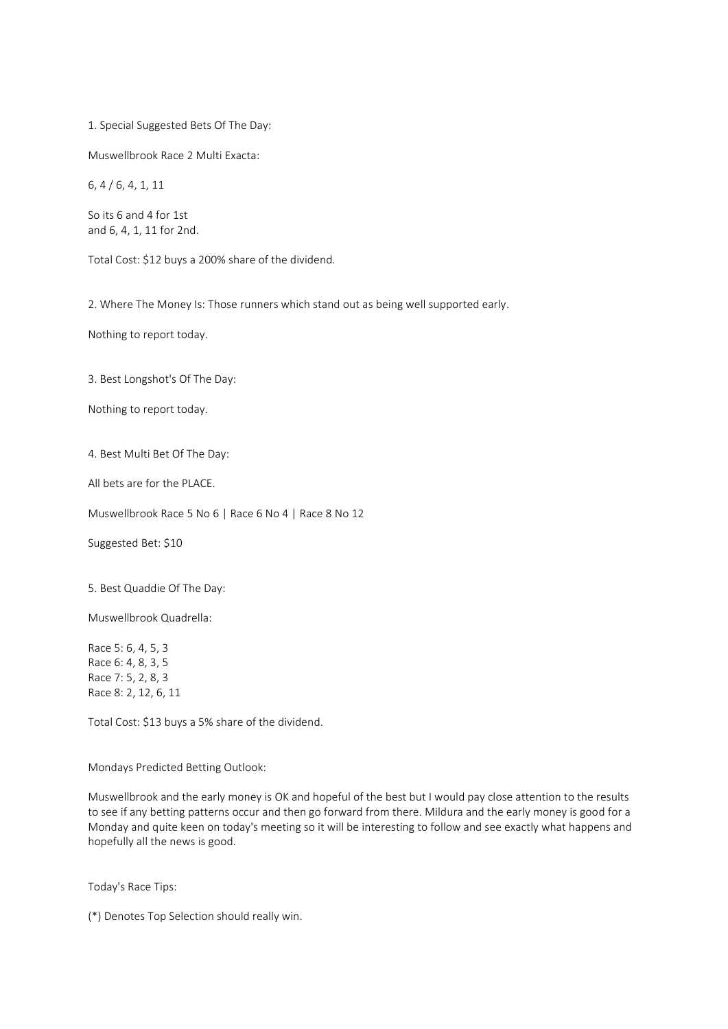1. Special Suggested Bets Of The Day:

Muswellbrook Race 2 Multi Exacta:

6, 4 / 6, 4, 1, 11

So its 6 and 4 for 1st
and 6, 4, 1, 11 for 2nd.

Total Cost: $12 buys a 200% share of the dividend.

2. Where The Money Is: Those runners which stand out as being well supported early.

Nothing to report today.

3. Best Longshot's Of The Day:

Nothing to report today.

4. Best Multi Bet Of The Day:

All bets are for the PLACE.

Muswellbrook Race 5 No 6 | Race 6 No 4 | Race 8 No 12

Suggested Bet: $10

5. Best Quaddie Of The Day:

Muswellbrook Quadrella:

Race 5: 6, 4, 5, 3
Race 6: 4, 8, 3, 5
Race 7: 5, 2, 8, 3
Race 8: 2, 12, 6, 11

Total Cost: $13 buys a 5% share of the dividend.

Mondays Predicted Betting Outlook:

Muswellbrook and the early money is OK and hopeful of the best but I would pay close attention to the results to see if any betting patterns occur and then go forward from there. Mildura and the early money is good for a Monday and quite keen on today's meeting so it will be interesting to follow and see exactly what happens and hopefully all the news is good.

Today's Race Tips:

(*) Denotes Top Selection should really win.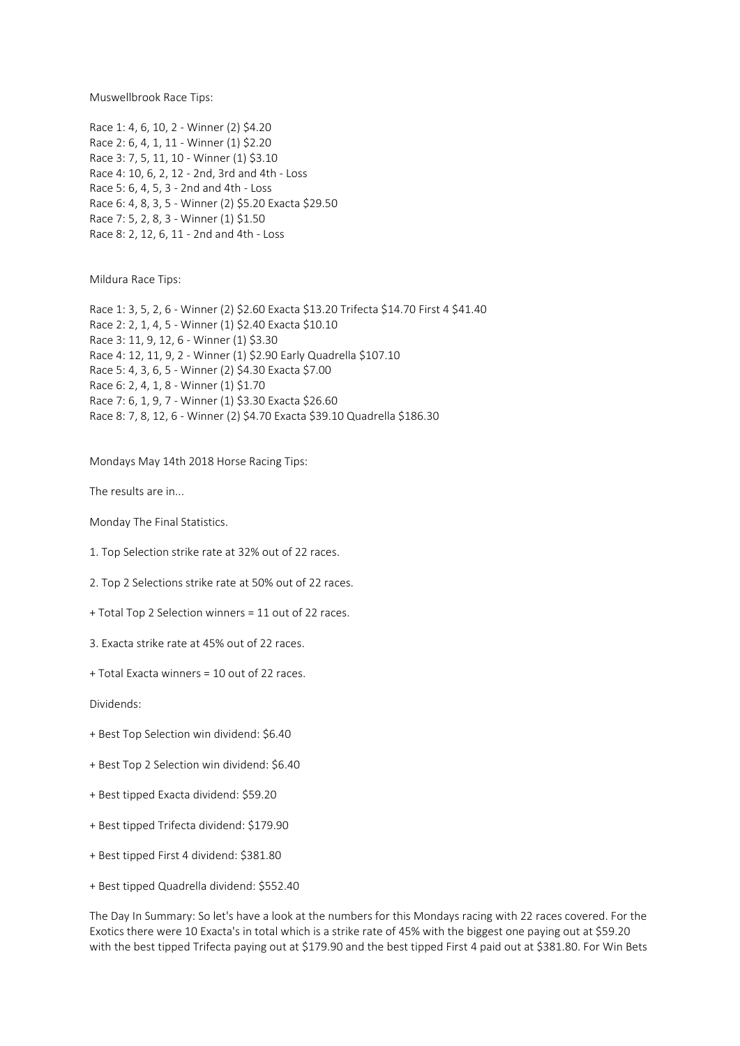Muswellbrook Race Tips:

Race 1: 4, 6, 10, 2 - Winner (2) $4.20
Race 2: 6, 4, 1, 11 - Winner (1) $2.20
Race 3: 7, 5, 11, 10 - Winner (1) $3.10
Race 4: 10, 6, 2, 12 - 2nd, 3rd and 4th - Loss
Race 5: 6, 4, 5, 3 - 2nd and 4th - Loss
Race 6: 4, 8, 3, 5 - Winner (2) $5.20 Exacta $29.50
Race 7: 5, 2, 8, 3 - Winner (1) $1.50
Race 8: 2, 12, 6, 11 - 2nd and 4th - Loss

Mildura Race Tips:

Race 1: 3, 5, 2, 6 - Winner (2) $2.60 Exacta $13.20 Trifecta $14.70 First 4 $41.40
Race 2: 2, 1, 4, 5 - Winner (1) $2.40 Exacta $10.10
Race 3: 11, 9, 12, 6 - Winner (1) $3.30
Race 4: 12, 11, 9, 2 - Winner (1) $2.90 Early Quadrella $107.10
Race 5: 4, 3, 6, 5 - Winner (2) $4.30 Exacta $7.00
Race 6: 2, 4, 1, 8 - Winner (1) $1.70
Race 7: 6, 1, 9, 7 - Winner (1) $3.30 Exacta $26.60
Race 8: 7, 8, 12, 6 - Winner (2) $4.70 Exacta $39.10 Quadrella $186.30

Mondays May 14th 2018 Horse Racing Tips:

The results are in...

Monday The Final Statistics.

1. Top Selection strike rate at 32% out of 22 races.

2. Top 2 Selections strike rate at 50% out of 22 races.

+ Total Top 2 Selection winners = 11 out of 22 races.

3. Exacta strike rate at 45% out of 22 races.

+ Total Exacta winners = 10 out of 22 races.

Dividends:

+ Best Top Selection win dividend: $6.40

+ Best Top 2 Selection win dividend: $6.40

+ Best tipped Exacta dividend: $59.20

+ Best tipped Trifecta dividend: $179.90

+ Best tipped First 4 dividend: $381.80

+ Best tipped Quadrella dividend: $552.40

The Day In Summary: So let's have a look at the numbers for this Mondays racing with 22 races covered. For the Exotics there were 10 Exacta's in total which is a strike rate of 45% with the biggest one paying out at $59.20 with the best tipped Trifecta paying out at $179.90 and the best tipped First 4 paid out at $381.80. For Win Bets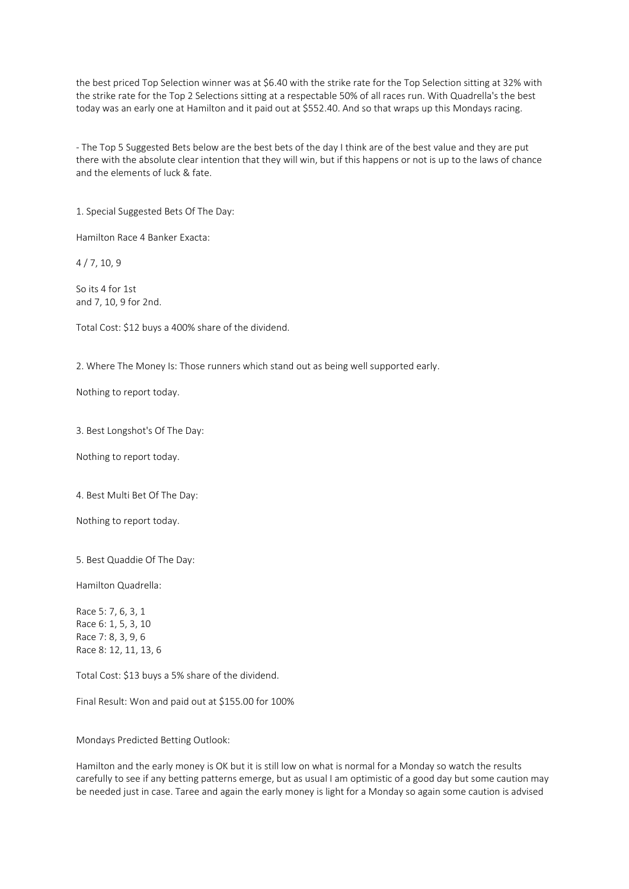the best priced Top Selection winner was at $6.40 with the strike rate for the Top Selection sitting at 32% with the strike rate for the Top 2 Selections sitting at a respectable 50% of all races run. With Quadrella's the best today was an early one at Hamilton and it paid out at $552.40. And so that wraps up this Mondays racing.

- The Top 5 Suggested Bets below are the best bets of the day I think are of the best value and they are put there with the absolute clear intention that they will win, but if this happens or not is up to the laws of chance and the elements of luck & fate.

1. Special Suggested Bets Of The Day:

Hamilton Race 4 Banker Exacta:

4 / 7, 10, 9

So its 4 for 1st
and 7, 10, 9 for 2nd.

Total Cost: $12 buys a 400% share of the dividend.

2. Where The Money Is: Those runners which stand out as being well supported early.

Nothing to report today.

3. Best Longshot's Of The Day:

Nothing to report today.

4. Best Multi Bet Of The Day:

Nothing to report today.

5. Best Quaddie Of The Day:

Hamilton Quadrella:

Race 5: 7, 6, 3, 1
Race 6: 1, 5, 3, 10
Race 7: 8, 3, 9, 6
Race 8: 12, 11, 13, 6

Total Cost: $13 buys a 5% share of the dividend.

Final Result: Won and paid out at $155.00 for 100%

Mondays Predicted Betting Outlook:

Hamilton and the early money is OK but it is still low on what is normal for a Monday so watch the results carefully to see if any betting patterns emerge, but as usual I am optimistic of a good day but some caution may be needed just in case. Taree and again the early money is light for a Monday so again some caution is advised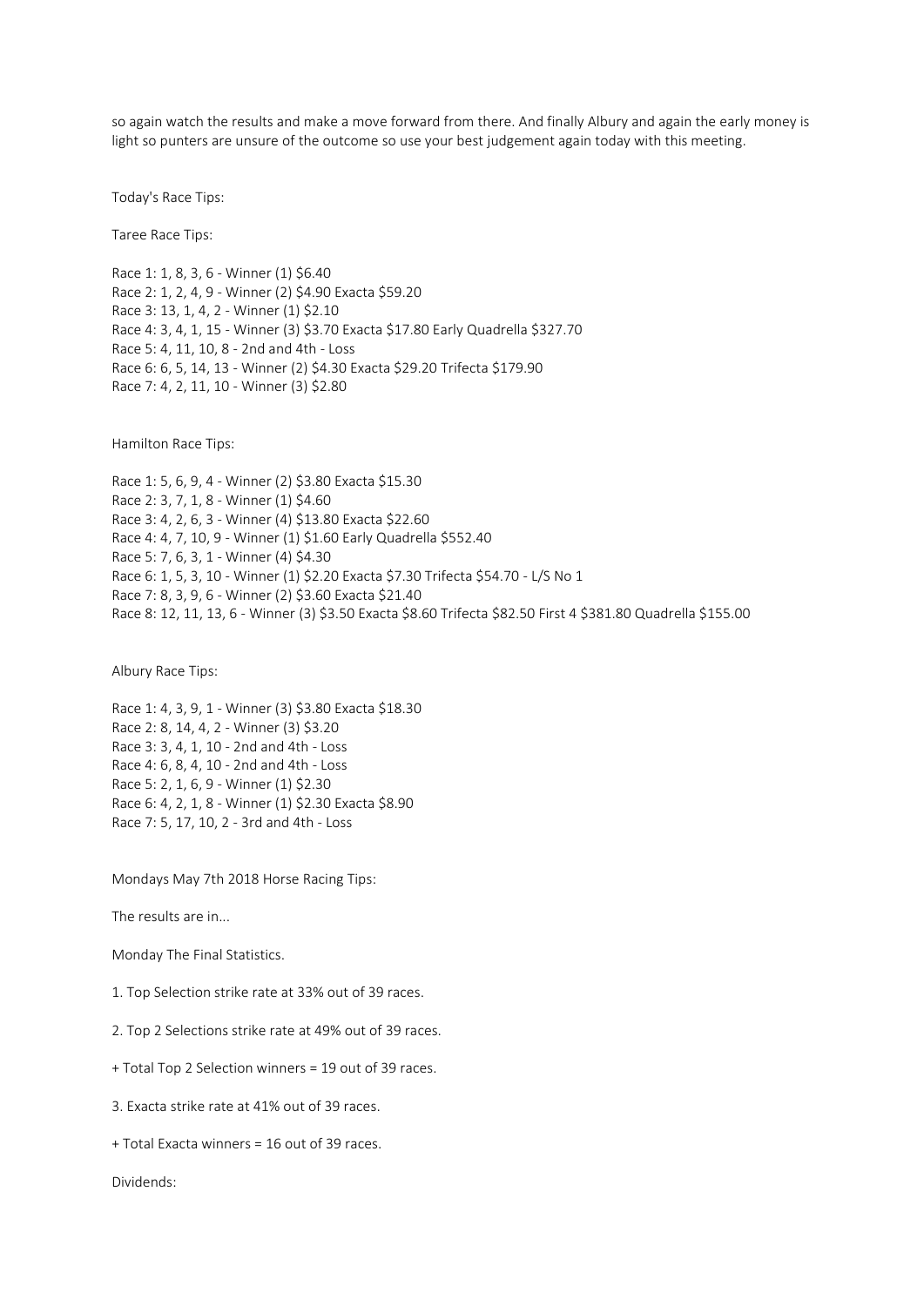so again watch the results and make a move forward from there. And finally Albury and again the early money is light so punters are unsure of the outcome so use your best judgement again today with this meeting.

Today's Race Tips:

Taree Race Tips:

Race 1: 1, 8, 3, 6 - Winner (1) $6.40
Race 2: 1, 2, 4, 9 - Winner (2) $4.90 Exacta $59.20
Race 3: 13, 1, 4, 2 - Winner (1) $2.10
Race 4: 3, 4, 1, 15 - Winner (3) $3.70 Exacta $17.80 Early Quadrella $327.70
Race 5: 4, 11, 10, 8 - 2nd and 4th - Loss
Race 6: 6, 5, 14, 13 - Winner (2) $4.30 Exacta $29.20 Trifecta $179.90
Race 7: 4, 2, 11, 10 - Winner (3) $2.80

Hamilton Race Tips:

Race 1: 5, 6, 9, 4 - Winner (2) $3.80 Exacta $15.30
Race 2: 3, 7, 1, 8 - Winner (1) $4.60
Race 3: 4, 2, 6, 3 - Winner (4) $13.80 Exacta $22.60
Race 4: 4, 7, 10, 9 - Winner (1) $1.60 Early Quadrella $552.40
Race 5: 7, 6, 3, 1 - Winner (4) $4.30
Race 6: 1, 5, 3, 10 - Winner (1) $2.20 Exacta $7.30 Trifecta $54.70 - L/S No 1
Race 7: 8, 3, 9, 6 - Winner (2) $3.60 Exacta $21.40
Race 8: 12, 11, 13, 6 - Winner (3) $3.50 Exacta $8.60 Trifecta $82.50 First 4 $381.80 Quadrella $155.00

Albury Race Tips:

Race 1: 4, 3, 9, 1 - Winner (3) $3.80 Exacta $18.30
Race 2: 8, 14, 4, 2 - Winner (3) $3.20
Race 3: 3, 4, 1, 10 - 2nd and 4th - Loss
Race 4: 6, 8, 4, 10 - 2nd and 4th - Loss
Race 5: 2, 1, 6, 9 - Winner (1) $2.30
Race 6: 4, 2, 1, 8 - Winner (1) $2.30 Exacta $8.90
Race 7: 5, 17, 10, 2 - 3rd and 4th - Loss

Mondays May 7th 2018 Horse Racing Tips:

The results are in...

Monday The Final Statistics.

1. Top Selection strike rate at 33% out of 39 races.

2. Top 2 Selections strike rate at 49% out of 39 races.

+ Total Top 2 Selection winners = 19 out of 39 races.

3. Exacta strike rate at 41% out of 39 races.

+ Total Exacta winners = 16 out of 39 races.

Dividends: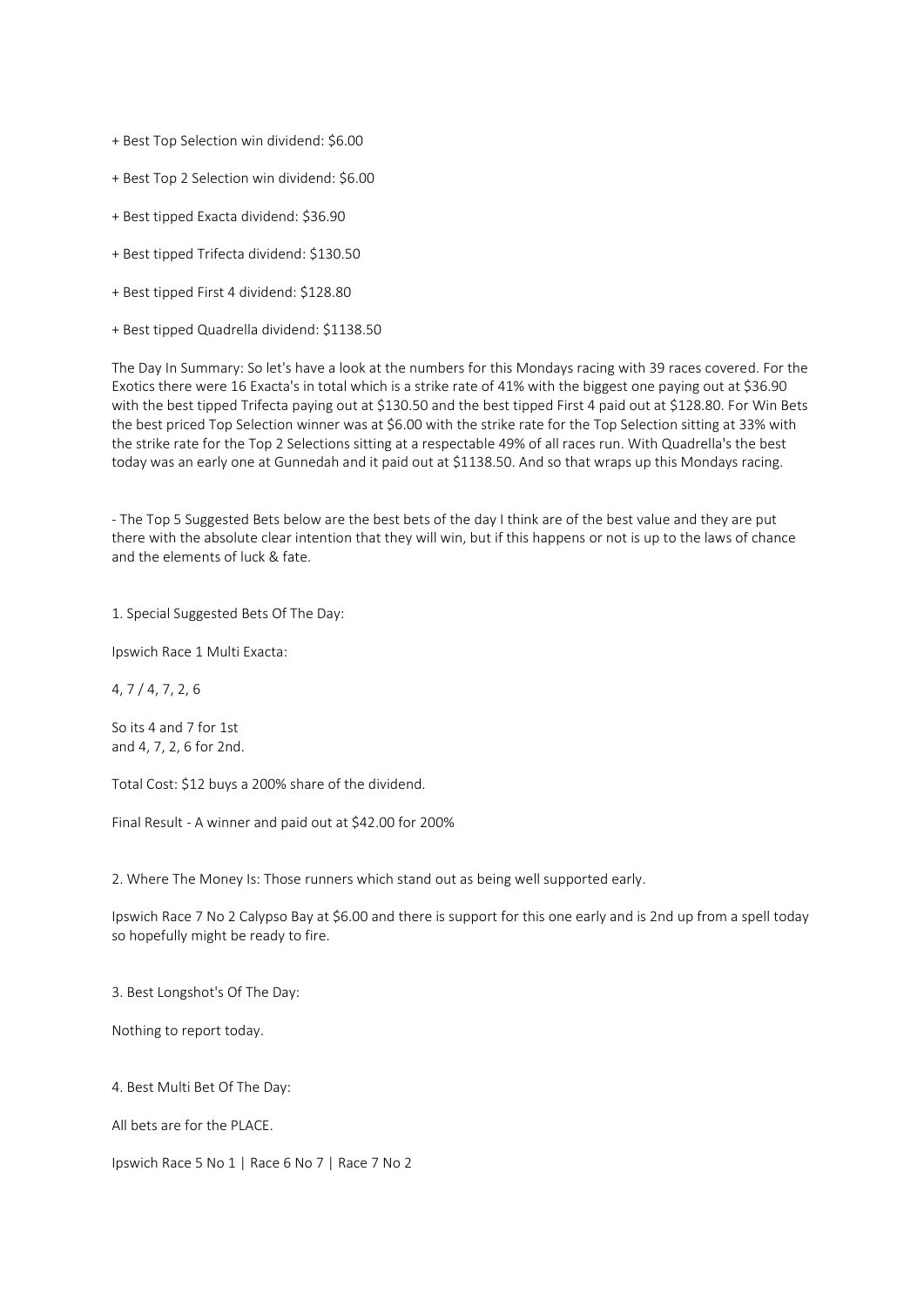+ Best Top Selection win dividend: $6.00

+ Best Top 2 Selection win dividend: $6.00

+ Best tipped Exacta dividend: $36.90

+ Best tipped Trifecta dividend: $130.50

+ Best tipped First 4 dividend: $128.80

+ Best tipped Quadrella dividend: $1138.50

The Day In Summary: So let's have a look at the numbers for this Mondays racing with 39 races covered. For the Exotics there were 16 Exacta's in total which is a strike rate of 41% with the biggest one paying out at $36.90 with the best tipped Trifecta paying out at $130.50 and the best tipped First 4 paid out at $128.80. For Win Bets the best priced Top Selection winner was at $6.00 with the strike rate for the Top Selection sitting at 33% with the strike rate for the Top 2 Selections sitting at a respectable 49% of all races run. With Quadrella's the best today was an early one at Gunnedah and it paid out at $1138.50. And so that wraps up this Mondays racing.

- The Top 5 Suggested Bets below are the best bets of the day I think are of the best value and they are put there with the absolute clear intention that they will win, but if this happens or not is up to the laws of chance and the elements of luck & fate.

1. Special Suggested Bets Of The Day:

Ipswich Race 1 Multi Exacta:

4, 7 / 4, 7, 2, 6

So its 4 and 7 for 1st
and 4, 7, 2, 6 for 2nd.

Total Cost: $12 buys a 200% share of the dividend.

Final Result - A winner and paid out at $42.00 for 200%

2. Where The Money Is: Those runners which stand out as being well supported early.

Ipswich Race 7 No 2 Calypso Bay at $6.00 and there is support for this one early and is 2nd up from a spell today so hopefully might be ready to fire.

3. Best Longshot's Of The Day:

Nothing to report today.

4. Best Multi Bet Of The Day:

All bets are for the PLACE.

Ipswich Race 5 No 1 | Race 6 No 7 | Race 7 No 2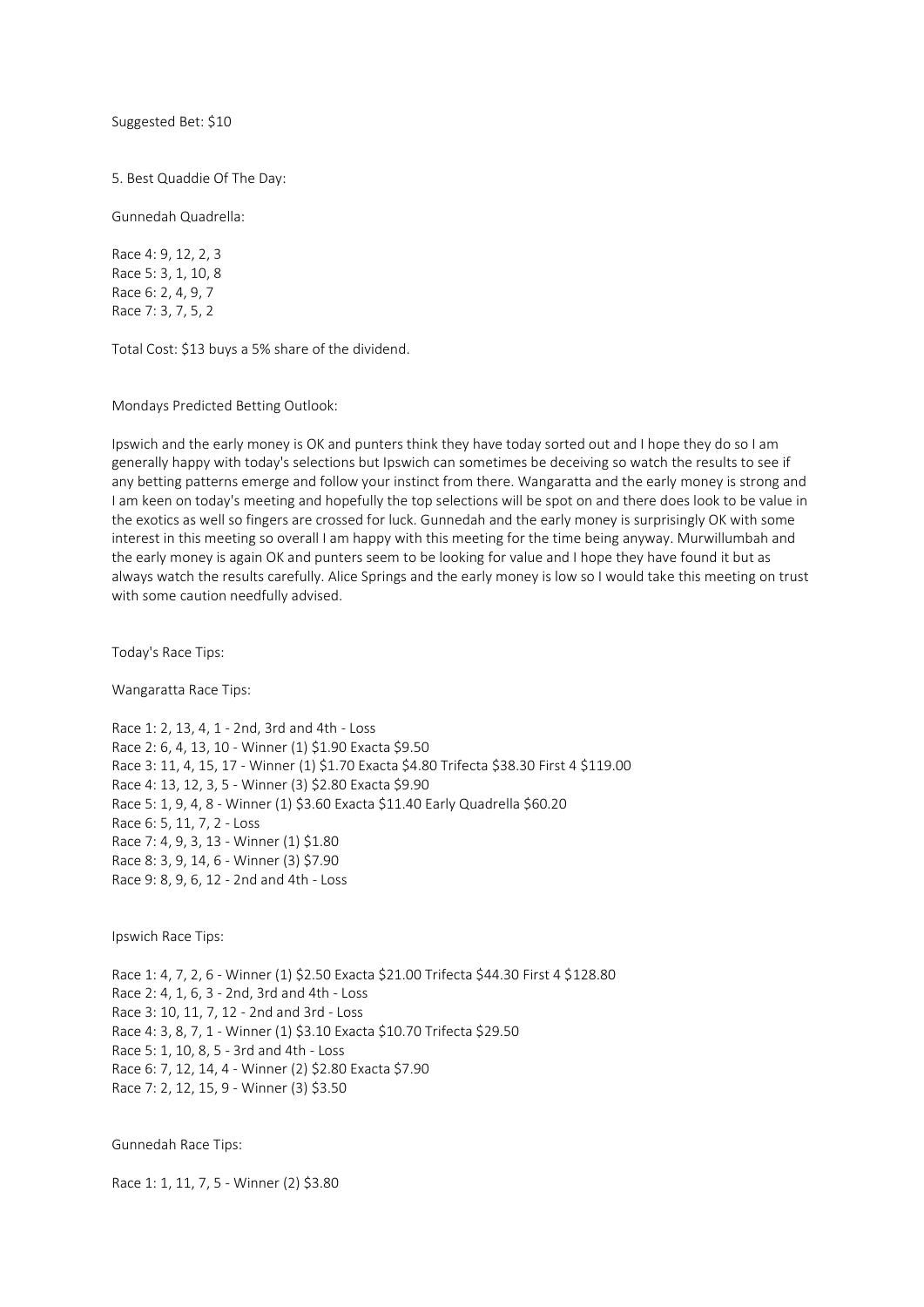Suggested Bet: $10

5. Best Quaddie Of The Day:

Gunnedah Quadrella:

Race 4: 9, 12, 2, 3
Race 5: 3, 1, 10, 8
Race 6: 2, 4, 9, 7
Race 7: 3, 7, 5, 2

Total Cost: $13 buys a 5% share of the dividend.

Mondays Predicted Betting Outlook:

Ipswich and the early money is OK and punters think they have today sorted out and I hope they do so I am generally happy with today's selections but Ipswich can sometimes be deceiving so watch the results to see if any betting patterns emerge and follow your instinct from there. Wangaratta and the early money is strong and I am keen on today's meeting and hopefully the top selections will be spot on and there does look to be value in the exotics as well so fingers are crossed for luck. Gunnedah and the early money is surprisingly OK with some interest in this meeting so overall I am happy with this meeting for the time being anyway. Murwillumbah and the early money is again OK and punters seem to be looking for value and I hope they have found it but as always watch the results carefully. Alice Springs and the early money is low so I would take this meeting on trust with some caution needfully advised.

Today's Race Tips:

Wangaratta Race Tips:

Race 1: 2, 13, 4, 1 - 2nd, 3rd and 4th - Loss
Race 2: 6, 4, 13, 10 - Winner (1) $1.90 Exacta $9.50
Race 3: 11, 4, 15, 17 - Winner (1) $1.70 Exacta $4.80 Trifecta $38.30 First 4 $119.00
Race 4: 13, 12, 3, 5 - Winner (3) $2.80 Exacta $9.90
Race 5: 1, 9, 4, 8 - Winner (1) $3.60 Exacta $11.40 Early Quadrella $60.20
Race 6: 5, 11, 7, 2 - Loss
Race 7: 4, 9, 3, 13 - Winner (1) $1.80
Race 8: 3, 9, 14, 6 - Winner (3) $7.90
Race 9: 8, 9, 6, 12 - 2nd and 4th - Loss

Ipswich Race Tips:

Race 1: 4, 7, 2, 6 - Winner (1) $2.50 Exacta $21.00 Trifecta $44.30 First 4 $128.80
Race 2: 4, 1, 6, 3 - 2nd, 3rd and 4th - Loss
Race 3: 10, 11, 7, 12 - 2nd and 3rd - Loss
Race 4: 3, 8, 7, 1 - Winner (1) $3.10 Exacta $10.70 Trifecta $29.50
Race 5: 1, 10, 8, 5 - 3rd and 4th - Loss
Race 6: 7, 12, 14, 4 - Winner (2) $2.80 Exacta $7.90
Race 7: 2, 12, 15, 9 - Winner (3) $3.50

Gunnedah Race Tips:

Race 1: 1, 11, 7, 5 - Winner (2) $3.80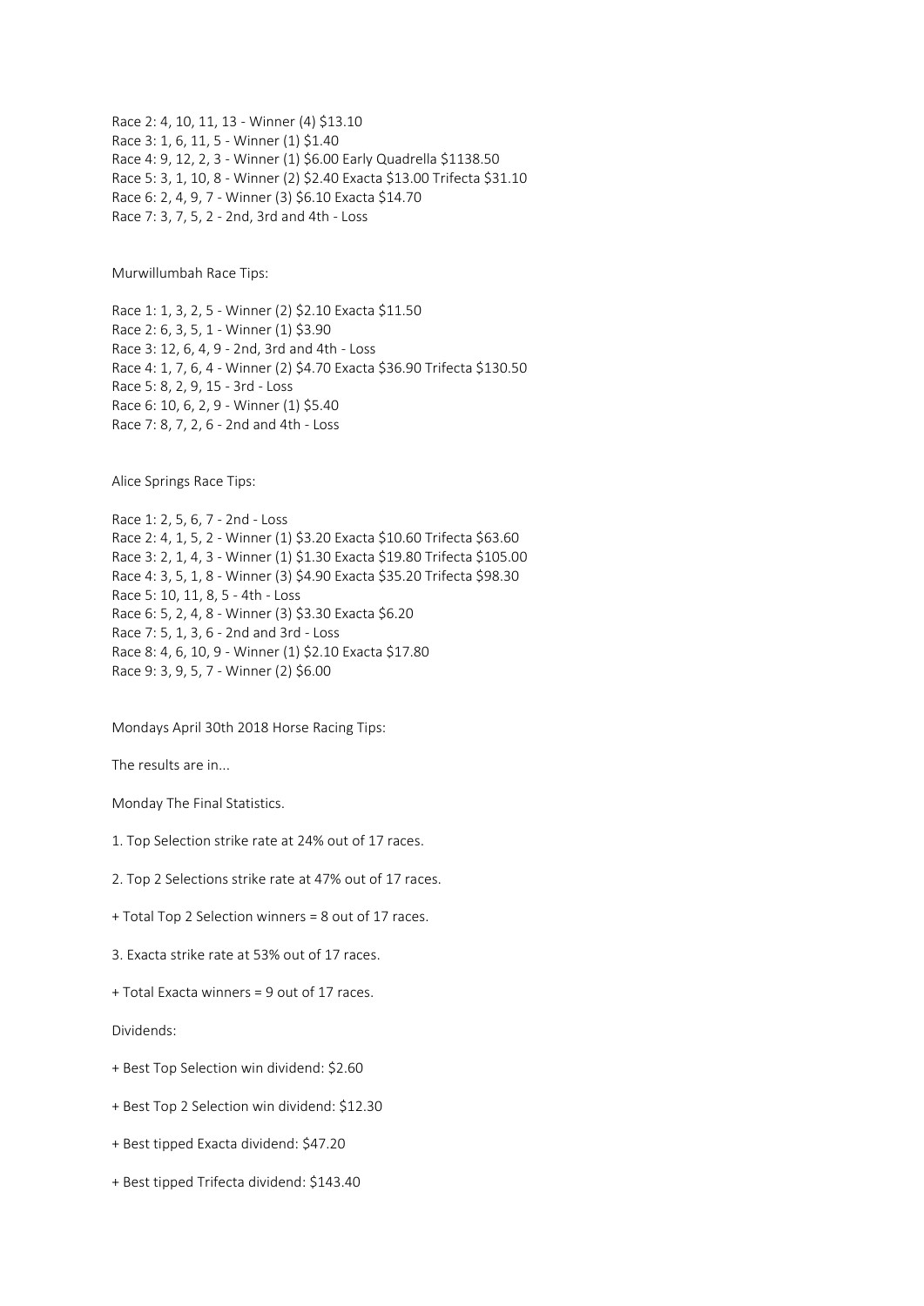Race 2: 4, 10, 11, 13 - Winner (4) $13.10

Race 3: 1, 6, 11, 5 - Winner (1) $1.40

Race 4: 9, 12, 2, 3 - Winner (1) $6.00 Early Quadrella $1138.50

Race 5: 3, 1, 10, 8 - Winner (2) $2.40 Exacta $13.00 Trifecta $31.10

Race 6: 2, 4, 9, 7 - Winner (3) $6.10 Exacta $14.70

Race 7: 3, 7, 5, 2 - 2nd, 3rd and 4th - Loss

Murwillumbah Race Tips:

Race 1: 1, 3, 2, 5 - Winner (2) $2.10 Exacta $11.50

Race 2: 6, 3, 5, 1 - Winner (1) $3.90

Race 3: 12, 6, 4, 9 - 2nd, 3rd and 4th - Loss

Race 4: 1, 7, 6, 4 - Winner (2) $4.70 Exacta $36.90 Trifecta $130.50

Race 5: 8, 2, 9, 15 - 3rd - Loss

Race 6: 10, 6, 2, 9 - Winner (1) $5.40

Race 7: 8, 7, 2, 6 - 2nd and 4th - Loss

Alice Springs Race Tips:

Race 1: 2, 5, 6, 7 - 2nd - Loss

Race 2: 4, 1, 5, 2 - Winner (1) $3.20 Exacta $10.60 Trifecta $63.60

Race 3: 2, 1, 4, 3 - Winner (1) $1.30 Exacta $19.80 Trifecta $105.00

Race 4: 3, 5, 1, 8 - Winner (3) $4.90 Exacta $35.20 Trifecta $98.30

Race 5: 10, 11, 8, 5 - 4th - Loss

Race 6: 5, 2, 4, 8 - Winner (3) $3.30 Exacta $6.20

Race 7: 5, 1, 3, 6 - 2nd and 3rd - Loss

Race 8: 4, 6, 10, 9 - Winner (1) $2.10 Exacta $17.80

Race 9: 3, 9, 5, 7 - Winner (2) $6.00

Mondays April 30th 2018 Horse Racing Tips:

The results are in...

Monday The Final Statistics.

1. Top Selection strike rate at 24% out of 17 races.

2. Top 2 Selections strike rate at 47% out of 17 races.

+ Total Top 2 Selection winners = 8 out of 17 races.

3. Exacta strike rate at 53% out of 17 races.

+ Total Exacta winners = 9 out of 17 races.

Dividends:

+ Best Top Selection win dividend: $2.60

+ Best Top 2 Selection win dividend: $12.30

+ Best tipped Exacta dividend: $47.20

+ Best tipped Trifecta dividend: $143.40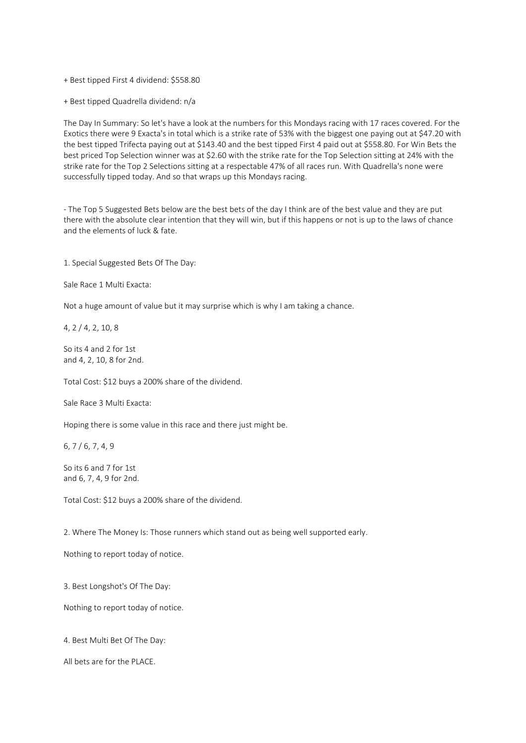+ Best tipped First 4 dividend: $558.80

+ Best tipped Quadrella dividend: n/a

The Day In Summary: So let's have a look at the numbers for this Mondays racing with 17 races covered. For the Exotics there were 9 Exacta's in total which is a strike rate of 53% with the biggest one paying out at $47.20 with the best tipped Trifecta paying out at $143.40 and the best tipped First 4 paid out at $558.80. For Win Bets the best priced Top Selection winner was at $2.60 with the strike rate for the Top Selection sitting at 24% with the strike rate for the Top 2 Selections sitting at a respectable 47% of all races run. With Quadrella's none were successfully tipped today. And so that wraps up this Mondays racing.

- The Top 5 Suggested Bets below are the best bets of the day I think are of the best value and they are put there with the absolute clear intention that they will win, but if this happens or not is up to the laws of chance and the elements of luck & fate.

1. Special Suggested Bets Of The Day:

Sale Race 1 Multi Exacta:

Not a huge amount of value but it may surprise which is why I am taking a chance.

4, 2 / 4, 2, 10, 8

So its 4 and 2 for 1st
and 4, 2, 10, 8 for 2nd.

Total Cost: $12 buys a 200% share of the dividend.

Sale Race 3 Multi Exacta:

Hoping there is some value in this race and there just might be.

6, 7 / 6, 7, 4, 9

So its 6 and 7 for 1st
and 6, 7, 4, 9 for 2nd.

Total Cost: $12 buys a 200% share of the dividend.

2. Where The Money Is: Those runners which stand out as being well supported early.

Nothing to report today of notice.

3. Best Longshot's Of The Day:

Nothing to report today of notice.

4. Best Multi Bet Of The Day:

All bets are for the PLACE.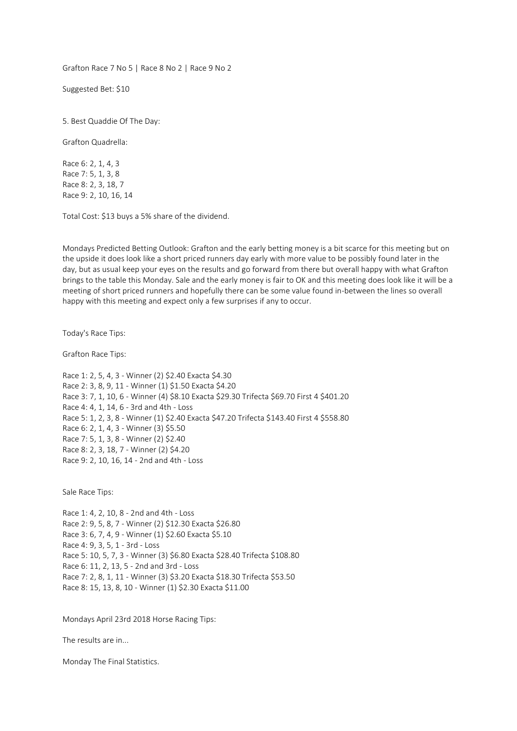Grafton Race 7 No 5 | Race 8 No 2 | Race 9 No 2

Suggested Bet: $10

5. Best Quaddie Of The Day:

Grafton Quadrella:

Race 6: 2, 1, 4, 3
Race 7: 5, 1, 3, 8
Race 8: 2, 3, 18, 7
Race 9: 2, 10, 16, 14

Total Cost: $13 buys a 5% share of the dividend.

Mondays Predicted Betting Outlook: Grafton and the early betting money is a bit scarce for this meeting but on the upside it does look like a short priced runners day early with more value to be possibly found later in the day, but as usual keep your eyes on the results and go forward from there but overall happy with what Grafton brings to the table this Monday. Sale and the early money is fair to OK and this meeting does look like it will be a meeting of short priced runners and hopefully there can be some value found in-between the lines so overall happy with this meeting and expect only a few surprises if any to occur.

Today's Race Tips:

Grafton Race Tips:

Race 1: 2, 5, 4, 3 - Winner (2) $2.40 Exacta $4.30
Race 2: 3, 8, 9, 11 - Winner (1) $1.50 Exacta $4.20
Race 3: 7, 1, 10, 6 - Winner (4) $8.10 Exacta $29.30 Trifecta $69.70 First 4 $401.20
Race 4: 4, 1, 14, 6 - 3rd and 4th - Loss
Race 5: 1, 2, 3, 8 - Winner (1) $2.40 Exacta $47.20 Trifecta $143.40 First 4 $558.80
Race 6: 2, 1, 4, 3 - Winner (3) $5.50
Race 7: 5, 1, 3, 8 - Winner (2) $2.40
Race 8: 2, 3, 18, 7 - Winner (2) $4.20
Race 9: 2, 10, 16, 14 - 2nd and 4th - Loss

Sale Race Tips:

Race 1: 4, 2, 10, 8 - 2nd and 4th - Loss
Race 2: 9, 5, 8, 7 - Winner (2) $12.30 Exacta $26.80
Race 3: 6, 7, 4, 9 - Winner (1) $2.60 Exacta $5.10
Race 4: 9, 3, 5, 1 - 3rd - Loss
Race 5: 10, 5, 7, 3 - Winner (3) $6.80 Exacta $28.40 Trifecta $108.80
Race 6: 11, 2, 13, 5 - 2nd and 3rd - Loss
Race 7: 2, 8, 1, 11 - Winner (3) $3.20 Exacta $18.30 Trifecta $53.50
Race 8: 15, 13, 8, 10 - Winner (1) $2.30 Exacta $11.00

Mondays April 23rd 2018 Horse Racing Tips:

The results are in...

Monday The Final Statistics.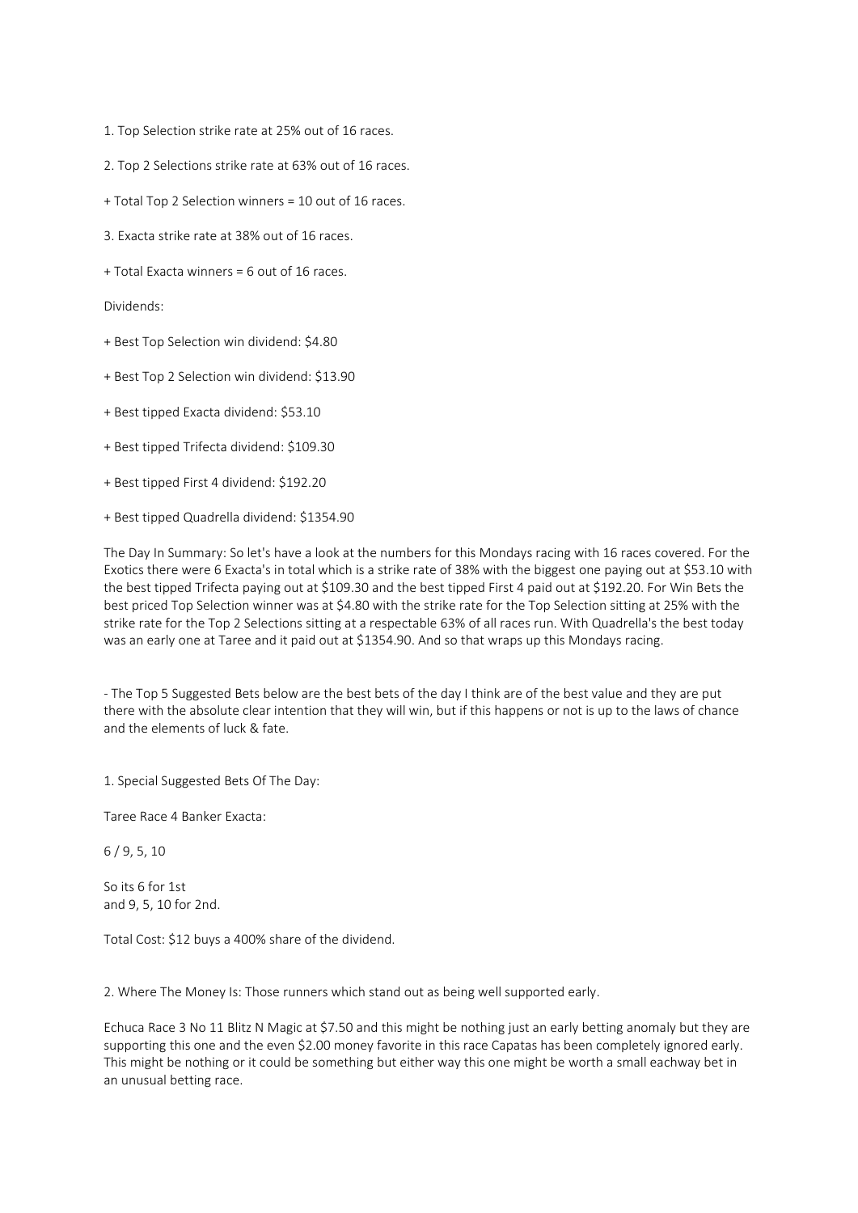1. Top Selection strike rate at 25% out of 16 races.

2. Top 2 Selections strike rate at 63% out of 16 races.

+ Total Top 2 Selection winners = 10 out of 16 races.

3. Exacta strike rate at 38% out of 16 races.

+ Total Exacta winners = 6 out of 16 races.

Dividends:

+ Best Top Selection win dividend: $4.80

+ Best Top 2 Selection win dividend: $13.90

+ Best tipped Exacta dividend: $53.10

+ Best tipped Trifecta dividend: $109.30

+ Best tipped First 4 dividend: $192.20

+ Best tipped Quadrella dividend: $1354.90

The Day In Summary: So let's have a look at the numbers for this Mondays racing with 16 races covered. For the Exotics there were 6 Exacta's in total which is a strike rate of 38% with the biggest one paying out at $53.10 with the best tipped Trifecta paying out at $109.30 and the best tipped First 4 paid out at $192.20. For Win Bets the best priced Top Selection winner was at $4.80 with the strike rate for the Top Selection sitting at 25% with the strike rate for the Top 2 Selections sitting at a respectable 63% of all races run. With Quadrella's the best today was an early one at Taree and it paid out at $1354.90. And so that wraps up this Mondays racing.

- The Top 5 Suggested Bets below are the best bets of the day I think are of the best value and they are put there with the absolute clear intention that they will win, but if this happens or not is up to the laws of chance and the elements of luck & fate.

1. Special Suggested Bets Of The Day:

Taree Race 4 Banker Exacta:

6 / 9, 5, 10

So its 6 for 1st
and 9, 5, 10 for 2nd.

Total Cost: $12 buys a 400% share of the dividend.

2. Where The Money Is: Those runners which stand out as being well supported early.

Echuca Race 3 No 11 Blitz N Magic at $7.50 and this might be nothing just an early betting anomaly but they are supporting this one and the even $2.00 money favorite in this race Capatas has been completely ignored early. This might be nothing or it could be something but either way this one might be worth a small eachway bet in an unusual betting race.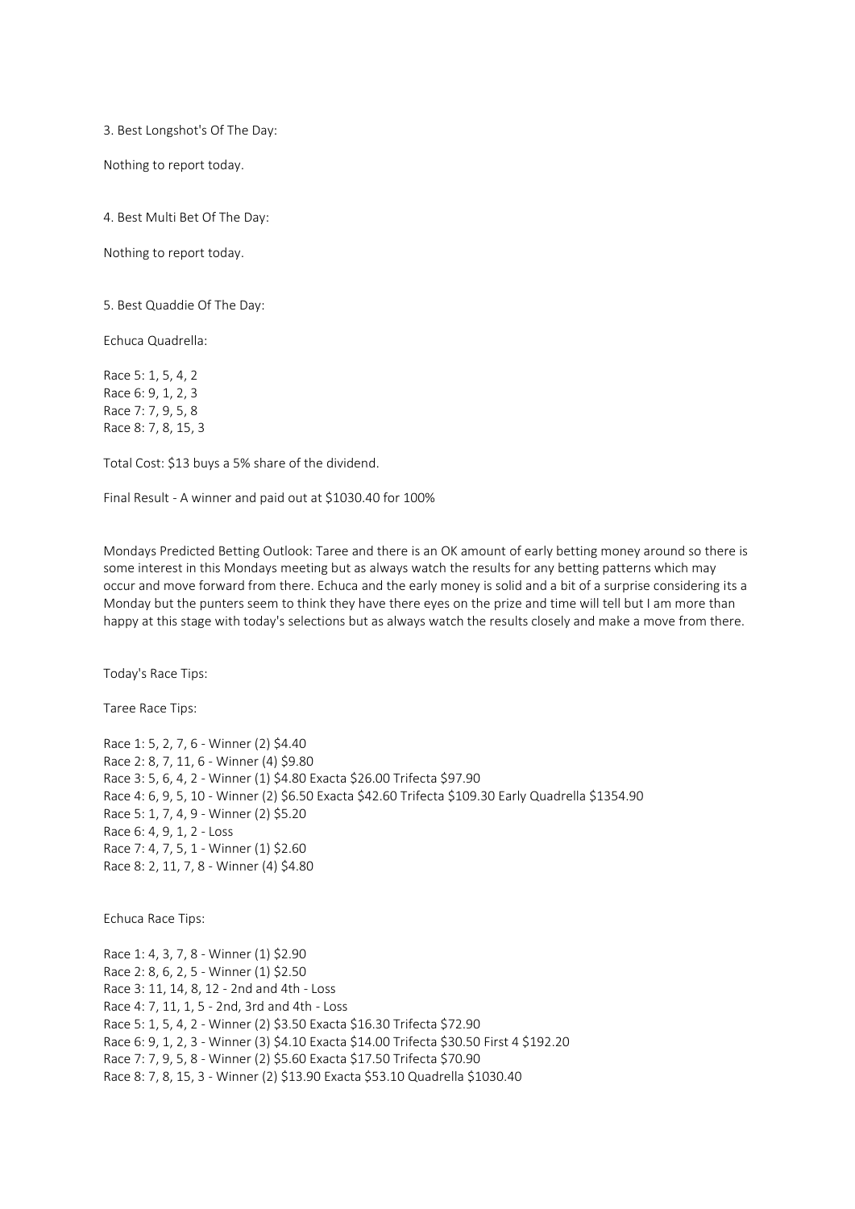3. Best Longshot's Of The Day:

Nothing to report today.

4. Best Multi Bet Of The Day:

Nothing to report today.

5. Best Quaddie Of The Day:

Echuca Quadrella:

Race 5: 1, 5, 4, 2
Race 6: 9, 1, 2, 3
Race 7: 7, 9, 5, 8
Race 8: 7, 8, 15, 3

Total Cost: $13 buys a 5% share of the dividend.

Final Result - A winner and paid out at $1030.40 for 100%

Mondays Predicted Betting Outlook: Taree and there is an OK amount of early betting money around so there is some interest in this Mondays meeting but as always watch the results for any betting patterns which may occur and move forward from there. Echuca and the early money is solid and a bit of a surprise considering its a Monday but the punters seem to think they have there eyes on the prize and time will tell but I am more than happy at this stage with today's selections but as always watch the results closely and make a move from there.

Today's Race Tips:

Taree Race Tips:

Race 1: 5, 2, 7, 6 - Winner (2) $4.40
Race 2: 8, 7, 11, 6 - Winner (4) $9.80
Race 3: 5, 6, 4, 2 - Winner (1) $4.80 Exacta $26.00 Trifecta $97.90
Race 4: 6, 9, 5, 10 - Winner (2) $6.50 Exacta $42.60 Trifecta $109.30 Early Quadrella $1354.90
Race 5: 1, 7, 4, 9 - Winner (2) $5.20
Race 6: 4, 9, 1, 2 - Loss
Race 7: 4, 7, 5, 1 - Winner (1) $2.60
Race 8: 2, 11, 7, 8 - Winner (4) $4.80

Echuca Race Tips:

Race 1: 4, 3, 7, 8 - Winner (1) $2.90
Race 2: 8, 6, 2, 5 - Winner (1) $2.50
Race 3: 11, 14, 8, 12 - 2nd and 4th - Loss
Race 4: 7, 11, 1, 5 - 2nd, 3rd and 4th - Loss
Race 5: 1, 5, 4, 2 - Winner (2) $3.50 Exacta $16.30 Trifecta $72.90
Race 6: 9, 1, 2, 3 - Winner (3) $4.10 Exacta $14.00 Trifecta $30.50 First 4 $192.20
Race 7: 7, 9, 5, 8 - Winner (2) $5.60 Exacta $17.50 Trifecta $70.90
Race 8: 7, 8, 15, 3 - Winner (2) $13.90 Exacta $53.10 Quadrella $1030.40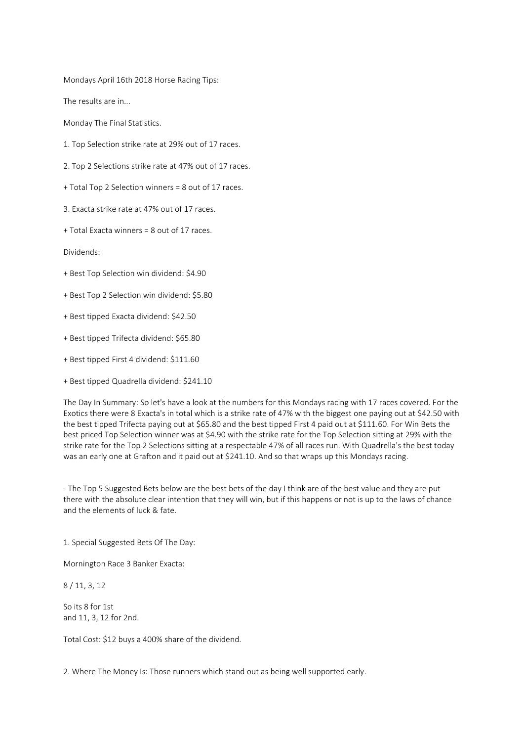Mondays April 16th 2018 Horse Racing Tips:

The results are in...

Monday The Final Statistics.

1. Top Selection strike rate at 29% out of 17 races.

2. Top 2 Selections strike rate at 47% out of 17 races.

+ Total Top 2 Selection winners = 8 out of 17 races.

3. Exacta strike rate at 47% out of 17 races.

+ Total Exacta winners = 8 out of 17 races.

Dividends:

+ Best Top Selection win dividend: $4.90

+ Best Top 2 Selection win dividend: $5.80

+ Best tipped Exacta dividend: $42.50

+ Best tipped Trifecta dividend: $65.80

+ Best tipped First 4 dividend: $111.60

+ Best tipped Quadrella dividend: $241.10

The Day In Summary: So let's have a look at the numbers for this Mondays racing with 17 races covered. For the Exotics there were 8 Exacta's in total which is a strike rate of 47% with the biggest one paying out at $42.50 with the best tipped Trifecta paying out at $65.80 and the best tipped First 4 paid out at $111.60. For Win Bets the best priced Top Selection winner was at $4.90 with the strike rate for the Top Selection sitting at 29% with the strike rate for the Top 2 Selections sitting at a respectable 47% of all races run. With Quadrella's the best today was an early one at Grafton and it paid out at $241.10. And so that wraps up this Mondays racing.

- The Top 5 Suggested Bets below are the best bets of the day I think are of the best value and they are put there with the absolute clear intention that they will win, but if this happens or not is up to the laws of chance and the elements of luck & fate.

1. Special Suggested Bets Of The Day:

Mornington Race 3 Banker Exacta:

8 / 11, 3, 12

So its 8 for 1st
and 11, 3, 12 for 2nd.

Total Cost: $12 buys a 400% share of the dividend.

2. Where The Money Is: Those runners which stand out as being well supported early.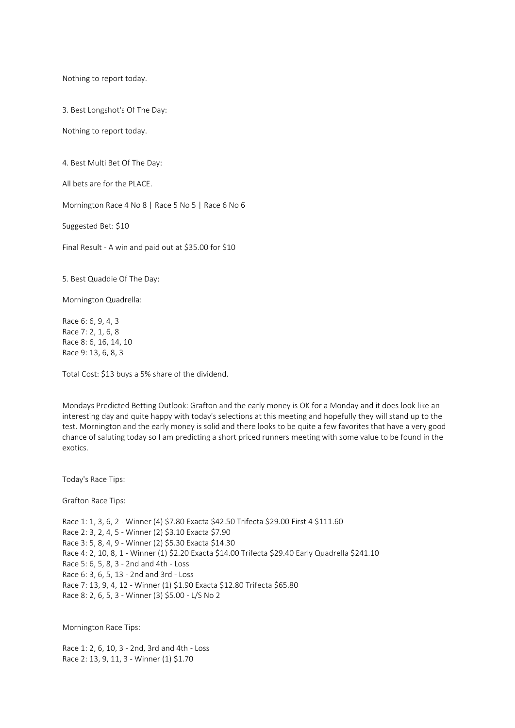Nothing to report today.

3. Best Longshot's Of The Day:

Nothing to report today.

4. Best Multi Bet Of The Day:

All bets are for the PLACE.

Mornington Race 4 No 8 | Race 5 No 5 | Race 6 No 6

Suggested Bet: $10

Final Result - A win and paid out at $35.00 for $10

5. Best Quaddie Of The Day:

Mornington Quadrella:

Race 6: 6, 9, 4, 3
Race 7: 2, 1, 6, 8
Race 8: 6, 16, 14, 10
Race 9: 13, 6, 8, 3

Total Cost: $13 buys a 5% share of the dividend.

Mondays Predicted Betting Outlook: Grafton and the early money is OK for a Monday and it does look like an interesting day and quite happy with today's selections at this meeting and hopefully they will stand up to the test. Mornington and the early money is solid and there looks to be quite a few favorites that have a very good chance of saluting today so I am predicting a short priced runners meeting with some value to be found in the exotics.

Today's Race Tips:

Grafton Race Tips:

Race 1: 1, 3, 6, 2 - Winner (4) $7.80 Exacta $42.50 Trifecta $29.00 First 4 $111.60
Race 2: 3, 2, 4, 5 - Winner (2) $3.10 Exacta $7.90
Race 3: 5, 8, 4, 9 - Winner (2) $5.30 Exacta $14.30
Race 4: 2, 10, 8, 1 - Winner (1) $2.20 Exacta $14.00 Trifecta $29.40 Early Quadrella $241.10
Race 5: 6, 5, 8, 3 - 2nd and 4th - Loss
Race 6: 3, 6, 5, 13 - 2nd and 3rd - Loss
Race 7: 13, 9, 4, 12 - Winner (1) $1.90 Exacta $12.80 Trifecta $65.80
Race 8: 2, 6, 5, 3 - Winner (3) $5.00 - L/S No 2

Mornington Race Tips:

Race 1: 2, 6, 10, 3 - 2nd, 3rd and 4th - Loss
Race 2: 13, 9, 11, 3 - Winner (1) $1.70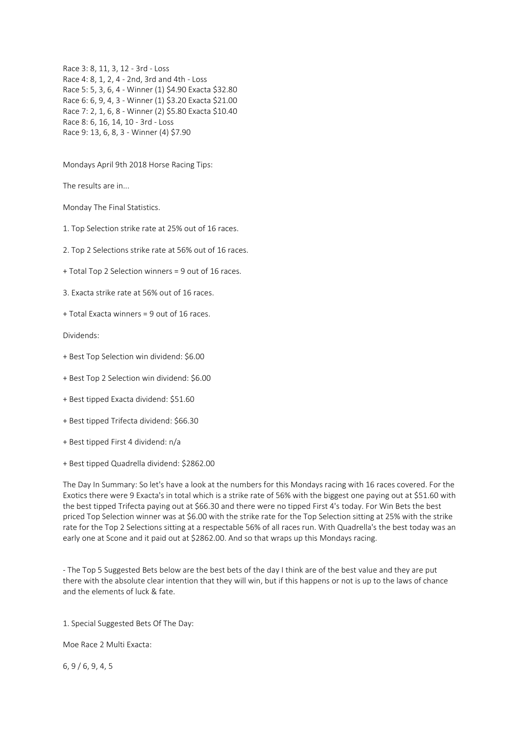Race 3: 8, 11, 3, 12 - 3rd - Loss
Race 4: 8, 1, 2, 4 - 2nd, 3rd and 4th - Loss
Race 5: 5, 3, 6, 4 - Winner (1) $4.90 Exacta $32.80
Race 6: 6, 9, 4, 3 - Winner (1) $3.20 Exacta $21.00
Race 7: 2, 1, 6, 8 - Winner (2) $5.80 Exacta $10.40
Race 8: 6, 16, 14, 10 - 3rd - Loss
Race 9: 13, 6, 8, 3 - Winner (4) $7.90

Mondays April 9th 2018 Horse Racing Tips:

The results are in...

Monday The Final Statistics.

1. Top Selection strike rate at 25% out of 16 races.

2. Top 2 Selections strike rate at 56% out of 16 races.

+ Total Top 2 Selection winners = 9 out of 16 races.

3. Exacta strike rate at 56% out of 16 races.

+ Total Exacta winners = 9 out of 16 races.

Dividends:

+ Best Top Selection win dividend: $6.00

+ Best Top 2 Selection win dividend: $6.00

+ Best tipped Exacta dividend: $51.60

+ Best tipped Trifecta dividend: $66.30

+ Best tipped First 4 dividend: n/a

+ Best tipped Quadrella dividend: $2862.00

The Day In Summary: So let's have a look at the numbers for this Mondays racing with 16 races covered. For the Exotics there were 9 Exacta's in total which is a strike rate of 56% with the biggest one paying out at $51.60 with the best tipped Trifecta paying out at $66.30 and there were no tipped First 4's today. For Win Bets the best priced Top Selection winner was at $6.00 with the strike rate for the Top Selection sitting at 25% with the strike rate for the Top 2 Selections sitting at a respectable 56% of all races run. With Quadrella's the best today was an early one at Scone and it paid out at $2862.00. And so that wraps up this Mondays racing.

- The Top 5 Suggested Bets below are the best bets of the day I think are of the best value and they are put there with the absolute clear intention that they will win, but if this happens or not is up to the laws of chance and the elements of luck & fate.

1. Special Suggested Bets Of The Day:

Moe Race 2 Multi Exacta:

6, 9 / 6, 9, 4, 5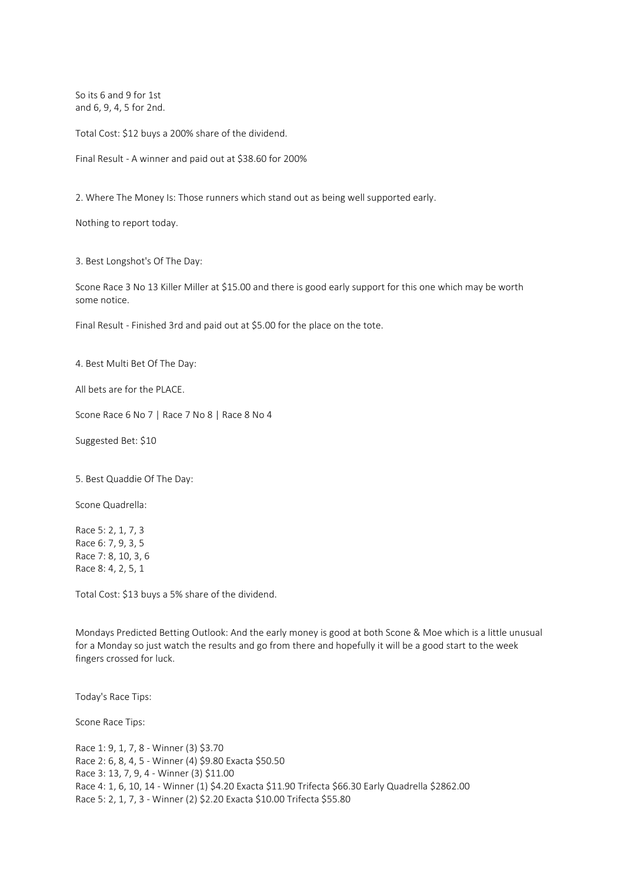So its 6 and 9 for 1st
and 6, 9, 4, 5 for 2nd.

Total Cost: $12 buys a 200% share of the dividend.

Final Result - A winner and paid out at $38.60 for 200%

2. Where The Money Is: Those runners which stand out as being well supported early.

Nothing to report today.

3. Best Longshot's Of The Day:

Scone Race 3 No 13 Killer Miller at $15.00 and there is good early support for this one which may be worth some notice.

Final Result - Finished 3rd and paid out at $5.00 for the place on the tote.

4. Best Multi Bet Of The Day:

All bets are for the PLACE.

Scone Race 6 No 7 | Race 7 No 8 | Race 8 No 4

Suggested Bet: $10

5. Best Quaddie Of The Day:

Scone Quadrella:

Race 5: 2, 1, 7, 3
Race 6: 7, 9, 3, 5
Race 7: 8, 10, 3, 6
Race 8: 4, 2, 5, 1

Total Cost: $13 buys a 5% share of the dividend.

Mondays Predicted Betting Outlook: And the early money is good at both Scone & Moe which is a little unusual for a Monday so just watch the results and go from there and hopefully it will be a good start to the week fingers crossed for luck.

Today's Race Tips:

Scone Race Tips:

Race 1: 9, 1, 7, 8 - Winner (3) $3.70
Race 2: 6, 8, 4, 5 - Winner (4) $9.80 Exacta $50.50
Race 3: 13, 7, 9, 4 - Winner (3) $11.00
Race 4: 1, 6, 10, 14 - Winner (1) $4.20 Exacta $11.90 Trifecta $66.30 Early Quadrella $2862.00
Race 5: 2, 1, 7, 3 - Winner (2) $2.20 Exacta $10.00 Trifecta $55.80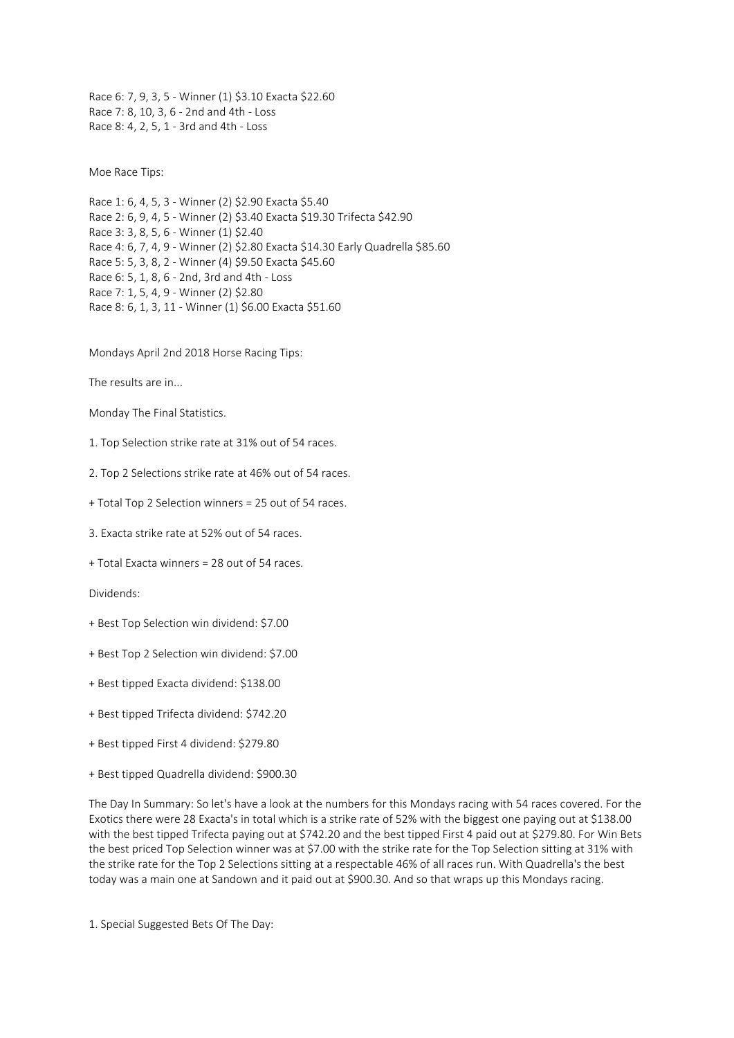Race 6: 7, 9, 3, 5 - Winner (1) $3.10 Exacta $22.60
Race 7: 8, 10, 3, 6 - 2nd and 4th - Loss
Race 8: 4, 2, 5, 1 - 3rd and 4th - Loss

Moe Race Tips:

Race 1: 6, 4, 5, 3 - Winner (2) $2.90 Exacta $5.40
Race 2: 6, 9, 4, 5 - Winner (2) $3.40 Exacta $19.30 Trifecta $42.90
Race 3: 3, 8, 5, 6 - Winner (1) $2.40
Race 4: 6, 7, 4, 9 - Winner (2) $2.80 Exacta $14.30 Early Quadrella $85.60
Race 5: 5, 3, 8, 2 - Winner (4) $9.50 Exacta $45.60
Race 6: 5, 1, 8, 6 - 2nd, 3rd and 4th - Loss
Race 7: 1, 5, 4, 9 - Winner (2) $2.80
Race 8: 6, 1, 3, 11 - Winner (1) $6.00 Exacta $51.60

Mondays April 2nd 2018 Horse Racing Tips:

The results are in...

Monday The Final Statistics.

1. Top Selection strike rate at 31% out of 54 races.

2. Top 2 Selections strike rate at 46% out of 54 races.

+ Total Top 2 Selection winners = 25 out of 54 races.

3. Exacta strike rate at 52% out of 54 races.

+ Total Exacta winners = 28 out of 54 races.

Dividends:

+ Best Top Selection win dividend: $7.00

+ Best Top 2 Selection win dividend: $7.00

+ Best tipped Exacta dividend: $138.00

+ Best tipped Trifecta dividend: $742.20

+ Best tipped First 4 dividend: $279.80

+ Best tipped Quadrella dividend: $900.30

The Day In Summary: So let's have a look at the numbers for this Mondays racing with 54 races covered. For the Exotics there were 28 Exacta's in total which is a strike rate of 52% with the biggest one paying out at $138.00 with the best tipped Trifecta paying out at $742.20 and the best tipped First 4 paid out at $279.80. For Win Bets the best priced Top Selection winner was at $7.00 with the strike rate for the Top Selection sitting at 31% with the strike rate for the Top 2 Selections sitting at a respectable 46% of all races run. With Quadrella's the best today was a main one at Sandown and it paid out at $900.30. And so that wraps up this Mondays racing.

1. Special Suggested Bets Of The Day: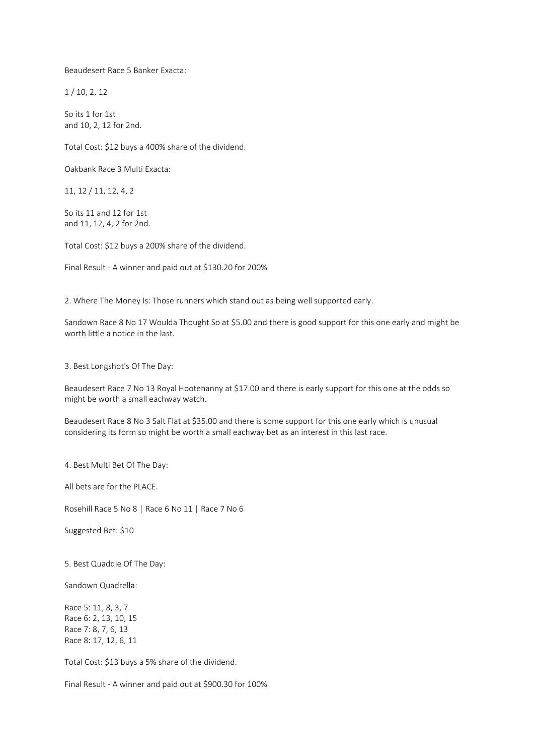Beaudesert Race 5 Banker Exacta:

1 / 10, 2, 12

So its 1 for 1st
and 10, 2, 12 for 2nd.

Total Cost: $12 buys a 400% share of the dividend.

Oakbank Race 3 Multi Exacta:

11, 12 / 11, 12, 4, 2

So its 11 and 12 for 1st
and 11, 12, 4, 2 for 2nd.

Total Cost: $12 buys a 200% share of the dividend.

Final Result - A winner and paid out at $130.20 for 200%

2. Where The Money Is: Those runners which stand out as being well supported early.

Sandown Race 8 No 17 Woulda Thought So at $5.00 and there is good support for this one early and might be worth little a notice in the last.

3. Best Longshot's Of The Day:

Beaudesert Race 7 No 13 Royal Hootenanny at $17.00 and there is early support for this one at the odds so might be worth a small eachway watch.

Beaudesert Race 8 No 3 Salt Flat at $35.00 and there is some support for this one early which is unusual considering its form so might be worth a small eachway bet as an interest in this last race.

4. Best Multi Bet Of The Day:

All bets are for the PLACE.

Rosehill Race 5 No 8 | Race 6 No 11 | Race 7 No 6

Suggested Bet: $10

5. Best Quaddie Of The Day:

Sandown Quadrella:

Race 5: 11, 8, 3, 7
Race 6: 2, 13, 10, 15
Race 7: 8, 7, 6, 13
Race 8: 17, 12, 6, 11

Total Cost: $13 buys a 5% share of the dividend.

Final Result - A winner and paid out at $900.30 for 100%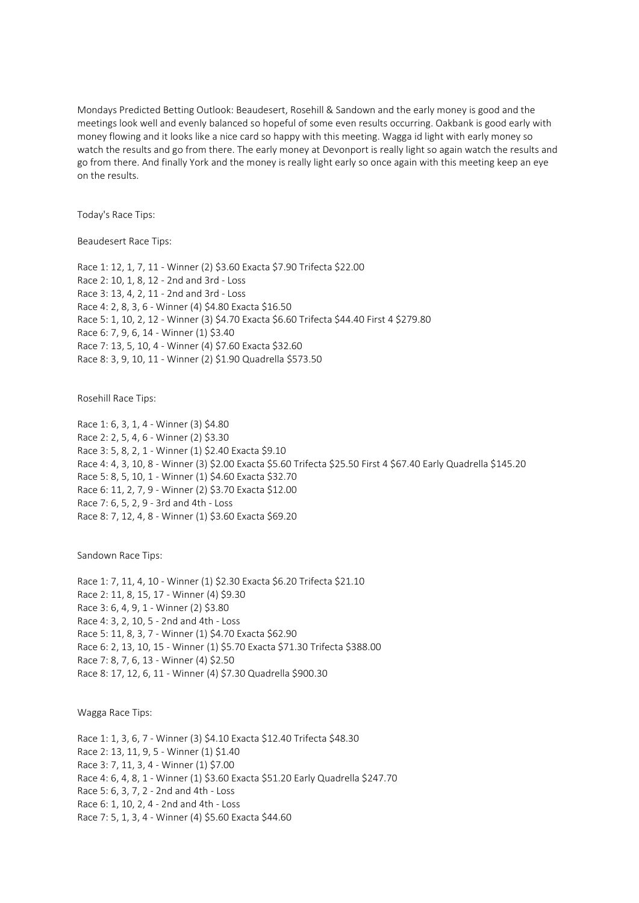Mondays Predicted Betting Outlook: Beaudesert, Rosehill & Sandown and the early money is good and the meetings look well and evenly balanced so hopeful of some even results occurring. Oakbank is good early with money flowing and it looks like a nice card so happy with this meeting. Wagga id light with early money so watch the results and go from there. The early money at Devonport is really light so again watch the results and go from there. And finally York and the money is really light early so once again with this meeting keep an eye on the results.

Today's Race Tips:

Beaudesert Race Tips:

Race 1: 12, 1, 7, 11 - Winner (2) $3.60 Exacta $7.90 Trifecta $22.00
Race 2: 10, 1, 8, 12 - 2nd and 3rd - Loss
Race 3: 13, 4, 2, 11 - 2nd and 3rd - Loss
Race 4: 2, 8, 3, 6 - Winner (4) $4.80 Exacta $16.50
Race 5: 1, 10, 2, 12 - Winner (3) $4.70 Exacta $6.60 Trifecta $44.40 First 4 $279.80
Race 6: 7, 9, 6, 14 - Winner (1) $3.40
Race 7: 13, 5, 10, 4 - Winner (4) $7.60 Exacta $32.60
Race 8: 3, 9, 10, 11 - Winner (2) $1.90 Quadrella $573.50

Rosehill Race Tips:

Race 1: 6, 3, 1, 4 - Winner (3) $4.80
Race 2: 2, 5, 4, 6 - Winner (2) $3.30
Race 3: 5, 8, 2, 1 - Winner (1) $2.40 Exacta $9.10
Race 4: 4, 3, 10, 8 - Winner (3) $2.00 Exacta $5.60 Trifecta $25.50 First 4 $67.40 Early Quadrella $145.20
Race 5: 8, 5, 10, 1 - Winner (1) $4.60 Exacta $32.70
Race 6: 11, 2, 7, 9 - Winner (2) $3.70 Exacta $12.00
Race 7: 6, 5, 2, 9 - 3rd and 4th - Loss
Race 8: 7, 12, 4, 8 - Winner (1) $3.60 Exacta $69.20

Sandown Race Tips:

Race 1: 7, 11, 4, 10 - Winner (1) $2.30 Exacta $6.20 Trifecta $21.10
Race 2: 11, 8, 15, 17 - Winner (4) $9.30
Race 3: 6, 4, 9, 1 - Winner (2) $3.80
Race 4: 3, 2, 10, 5 - 2nd and 4th - Loss
Race 5: 11, 8, 3, 7 - Winner (1) $4.70 Exacta $62.90
Race 6: 2, 13, 10, 15 - Winner (1) $5.70 Exacta $71.30 Trifecta $388.00
Race 7: 8, 7, 6, 13 - Winner (4) $2.50
Race 8: 17, 12, 6, 11 - Winner (4) $7.30 Quadrella $900.30

Wagga Race Tips:

Race 1: 1, 3, 6, 7 - Winner (3) $4.10 Exacta $12.40 Trifecta $48.30
Race 2: 13, 11, 9, 5 - Winner (1) $1.40
Race 3: 7, 11, 3, 4 - Winner (1) $7.00
Race 4: 6, 4, 8, 1 - Winner (1) $3.60 Exacta $51.20 Early Quadrella $247.70
Race 5: 6, 3, 7, 2 - 2nd and 4th - Loss
Race 6: 1, 10, 2, 4 - 2nd and 4th - Loss
Race 7: 5, 1, 3, 4 - Winner (4) $5.60 Exacta $44.60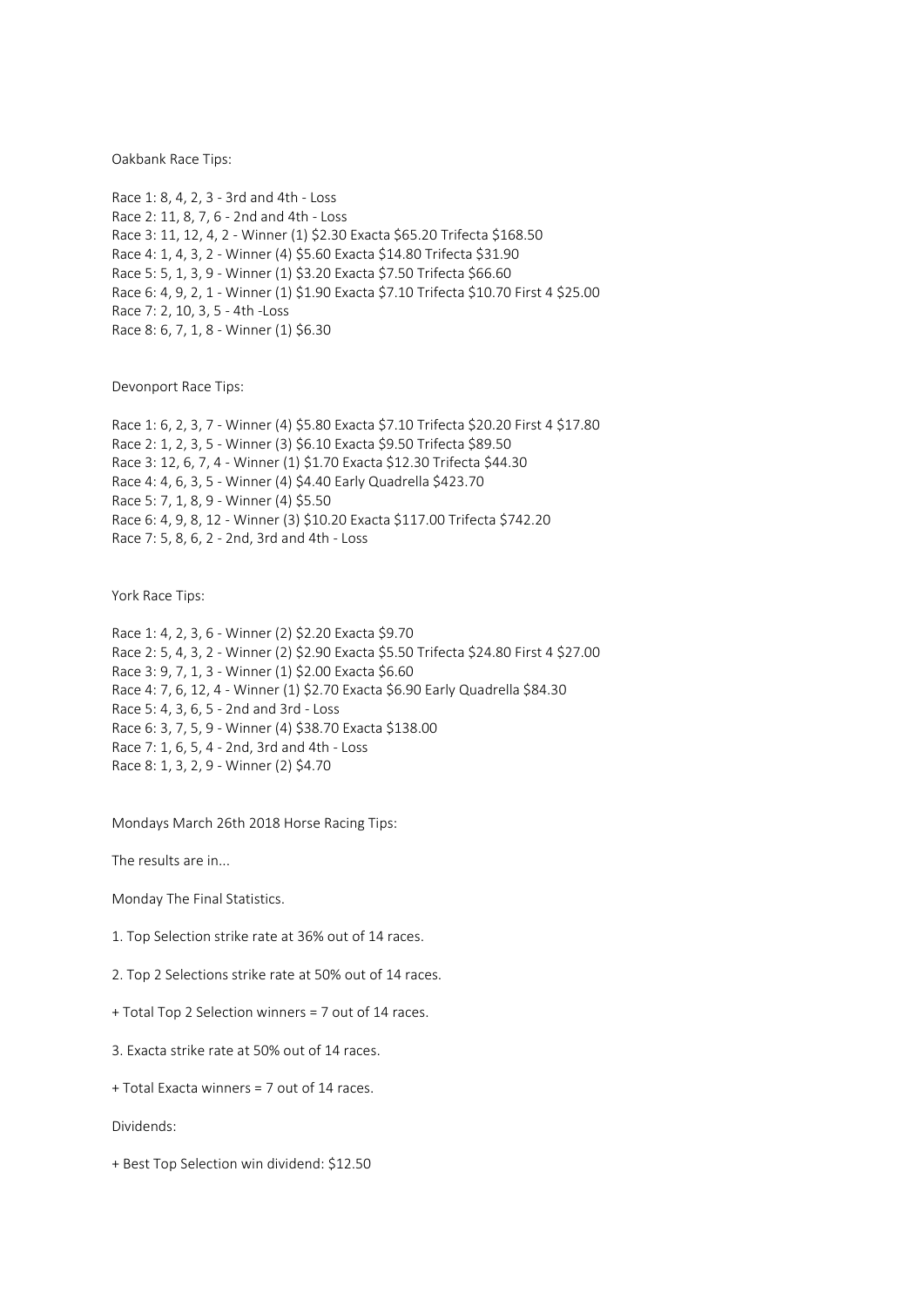Oakbank Race Tips:

Race 1: 8, 4, 2, 3 - 3rd and 4th - Loss
Race 2: 11, 8, 7, 6 - 2nd and 4th - Loss
Race 3: 11, 12, 4, 2 - Winner (1) $2.30 Exacta $65.20 Trifecta $168.50
Race 4: 1, 4, 3, 2 - Winner (4) $5.60 Exacta $14.80 Trifecta $31.90
Race 5: 5, 1, 3, 9 - Winner (1) $3.20 Exacta $7.50 Trifecta $66.60
Race 6: 4, 9, 2, 1 - Winner (1) $1.90 Exacta $7.10 Trifecta $10.70 First 4 $25.00
Race 7: 2, 10, 3, 5 - 4th -Loss
Race 8: 6, 7, 1, 8 - Winner (1) $6.30

Devonport Race Tips:

Race 1: 6, 2, 3, 7 - Winner (4) $5.80 Exacta $7.10 Trifecta $20.20 First 4 $17.80
Race 2: 1, 2, 3, 5 - Winner (3) $6.10 Exacta $9.50 Trifecta $89.50
Race 3: 12, 6, 7, 4 - Winner (1) $1.70 Exacta $12.30 Trifecta $44.30
Race 4: 4, 6, 3, 5 - Winner (4) $4.40 Early Quadrella $423.70
Race 5: 7, 1, 8, 9 - Winner (4) $5.50
Race 6: 4, 9, 8, 12 - Winner (3) $10.20 Exacta $117.00 Trifecta $742.20
Race 7: 5, 8, 6, 2 - 2nd, 3rd and 4th - Loss

York Race Tips:

Race 1: 4, 2, 3, 6 - Winner (2) $2.20 Exacta $9.70
Race 2: 5, 4, 3, 2 - Winner (2) $2.90 Exacta $5.50 Trifecta $24.80 First 4 $27.00
Race 3: 9, 7, 1, 3 - Winner (1) $2.00 Exacta $6.60
Race 4: 7, 6, 12, 4 - Winner (1) $2.70 Exacta $6.90 Early Quadrella $84.30
Race 5: 4, 3, 6, 5 - 2nd and 3rd - Loss
Race 6: 3, 7, 5, 9 - Winner (4) $38.70 Exacta $138.00
Race 7: 1, 6, 5, 4 - 2nd, 3rd and 4th - Loss
Race 8: 1, 3, 2, 9 - Winner (2) $4.70

Mondays March 26th 2018 Horse Racing Tips:

The results are in...

Monday The Final Statistics.

1. Top Selection strike rate at 36% out of 14 races.

2. Top 2 Selections strike rate at 50% out of 14 races.

+ Total Top 2 Selection winners = 7 out of 14 races.

3. Exacta strike rate at 50% out of 14 races.

+ Total Exacta winners = 7 out of 14 races.

Dividends:

+ Best Top Selection win dividend: $12.50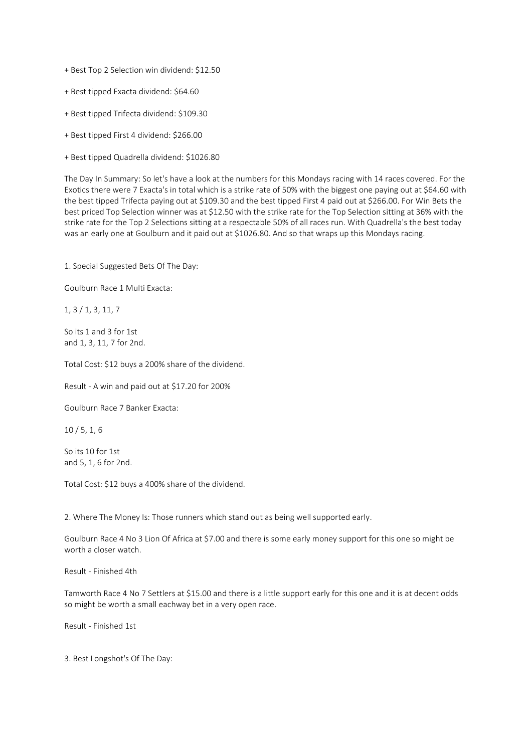+ Best Top 2 Selection win dividend: $12.50

+ Best tipped Exacta dividend: $64.60

+ Best tipped Trifecta dividend: $109.30

+ Best tipped First 4 dividend: $266.00

+ Best tipped Quadrella dividend: $1026.80

The Day In Summary: So let's have a look at the numbers for this Mondays racing with 14 races covered. For the Exotics there were 7 Exacta's in total which is a strike rate of 50% with the biggest one paying out at $64.60 with the best tipped Trifecta paying out at $109.30 and the best tipped First 4 paid out at $266.00. For Win Bets the best priced Top Selection winner was at $12.50 with the strike rate for the Top Selection sitting at 36% with the strike rate for the Top 2 Selections sitting at a respectable 50% of all races run. With Quadrella's the best today was an early one at Goulburn and it paid out at $1026.80. And so that wraps up this Mondays racing.

1. Special Suggested Bets Of The Day:

Goulburn Race 1 Multi Exacta:

1, 3 / 1, 3, 11, 7

So its 1 and 3 for 1st
and 1, 3, 11, 7 for 2nd.

Total Cost: $12 buys a 200% share of the dividend.

Result - A win and paid out at $17.20 for 200%

Goulburn Race 7 Banker Exacta:

10 / 5, 1, 6

So its 10 for 1st
and 5, 1, 6 for 2nd.

Total Cost: $12 buys a 400% share of the dividend.

2. Where The Money Is: Those runners which stand out as being well supported early.

Goulburn Race 4 No 3 Lion Of Africa at $7.00 and there is some early money support for this one so might be worth a closer watch.

Result - Finished 4th

Tamworth Race 4 No 7 Settlers at $15.00 and there is a little support early for this one and it is at decent odds so might be worth a small eachway bet in a very open race.

Result - Finished 1st

3. Best Longshot's Of The Day: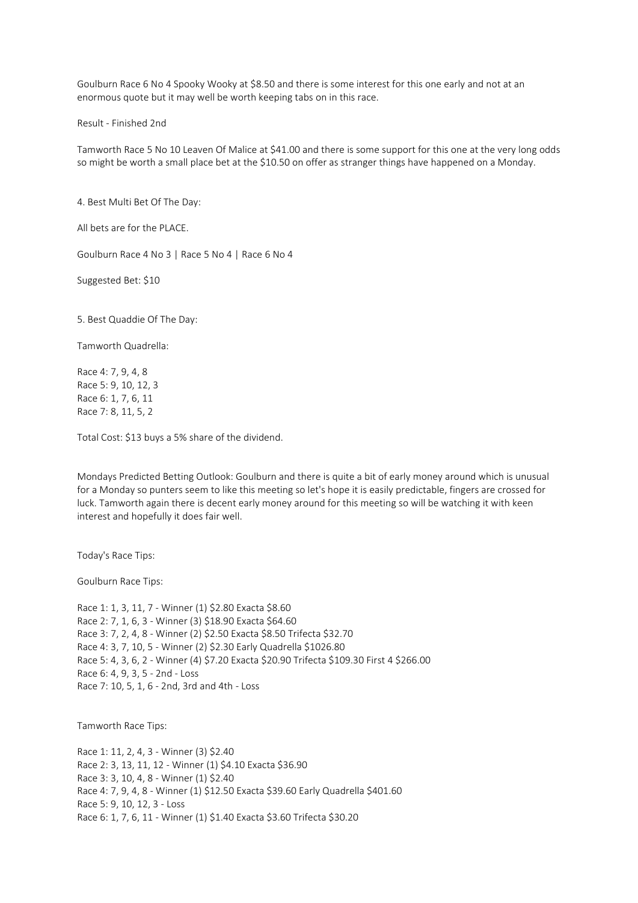Goulburn Race 6 No 4 Spooky Wooky at $8.50 and there is some interest for this one early and not at an enormous quote but it may well be worth keeping tabs on in this race.

Result - Finished 2nd

Tamworth Race 5 No 10 Leaven Of Malice at $41.00 and there is some support for this one at the very long odds so might be worth a small place bet at the $10.50 on offer as stranger things have happened on a Monday.

4. Best Multi Bet Of The Day:

All bets are for the PLACE.

Goulburn Race 4 No 3 | Race 5 No 4 | Race 6 No 4

Suggested Bet: $10

5. Best Quaddie Of The Day:

Tamworth Quadrella:

Race 4: 7, 9, 4, 8
Race 5: 9, 10, 12, 3
Race 6: 1, 7, 6, 11
Race 7: 8, 11, 5, 2

Total Cost: $13 buys a 5% share of the dividend.

Mondays Predicted Betting Outlook: Goulburn and there is quite a bit of early money around which is unusual for a Monday so punters seem to like this meeting so let's hope it is easily predictable, fingers are crossed for luck. Tamworth again there is decent early money around for this meeting so will be watching it with keen interest and hopefully it does fair well.

Today's Race Tips:

Goulburn Race Tips:

Race 1: 1, 3, 11, 7 - Winner (1) $2.80 Exacta $8.60
Race 2: 7, 1, 6, 3 - Winner (3) $18.90 Exacta $64.60
Race 3: 7, 2, 4, 8 - Winner (2) $2.50 Exacta $8.50 Trifecta $32.70
Race 4: 3, 7, 10, 5 - Winner (2) $2.30 Early Quadrella $1026.80
Race 5: 4, 3, 6, 2 - Winner (4) $7.20 Exacta $20.90 Trifecta $109.30 First 4 $266.00
Race 6: 4, 9, 3, 5 - 2nd - Loss
Race 7: 10, 5, 1, 6 - 2nd, 3rd and 4th - Loss

Tamworth Race Tips:

Race 1: 11, 2, 4, 3 - Winner (3) $2.40
Race 2: 3, 13, 11, 12 - Winner (1) $4.10 Exacta $36.90
Race 3: 3, 10, 4, 8 - Winner (1) $2.40
Race 4: 7, 9, 4, 8 - Winner (1) $12.50 Exacta $39.60 Early Quadrella $401.60
Race 5: 9, 10, 12, 3 - Loss
Race 6: 1, 7, 6, 11 - Winner (1) $1.40 Exacta $3.60 Trifecta $30.20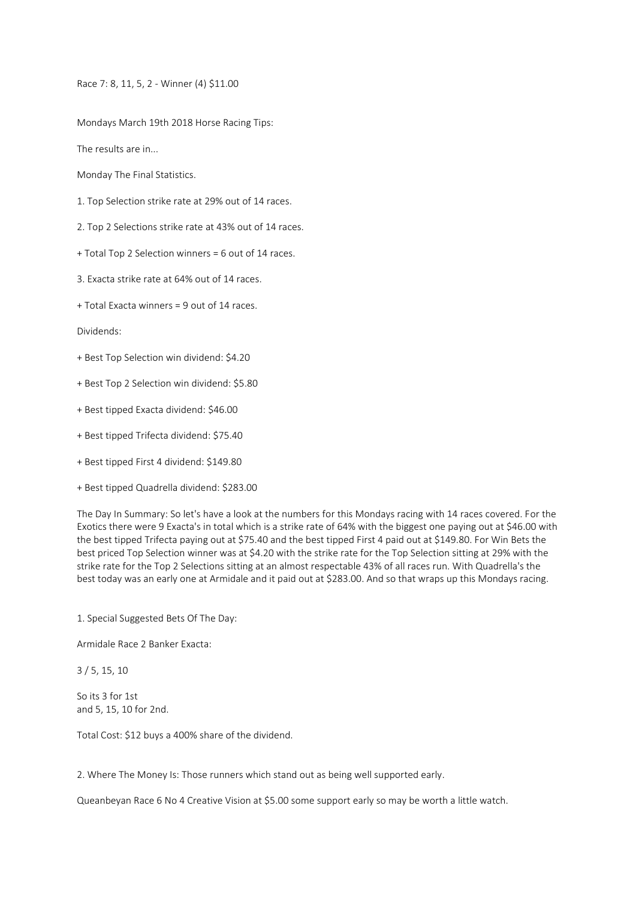Race 7: 8, 11, 5, 2 - Winner (4) $11.00

Mondays March 19th 2018 Horse Racing Tips:

The results are in...

Monday The Final Statistics.

1. Top Selection strike rate at 29% out of 14 races.

2. Top 2 Selections strike rate at 43% out of 14 races.

+ Total Top 2 Selection winners = 6 out of 14 races.

3. Exacta strike rate at 64% out of 14 races.

+ Total Exacta winners = 9 out of 14 races.

Dividends:

+ Best Top Selection win dividend: $4.20

+ Best Top 2 Selection win dividend: $5.80

+ Best tipped Exacta dividend: $46.00

+ Best tipped Trifecta dividend: $75.40

+ Best tipped First 4 dividend: $149.80

+ Best tipped Quadrella dividend: $283.00

The Day In Summary: So let's have a look at the numbers for this Mondays racing with 14 races covered. For the Exotics there were 9 Exacta's in total which is a strike rate of 64% with the biggest one paying out at $46.00 with the best tipped Trifecta paying out at $75.40 and the best tipped First 4 paid out at $149.80. For Win Bets the best priced Top Selection winner was at $4.20 with the strike rate for the Top Selection sitting at 29% with the strike rate for the Top 2 Selections sitting at an almost respectable 43% of all races run. With Quadrella's the best today was an early one at Armidale and it paid out at $283.00. And so that wraps up this Mondays racing.

1. Special Suggested Bets Of The Day:

Armidale Race 2 Banker Exacta:

3 / 5, 15, 10

So its 3 for 1st
and 5, 15, 10 for 2nd.

Total Cost: $12 buys a 400% share of the dividend.

2. Where The Money Is: Those runners which stand out as being well supported early.

Queanbeyan Race 6 No 4 Creative Vision at $5.00 some support early so may be worth a little watch.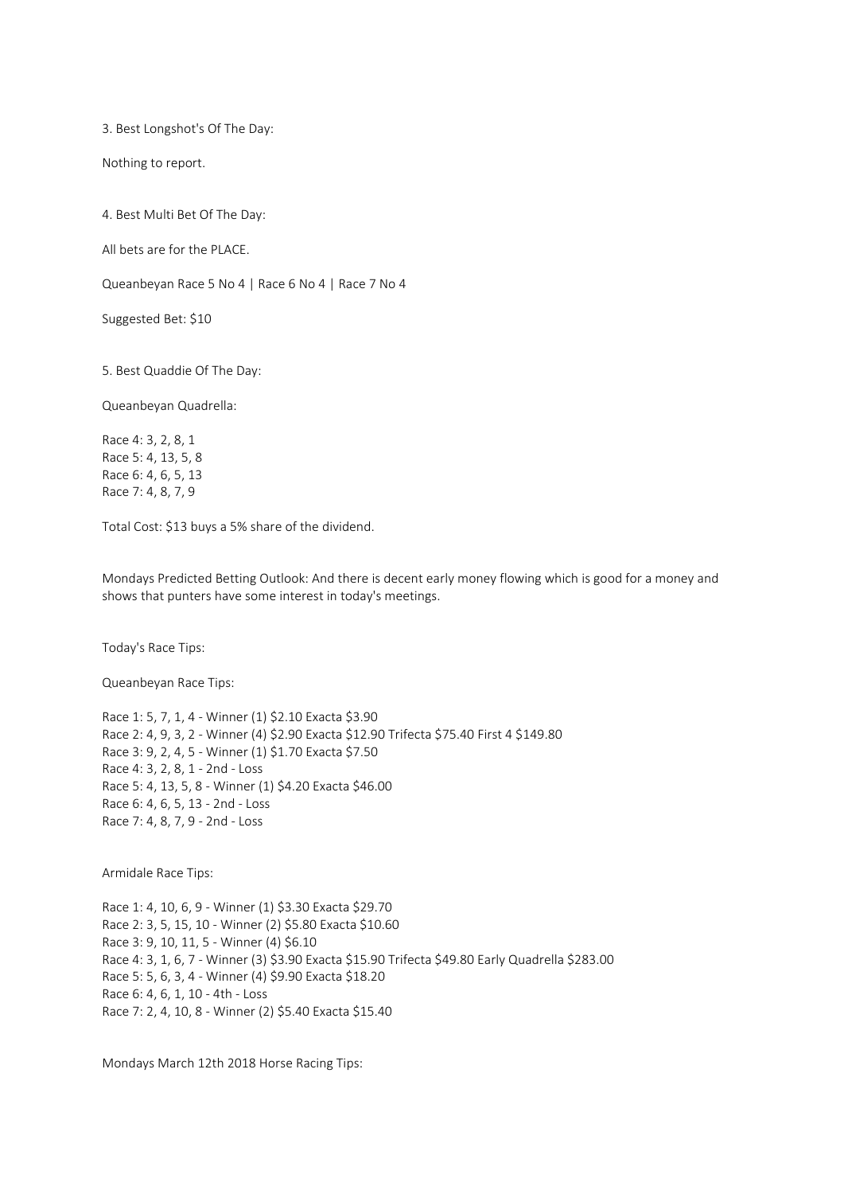3. Best Longshot's Of The Day:

Nothing to report.

4. Best Multi Bet Of The Day:

All bets are for the PLACE.

Queanbeyan Race 5 No 4 | Race 6 No 4 | Race 7 No 4

Suggested Bet: $10

5. Best Quaddie Of The Day:

Queanbeyan Quadrella:

Race 4: 3, 2, 8, 1
Race 5: 4, 13, 5, 8
Race 6: 4, 6, 5, 13
Race 7: 4, 8, 7, 9

Total Cost: $13 buys a 5% share of the dividend.

Mondays Predicted Betting Outlook: And there is decent early money flowing which is good for a money and shows that punters have some interest in today's meetings.

Today's Race Tips:

Queanbeyan Race Tips:

Race 1: 5, 7, 1, 4 - Winner (1) $2.10 Exacta $3.90
Race 2: 4, 9, 3, 2 - Winner (4) $2.90 Exacta $12.90 Trifecta $75.40 First 4 $149.80
Race 3: 9, 2, 4, 5 - Winner (1) $1.70 Exacta $7.50
Race 4: 3, 2, 8, 1 - 2nd - Loss
Race 5: 4, 13, 5, 8 - Winner (1) $4.20 Exacta $46.00
Race 6: 4, 6, 5, 13 - 2nd - Loss
Race 7: 4, 8, 7, 9 - 2nd - Loss

Armidale Race Tips:

Race 1: 4, 10, 6, 9 - Winner (1) $3.30 Exacta $29.70
Race 2: 3, 5, 15, 10 - Winner (2) $5.80 Exacta $10.60
Race 3: 9, 10, 11, 5 - Winner (4) $6.10
Race 4: 3, 1, 6, 7 - Winner (3) $3.90 Exacta $15.90 Trifecta $49.80 Early Quadrella $283.00
Race 5: 5, 6, 3, 4 - Winner (4) $9.90 Exacta $18.20
Race 6: 4, 6, 1, 10 - 4th - Loss
Race 7: 2, 4, 10, 8 - Winner (2) $5.40 Exacta $15.40

Mondays March 12th 2018 Horse Racing Tips: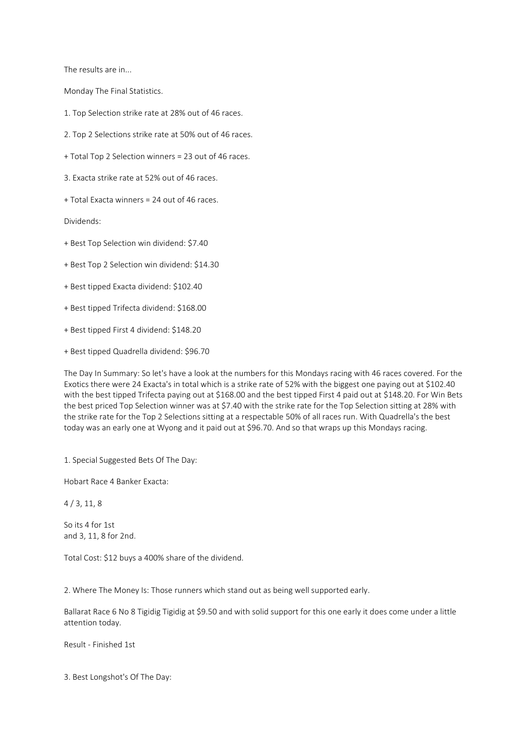The results are in...

Monday The Final Statistics.

1. Top Selection strike rate at 28% out of 46 races.

2. Top 2 Selections strike rate at 50% out of 46 races.

+ Total Top 2 Selection winners = 23 out of 46 races.

3. Exacta strike rate at 52% out of 46 races.

+ Total Exacta winners = 24 out of 46 races.

Dividends:

+ Best Top Selection win dividend: $7.40

+ Best Top 2 Selection win dividend: $14.30

+ Best tipped Exacta dividend: $102.40

+ Best tipped Trifecta dividend: $168.00

+ Best tipped First 4 dividend: $148.20

+ Best tipped Quadrella dividend: $96.70

The Day In Summary: So let's have a look at the numbers for this Mondays racing with 46 races covered. For the Exotics there were 24 Exacta's in total which is a strike rate of 52% with the biggest one paying out at $102.40 with the best tipped Trifecta paying out at $168.00 and the best tipped First 4 paid out at $148.20. For Win Bets the best priced Top Selection winner was at $7.40 with the strike rate for the Top Selection sitting at 28% with the strike rate for the Top 2 Selections sitting at a respectable 50% of all races run. With Quadrella's the best today was an early one at Wyong and it paid out at $96.70. And so that wraps up this Mondays racing.

1. Special Suggested Bets Of The Day:

Hobart Race 4 Banker Exacta:

4 / 3, 11, 8

So its 4 for 1st
and 3, 11, 8 for 2nd.

Total Cost: $12 buys a 400% share of the dividend.

2. Where The Money Is: Those runners which stand out as being well supported early.

Ballarat Race 6 No 8 Tigidig Tigidig at $9.50 and with solid support for this one early it does come under a little attention today.

Result - Finished 1st

3. Best Longshot's Of The Day: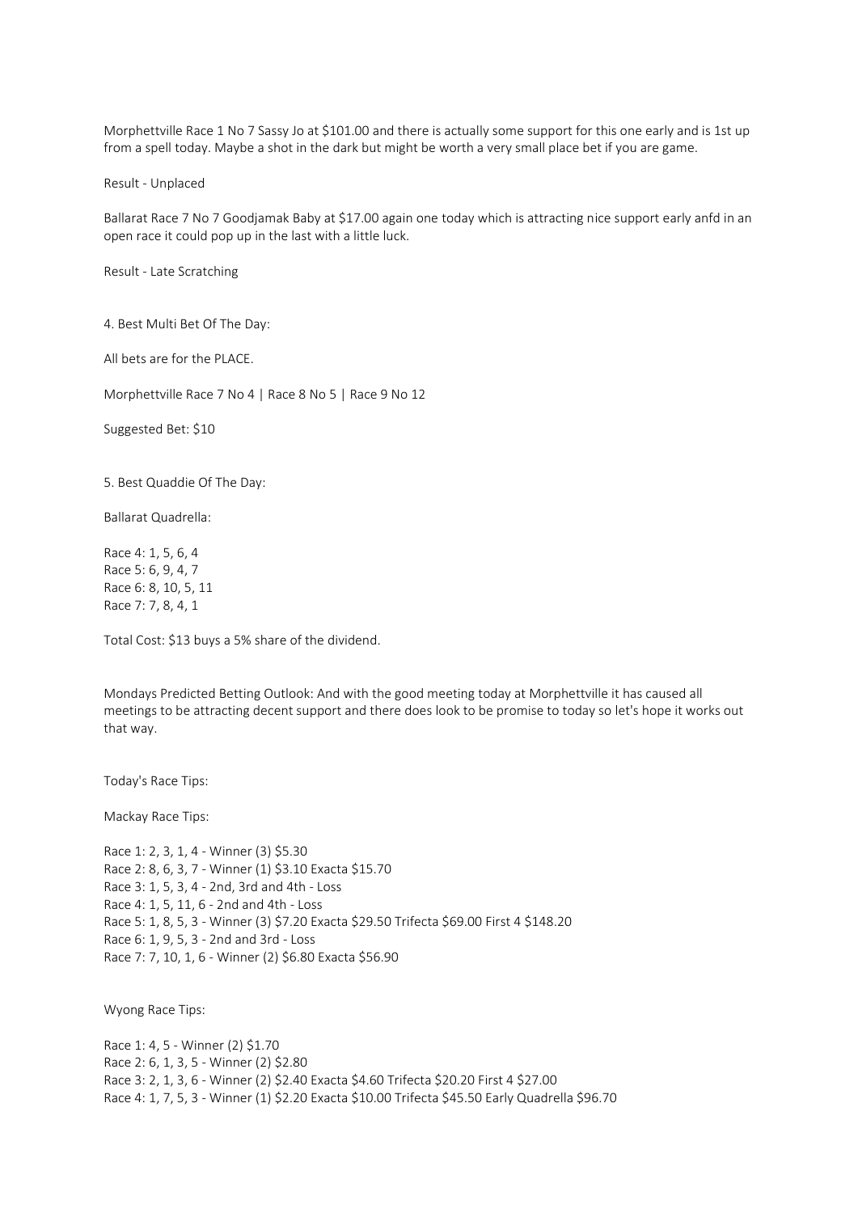Morphettville Race 1 No 7 Sassy Jo at $101.00 and there is actually some support for this one early and is 1st up from a spell today. Maybe a shot in the dark but might be worth a very small place bet if you are game.

Result - Unplaced

Ballarat Race 7 No 7 Goodjamak Baby at $17.00 again one today which is attracting nice support early anfd in an open race it could pop up in the last with a little luck.

Result - Late Scratching

4. Best Multi Bet Of The Day:

All bets are for the PLACE.

Morphettville Race 7 No 4 | Race 8 No 5 | Race 9 No 12

Suggested Bet: $10

5. Best Quaddie Of The Day:

Ballarat Quadrella:

Race 4: 1, 5, 6, 4
Race 5: 6, 9, 4, 7
Race 6: 8, 10, 5, 11
Race 7: 7, 8, 4, 1

Total Cost: $13 buys a 5% share of the dividend.

Mondays Predicted Betting Outlook: And with the good meeting today at Morphettville it has caused all meetings to be attracting decent support and there does look to be promise to today so let's hope it works out that way.

Today's Race Tips:

Mackay Race Tips:

Race 1: 2, 3, 1, 4 - Winner (3) $5.30
Race 2: 8, 6, 3, 7 - Winner (1) $3.10 Exacta $15.70
Race 3: 1, 5, 3, 4 - 2nd, 3rd and 4th - Loss
Race 4: 1, 5, 11, 6 - 2nd and 4th - Loss
Race 5: 1, 8, 5, 3 - Winner (3) $7.20 Exacta $29.50 Trifecta $69.00 First 4 $148.20
Race 6: 1, 9, 5, 3 - 2nd and 3rd - Loss
Race 7: 7, 10, 1, 6 - Winner (2) $6.80 Exacta $56.90

Wyong Race Tips:

Race 1: 4, 5 - Winner (2) $1.70
Race 2: 6, 1, 3, 5 - Winner (2) $2.80
Race 3: 2, 1, 3, 6 - Winner (2) $2.40 Exacta $4.60 Trifecta $20.20 First 4 $27.00
Race 4: 1, 7, 5, 3 - Winner (1) $2.20 Exacta $10.00 Trifecta $45.50 Early Quadrella $96.70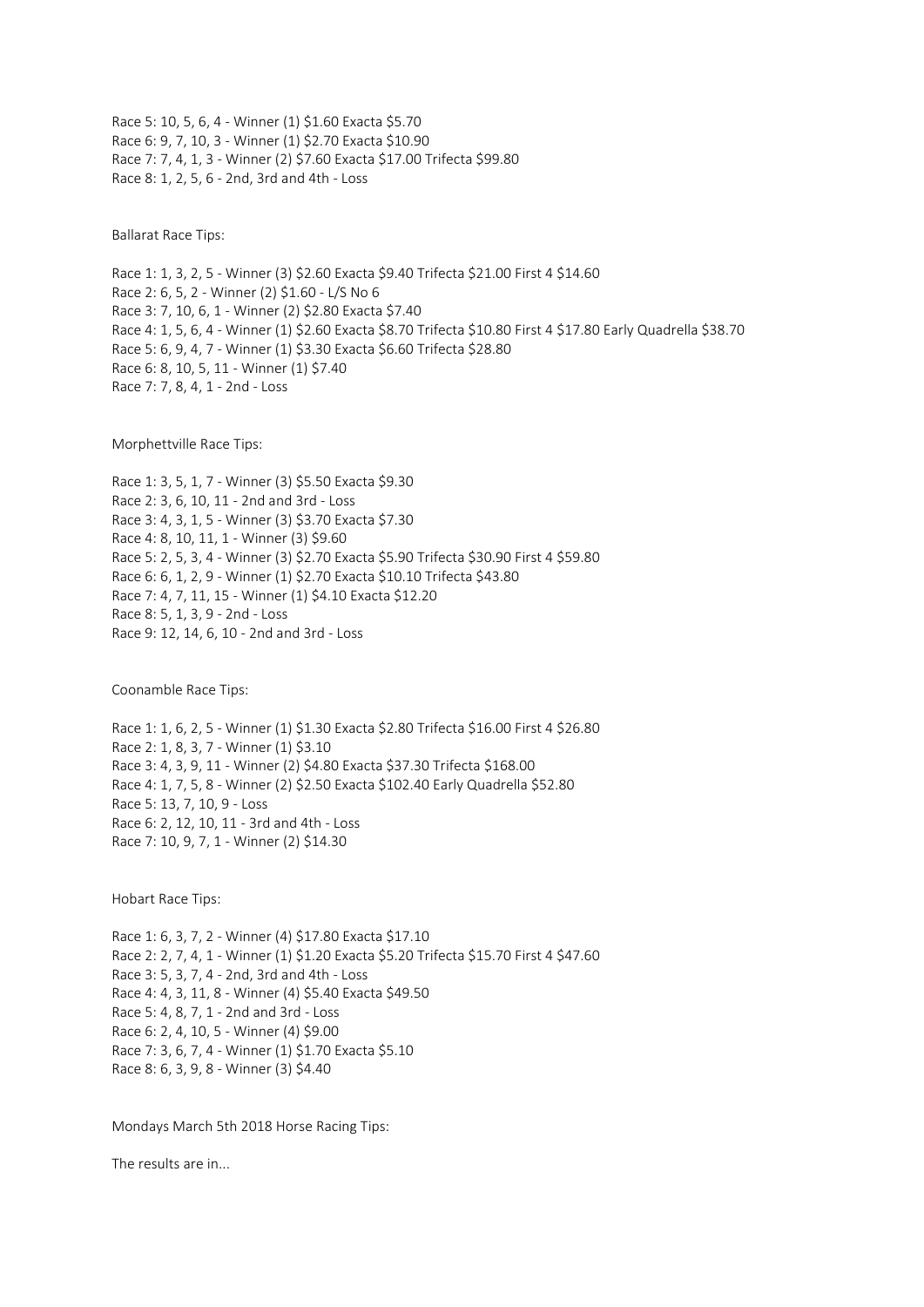Race 5: 10, 5, 6, 4 - Winner (1) $1.60 Exacta $5.70
Race 6: 9, 7, 10, 3 - Winner (1) $2.70 Exacta $10.90
Race 7: 7, 4, 1, 3 - Winner (2) $7.60 Exacta $17.00 Trifecta $99.80
Race 8: 1, 2, 5, 6 - 2nd, 3rd and 4th - Loss

Ballarat Race Tips:

Race 1: 1, 3, 2, 5 - Winner (3) $2.60 Exacta $9.40 Trifecta $21.00 First 4 $14.60
Race 2: 6, 5, 2 - Winner (2) $1.60 - L/S No 6
Race 3: 7, 10, 6, 1 - Winner (2) $2.80 Exacta $7.40
Race 4: 1, 5, 6, 4 - Winner (1) $2.60 Exacta $8.70 Trifecta $10.80 First 4 $17.80 Early Quadrella $38.70
Race 5: 6, 9, 4, 7 - Winner (1) $3.30 Exacta $6.60 Trifecta $28.80
Race 6: 8, 10, 5, 11 - Winner (1) $7.40
Race 7: 7, 8, 4, 1 - 2nd - Loss

Morphettville Race Tips:

Race 1: 3, 5, 1, 7 - Winner (3) $5.50 Exacta $9.30
Race 2: 3, 6, 10, 11 - 2nd and 3rd - Loss
Race 3: 4, 3, 1, 5 - Winner (3) $3.70 Exacta $7.30
Race 4: 8, 10, 11, 1 - Winner (3) $9.60
Race 5: 2, 5, 3, 4 - Winner (3) $2.70 Exacta $5.90 Trifecta $30.90 First 4 $59.80
Race 6: 6, 1, 2, 9 - Winner (1) $2.70 Exacta $10.10 Trifecta $43.80
Race 7: 4, 7, 11, 15 - Winner (1) $4.10 Exacta $12.20
Race 8: 5, 1, 3, 9 - 2nd - Loss
Race 9: 12, 14, 6, 10 - 2nd and 3rd - Loss

Coonamble Race Tips:

Race 1: 1, 6, 2, 5 - Winner (1) $1.30 Exacta $2.80 Trifecta $16.00 First 4 $26.80
Race 2: 1, 8, 3, 7 - Winner (1) $3.10
Race 3: 4, 3, 9, 11 - Winner (2) $4.80 Exacta $37.30 Trifecta $168.00
Race 4: 1, 7, 5, 8 - Winner (2) $2.50 Exacta $102.40 Early Quadrella $52.80
Race 5: 13, 7, 10, 9 - Loss
Race 6: 2, 12, 10, 11 - 3rd and 4th - Loss
Race 7: 10, 9, 7, 1 - Winner (2) $14.30

Hobart Race Tips:

Race 1: 6, 3, 7, 2 - Winner (4) $17.80 Exacta $17.10
Race 2: 2, 7, 4, 1 - Winner (1) $1.20 Exacta $5.20 Trifecta $15.70 First 4 $47.60
Race 3: 5, 3, 7, 4 - 2nd, 3rd and 4th - Loss
Race 4: 4, 3, 11, 8 - Winner (4) $5.40 Exacta $49.50
Race 5: 4, 8, 7, 1 - 2nd and 3rd - Loss
Race 6: 2, 4, 10, 5 - Winner (4) $9.00
Race 7: 3, 6, 7, 4 - Winner (1) $1.70 Exacta $5.10
Race 8: 6, 3, 9, 8 - Winner (3) $4.40

Mondays March 5th 2018 Horse Racing Tips:

The results are in...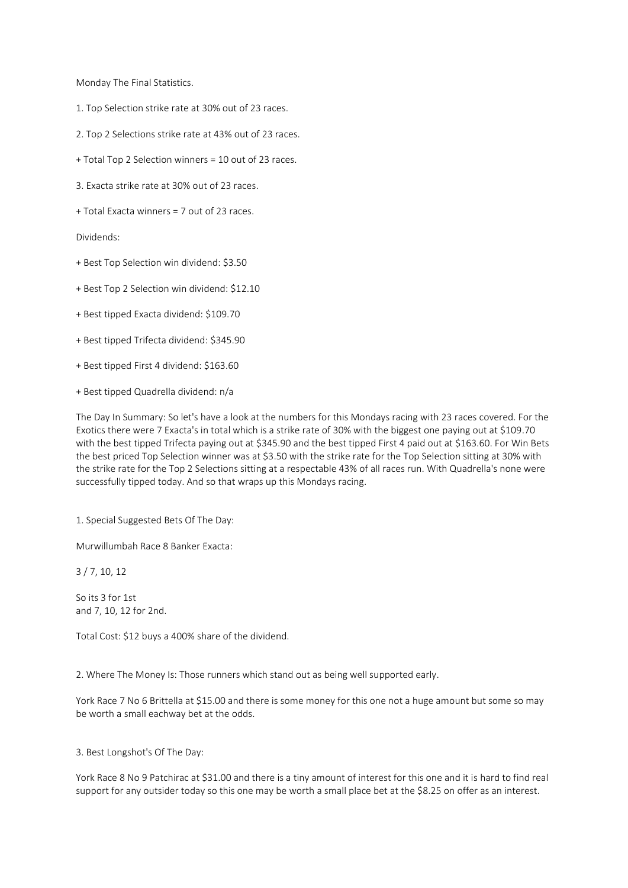Monday The Final Statistics.

1. Top Selection strike rate at 30% out of 23 races.

2. Top 2 Selections strike rate at 43% out of 23 races.

+ Total Top 2 Selection winners = 10 out of 23 races.

3. Exacta strike rate at 30% out of 23 races.

+ Total Exacta winners = 7 out of 23 races.

Dividends:

+ Best Top Selection win dividend: $3.50

+ Best Top 2 Selection win dividend: $12.10

+ Best tipped Exacta dividend: $109.70

+ Best tipped Trifecta dividend: $345.90

+ Best tipped First 4 dividend: $163.60

+ Best tipped Quadrella dividend: n/a

The Day In Summary: So let's have a look at the numbers for this Mondays racing with 23 races covered. For the Exotics there were 7 Exacta's in total which is a strike rate of 30% with the biggest one paying out at $109.70 with the best tipped Trifecta paying out at $345.90 and the best tipped First 4 paid out at $163.60. For Win Bets the best priced Top Selection winner was at $3.50 with the strike rate for the Top Selection sitting at 30% with the strike rate for the Top 2 Selections sitting at a respectable 43% of all races run. With Quadrella's none were successfully tipped today. And so that wraps up this Mondays racing.

1. Special Suggested Bets Of The Day:

Murwillumbah Race 8 Banker Exacta:

3 / 7, 10, 12

So its 3 for 1st
and 7, 10, 12 for 2nd.

Total Cost: $12 buys a 400% share of the dividend.

2. Where The Money Is: Those runners which stand out as being well supported early.

York Race 7 No 6 Brittella at $15.00 and there is some money for this one not a huge amount but some so may be worth a small eachway bet at the odds.

3. Best Longshot's Of The Day:

York Race 8 No 9 Patchirac at $31.00 and there is a tiny amount of interest for this one and it is hard to find real support for any outsider today so this one may be worth a small place bet at the $8.25 on offer as an interest.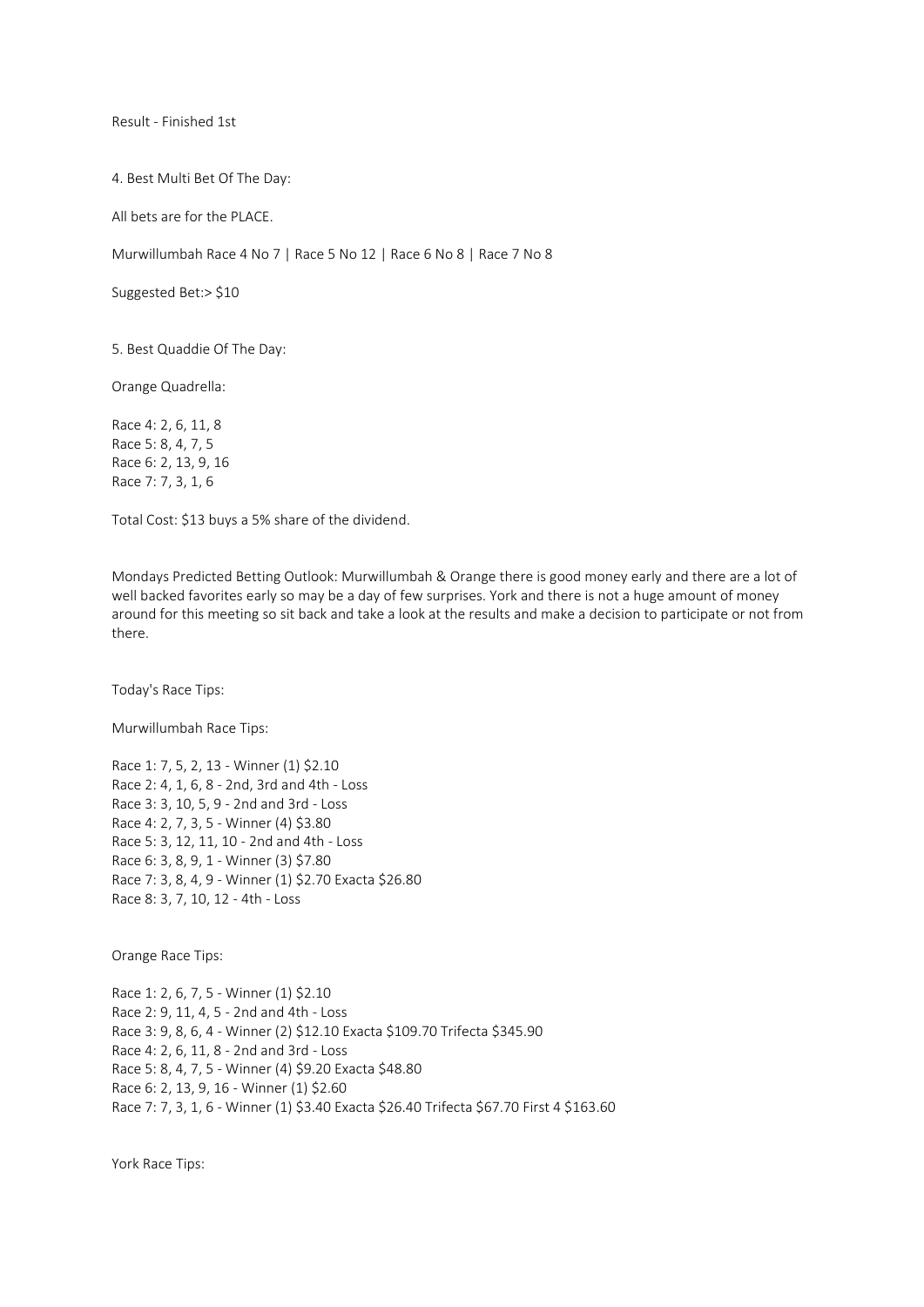Result - Finished 1st

4. Best Multi Bet Of The Day:

All bets are for the PLACE.

Murwillumbah Race 4 No 7 | Race 5 No 12 | Race 6 No 8 | Race 7 No 8

Suggested Bet:> $10

5. Best Quaddie Of The Day:

Orange Quadrella:

Race 4: 2, 6, 11, 8
Race 5: 8, 4, 7, 5
Race 6: 2, 13, 9, 16
Race 7: 7, 3, 1, 6

Total Cost: $13 buys a 5% share of the dividend.

Mondays Predicted Betting Outlook: Murwillumbah & Orange there is good money early and there are a lot of well backed favorites early so may be a day of few surprises. York and there is not a huge amount of money around for this meeting so sit back and take a look at the results and make a decision to participate or not from there.

Today's Race Tips:

Murwillumbah Race Tips:

Race 1: 7, 5, 2, 13 - Winner (1) $2.10
Race 2: 4, 1, 6, 8 - 2nd, 3rd and 4th - Loss
Race 3: 3, 10, 5, 9 - 2nd and 3rd - Loss
Race 4: 2, 7, 3, 5 - Winner (4) $3.80
Race 5: 3, 12, 11, 10 - 2nd and 4th - Loss
Race 6: 3, 8, 9, 1 - Winner (3) $7.80
Race 7: 3, 8, 4, 9 - Winner (1) $2.70 Exacta $26.80
Race 8: 3, 7, 10, 12 - 4th - Loss

Orange Race Tips:

Race 1: 2, 6, 7, 5 - Winner (1) $2.10
Race 2: 9, 11, 4, 5 - 2nd and 4th - Loss
Race 3: 9, 8, 6, 4 - Winner (2) $12.10 Exacta $109.70 Trifecta $345.90
Race 4: 2, 6, 11, 8 - 2nd and 3rd - Loss
Race 5: 8, 4, 7, 5 - Winner (4) $9.20 Exacta $48.80
Race 6: 2, 13, 9, 16 - Winner (1) $2.60
Race 7: 7, 3, 1, 6 - Winner (1) $3.40 Exacta $26.40 Trifecta $67.70 First 4 $163.60

York Race Tips: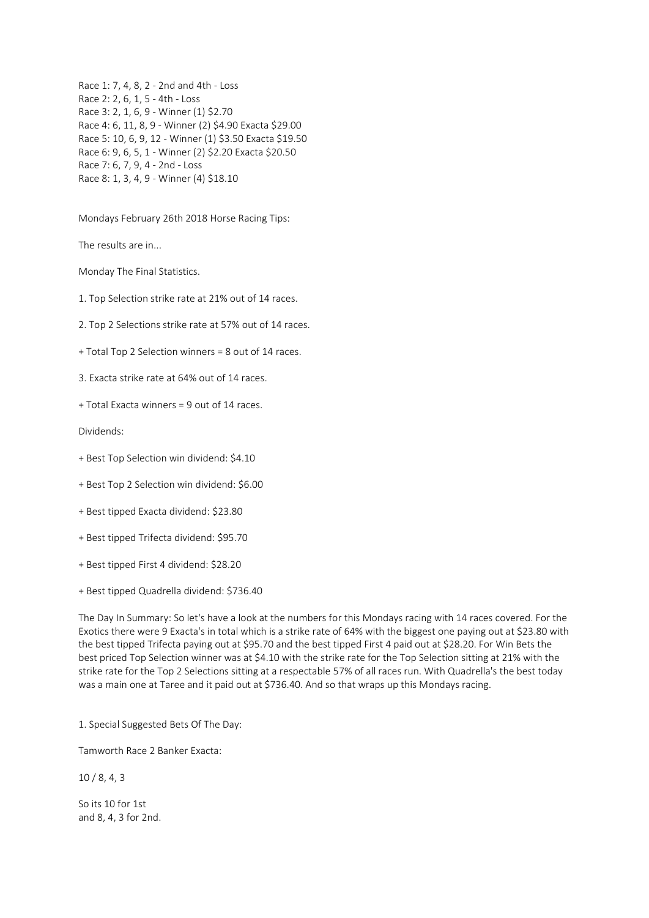Race 1: 7, 4, 8, 2 - 2nd and 4th - Loss
Race 2: 2, 6, 1, 5 - 4th - Loss
Race 3: 2, 1, 6, 9 - Winner (1) $2.70
Race 4: 6, 11, 8, 9 - Winner (2) $4.90 Exacta $29.00
Race 5: 10, 6, 9, 12 - Winner (1) $3.50 Exacta $19.50
Race 6: 9, 6, 5, 1 - Winner (2) $2.20 Exacta $20.50
Race 7: 6, 7, 9, 4 - 2nd - Loss
Race 8: 1, 3, 4, 9 - Winner (4) $18.10

Mondays February 26th 2018 Horse Racing Tips:

The results are in...

Monday The Final Statistics.

1. Top Selection strike rate at 21% out of 14 races.

2. Top 2 Selections strike rate at 57% out of 14 races.

+ Total Top 2 Selection winners = 8 out of 14 races.

3. Exacta strike rate at 64% out of 14 races.

+ Total Exacta winners = 9 out of 14 races.

Dividends:

+ Best Top Selection win dividend: $4.10

+ Best Top 2 Selection win dividend: $6.00

+ Best tipped Exacta dividend: $23.80

+ Best tipped Trifecta dividend: $95.70

+ Best tipped First 4 dividend: $28.20

+ Best tipped Quadrella dividend: $736.40

The Day In Summary: So let's have a look at the numbers for this Mondays racing with 14 races covered. For the Exotics there were 9 Exacta's in total which is a strike rate of 64% with the biggest one paying out at $23.80 with the best tipped Trifecta paying out at $95.70 and the best tipped First 4 paid out at $28.20. For Win Bets the best priced Top Selection winner was at $4.10 with the strike rate for the Top Selection sitting at 21% with the strike rate for the Top 2 Selections sitting at a respectable 57% of all races run. With Quadrella's the best today was a main one at Taree and it paid out at $736.40. And so that wraps up this Mondays racing.

1. Special Suggested Bets Of The Day:

Tamworth Race 2 Banker Exacta:

10 / 8, 4, 3

So its 10 for 1st
and 8, 4, 3 for 2nd.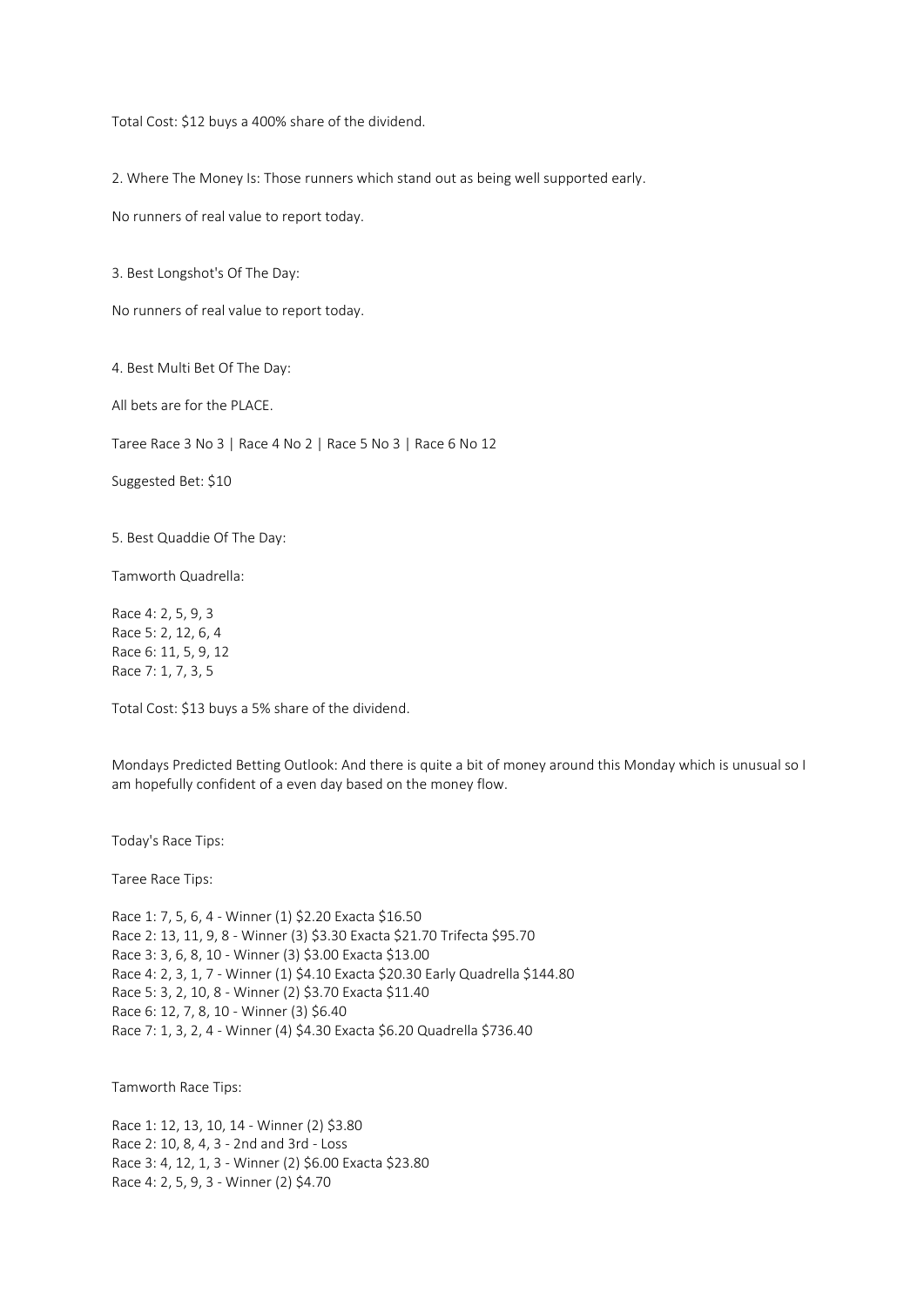Total Cost: $12 buys a 400% share of the dividend.

2. Where The Money Is: Those runners which stand out as being well supported early.

No runners of real value to report today.

3. Best Longshot's Of The Day:

No runners of real value to report today.

4. Best Multi Bet Of The Day:

All bets are for the PLACE.

Taree Race 3 No 3 | Race 4 No 2 | Race 5 No 3 | Race 6 No 12

Suggested Bet: $10

5. Best Quaddie Of The Day:

Tamworth Quadrella:

Race 4: 2, 5, 9, 3
Race 5: 2, 12, 6, 4
Race 6: 11, 5, 9, 12
Race 7: 1, 7, 3, 5

Total Cost: $13 buys a 5% share of the dividend.

Mondays Predicted Betting Outlook: And there is quite a bit of money around this Monday which is unusual so I am hopefully confident of a even day based on the money flow.

Today's Race Tips:

Taree Race Tips:

Race 1: 7, 5, 6, 4 - Winner (1) $2.20 Exacta $16.50
Race 2: 13, 11, 9, 8 - Winner (3) $3.30 Exacta $21.70 Trifecta $95.70
Race 3: 3, 6, 8, 10 - Winner (3) $3.00 Exacta $13.00
Race 4: 2, 3, 1, 7 - Winner (1) $4.10 Exacta $20.30 Early Quadrella $144.80
Race 5: 3, 2, 10, 8 - Winner (2) $3.70 Exacta $11.40
Race 6: 12, 7, 8, 10 - Winner (3) $6.40
Race 7: 1, 3, 2, 4 - Winner (4) $4.30 Exacta $6.20 Quadrella $736.40

Tamworth Race Tips:

Race 1: 12, 13, 10, 14 - Winner (2) $3.80
Race 2: 10, 8, 4, 3 - 2nd and 3rd - Loss
Race 3: 4, 12, 1, 3 - Winner (2) $6.00 Exacta $23.80
Race 4: 2, 5, 9, 3 - Winner (2) $4.70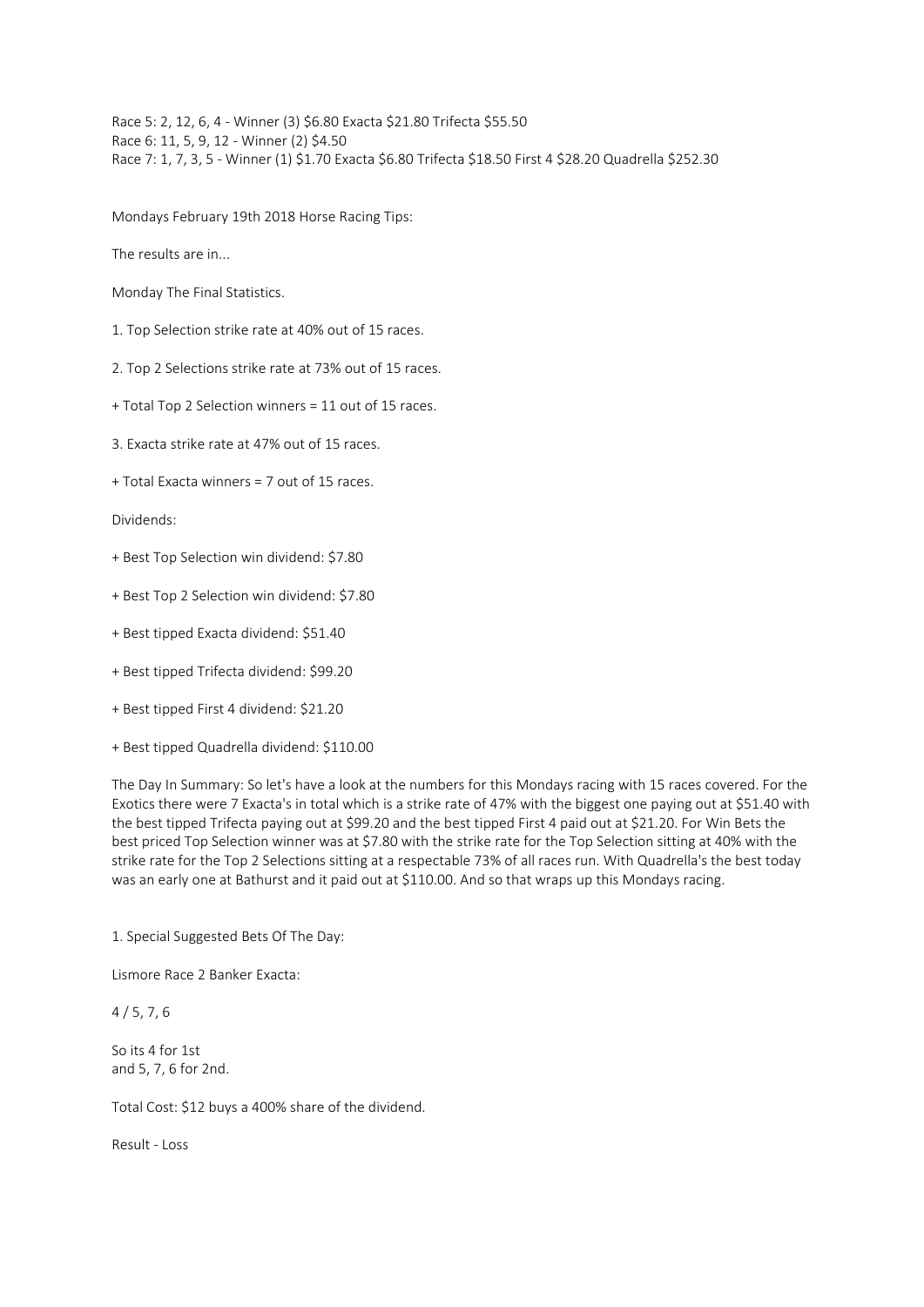Race 5: 2, 12, 6, 4 - Winner (3) $6.80 Exacta $21.80 Trifecta $55.50
Race 6: 11, 5, 9, 12 - Winner (2) $4.50
Race 7: 1, 7, 3, 5 - Winner (1) $1.70 Exacta $6.80 Trifecta $18.50 First 4 $28.20 Quadrella $252.30

Mondays February 19th 2018 Horse Racing Tips:

The results are in...

Monday The Final Statistics.

1. Top Selection strike rate at 40% out of 15 races.

2. Top 2 Selections strike rate at 73% out of 15 races.

+ Total Top 2 Selection winners = 11 out of 15 races.

3. Exacta strike rate at 47% out of 15 races.

+ Total Exacta winners = 7 out of 15 races.

Dividends:

+ Best Top Selection win dividend: $7.80

+ Best Top 2 Selection win dividend: $7.80

+ Best tipped Exacta dividend: $51.40

+ Best tipped Trifecta dividend: $99.20

+ Best tipped First 4 dividend: $21.20

+ Best tipped Quadrella dividend: $110.00

The Day In Summary: So let's have a look at the numbers for this Mondays racing with 15 races covered. For the Exotics there were 7 Exacta's in total which is a strike rate of 47% with the biggest one paying out at $51.40 with the best tipped Trifecta paying out at $99.20 and the best tipped First 4 paid out at $21.20. For Win Bets the best priced Top Selection winner was at $7.80 with the strike rate for the Top Selection sitting at 40% with the strike rate for the Top 2 Selections sitting at a respectable 73% of all races run. With Quadrella's the best today was an early one at Bathurst and it paid out at $110.00. And so that wraps up this Mondays racing.

1. Special Suggested Bets Of The Day:

Lismore Race 2 Banker Exacta:

4 / 5, 7, 6

So its 4 for 1st
and 5, 7, 6 for 2nd.

Total Cost: $12 buys a 400% share of the dividend.

Result - Loss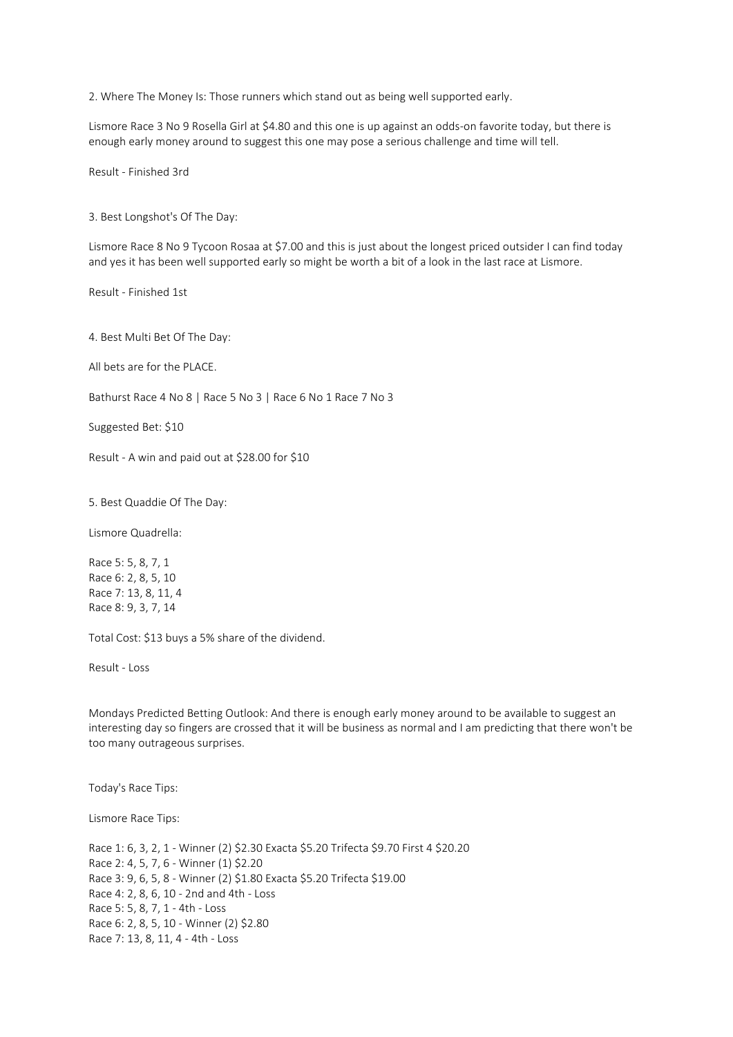2. Where The Money Is: Those runners which stand out as being well supported early.

Lismore Race 3 No 9 Rosella Girl at $4.80 and this one is up against an odds-on favorite today, but there is enough early money around to suggest this one may pose a serious challenge and time will tell.

Result - Finished 3rd

3. Best Longshot's Of The Day:

Lismore Race 8 No 9 Tycoon Rosaa at $7.00 and this is just about the longest priced outsider I can find today and yes it has been well supported early so might be worth a bit of a look in the last race at Lismore.

Result - Finished 1st

4. Best Multi Bet Of The Day:

All bets are for the PLACE.

Bathurst Race 4 No 8 | Race 5 No 3 | Race 6 No 1 Race 7 No 3

Suggested Bet: $10

Result - A win and paid out at $28.00 for $10

5. Best Quaddie Of The Day:

Lismore Quadrella:

Race 5: 5, 8, 7, 1
Race 6: 2, 8, 5, 10
Race 7: 13, 8, 11, 4
Race 8: 9, 3, 7, 14

Total Cost: $13 buys a 5% share of the dividend.

Result - Loss

Mondays Predicted Betting Outlook: And there is enough early money around to be available to suggest an interesting day so fingers are crossed that it will be business as normal and I am predicting that there won't be too many outrageous surprises.

Today's Race Tips:

Lismore Race Tips:

Race 1: 6, 3, 2, 1 - Winner (2) $2.30 Exacta $5.20 Trifecta $9.70 First 4 $20.20
Race 2: 4, 5, 7, 6 - Winner (1) $2.20
Race 3: 9, 6, 5, 8 - Winner (2) $1.80 Exacta $5.20 Trifecta $19.00
Race 4: 2, 8, 6, 10 - 2nd and 4th - Loss
Race 5: 5, 8, 7, 1 - 4th - Loss
Race 6: 2, 8, 5, 10 - Winner (2) $2.80
Race 7: 13, 8, 11, 4 - 4th - Loss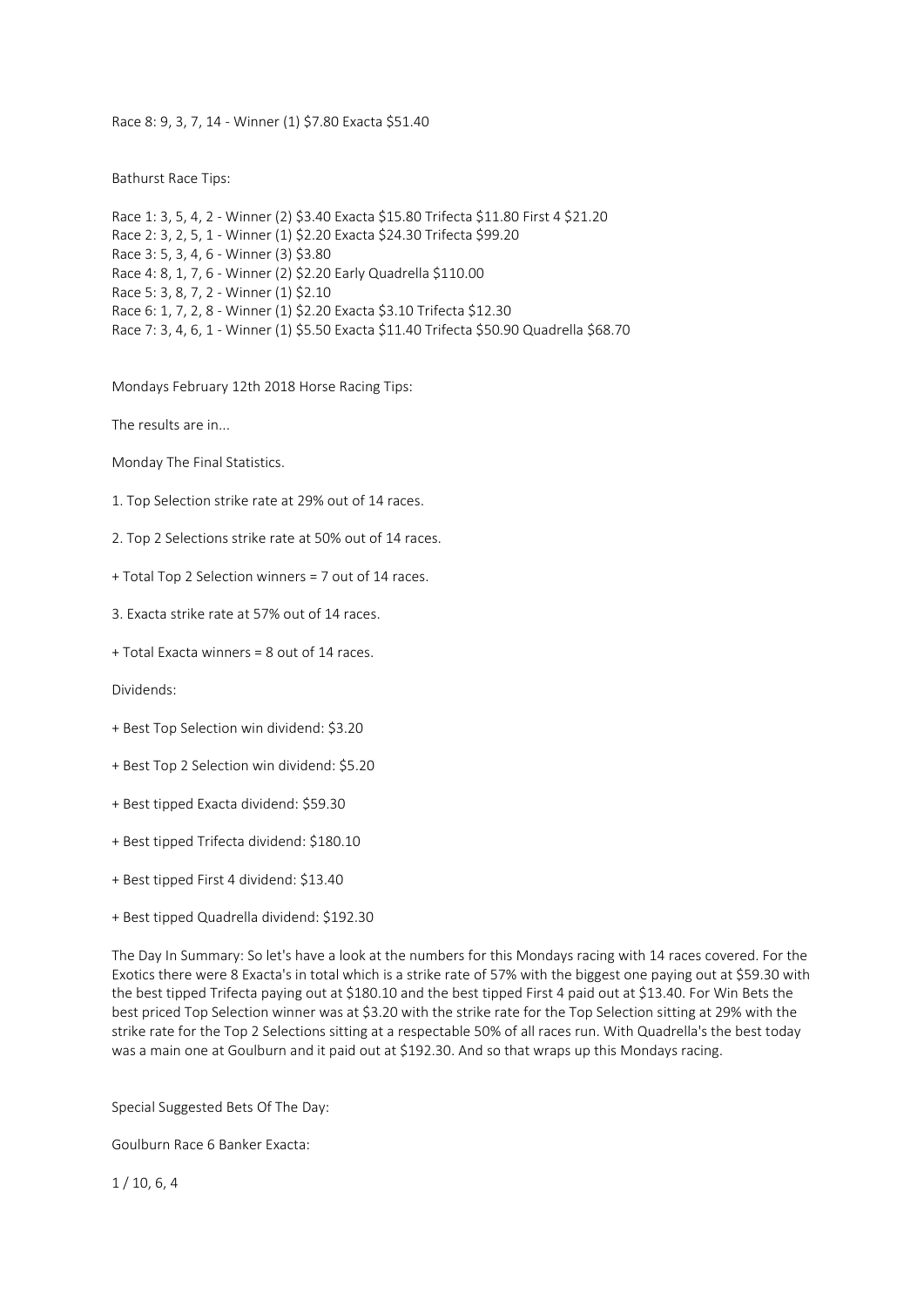Race 8: 9, 3, 7, 14 - Winner (1) $7.80 Exacta $51.40

Bathurst Race Tips:

Race 1: 3, 5, 4, 2 - Winner (2) $3.40 Exacta $15.80 Trifecta $11.80 First 4 $21.20
Race 2: 3, 2, 5, 1 - Winner (1) $2.20 Exacta $24.30 Trifecta $99.20
Race 3: 5, 3, 4, 6 - Winner (3) $3.80
Race 4: 8, 1, 7, 6 - Winner (2) $2.20 Early Quadrella $110.00
Race 5: 3, 8, 7, 2 - Winner (1) $2.10
Race 6: 1, 7, 2, 8 - Winner (1) $2.20 Exacta $3.10 Trifecta $12.30
Race 7: 3, 4, 6, 1 - Winner (1) $5.50 Exacta $11.40 Trifecta $50.90 Quadrella $68.70

Mondays February 12th 2018 Horse Racing Tips:

The results are in...

Monday The Final Statistics.

1. Top Selection strike rate at 29% out of 14 races.

2. Top 2 Selections strike rate at 50% out of 14 races.

+ Total Top 2 Selection winners = 7 out of 14 races.

3. Exacta strike rate at 57% out of 14 races.

+ Total Exacta winners = 8 out of 14 races.

Dividends:

+ Best Top Selection win dividend: $3.20

+ Best Top 2 Selection win dividend: $5.20

+ Best tipped Exacta dividend: $59.30

+ Best tipped Trifecta dividend: $180.10

+ Best tipped First 4 dividend: $13.40

+ Best tipped Quadrella dividend: $192.30

The Day In Summary: So let's have a look at the numbers for this Mondays racing with 14 races covered. For the Exotics there were 8 Exacta's in total which is a strike rate of 57% with the biggest one paying out at $59.30 with the best tipped Trifecta paying out at $180.10 and the best tipped First 4 paid out at $13.40. For Win Bets the best priced Top Selection winner was at $3.20 with the strike rate for the Top Selection sitting at 29% with the strike rate for the Top 2 Selections sitting at a respectable 50% of all races run. With Quadrella's the best today was a main one at Goulburn and it paid out at $192.30. And so that wraps up this Mondays racing.

Special Suggested Bets Of The Day:

Goulburn Race 6 Banker Exacta:

1 / 10, 6, 4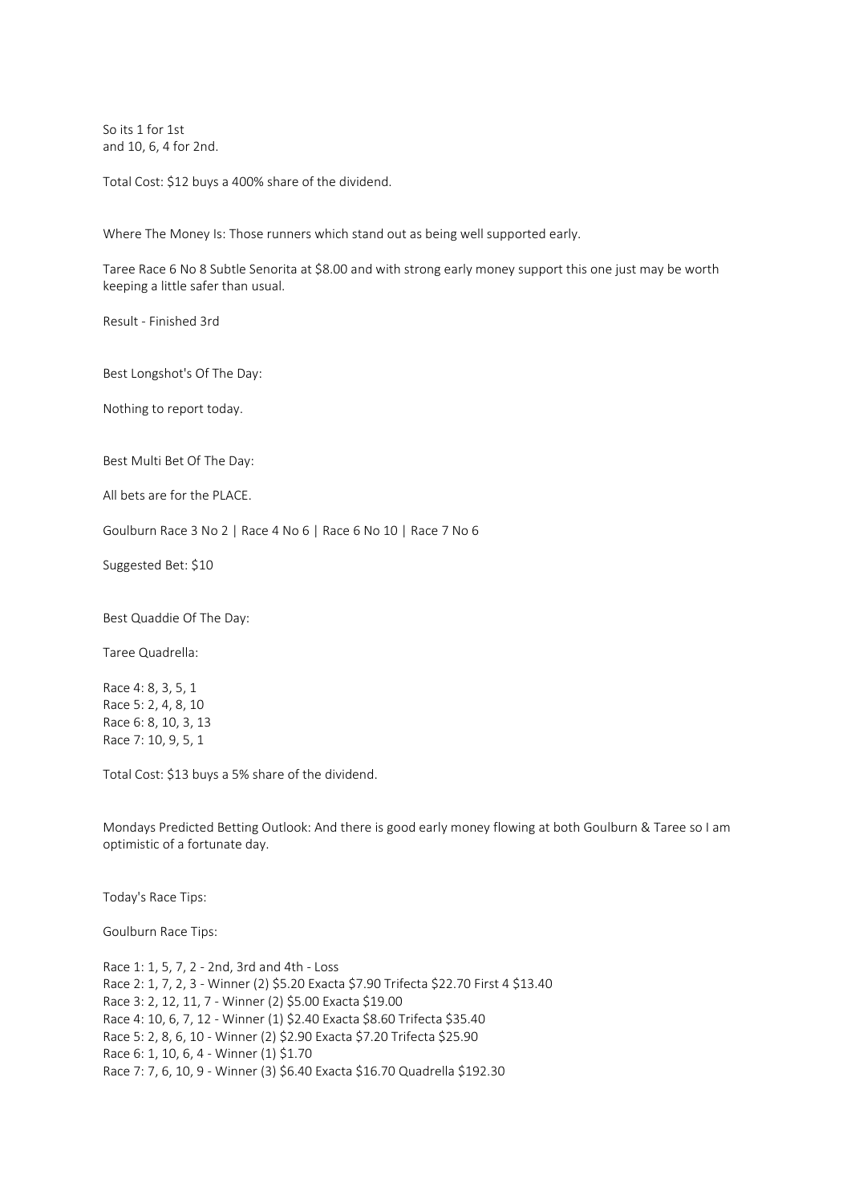So its 1 for 1st
and 10, 6, 4 for 2nd.

Total Cost: $12 buys a 400% share of the dividend.

Where The Money Is: Those runners which stand out as being well supported early.

Taree Race 6 No 8 Subtle Senorita at $8.00 and with strong early money support this one just may be worth keeping a little safer than usual.

Result - Finished 3rd

Best Longshot's Of The Day:

Nothing to report today.

Best Multi Bet Of The Day:

All bets are for the PLACE.

Goulburn Race 3 No 2 | Race 4 No 6 | Race 6 No 10 | Race 7 No 6

Suggested Bet: $10

Best Quaddie Of The Day:

Taree Quadrella:

Race 4: 8, 3, 5, 1
Race 5: 2, 4, 8, 10
Race 6: 8, 10, 3, 13
Race 7: 10, 9, 5, 1

Total Cost: $13 buys a 5% share of the dividend.

Mondays Predicted Betting Outlook: And there is good early money flowing at both Goulburn & Taree so I am optimistic of a fortunate day.

Today's Race Tips:

Goulburn Race Tips:

Race 1: 1, 5, 7, 2 - 2nd, 3rd and 4th - Loss
Race 2: 1, 7, 2, 3 - Winner (2) $5.20 Exacta $7.90 Trifecta $22.70 First 4 $13.40
Race 3: 2, 12, 11, 7 - Winner (2) $5.00 Exacta $19.00
Race 4: 10, 6, 7, 12 - Winner (1) $2.40 Exacta $8.60 Trifecta $35.40
Race 5: 2, 8, 6, 10 - Winner (2) $2.90 Exacta $7.20 Trifecta $25.90
Race 6: 1, 10, 6, 4 - Winner (1) $1.70
Race 7: 7, 6, 10, 9 - Winner (3) $6.40 Exacta $16.70 Quadrella $192.30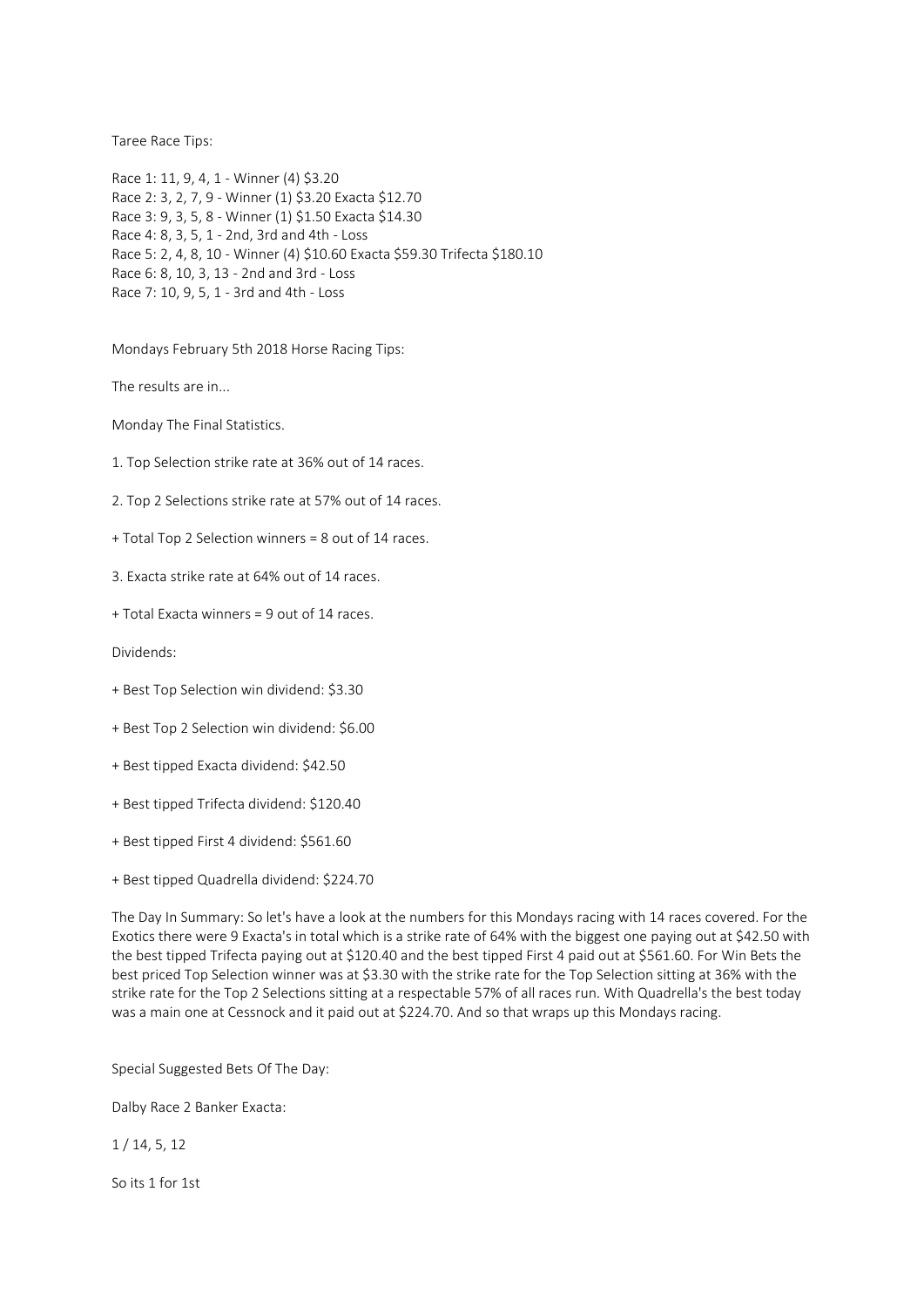Taree Race Tips:

Race 1: 11, 9, 4, 1 - Winner (4) $3.20
Race 2: 3, 2, 7, 9 - Winner (1) $3.20 Exacta $12.70
Race 3: 9, 3, 5, 8 - Winner (1) $1.50 Exacta $14.30
Race 4: 8, 3, 5, 1 - 2nd, 3rd and 4th - Loss
Race 5: 2, 4, 8, 10 - Winner (4) $10.60 Exacta $59.30 Trifecta $180.10
Race 6: 8, 10, 3, 13 - 2nd and 3rd - Loss
Race 7: 10, 9, 5, 1 - 3rd and 4th - Loss

Mondays February 5th 2018 Horse Racing Tips:

The results are in...

Monday The Final Statistics.

1. Top Selection strike rate at 36% out of 14 races.

2. Top 2 Selections strike rate at 57% out of 14 races.

+ Total Top 2 Selection winners = 8 out of 14 races.

3. Exacta strike rate at 64% out of 14 races.

+ Total Exacta winners = 9 out of 14 races.

Dividends:

+ Best Top Selection win dividend: $3.30

+ Best Top 2 Selection win dividend: $6.00

+ Best tipped Exacta dividend: $42.50

+ Best tipped Trifecta dividend: $120.40

+ Best tipped First 4 dividend: $561.60

+ Best tipped Quadrella dividend: $224.70

The Day In Summary: So let's have a look at the numbers for this Mondays racing with 14 races covered. For the Exotics there were 9 Exacta's in total which is a strike rate of 64% with the biggest one paying out at $42.50 with the best tipped Trifecta paying out at $120.40 and the best tipped First 4 paid out at $561.60. For Win Bets the best priced Top Selection winner was at $3.30 with the strike rate for the Top Selection sitting at 36% with the strike rate for the Top 2 Selections sitting at a respectable 57% of all races run. With Quadrella's the best today was a main one at Cessnock and it paid out at $224.70. And so that wraps up this Mondays racing.

Special Suggested Bets Of The Day:

Dalby Race 2 Banker Exacta:

1 / 14, 5, 12

So its 1 for 1st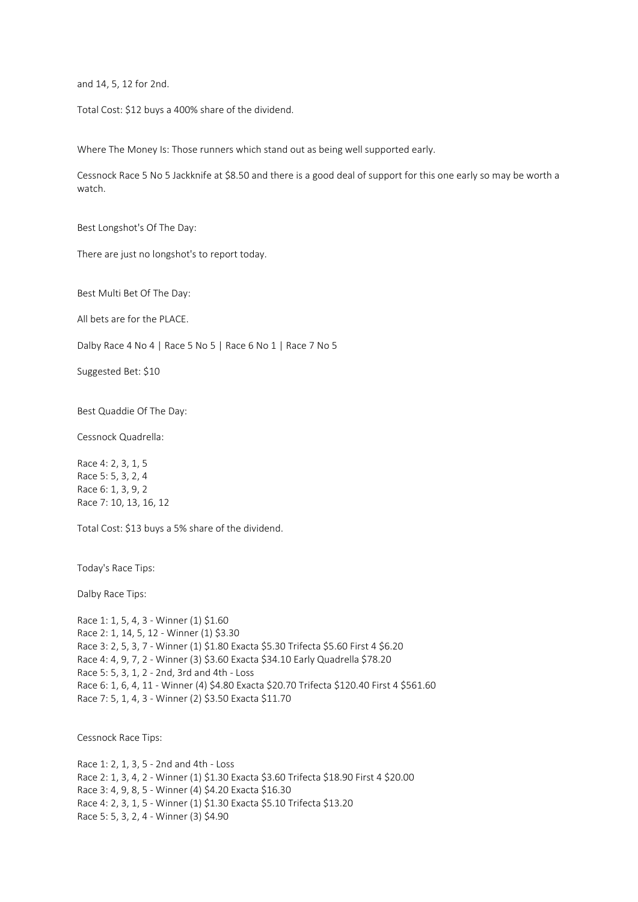and 14, 5, 12 for 2nd.

Total Cost: $12 buys a 400% share of the dividend.

Where The Money Is: Those runners which stand out as being well supported early.

Cessnock Race 5 No 5 Jackknife at $8.50 and there is a good deal of support for this one early so may be worth a watch.

Best Longshot's Of The Day:

There are just no longshot's to report today.

Best Multi Bet Of The Day:

All bets are for the PLACE.

Dalby Race 4 No 4 | Race 5 No 5 | Race 6 No 1 | Race 7 No 5

Suggested Bet: $10

Best Quaddie Of The Day:

Cessnock Quadrella:

Race 4: 2, 3, 1, 5
Race 5: 5, 3, 2, 4
Race 6: 1, 3, 9, 2
Race 7: 10, 13, 16, 12

Total Cost: $13 buys a 5% share of the dividend.

Today's Race Tips:

Dalby Race Tips:

Race 1: 1, 5, 4, 3 - Winner (1) $1.60
Race 2: 1, 14, 5, 12 - Winner (1) $3.30
Race 3: 2, 5, 3, 7 - Winner (1) $1.80 Exacta $5.30 Trifecta $5.60 First 4 $6.20
Race 4: 4, 9, 7, 2 - Winner (3) $3.60 Exacta $34.10 Early Quadrella $78.20
Race 5: 5, 3, 1, 2 - 2nd, 3rd and 4th - Loss
Race 6: 1, 6, 4, 11 - Winner (4) $4.80 Exacta $20.70 Trifecta $120.40 First 4 $561.60
Race 7: 5, 1, 4, 3 - Winner (2) $3.50 Exacta $11.70

Cessnock Race Tips:

Race 1: 2, 1, 3, 5 - 2nd and 4th - Loss
Race 2: 1, 3, 4, 2 - Winner (1) $1.30 Exacta $3.60 Trifecta $18.90 First 4 $20.00
Race 3: 4, 9, 8, 5 - Winner (4) $4.20 Exacta $16.30
Race 4: 2, 3, 1, 5 - Winner (1) $1.30 Exacta $5.10 Trifecta $13.20
Race 5: 5, 3, 2, 4 - Winner (3) $4.90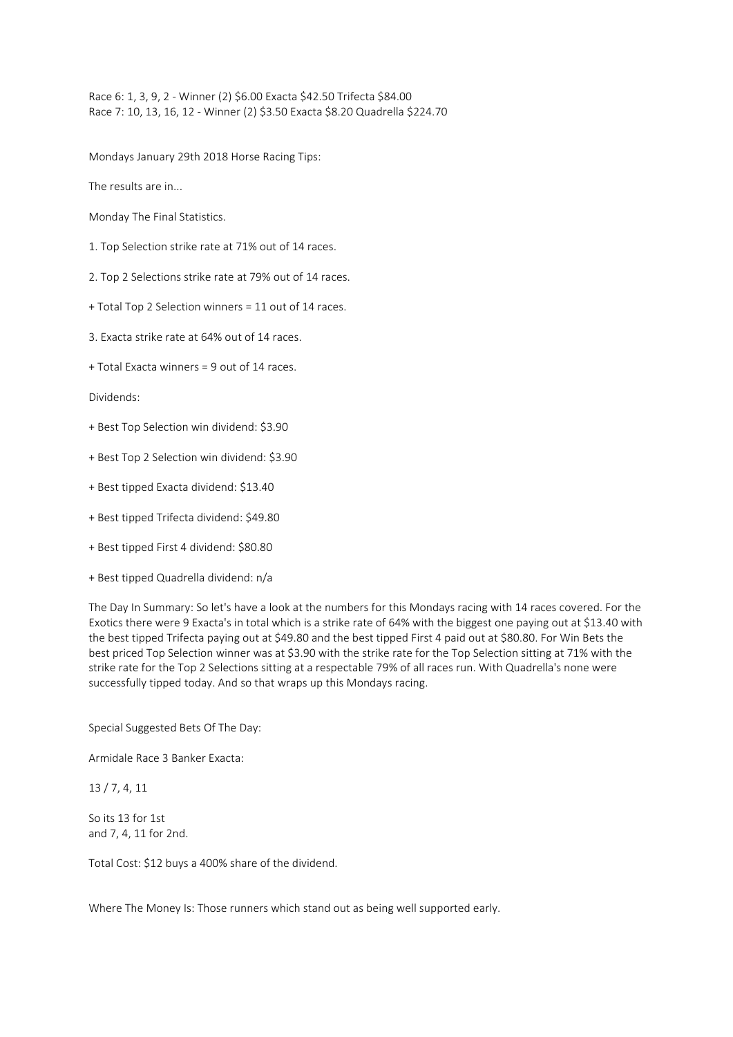Race 6: 1, 3, 9, 2 - Winner (2) $6.00 Exacta $42.50 Trifecta $84.00
Race 7: 10, 13, 16, 12 - Winner (2) $3.50 Exacta $8.20 Quadrella $224.70

Mondays January 29th 2018 Horse Racing Tips:

The results are in...

Monday The Final Statistics.

1. Top Selection strike rate at 71% out of 14 races.

2. Top 2 Selections strike rate at 79% out of 14 races.

+ Total Top 2 Selection winners = 11 out of 14 races.

3. Exacta strike rate at 64% out of 14 races.

+ Total Exacta winners = 9 out of 14 races.

Dividends:

+ Best Top Selection win dividend: $3.90

+ Best Top 2 Selection win dividend: $3.90

+ Best tipped Exacta dividend: $13.40

+ Best tipped Trifecta dividend: $49.80

+ Best tipped First 4 dividend: $80.80

+ Best tipped Quadrella dividend: n/a

The Day In Summary: So let's have a look at the numbers for this Mondays racing with 14 races covered. For the Exotics there were 9 Exacta's in total which is a strike rate of 64% with the biggest one paying out at $13.40 with the best tipped Trifecta paying out at $49.80 and the best tipped First 4 paid out at $80.80. For Win Bets the best priced Top Selection winner was at $3.90 with the strike rate for the Top Selection sitting at 71% with the strike rate for the Top 2 Selections sitting at a respectable 79% of all races run. With Quadrella's none were successfully tipped today. And so that wraps up this Mondays racing.

Special Suggested Bets Of The Day:

Armidale Race 3 Banker Exacta:

13 / 7, 4, 11

So its 13 for 1st
and 7, 4, 11 for 2nd.

Total Cost: $12 buys a 400% share of the dividend.

Where The Money Is: Those runners which stand out as being well supported early.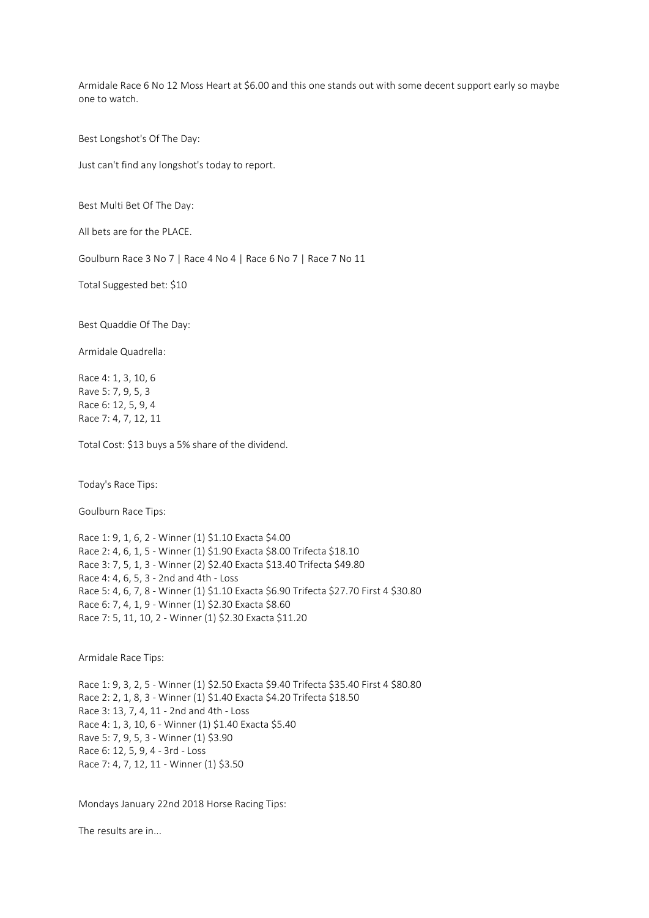Armidale Race 6 No 12 Moss Heart at $6.00 and this one stands out with some decent support early so maybe one to watch.

Best Longshot's Of The Day:

Just can't find any longshot's today to report.

Best Multi Bet Of The Day:

All bets are for the PLACE.

Goulburn Race 3 No 7 | Race 4 No 4 | Race 6 No 7 | Race 7 No 11

Total Suggested bet: $10

Best Quaddie Of The Day:

Armidale Quadrella:

Race 4: 1, 3, 10, 6
Rave 5: 7, 9, 5, 3
Race 6: 12, 5, 9, 4
Race 7: 4, 7, 12, 11

Total Cost: $13 buys a 5% share of the dividend.

Today's Race Tips:

Goulburn Race Tips:

Race 1: 9, 1, 6, 2 - Winner (1) $1.10 Exacta $4.00
Race 2: 4, 6, 1, 5 - Winner (1) $1.90 Exacta $8.00 Trifecta $18.10
Race 3: 7, 5, 1, 3 - Winner (2) $2.40 Exacta $13.40 Trifecta $49.80
Race 4: 4, 6, 5, 3 - 2nd and 4th - Loss
Race 5: 4, 6, 7, 8 - Winner (1) $1.10 Exacta $6.90 Trifecta $27.70 First 4 $30.80
Race 6: 7, 4, 1, 9 - Winner (1) $2.30 Exacta $8.60
Race 7: 5, 11, 10, 2 - Winner (1) $2.30 Exacta $11.20

Armidale Race Tips:

Race 1: 9, 3, 2, 5 - Winner (1) $2.50 Exacta $9.40 Trifecta $35.40 First 4 $80.80
Race 2: 2, 1, 8, 3 - Winner (1) $1.40 Exacta $4.20 Trifecta $18.50
Race 3: 13, 7, 4, 11 - 2nd and 4th - Loss
Race 4: 1, 3, 10, 6 - Winner (1) $1.40 Exacta $5.40
Rave 5: 7, 9, 5, 3 - Winner (1) $3.90
Race 6: 12, 5, 9, 4 - 3rd - Loss
Race 7: 4, 7, 12, 11 - Winner (1) $3.50

Mondays January 22nd 2018 Horse Racing Tips:

The results are in...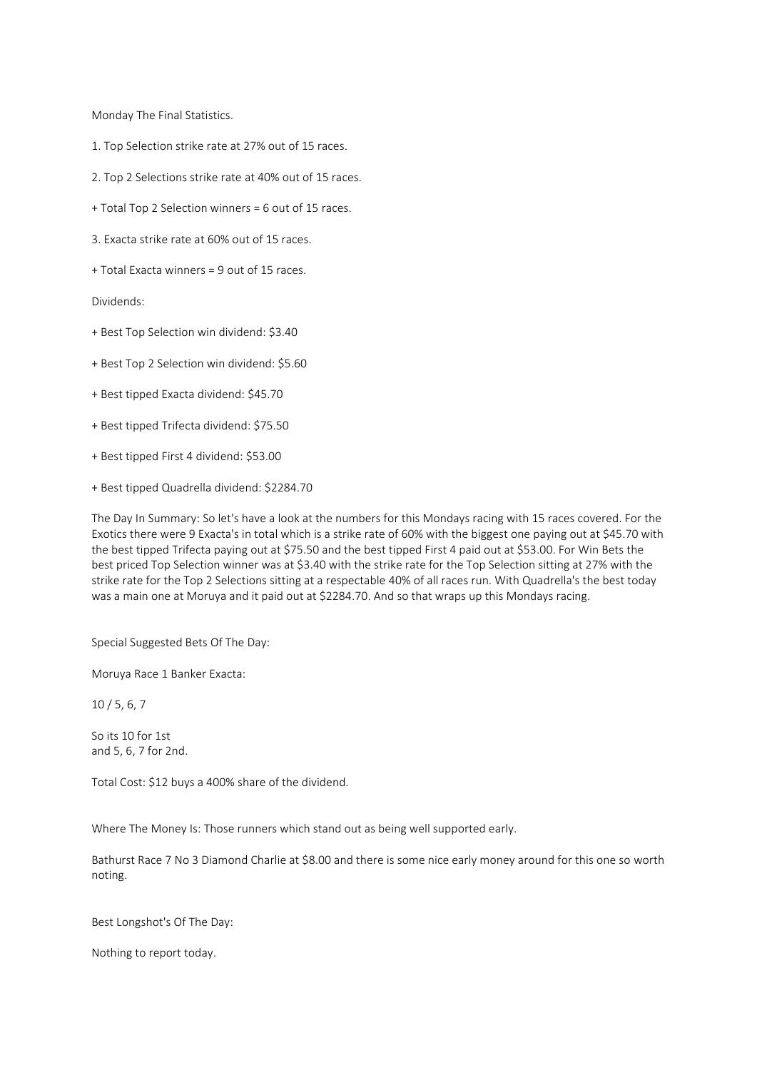Monday The Final Statistics.

1. Top Selection strike rate at 27% out of 15 races.

2. Top 2 Selections strike rate at 40% out of 15 races.

+ Total Top 2 Selection winners = 6 out of 15 races.

3. Exacta strike rate at 60% out of 15 races.

+ Total Exacta winners = 9 out of 15 races.

Dividends:

+ Best Top Selection win dividend: $3.40

+ Best Top 2 Selection win dividend: $5.60

+ Best tipped Exacta dividend: $45.70

+ Best tipped Trifecta dividend: $75.50

+ Best tipped First 4 dividend: $53.00

+ Best tipped Quadrella dividend: $2284.70

The Day In Summary: So let's have a look at the numbers for this Mondays racing with 15 races covered. For the Exotics there were 9 Exacta's in total which is a strike rate of 60% with the biggest one paying out at $45.70 with the best tipped Trifecta paying out at $75.50 and the best tipped First 4 paid out at $53.00. For Win Bets the best priced Top Selection winner was at $3.40 with the strike rate for the Top Selection sitting at 27% with the strike rate for the Top 2 Selections sitting at a respectable 40% of all races run. With Quadrella's the best today was a main one at Moruya and it paid out at $2284.70. And so that wraps up this Mondays racing.

Special Suggested Bets Of The Day:

Moruya Race 1 Banker Exacta:

10 / 5, 6, 7

So its 10 for 1st
and 5, 6, 7 for 2nd.

Total Cost: $12 buys a 400% share of the dividend.

Where The Money Is: Those runners which stand out as being well supported early.

Bathurst Race 7 No 3 Diamond Charlie at $8.00 and there is some nice early money around for this one so worth noting.

Best Longshot's Of The Day:

Nothing to report today.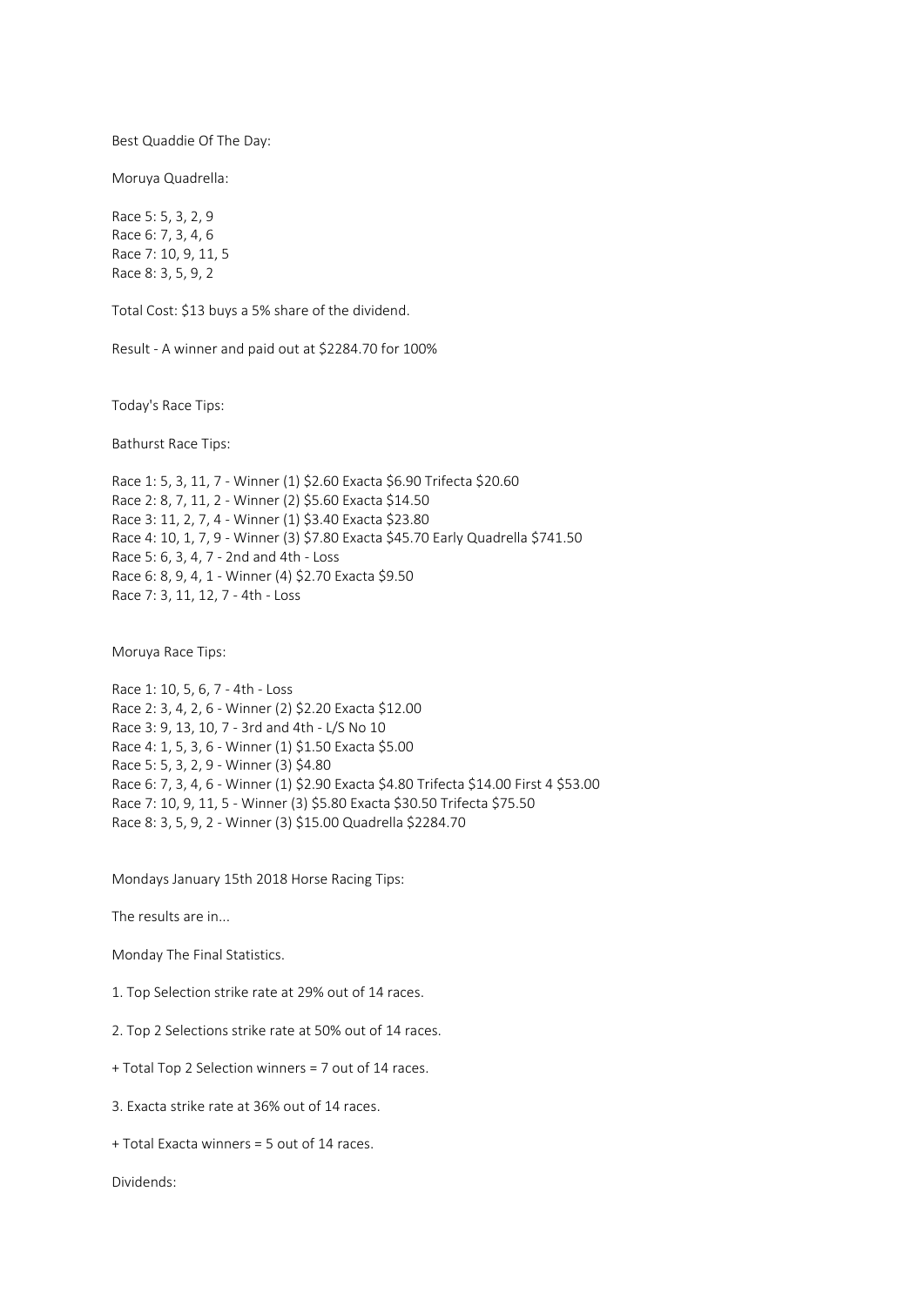Best Quaddie Of The Day:

Moruya Quadrella:

Race 5: 5, 3, 2, 9
Race 6: 7, 3, 4, 6
Race 7: 10, 9, 11, 5
Race 8: 3, 5, 9, 2

Total Cost: $13 buys a 5% share of the dividend.

Result - A winner and paid out at $2284.70 for 100%

Today's Race Tips:

Bathurst Race Tips:

Race 1: 5, 3, 11, 7 - Winner (1) $2.60 Exacta $6.90 Trifecta $20.60
Race 2: 8, 7, 11, 2 - Winner (2) $5.60 Exacta $14.50
Race 3: 11, 2, 7, 4 - Winner (1) $3.40 Exacta $23.80
Race 4: 10, 1, 7, 9 - Winner (3) $7.80 Exacta $45.70 Early Quadrella $741.50
Race 5: 6, 3, 4, 7 - 2nd and 4th - Loss
Race 6: 8, 9, 4, 1 - Winner (4) $2.70 Exacta $9.50
Race 7: 3, 11, 12, 7 - 4th - Loss

Moruya Race Tips:

Race 1: 10, 5, 6, 7 - 4th - Loss
Race 2: 3, 4, 2, 6 - Winner (2) $2.20 Exacta $12.00
Race 3: 9, 13, 10, 7 - 3rd and 4th - L/S No 10
Race 4: 1, 5, 3, 6 - Winner (1) $1.50 Exacta $5.00
Race 5: 5, 3, 2, 9 - Winner (3) $4.80
Race 6: 7, 3, 4, 6 - Winner (1) $2.90 Exacta $4.80 Trifecta $14.00 First 4 $53.00
Race 7: 10, 9, 11, 5 - Winner (3) $5.80 Exacta $30.50 Trifecta $75.50
Race 8: 3, 5, 9, 2 - Winner (3) $15.00 Quadrella $2284.70

Mondays January 15th 2018 Horse Racing Tips:

The results are in...

Monday The Final Statistics.

1. Top Selection strike rate at 29% out of 14 races.

2. Top 2 Selections strike rate at 50% out of 14 races.

+ Total Top 2 Selection winners = 7 out of 14 races.

3. Exacta strike rate at 36% out of 14 races.

+ Total Exacta winners = 5 out of 14 races.

Dividends: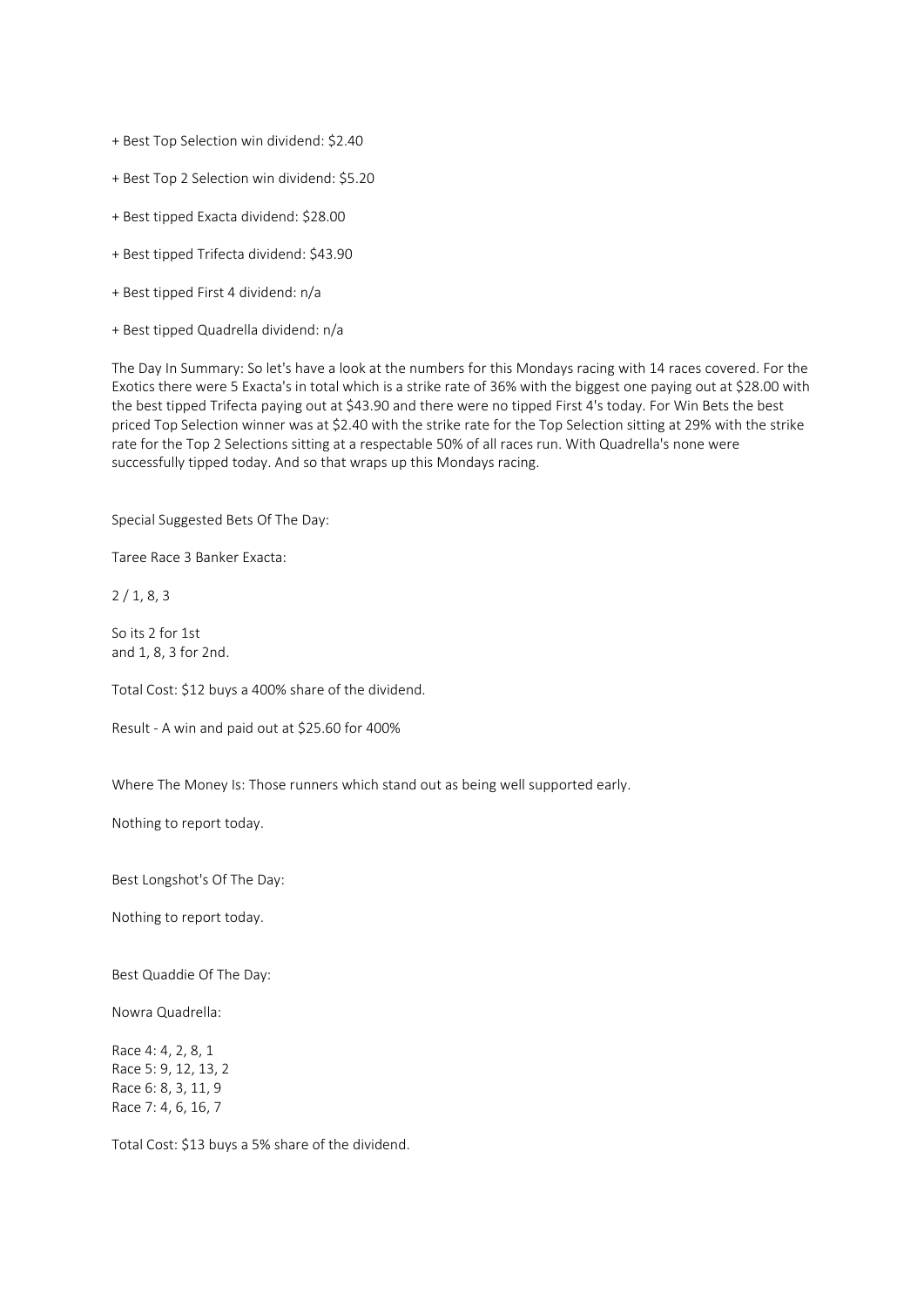+ Best Top Selection win dividend: $2.40

+ Best Top 2 Selection win dividend: $5.20

+ Best tipped Exacta dividend: $28.00

+ Best tipped Trifecta dividend: $43.90

+ Best tipped First 4 dividend: n/a

+ Best tipped Quadrella dividend: n/a

The Day In Summary: So let's have a look at the numbers for this Mondays racing with 14 races covered. For the Exotics there were 5 Exacta's in total which is a strike rate of 36% with the biggest one paying out at $28.00 with the best tipped Trifecta paying out at $43.90 and there were no tipped First 4's today. For Win Bets the best priced Top Selection winner was at $2.40 with the strike rate for the Top Selection sitting at 29% with the strike rate for the Top 2 Selections sitting at a respectable 50% of all races run. With Quadrella's none were successfully tipped today. And so that wraps up this Mondays racing.

Special Suggested Bets Of The Day:

Taree Race 3 Banker Exacta:

2 / 1, 8, 3

So its 2 for 1st
and 1, 8, 3 for 2nd.

Total Cost: $12 buys a 400% share of the dividend.

Result - A win and paid out at $25.60 for 400%

Where The Money Is: Those runners which stand out as being well supported early.

Nothing to report today.

Best Longshot's Of The Day:

Nothing to report today.

Best Quaddie Of The Day:

Nowra Quadrella:

Race 4: 4, 2, 8, 1
Race 5: 9, 12, 13, 2
Race 6: 8, 3, 11, 9
Race 7: 4, 6, 16, 7

Total Cost: $13 buys a 5% share of the dividend.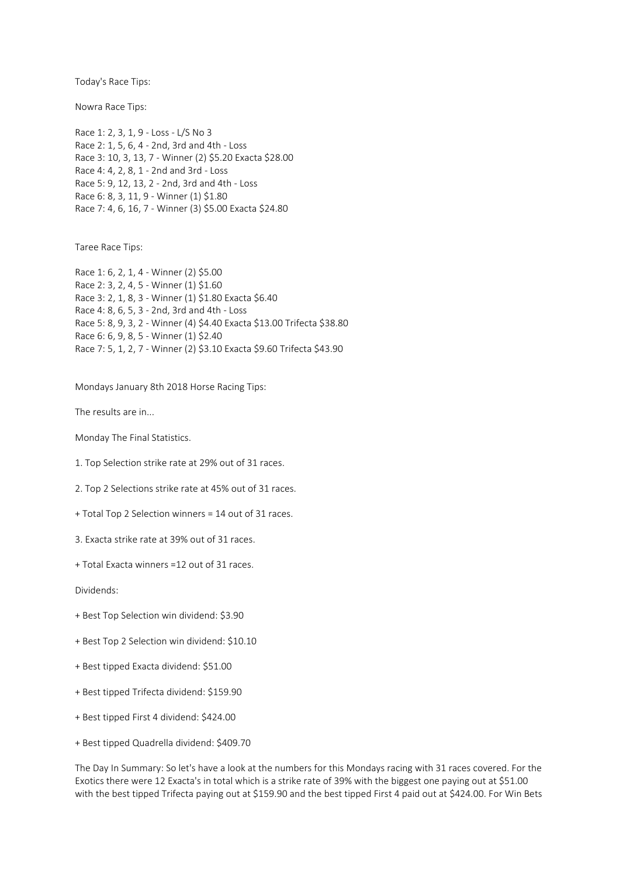Today's Race Tips:

Nowra Race Tips:

Race 1: 2, 3, 1, 9 - Loss - L/S No 3
Race 2: 1, 5, 6, 4 - 2nd, 3rd and 4th - Loss
Race 3: 10, 3, 13, 7 - Winner (2) $5.20 Exacta $28.00
Race 4: 4, 2, 8, 1 - 2nd and 3rd - Loss
Race 5: 9, 12, 13, 2 - 2nd, 3rd and 4th - Loss
Race 6: 8, 3, 11, 9 - Winner (1) $1.80
Race 7: 4, 6, 16, 7 - Winner (3) $5.00 Exacta $24.80

Taree Race Tips:

Race 1: 6, 2, 1, 4 - Winner (2) $5.00
Race 2: 3, 2, 4, 5 - Winner (1) $1.60
Race 3: 2, 1, 8, 3 - Winner (1) $1.80 Exacta $6.40
Race 4: 8, 6, 5, 3 - 2nd, 3rd and 4th - Loss
Race 5: 8, 9, 3, 2 - Winner (4) $4.40 Exacta $13.00 Trifecta $38.80
Race 6: 6, 9, 8, 5 - Winner (1) $2.40
Race 7: 5, 1, 2, 7 - Winner (2) $3.10 Exacta $9.60 Trifecta $43.90

Mondays January 8th 2018 Horse Racing Tips:

The results are in...

Monday The Final Statistics.

1. Top Selection strike rate at 29% out of 31 races.

2. Top 2 Selections strike rate at 45% out of 31 races.

+ Total Top 2 Selection winners = 14 out of 31 races.

3. Exacta strike rate at 39% out of 31 races.

+ Total Exacta winners =12 out of 31 races.

Dividends:

+ Best Top Selection win dividend: $3.90

+ Best Top 2 Selection win dividend: $10.10

+ Best tipped Exacta dividend: $51.00

+ Best tipped Trifecta dividend: $159.90

+ Best tipped First 4 dividend: $424.00

+ Best tipped Quadrella dividend: $409.70

The Day In Summary: So let's have a look at the numbers for this Mondays racing with 31 races covered. For the Exotics there were 12 Exacta's in total which is a strike rate of 39% with the biggest one paying out at $51.00 with the best tipped Trifecta paying out at $159.90 and the best tipped First 4 paid out at $424.00. For Win Bets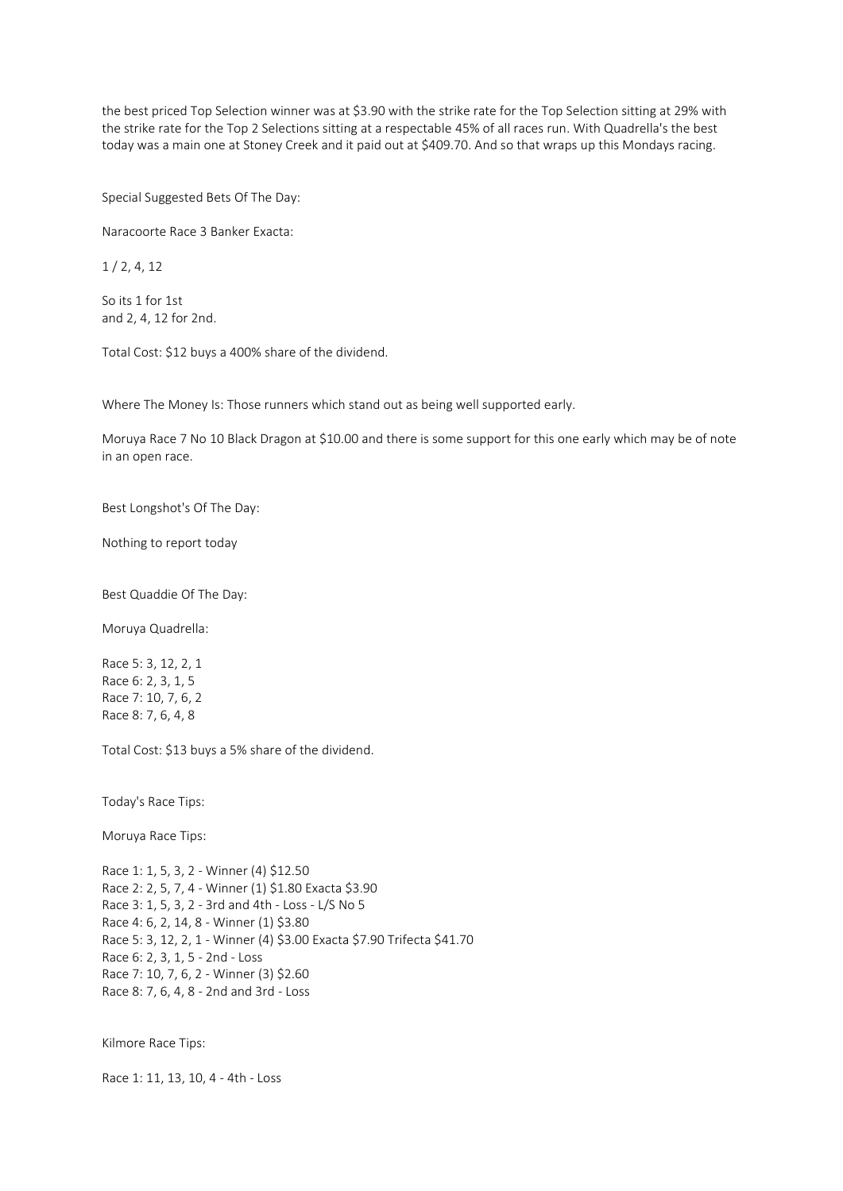the best priced Top Selection winner was at $3.90 with the strike rate for the Top Selection sitting at 29% with the strike rate for the Top 2 Selections sitting at a respectable 45% of all races run. With Quadrella's the best today was a main one at Stoney Creek and it paid out at $409.70. And so that wraps up this Mondays racing.

Special Suggested Bets Of The Day:

Naracoorte Race 3 Banker Exacta:

1 / 2, 4, 12

So its 1 for 1st
and 2, 4, 12 for 2nd.

Total Cost: $12 buys a 400% share of the dividend.

Where The Money Is: Those runners which stand out as being well supported early.

Moruya Race 7 No 10 Black Dragon at $10.00 and there is some support for this one early which may be of note in an open race.

Best Longshot's Of The Day:

Nothing to report today

Best Quaddie Of The Day:

Moruya Quadrella:

Race 5: 3, 12, 2, 1
Race 6: 2, 3, 1, 5
Race 7: 10, 7, 6, 2
Race 8: 7, 6, 4, 8

Total Cost: $13 buys a 5% share of the dividend.

Today's Race Tips:

Moruya Race Tips:

Race 1: 1, 5, 3, 2 - Winner (4) $12.50
Race 2: 2, 5, 7, 4 - Winner (1) $1.80 Exacta $3.90
Race 3: 1, 5, 3, 2 - 3rd and 4th - Loss - L/S No 5
Race 4: 6, 2, 14, 8 - Winner (1) $3.80
Race 5: 3, 12, 2, 1 - Winner (4) $3.00 Exacta $7.90 Trifecta $41.70
Race 6: 2, 3, 1, 5 - 2nd - Loss
Race 7: 10, 7, 6, 2 - Winner (3) $2.60
Race 8: 7, 6, 4, 8 - 2nd and 3rd - Loss

Kilmore Race Tips:

Race 1: 11, 13, 10, 4 - 4th - Loss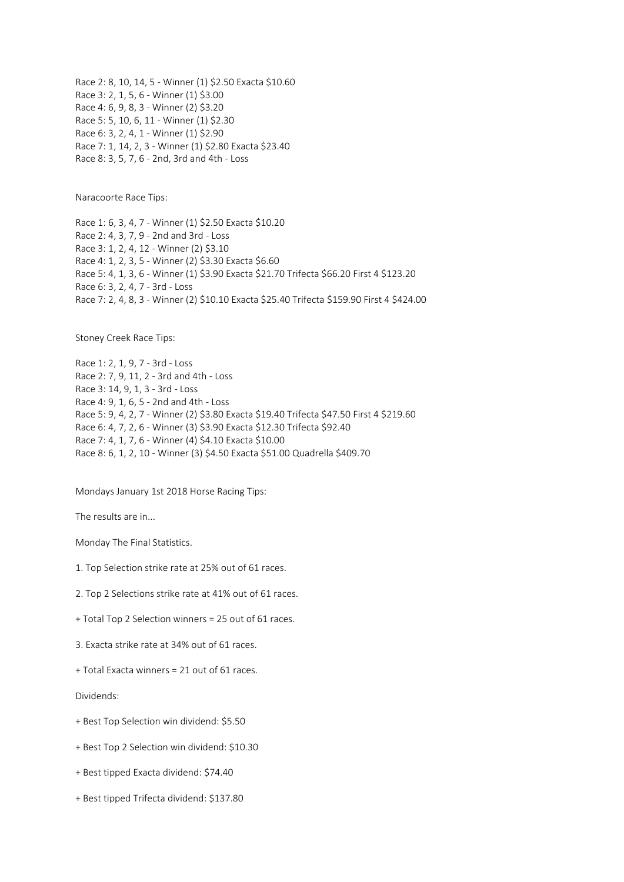Race 2: 8, 10, 14, 5 - Winner (1) $2.50 Exacta $10.60
Race 3: 2, 1, 5, 6 - Winner (1) $3.00
Race 4: 6, 9, 8, 3 - Winner (2) $3.20
Race 5: 5, 10, 6, 11 - Winner (1) $2.30
Race 6: 3, 2, 4, 1 - Winner (1) $2.90
Race 7: 1, 14, 2, 3 - Winner (1) $2.80 Exacta $23.40
Race 8: 3, 5, 7, 6 - 2nd, 3rd and 4th - Loss

Naracoorte Race Tips:

Race 1: 6, 3, 4, 7 - Winner (1) $2.50 Exacta $10.20
Race 2: 4, 3, 7, 9 - 2nd and 3rd - Loss
Race 3: 1, 2, 4, 12 - Winner (2) $3.10
Race 4: 1, 2, 3, 5 - Winner (2) $3.30 Exacta $6.60
Race 5: 4, 1, 3, 6 - Winner (1) $3.90 Exacta $21.70 Trifecta $66.20 First 4 $123.20
Race 6: 3, 2, 4, 7 - 3rd - Loss
Race 7: 2, 4, 8, 3 - Winner (2) $10.10 Exacta $25.40 Trifecta $159.90 First 4 $424.00

Stoney Creek Race Tips:

Race 1: 2, 1, 9, 7 - 3rd - Loss
Race 2: 7, 9, 11, 2 - 3rd and 4th - Loss
Race 3: 14, 9, 1, 3 - 3rd - Loss
Race 4: 9, 1, 6, 5 - 2nd and 4th - Loss
Race 5: 9, 4, 2, 7 - Winner (2) $3.80 Exacta $19.40 Trifecta $47.50 First 4 $219.60
Race 6: 4, 7, 2, 6 - Winner (3) $3.90 Exacta $12.30 Trifecta $92.40
Race 7: 4, 1, 7, 6 - Winner (4) $4.10 Exacta $10.00
Race 8: 6, 1, 2, 10 - Winner (3) $4.50 Exacta $51.00 Quadrella $409.70

Mondays January 1st 2018 Horse Racing Tips:

The results are in...

Monday The Final Statistics.

1. Top Selection strike rate at 25% out of 61 races.

2. Top 2 Selections strike rate at 41% out of 61 races.

+ Total Top 2 Selection winners = 25 out of 61 races.

3. Exacta strike rate at 34% out of 61 races.

+ Total Exacta winners = 21 out of 61 races.

Dividends:

+ Best Top Selection win dividend: $5.50

+ Best Top 2 Selection win dividend: $10.30

+ Best tipped Exacta dividend: $74.40

+ Best tipped Trifecta dividend: $137.80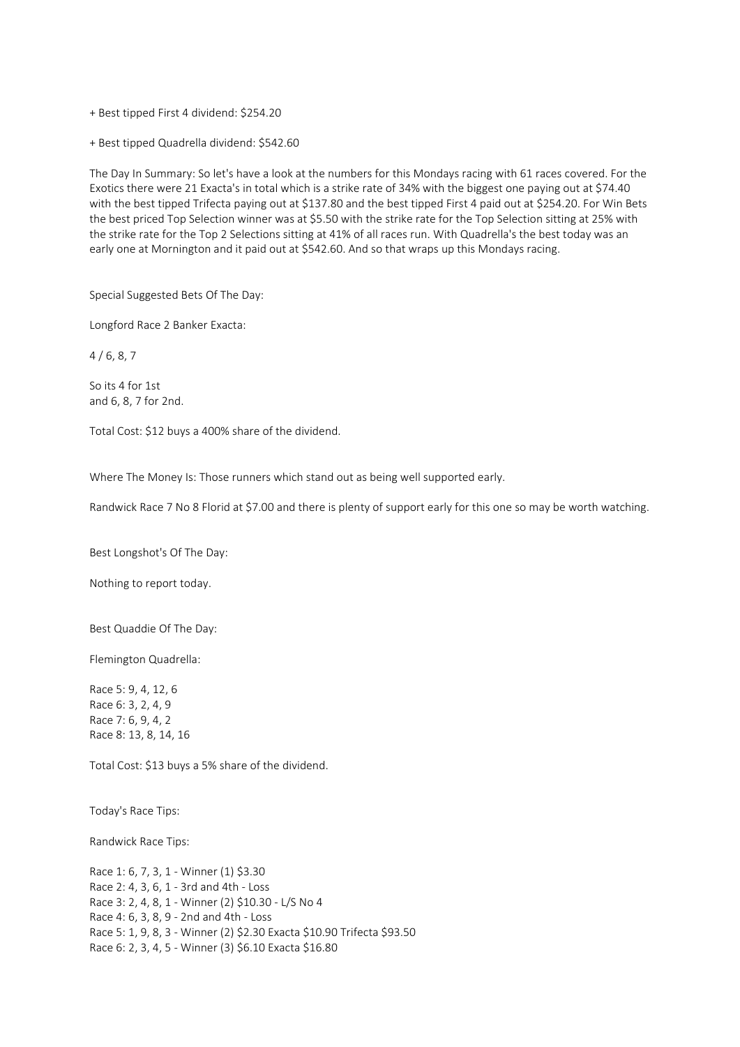+ Best tipped First 4 dividend: $254.20

+ Best tipped Quadrella dividend: $542.60

The Day In Summary: So let's have a look at the numbers for this Mondays racing with 61 races covered. For the Exotics there were 21 Exacta's in total which is a strike rate of 34% with the biggest one paying out at $74.40 with the best tipped Trifecta paying out at $137.80 and the best tipped First 4 paid out at $254.20. For Win Bets the best priced Top Selection winner was at $5.50 with the strike rate for the Top Selection sitting at 25% with the strike rate for the Top 2 Selections sitting at 41% of all races run. With Quadrella's the best today was an early one at Mornington and it paid out at $542.60. And so that wraps up this Mondays racing.

Special Suggested Bets Of The Day:

Longford Race 2 Banker Exacta:

4 / 6, 8, 7

So its 4 for 1st
and 6, 8, 7 for 2nd.

Total Cost: $12 buys a 400% share of the dividend.

Where The Money Is: Those runners which stand out as being well supported early.

Randwick Race 7 No 8 Florid at $7.00 and there is plenty of support early for this one so may be worth watching.

Best Longshot's Of The Day:

Nothing to report today.

Best Quaddie Of The Day:

Flemington Quadrella:

Race 5: 9, 4, 12, 6
Race 6: 3, 2, 4, 9
Race 7: 6, 9, 4, 2
Race 8: 13, 8, 14, 16

Total Cost: $13 buys a 5% share of the dividend.

Today's Race Tips:

Randwick Race Tips:

Race 1: 6, 7, 3, 1 - Winner (1) $3.30
Race 2: 4, 3, 6, 1 - 3rd and 4th - Loss
Race 3: 2, 4, 8, 1 - Winner (2) $10.30 - L/S No 4
Race 4: 6, 3, 8, 9 - 2nd and 4th - Loss
Race 5: 1, 9, 8, 3 - Winner (2) $2.30 Exacta $10.90 Trifecta $93.50
Race 6: 2, 3, 4, 5 - Winner (3) $6.10 Exacta $16.80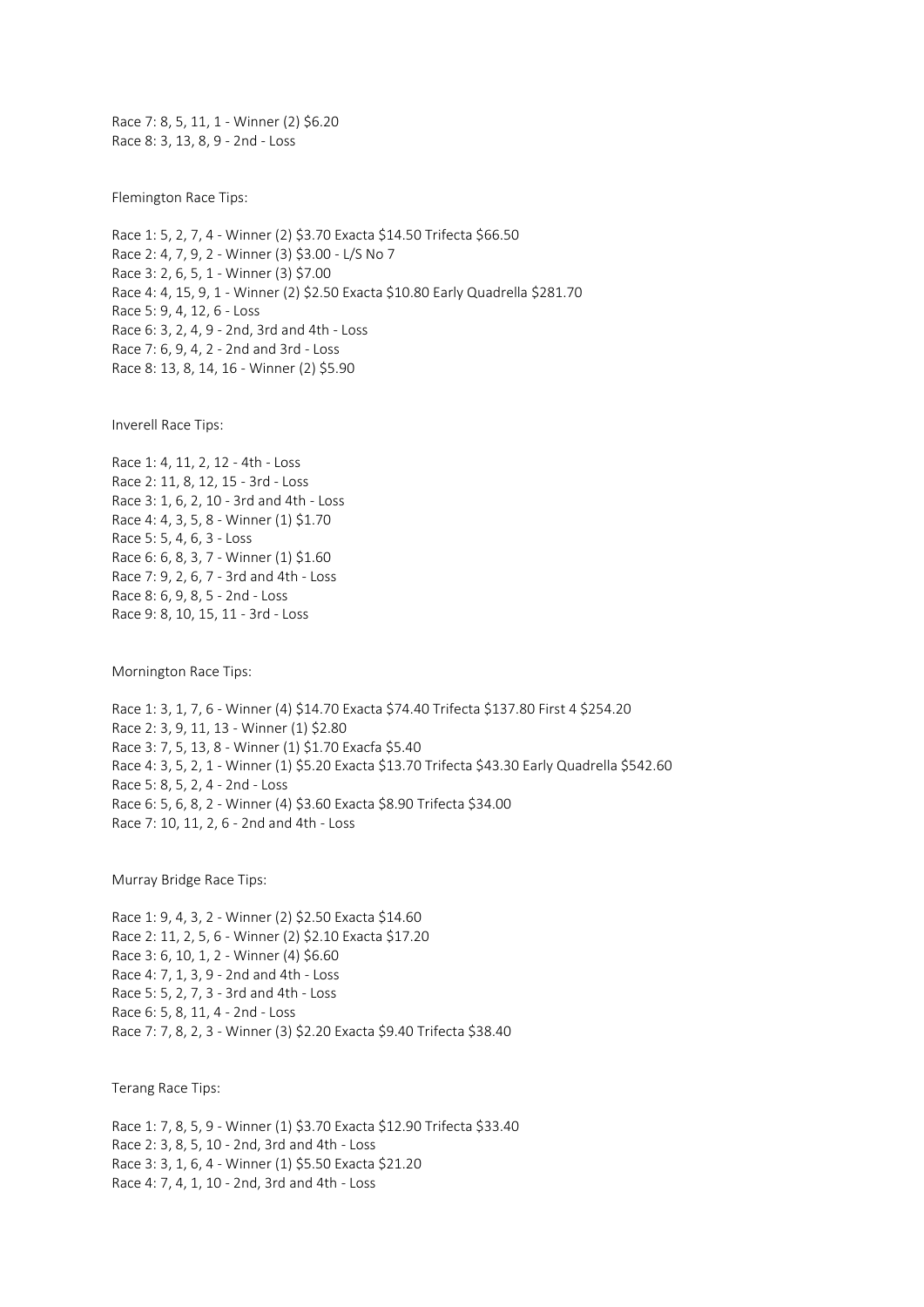Race 7: 8, 5, 11, 1 - Winner (2) $6.20
Race 8: 3, 13, 8, 9 - 2nd - Loss

Flemington Race Tips:

Race 1: 5, 2, 7, 4 - Winner (2) $3.70 Exacta $14.50 Trifecta $66.50
Race 2: 4, 7, 9, 2 - Winner (3) $3.00 - L/S No 7
Race 3: 2, 6, 5, 1 - Winner (3) $7.00
Race 4: 4, 15, 9, 1 - Winner (2) $2.50 Exacta $10.80 Early Quadrella $281.70
Race 5: 9, 4, 12, 6 - Loss
Race 6: 3, 2, 4, 9 - 2nd, 3rd and 4th - Loss
Race 7: 6, 9, 4, 2 - 2nd and 3rd - Loss
Race 8: 13, 8, 14, 16 - Winner (2) $5.90

Inverell Race Tips:

Race 1: 4, 11, 2, 12 - 4th - Loss
Race 2: 11, 8, 12, 15 - 3rd - Loss
Race 3: 1, 6, 2, 10 - 3rd and 4th - Loss
Race 4: 4, 3, 5, 8 - Winner (1) $1.70
Race 5: 5, 4, 6, 3 - Loss
Race 6: 6, 8, 3, 7 - Winner (1) $1.60
Race 7: 9, 2, 6, 7 - 3rd and 4th - Loss
Race 8: 6, 9, 8, 5 - 2nd - Loss
Race 9: 8, 10, 15, 11 - 3rd - Loss

Mornington Race Tips:

Race 1: 3, 1, 7, 6 - Winner (4) $14.70 Exacta $74.40 Trifecta $137.80 First 4 $254.20
Race 2: 3, 9, 11, 13 - Winner (1) $2.80
Race 3: 7, 5, 13, 8 - Winner (1) $1.70 Exacfa $5.40
Race 4: 3, 5, 2, 1 - Winner (1) $5.20 Exacta $13.70 Trifecta $43.30 Early Quadrella $542.60
Race 5: 8, 5, 2, 4 - 2nd - Loss
Race 6: 5, 6, 8, 2 - Winner (4) $3.60 Exacta $8.90 Trifecta $34.00
Race 7: 10, 11, 2, 6 - 2nd and 4th - Loss

Murray Bridge Race Tips:

Race 1: 9, 4, 3, 2 - Winner (2) $2.50 Exacta $14.60
Race 2: 11, 2, 5, 6 - Winner (2) $2.10 Exacta $17.20
Race 3: 6, 10, 1, 2 - Winner (4) $6.60
Race 4: 7, 1, 3, 9 - 2nd and 4th - Loss
Race 5: 5, 2, 7, 3 - 3rd and 4th - Loss
Race 6: 5, 8, 11, 4 - 2nd - Loss
Race 7: 7, 8, 2, 3 - Winner (3) $2.20 Exacta $9.40 Trifecta $38.40

Terang Race Tips:

Race 1: 7, 8, 5, 9 - Winner (1) $3.70 Exacta $12.90 Trifecta $33.40
Race 2: 3, 8, 5, 10 - 2nd, 3rd and 4th - Loss
Race 3: 3, 1, 6, 4 - Winner (1) $5.50 Exacta $21.20
Race 4: 7, 4, 1, 10 - 2nd, 3rd and 4th - Loss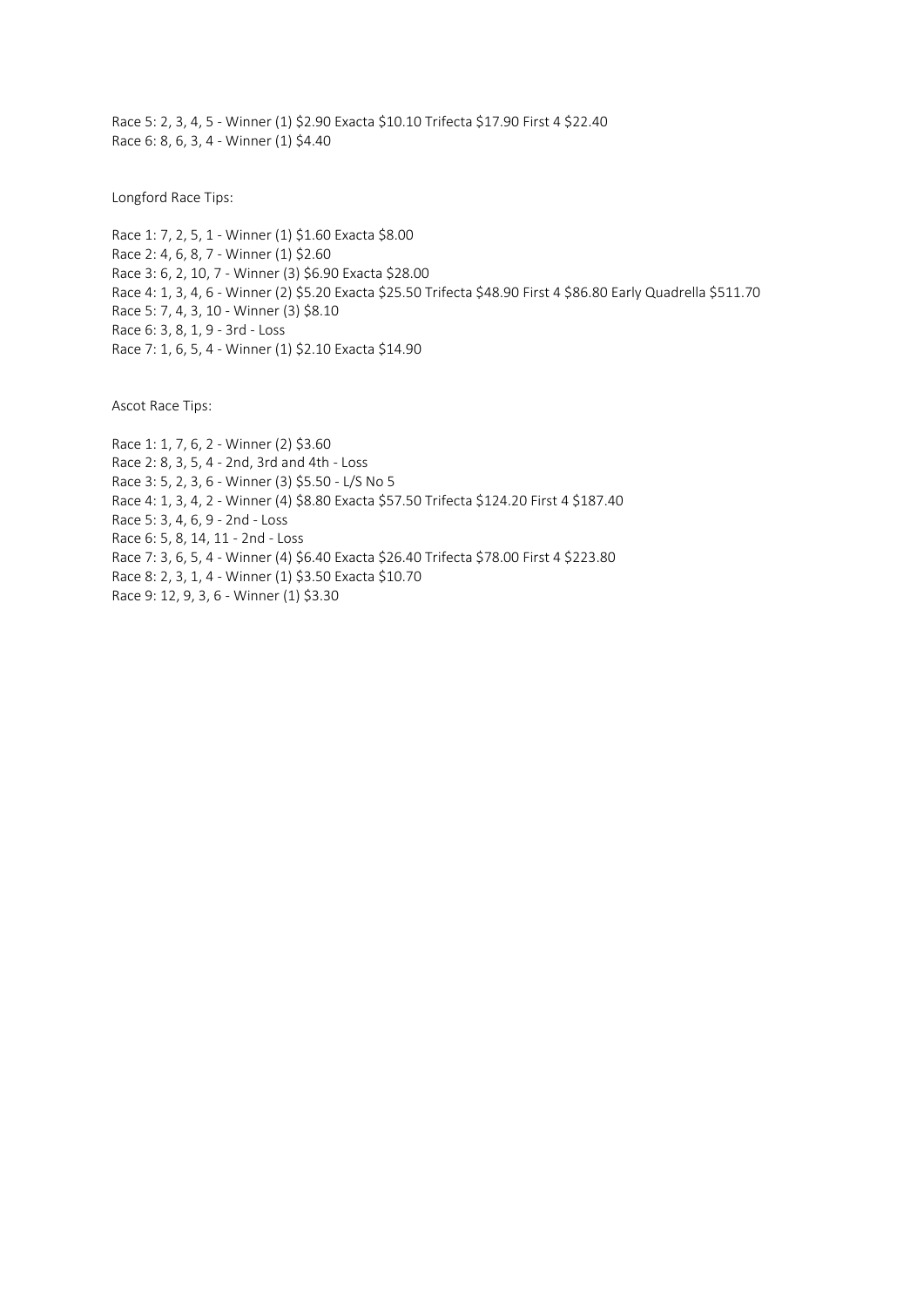Race 5: 2, 3, 4, 5 - Winner (1) $2.90 Exacta $10.10 Trifecta $17.90 First 4 $22.40
Race 6: 8, 6, 3, 4 - Winner (1) $4.40

Longford Race Tips:

Race 1: 7, 2, 5, 1 - Winner (1) $1.60 Exacta $8.00
Race 2: 4, 6, 8, 7 - Winner (1) $2.60
Race 3: 6, 2, 10, 7 - Winner (3) $6.90 Exacta $28.00
Race 4: 1, 3, 4, 6 - Winner (2) $5.20 Exacta $25.50 Trifecta $48.90 First 4 $86.80 Early Quadrella $511.70
Race 5: 7, 4, 3, 10 - Winner (3) $8.10
Race 6: 3, 8, 1, 9 - 3rd - Loss
Race 7: 1, 6, 5, 4 - Winner (1) $2.10 Exacta $14.90

Ascot Race Tips:

Race 1: 1, 7, 6, 2 - Winner (2) $3.60
Race 2: 8, 3, 5, 4 - 2nd, 3rd and 4th - Loss
Race 3: 5, 2, 3, 6 - Winner (3) $5.50 - L/S No 5
Race 4: 1, 3, 4, 2 - Winner (4) $8.80 Exacta $57.50 Trifecta $124.20 First 4 $187.40
Race 5: 3, 4, 6, 9 - 2nd - Loss
Race 6: 5, 8, 14, 11 - 2nd - Loss
Race 7: 3, 6, 5, 4 - Winner (4) $6.40 Exacta $26.40 Trifecta $78.00 First 4 $223.80
Race 8: 2, 3, 1, 4 - Winner (1) $3.50 Exacta $10.70
Race 9: 12, 9, 3, 6 - Winner (1) $3.30